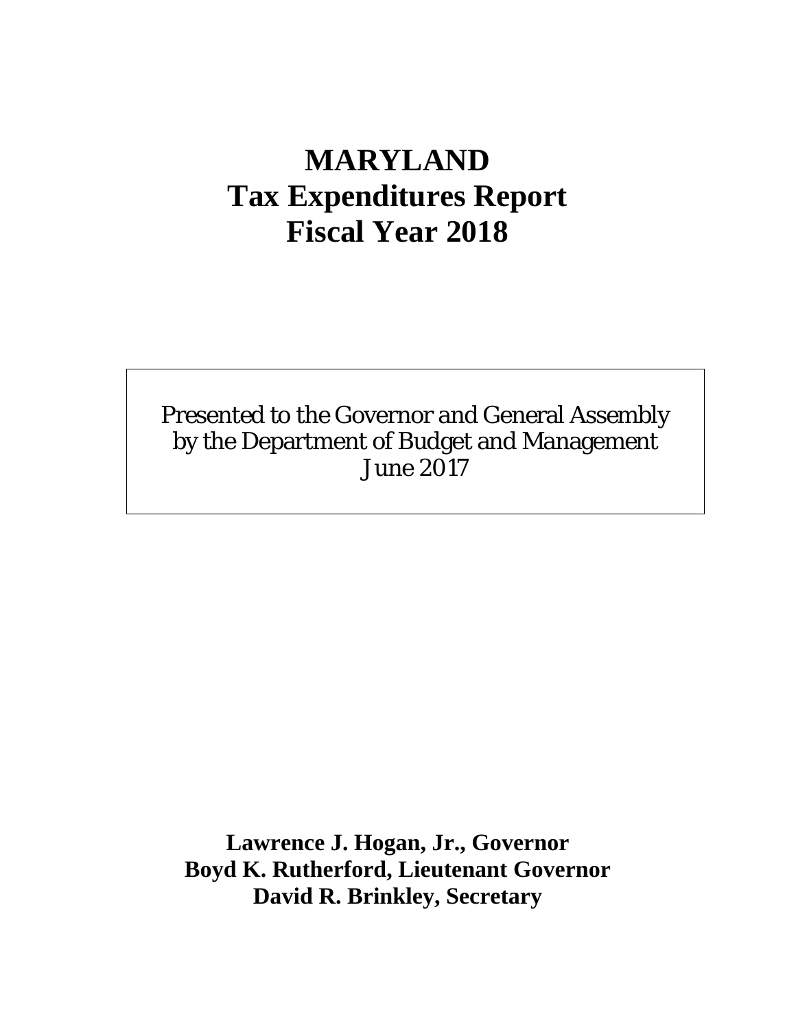# MARYLAND
# Tax Expenditures Report
# Fiscal Year 2018

Presented to the Governor and General Assembly
by the Department of Budget and Management
June 2017

**Lawrence J. Hogan, Jr., Governor**
**Boyd K. Rutherford, Lieutenant Governor**
**David R. Brinkley, Secretary**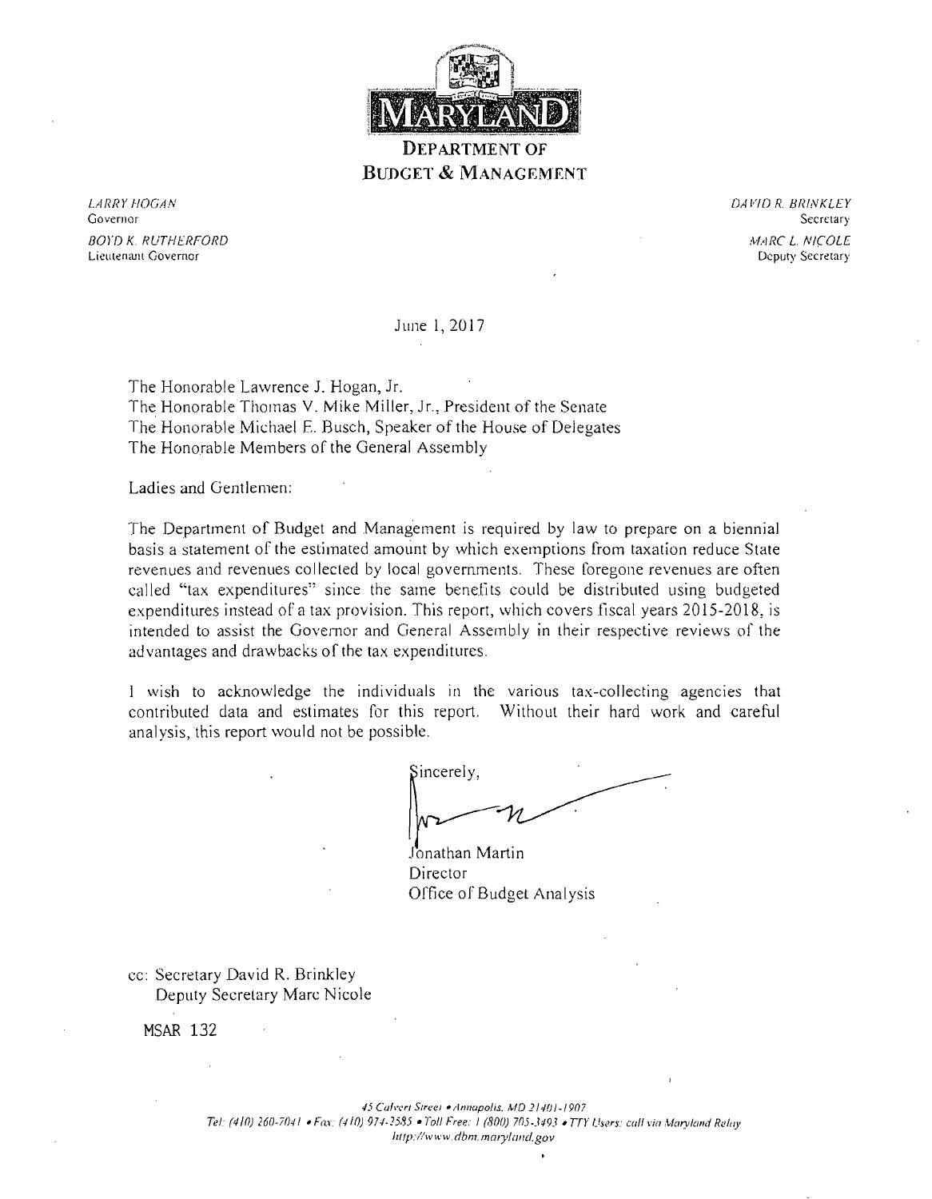# MARYLAND

## DEPARTMENT OF BUDGET & MANAGEMENT

*LARRY HOGAN*
Governor

*BOYD K. RUTHERFORD*
Lieutenant Governor

*DAVID R. BRINKLEY*
Secretary

*MARC L. NICOLE*
Deputy Secretary

June 1, 2017

The Honorable Lawrence J. Hogan, Jr.
The Honorable Thomas V. Mike Miller, Jr., President of the Senate
The Honorable Michael E. Busch, Speaker of the House of Delegates
The Honorable Members of the General Assembly

Ladies and Gentlemen:

The Department of Budget and Management is required by law to prepare on a biennial basis a statement of the estimated amount by which exemptions from taxation reduce State revenues and revenues collected by local governments. These foregone revenues are often called "tax expenditures" since the same benefits could be distributed using budgeted expenditures instead of a tax provision. This report, which covers fiscal years 2015-2018, is intended to assist the Governor and General Assembly in their respective reviews of the advantages and drawbacks of the tax expenditures.

I wish to acknowledge the individuals in the various tax-collecting agencies that contributed data and estimates for this report. Without their hard work and careful analysis, this report would not be possible.

Sincerely,

Jonathan Martin
Director
Office of Budget Analysis

cc: Secretary David R. Brinkley
Deputy Secretary Marc Nicole

MSAR 132

*45 Calvert Street • Annapolis, MD 21401-1907*
*Tel: (410) 260-7041 • Fax: (410) 974-2585 • Toll Free: 1 (800) 705-3493 • TTY Users: call via Maryland Relay*
*http://www.dbm.maryland.gov*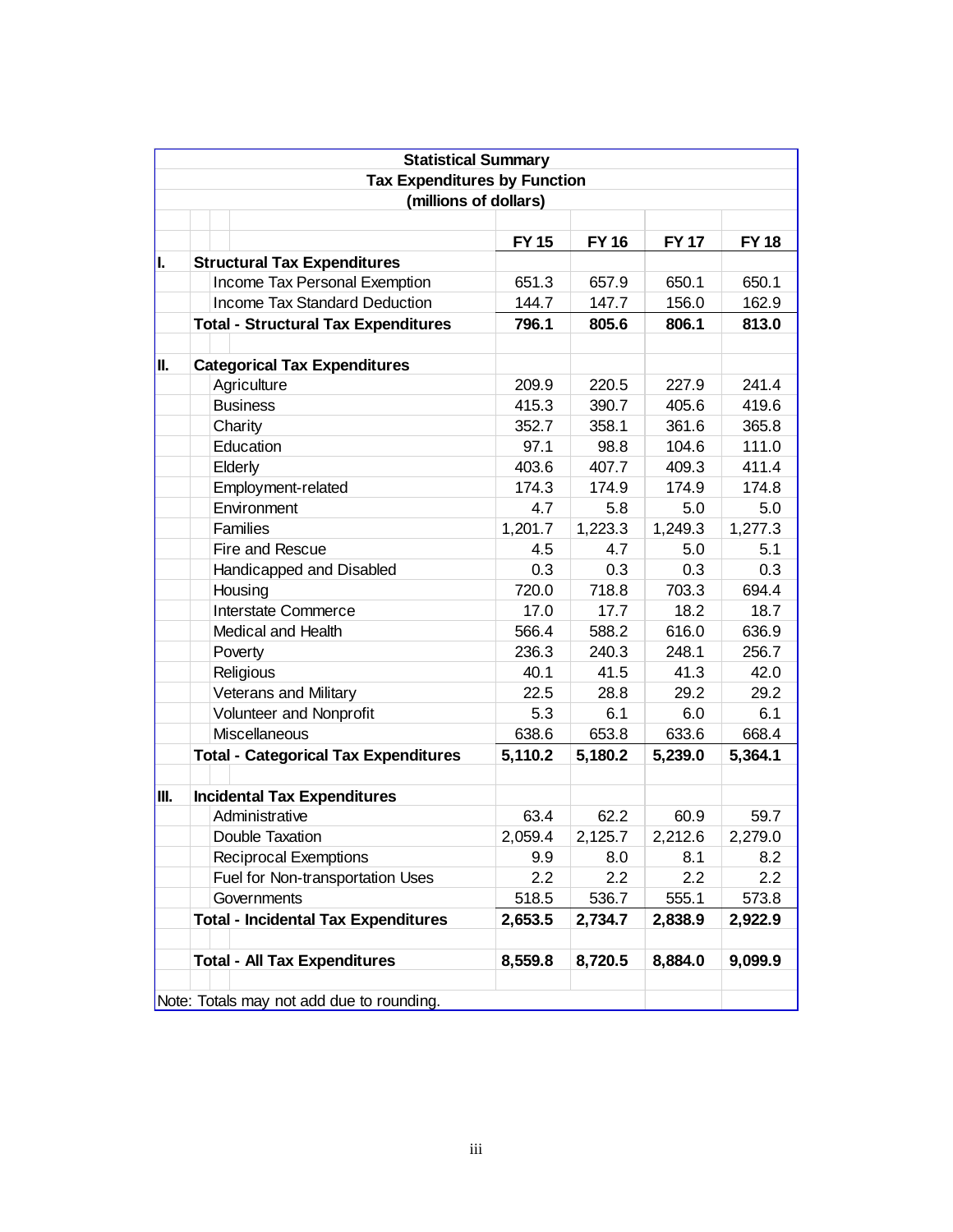**Statistical Summary**

**Tax Expenditures by Function**

**(millions of dollars)**

| | | FY 15 | FY 16 | FY 17 | FY 18 |
|---|---|---|---|---|---|
| **I.** | **Structural Tax Expenditures** | | | | |
| | Income Tax Personal Exemption | 651.3 | 657.9 | 650.1 | 650.1 |
| | Income Tax Standard Deduction | 144.7 | 147.7 | 156.0 | 162.9 |
| | **Total - Structural Tax Expenditures** | **796.1** | **805.6** | **806.1** | **813.0** |
| | | | | | |
| **II.** | **Categorical Tax Expenditures** | | | | |
| | Agriculture | 209.9 | 220.5 | 227.9 | 241.4 |
| | Business | 415.3 | 390.7 | 405.6 | 419.6 |
| | Charity | 352.7 | 358.1 | 361.6 | 365.8 |
| | Education | 97.1 | 98.8 | 104.6 | 111.0 |
| | Elderly | 403.6 | 407.7 | 409.3 | 411.4 |
| | Employment-related | 174.3 | 174.9 | 174.9 | 174.8 |
| | Environment | 4.7 | 5.8 | 5.0 | 5.0 |
| | Families | 1,201.7 | 1,223.3 | 1,249.3 | 1,277.3 |
| | Fire and Rescue | 4.5 | 4.7 | 5.0 | 5.1 |
| | Handicapped and Disabled | 0.3 | 0.3 | 0.3 | 0.3 |
| | Housing | 720.0 | 718.8 | 703.3 | 694.4 |
| | Interstate Commerce | 17.0 | 17.7 | 18.2 | 18.7 |
| | Medical and Health | 566.4 | 588.2 | 616.0 | 636.9 |
| | Poverty | 236.3 | 240.3 | 248.1 | 256.7 |
| | Religious | 40.1 | 41.5 | 41.3 | 42.0 |
| | Veterans and Military | 22.5 | 28.8 | 29.2 | 29.2 |
| | Volunteer and Nonprofit | 5.3 | 6.1 | 6.0 | 6.1 |
| | Miscellaneous | 638.6 | 653.8 | 633.6 | 668.4 |
| | **Total - Categorical Tax Expenditures** | **5,110.2** | **5,180.2** | **5,239.0** | **5,364.1** |
| | | | | | |
| **III.** | **Incidental Tax Expenditures** | | | | |
| | Administrative | 63.4 | 62.2 | 60.9 | 59.7 |
| | Double Taxation | 2,059.4 | 2,125.7 | 2,212.6 | 2,279.0 |
| | Reciprocal Exemptions | 9.9 | 8.0 | 8.1 | 8.2 |
| | Fuel for Non-transportation Uses | 2.2 | 2.2 | 2.2 | 2.2 |
| | Governments | 518.5 | 536.7 | 555.1 | 573.8 |
| | **Total - Incidental Tax Expenditures** | **2,653.5** | **2,734.7** | **2,838.9** | **2,922.9** |
| | | | | | |
| | **Total - All Tax Expenditures** | **8,559.8** | **8,720.5** | **8,884.0** | **9,099.9** |

Note: Totals may not add due to rounding.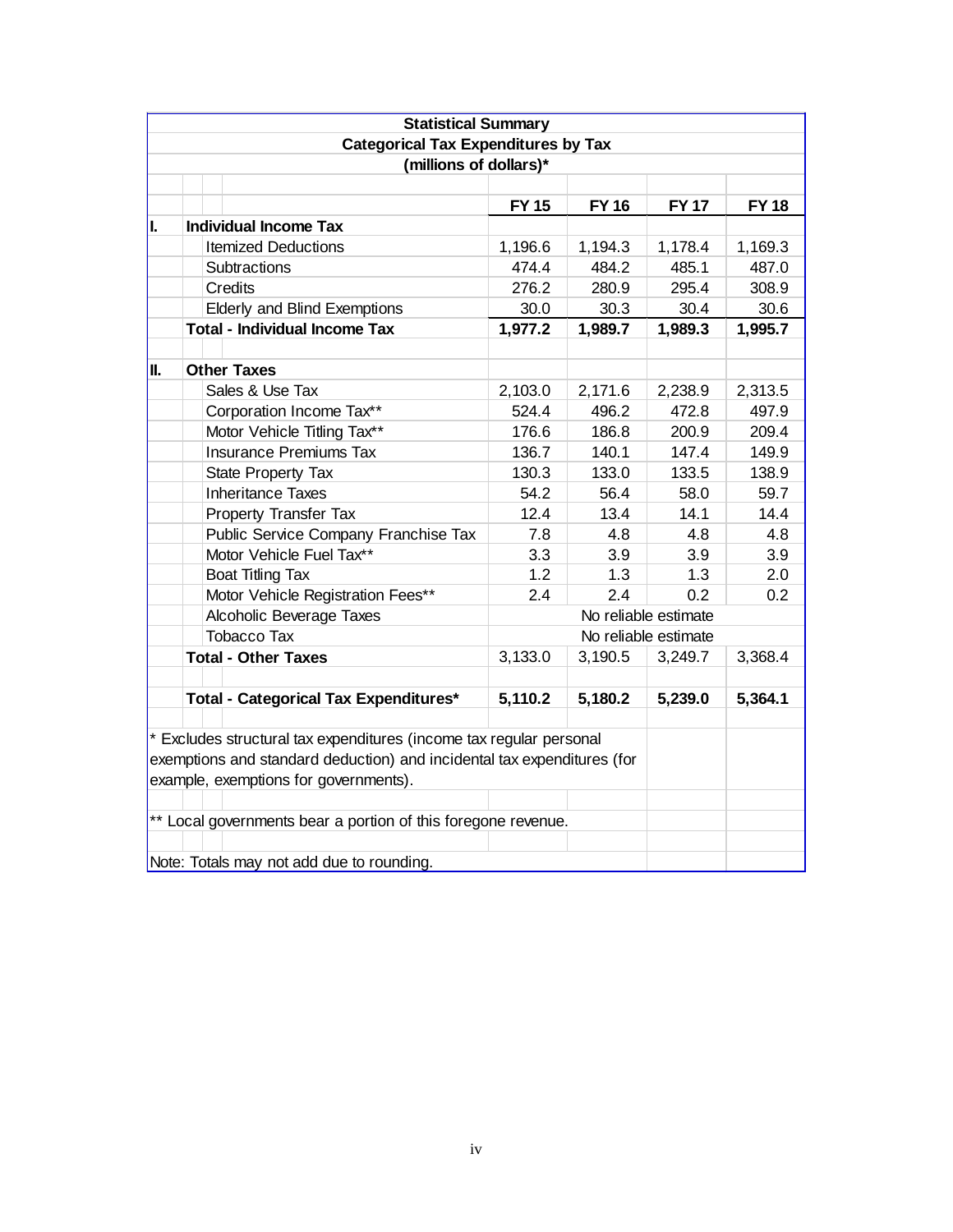**Statistical Summary**

**Categorical Tax Expenditures by Tax**

**(millions of dollars)***

| | | FY 15 | FY 16 | FY 17 | FY 18 |
|---|---|---|---|---|---|
| **I.** | **Individual Income Tax** | | | | |
| | Itemized Deductions | 1,196.6 | 1,194.3 | 1,178.4 | 1,169.3 |
| | Subtractions | 474.4 | 484.2 | 485.1 | 487.0 |
| | Credits | 276.2 | 280.9 | 295.4 | 308.9 |
| | Elderly and Blind Exemptions | 30.0 | 30.3 | 30.4 | 30.6 |
| | **Total - Individual Income Tax** | **1,977.2** | **1,989.7** | **1,989.3** | **1,995.7** |
| | | | | | |
| **II.** | **Other Taxes** | | | | |
| | Sales & Use Tax | 2,103.0 | 2,171.6 | 2,238.9 | 2,313.5 |
| | Corporation Income Tax** | 524.4 | 496.2 | 472.8 | 497.9 |
| | Motor Vehicle Titling Tax** | 176.6 | 186.8 | 200.9 | 209.4 |
| | Insurance Premiums Tax | 136.7 | 140.1 | 147.4 | 149.9 |
| | State Property Tax | 130.3 | 133.0 | 133.5 | 138.9 |
| | Inheritance Taxes | 54.2 | 56.4 | 58.0 | 59.7 |
| | Property Transfer Tax | 12.4 | 13.4 | 14.1 | 14.4 |
| | Public Service Company Franchise Tax | 7.8 | 4.8 | 4.8 | 4.8 |
| | Motor Vehicle Fuel Tax** | 3.3 | 3.9 | 3.9 | 3.9 |
| | Boat Titling Tax | 1.2 | 1.3 | 1.3 | 2.0 |
| | Motor Vehicle Registration Fees** | 2.4 | 2.4 | 0.2 | 0.2 |
| | Alcoholic Beverage Taxes | No reliable estimate | | | |
| | Tobacco Tax | No reliable estimate | | | |
| | **Total - Other Taxes** | 3,133.0 | 3,190.5 | 3,249.7 | 3,368.4 |
| | | | | | |
| | **Total - Categorical Tax Expenditures*** | **5,110.2** | **5,180.2** | **5,239.0** | **5,364.1** |

\* Excludes structural tax expenditures (income tax regular personal exemptions and standard deduction) and incidental tax expenditures (for example, exemptions for governments).

** Local governments bear a portion of this foregone revenue.

Note: Totals may not add due to rounding.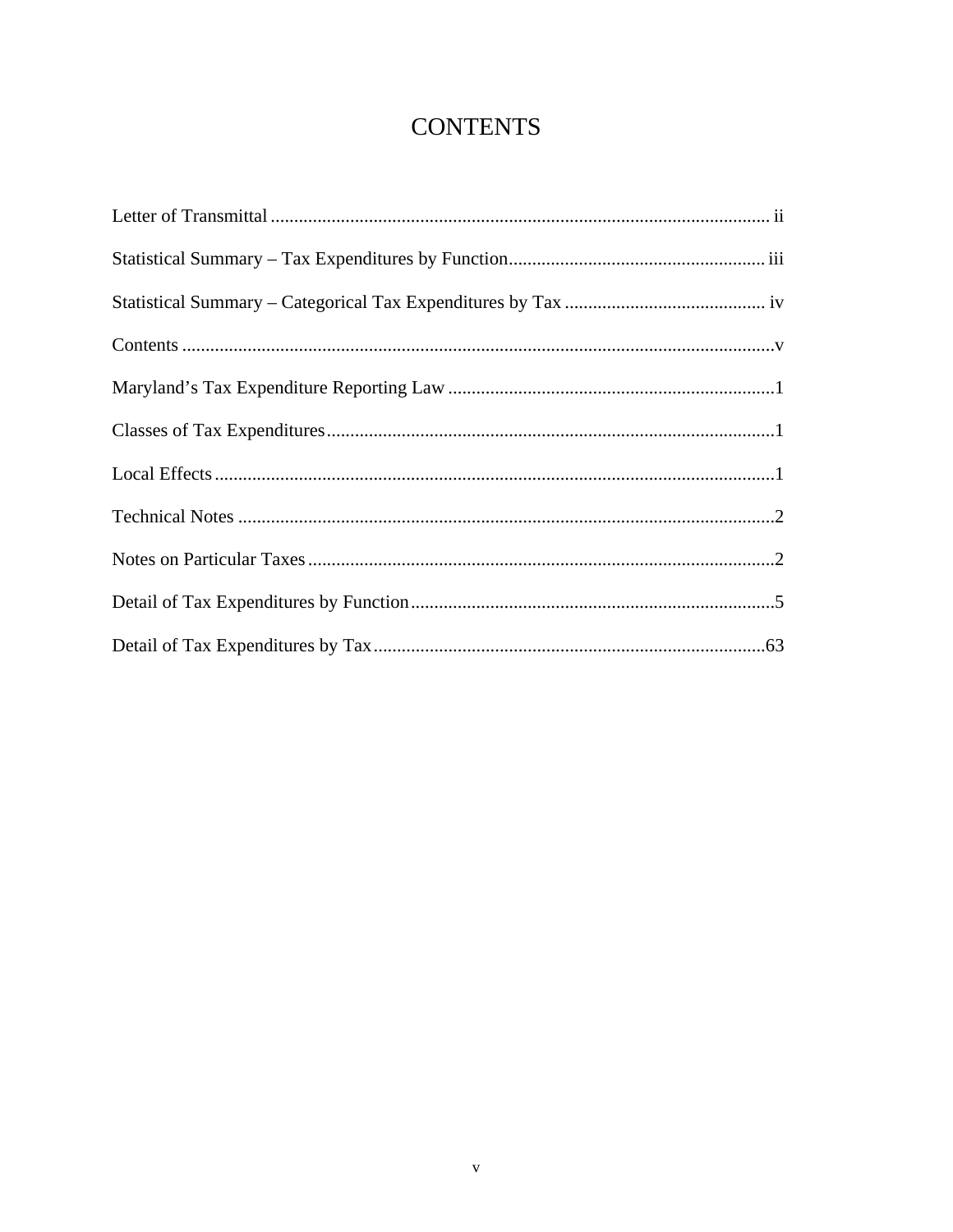# CONTENTS

Letter of Transmittal .......................................................................................................... ii

Statistical Summary – Tax Expenditures by Function....................................................... iii

Statistical Summary – Categorical Tax Expenditures by Tax ........................................... iv

Contents ..............................................................................................................................v

Maryland's Tax Expenditure Reporting Law ......................................................................1

Classes of Tax Expenditures................................................................................................1

Local Effects ........................................................................................................................1

Technical Notes ...................................................................................................................2

Notes on Particular Taxes ....................................................................................................2

Detail of Tax Expenditures by Function..............................................................................5

Detail of Tax Expenditures by Tax ....................................................................................63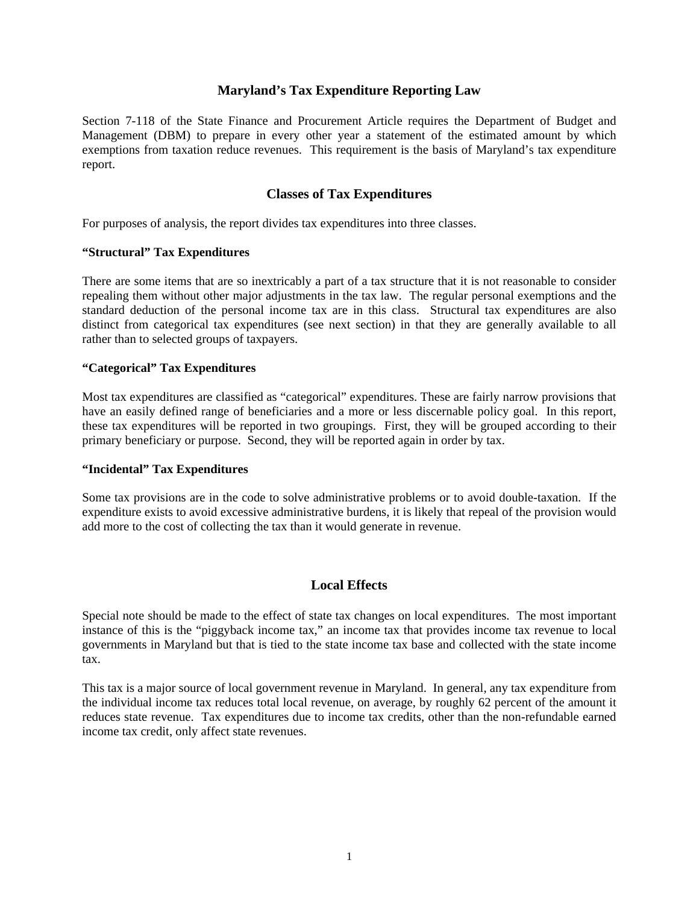## Maryland's Tax Expenditure Reporting Law

Section 7-118 of the State Finance and Procurement Article requires the Department of Budget and Management (DBM) to prepare in every other year a statement of the estimated amount by which exemptions from taxation reduce revenues. This requirement is the basis of Maryland's tax expenditure report.

## Classes of Tax Expenditures

For purposes of analysis, the report divides tax expenditures into three classes.

### "Structural" Tax Expenditures

There are some items that are so inextricably a part of a tax structure that it is not reasonable to consider repealing them without other major adjustments in the tax law. The regular personal exemptions and the standard deduction of the personal income tax are in this class. Structural tax expenditures are also distinct from categorical tax expenditures (see next section) in that they are generally available to all rather than to selected groups of taxpayers.

### "Categorical" Tax Expenditures

Most tax expenditures are classified as "categorical" expenditures. These are fairly narrow provisions that have an easily defined range of beneficiaries and a more or less discernable policy goal. In this report, these tax expenditures will be reported in two groupings. First, they will be grouped according to their primary beneficiary or purpose. Second, they will be reported again in order by tax.

### "Incidental" Tax Expenditures

Some tax provisions are in the code to solve administrative problems or to avoid double-taxation. If the expenditure exists to avoid excessive administrative burdens, it is likely that repeal of the provision would add more to the cost of collecting the tax than it would generate in revenue.

## Local Effects

Special note should be made to the effect of state tax changes on local expenditures. The most important instance of this is the "piggyback income tax," an income tax that provides income tax revenue to local governments in Maryland but that is tied to the state income tax base and collected with the state income tax.

This tax is a major source of local government revenue in Maryland. In general, any tax expenditure from the individual income tax reduces total local revenue, on average, by roughly 62 percent of the amount it reduces state revenue. Tax expenditures due to income tax credits, other than the non-refundable earned income tax credit, only affect state revenues.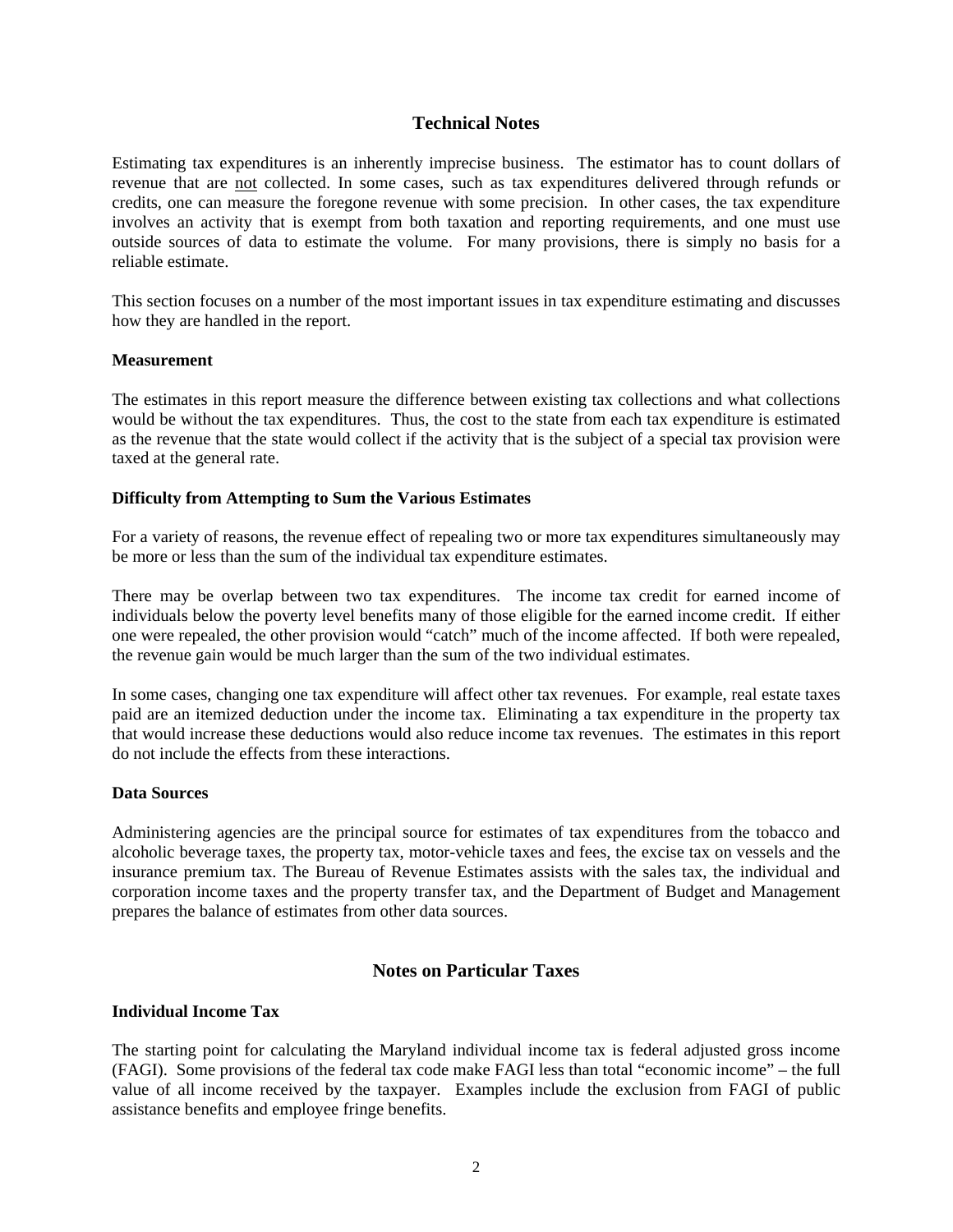## Technical Notes

Estimating tax expenditures is an inherently imprecise business. The estimator has to count dollars of revenue that are not collected. In some cases, such as tax expenditures delivered through refunds or credits, one can measure the foregone revenue with some precision. In other cases, the tax expenditure involves an activity that is exempt from both taxation and reporting requirements, and one must use outside sources of data to estimate the volume. For many provisions, there is simply no basis for a reliable estimate.

This section focuses on a number of the most important issues in tax expenditure estimating and discusses how they are handled in the report.

**Measurement**

The estimates in this report measure the difference between existing tax collections and what collections would be without the tax expenditures. Thus, the cost to the state from each tax expenditure is estimated as the revenue that the state would collect if the activity that is the subject of a special tax provision were taxed at the general rate.

**Difficulty from Attempting to Sum the Various Estimates**

For a variety of reasons, the revenue effect of repealing two or more tax expenditures simultaneously may be more or less than the sum of the individual tax expenditure estimates.

There may be overlap between two tax expenditures. The income tax credit for earned income of individuals below the poverty level benefits many of those eligible for the earned income credit. If either one were repealed, the other provision would "catch" much of the income affected. If both were repealed, the revenue gain would be much larger than the sum of the two individual estimates.

In some cases, changing one tax expenditure will affect other tax revenues. For example, real estate taxes paid are an itemized deduction under the income tax. Eliminating a tax expenditure in the property tax that would increase these deductions would also reduce income tax revenues. The estimates in this report do not include the effects from these interactions.

**Data Sources**

Administering agencies are the principal source for estimates of tax expenditures from the tobacco and alcoholic beverage taxes, the property tax, motor-vehicle taxes and fees, the excise tax on vessels and the insurance premium tax. The Bureau of Revenue Estimates assists with the sales tax, the individual and corporation income taxes and the property transfer tax, and the Department of Budget and Management prepares the balance of estimates from other data sources.

## Notes on Particular Taxes

**Individual Income Tax**

The starting point for calculating the Maryland individual income tax is federal adjusted gross income (FAGI). Some provisions of the federal tax code make FAGI less than total "economic income" – the full value of all income received by the taxpayer. Examples include the exclusion from FAGI of public assistance benefits and employee fringe benefits.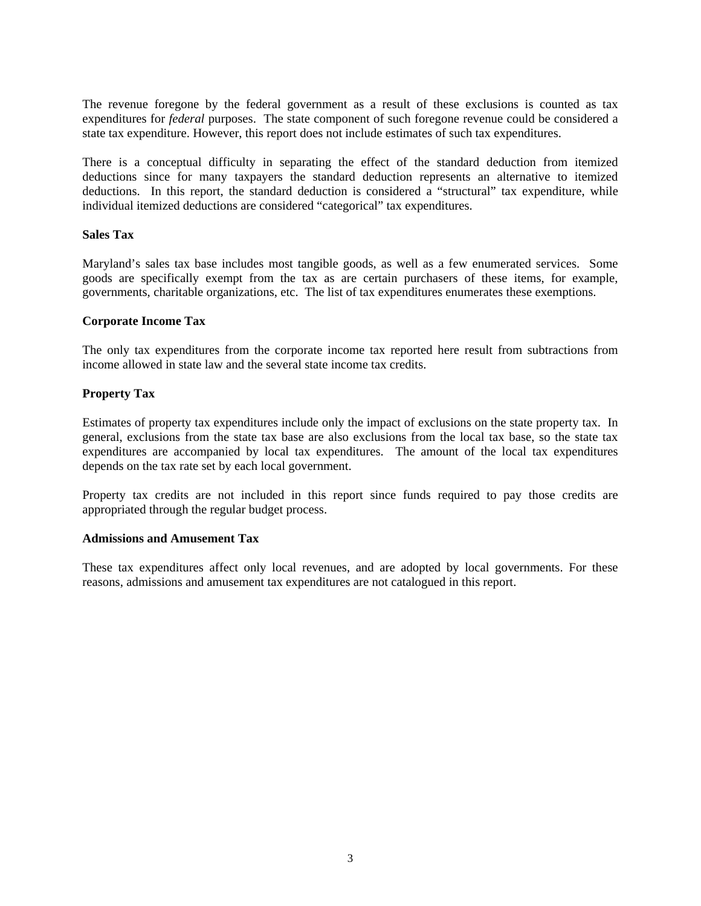The revenue foregone by the federal government as a result of these exclusions is counted as tax expenditures for *federal* purposes. The state component of such foregone revenue could be considered a state tax expenditure. However, this report does not include estimates of such tax expenditures.

There is a conceptual difficulty in separating the effect of the standard deduction from itemized deductions since for many taxpayers the standard deduction represents an alternative to itemized deductions. In this report, the standard deduction is considered a "structural" tax expenditure, while individual itemized deductions are considered "categorical" tax expenditures.

**Sales Tax**

Maryland's sales tax base includes most tangible goods, as well as a few enumerated services. Some goods are specifically exempt from the tax as are certain purchasers of these items, for example, governments, charitable organizations, etc. The list of tax expenditures enumerates these exemptions.

**Corporate Income Tax**

The only tax expenditures from the corporate income tax reported here result from subtractions from income allowed in state law and the several state income tax credits.

**Property Tax**

Estimates of property tax expenditures include only the impact of exclusions on the state property tax. In general, exclusions from the state tax base are also exclusions from the local tax base, so the state tax expenditures are accompanied by local tax expenditures. The amount of the local tax expenditures depends on the tax rate set by each local government.

Property tax credits are not included in this report since funds required to pay those credits are appropriated through the regular budget process.

**Admissions and Amusement Tax**

These tax expenditures affect only local revenues, and are adopted by local governments. For these reasons, admissions and amusement tax expenditures are not catalogued in this report.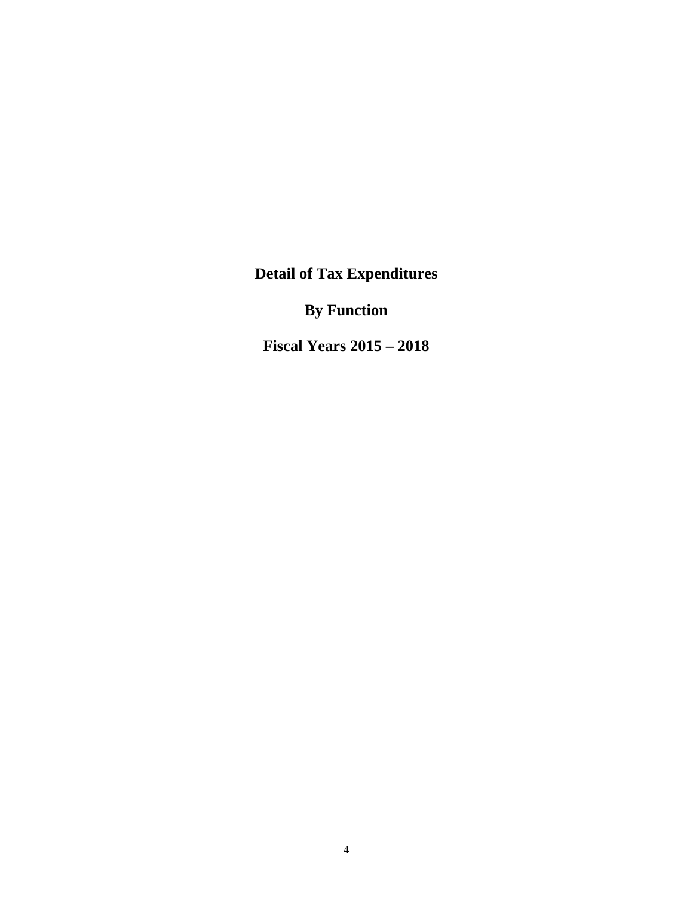# Detail of Tax Expenditures

# By Function

# Fiscal Years 2015 – 2018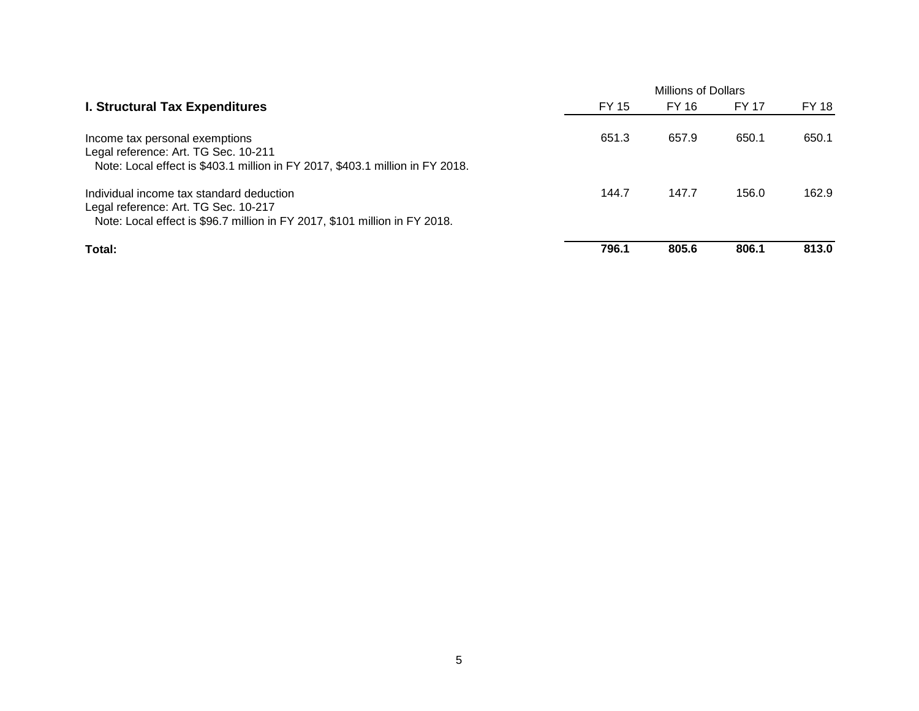| I. Structural Tax Expenditures | Millions of Dollars | | | |
|---|---|---|---|---|
| | FY 15 | FY 16 | FY 17 | FY 18 |
| Income tax personal exemptions<br>Legal reference: Art. TG Sec. 10-211<br>Note: Local effect is $403.1 million in FY 2017, $403.1 million in FY 2018. | 651.3 | 657.9 | 650.1 | 650.1 |
| Individual income tax standard deduction<br>Legal reference: Art. TG Sec. 10-217<br>Note: Local effect is $96.7 million in FY 2017, $101 million in FY 2018. | 144.7 | 147.7 | 156.0 | 162.9 |
| **Total:** | **796.1** | **805.6** | **806.1** | **813.0** |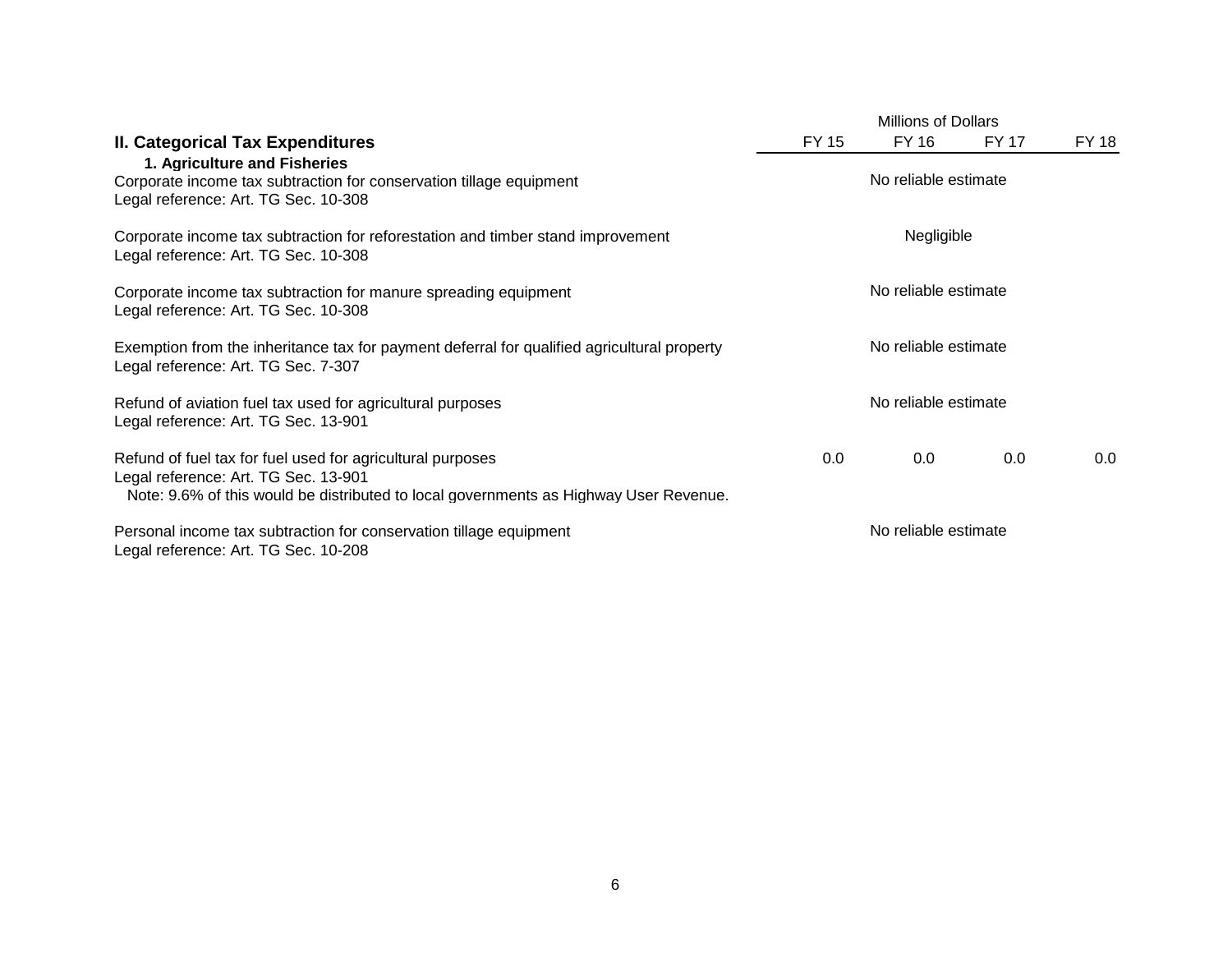## II. Categorical Tax Expenditures

### 1. Agriculture and Fisheries

| | Millions of Dollars | | | |
|---|---|---|---|---|
| | FY 15 | FY 16 | FY 17 | FY 18 |
| Corporate income tax subtraction for conservation tillage equipment<br>Legal reference: Art. TG Sec. 10-308 | No reliable estimate | | | |
| Corporate income tax subtraction for reforestation and timber stand improvement<br>Legal reference: Art. TG Sec. 10-308 | Negligible | | | |
| Corporate income tax subtraction for manure spreading equipment<br>Legal reference: Art. TG Sec. 10-308 | No reliable estimate | | | |
| Exemption from the inheritance tax for payment deferral for qualified agricultural property<br>Legal reference: Art. TG Sec. 7-307 | No reliable estimate | | | |
| Refund of aviation fuel tax used for agricultural purposes<br>Legal reference: Art. TG Sec. 13-901 | No reliable estimate | | | |
| Refund of fuel tax for fuel used for agricultural purposes<br>Legal reference: Art. TG Sec. 13-901<br>Note: 9.6% of this would be distributed to local governments as Highway User Revenue. | 0.0 | 0.0 | 0.0 | 0.0 |
| Personal income tax subtraction for conservation tillage equipment<br>Legal reference: Art. TG Sec. 10-208 | No reliable estimate | | | |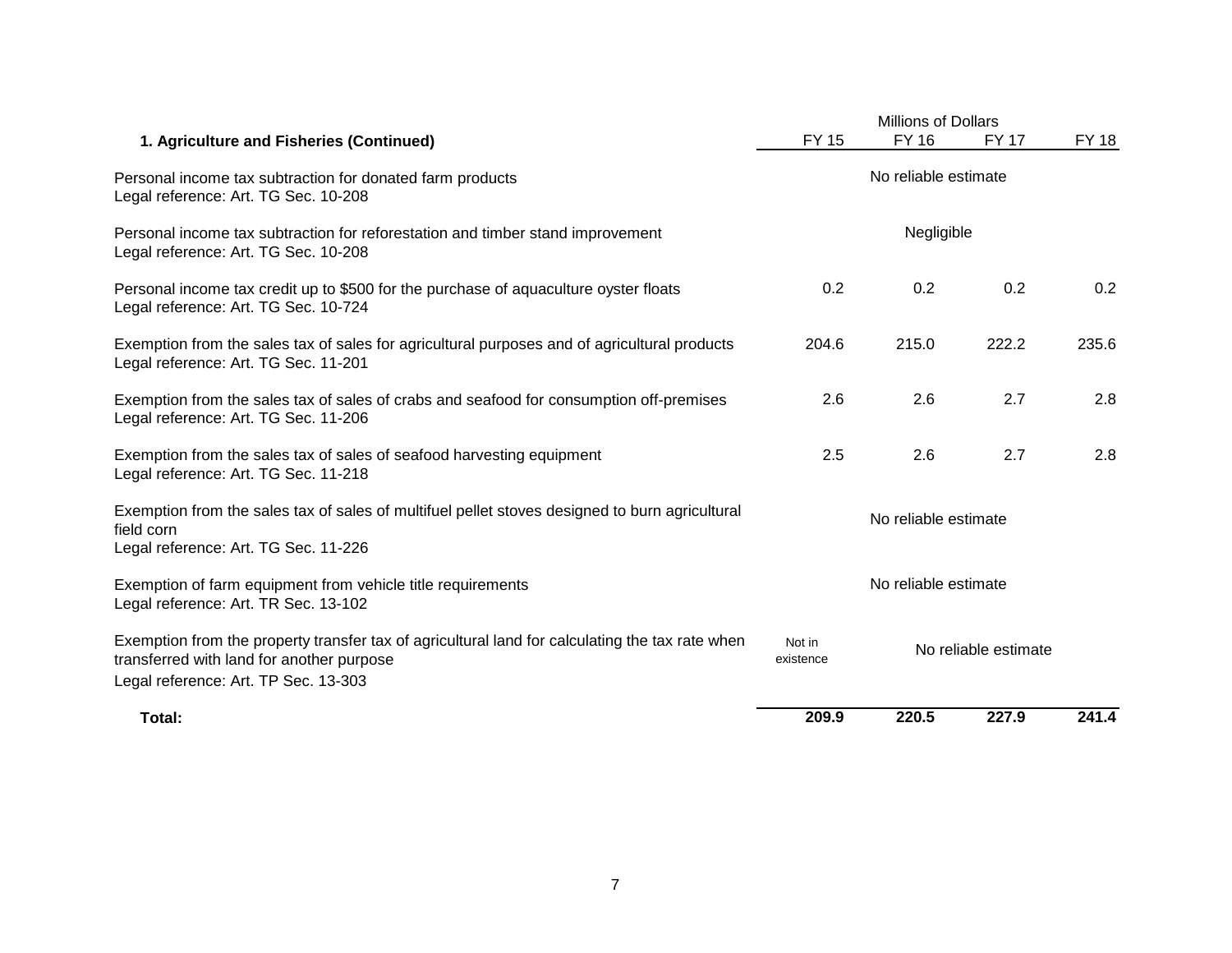| 1. Agriculture and Fisheries (Continued) | Millions of Dollars FY 15 | FY 16 | FY 17 | FY 18 |
|---|---|---|---|---|
| Personal income tax subtraction for donated farm products<br>Legal reference: Art. TG Sec. 10-208 | No reliable estimate | | | |
| Personal income tax subtraction for reforestation and timber stand improvement<br>Legal reference: Art. TG Sec. 10-208 | Negligible | | | |
| Personal income tax credit up to $500 for the purchase of aquaculture oyster floats<br>Legal reference: Art. TG Sec. 10-724 | 0.2 | 0.2 | 0.2 | 0.2 |
| Exemption from the sales tax of sales for agricultural purposes and of agricultural products<br>Legal reference: Art. TG Sec. 11-201 | 204.6 | 215.0 | 222.2 | 235.6 |
| Exemption from the sales tax of sales of crabs and seafood for consumption off-premises<br>Legal reference: Art. TG Sec. 11-206 | 2.6 | 2.6 | 2.7 | 2.8 |
| Exemption from the sales tax of sales of seafood harvesting equipment<br>Legal reference: Art. TG Sec. 11-218 | 2.5 | 2.6 | 2.7 | 2.8 |
| Exemption from the sales tax of sales of multifuel pellet stoves designed to burn agricultural field corn<br>Legal reference: Art. TG Sec. 11-226 | No reliable estimate | | | |
| Exemption of farm equipment from vehicle title requirements<br>Legal reference: Art. TR Sec. 13-102 | No reliable estimate | | | |
| Exemption from the property transfer tax of agricultural land for calculating the tax rate when transferred with land for another purpose<br>Legal reference: Art. TP Sec. 13-303 | Not in existence | No reliable estimate | | |
| **Total:** | **209.9** | **220.5** | **227.9** | **241.4** |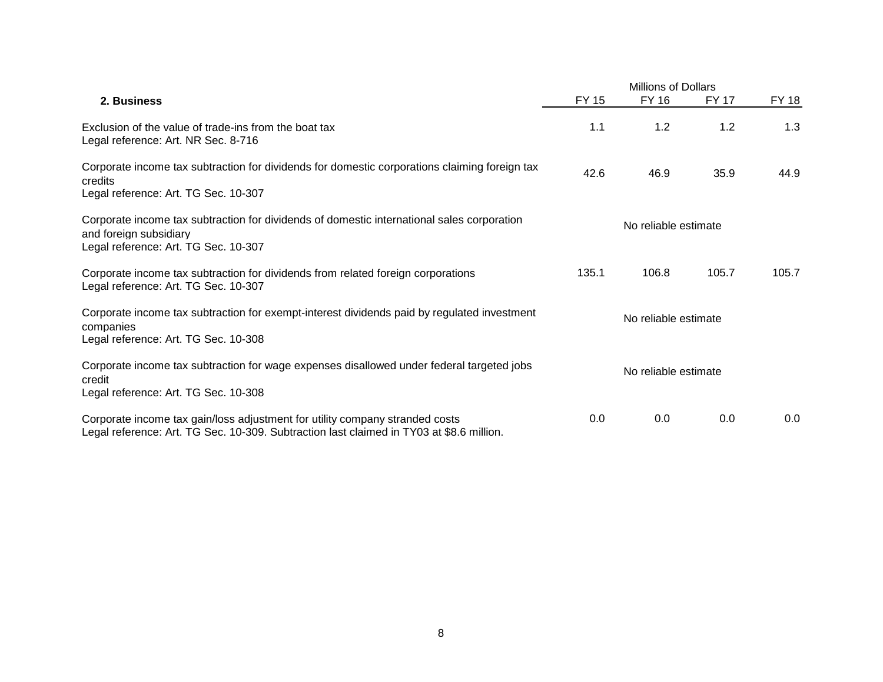| 2. Business | Millions of Dollars FY 15 | FY 16 | FY 17 | FY 18 |
|---|---|---|---|---|
| Exclusion of the value of trade-ins from the boat tax<br>Legal reference: Art. NR Sec. 8-716 | 1.1 | 1.2 | 1.2 | 1.3 |
| Corporate income tax subtraction for dividends for domestic corporations claiming foreign tax credits<br>Legal reference: Art. TG Sec. 10-307 | 42.6 | 46.9 | 35.9 | 44.9 |
| Corporate income tax subtraction for dividends of domestic international sales corporation and foreign subsidiary<br>Legal reference: Art. TG Sec. 10-307 | No reliable estimate | | | |
| Corporate income tax subtraction for dividends from related foreign corporations<br>Legal reference: Art. TG Sec. 10-307 | 135.1 | 106.8 | 105.7 | 105.7 |
| Corporate income tax subtraction for exempt-interest dividends paid by regulated investment companies<br>Legal reference: Art. TG Sec. 10-308 | No reliable estimate | | | |
| Corporate income tax subtraction for wage expenses disallowed under federal targeted jobs credit<br>Legal reference: Art. TG Sec. 10-308 | No reliable estimate | | | |
| Corporate income tax gain/loss adjustment for utility company stranded costs<br>Legal reference: Art. TG Sec. 10-309. Subtraction last claimed in TY03 at $8.6 million. | 0.0 | 0.0 | 0.0 | 0.0 |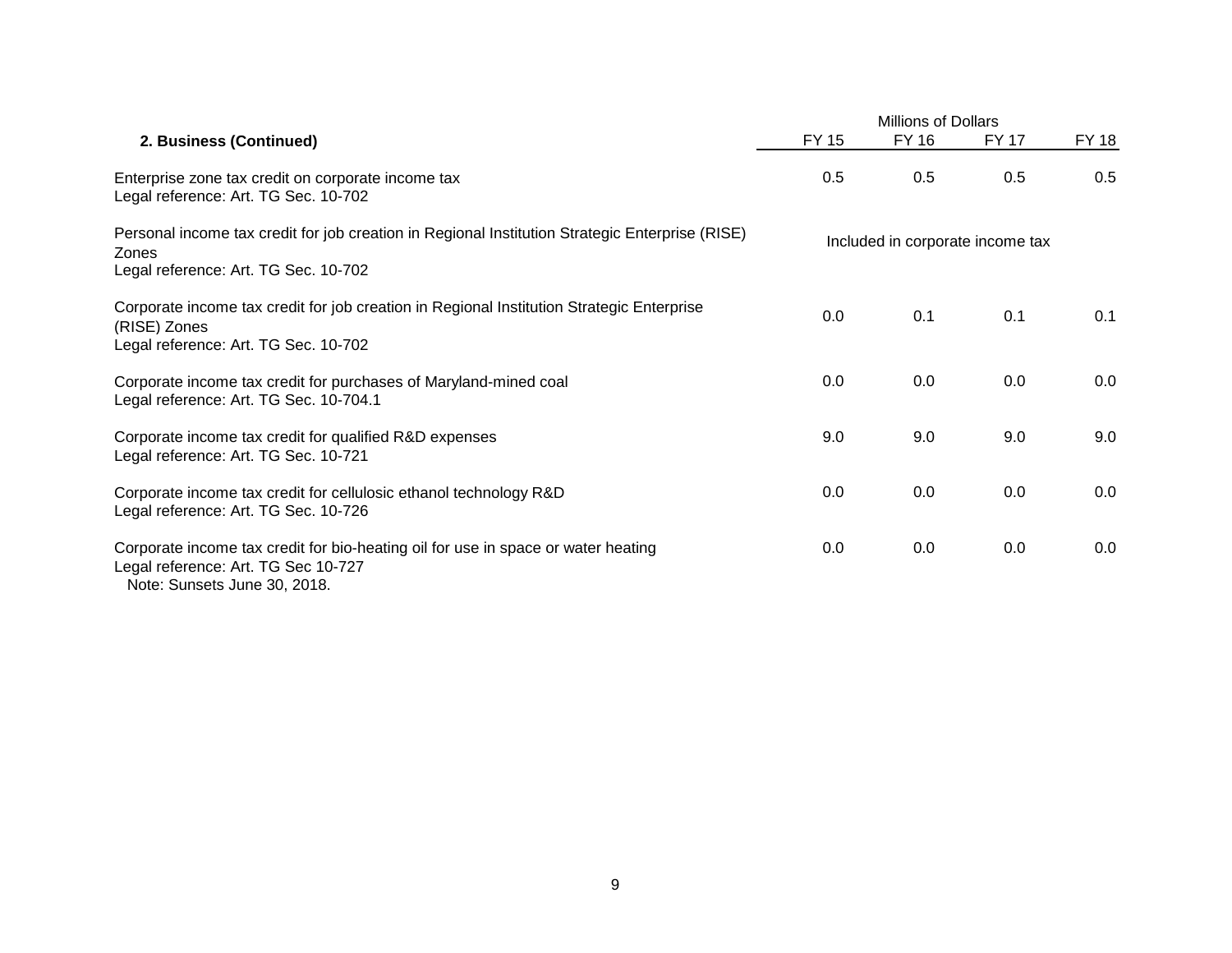| 2. Business (Continued) | Millions of Dollars FY 15 | FY 16 | FY 17 | FY 18 |
|---|---|---|---|---|
| Enterprise zone tax credit on corporate income tax<br>Legal reference: Art. TG Sec. 10-702 | 0.5 | 0.5 | 0.5 | 0.5 |
| Personal income tax credit for job creation in Regional Institution Strategic Enterprise (RISE) Zones<br>Legal reference: Art. TG Sec. 10-702 | Included in corporate income tax | | | |
| Corporate income tax credit for job creation in Regional Institution Strategic Enterprise (RISE) Zones<br>Legal reference: Art. TG Sec. 10-702 | 0.0 | 0.1 | 0.1 | 0.1 |
| Corporate income tax credit for purchases of Maryland-mined coal<br>Legal reference: Art. TG Sec. 10-704.1 | 0.0 | 0.0 | 0.0 | 0.0 |
| Corporate income tax credit for qualified R&D expenses<br>Legal reference: Art. TG Sec. 10-721 | 9.0 | 9.0 | 9.0 | 9.0 |
| Corporate income tax credit for cellulosic ethanol technology R&D<br>Legal reference: Art. TG Sec. 10-726 | 0.0 | 0.0 | 0.0 | 0.0 |
| Corporate income tax credit for bio-heating oil for use in space or water heating<br>Legal reference: Art. TG Sec 10-727<br>Note: Sunsets June 30, 2018. | 0.0 | 0.0 | 0.0 | 0.0 |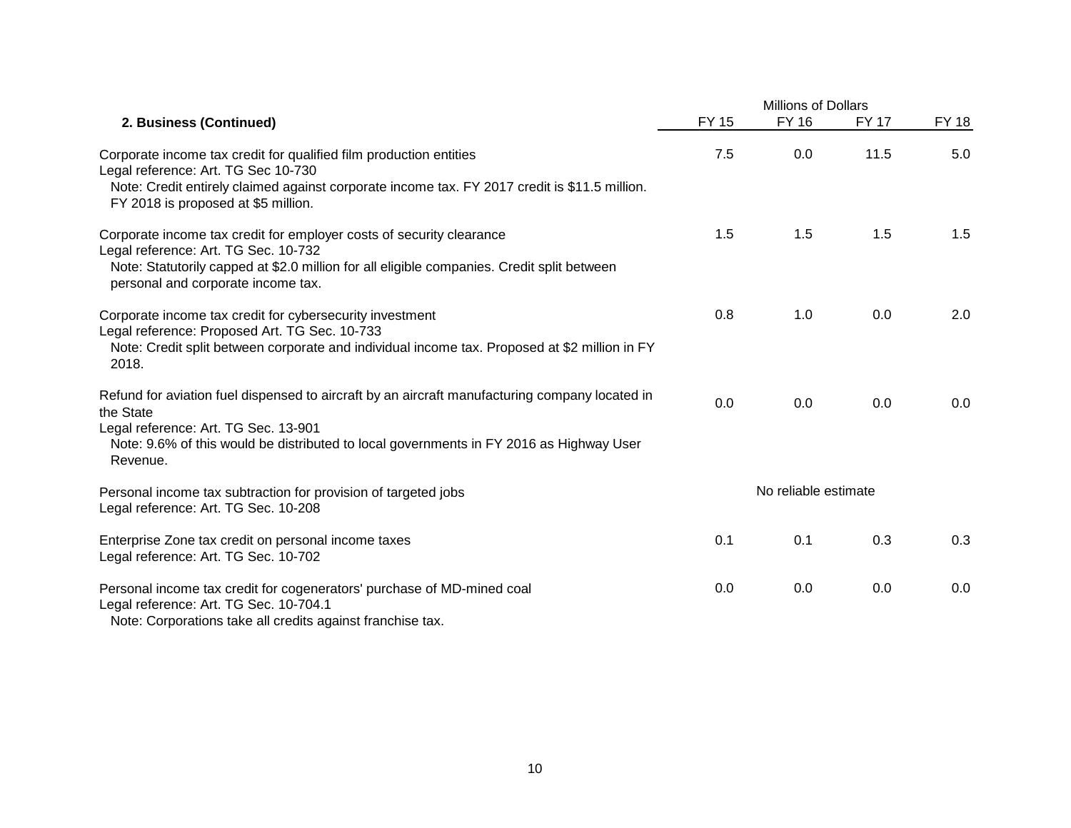| 2. Business (Continued) | Millions of Dollars FY 15 | FY 16 | FY 17 | FY 18 |
|---|---|---|---|---|
| Corporate income tax credit for qualified film production entities<br>Legal reference: Art. TG Sec 10-730<br>Note: Credit entirely claimed against corporate income tax. FY 2017 credit is $11.5 million. FY 2018 is proposed at $5 million. | 7.5 | 0.0 | 11.5 | 5.0 |
| Corporate income tax credit for employer costs of security clearance<br>Legal reference: Art. TG Sec. 10-732<br>Note: Statutorily capped at $2.0 million for all eligible companies. Credit split between personal and corporate income tax. | 1.5 | 1.5 | 1.5 | 1.5 |
| Corporate income tax credit for cybersecurity investment<br>Legal reference: Proposed Art. TG Sec. 10-733<br>Note: Credit split between corporate and individual income tax. Proposed at $2 million in FY 2018. | 0.8 | 1.0 | 0.0 | 2.0 |
| Refund for aviation fuel dispensed to aircraft by an aircraft manufacturing company located in the State<br>Legal reference: Art. TG Sec. 13-901<br>Note: 9.6% of this would be distributed to local governments in FY 2016 as Highway User Revenue. | 0.0 | 0.0 | 0.0 | 0.0 |
| Personal income tax subtraction for provision of targeted jobs<br>Legal reference: Art. TG Sec. 10-208 | No reliable estimate | | | |
| Enterprise Zone tax credit on personal income taxes<br>Legal reference: Art. TG Sec. 10-702 | 0.1 | 0.1 | 0.3 | 0.3 |
| Personal income tax credit for cogenerators' purchase of MD-mined coal<br>Legal reference: Art. TG Sec. 10-704.1<br>Note: Corporations take all credits against franchise tax. | 0.0 | 0.0 | 0.0 | 0.0 |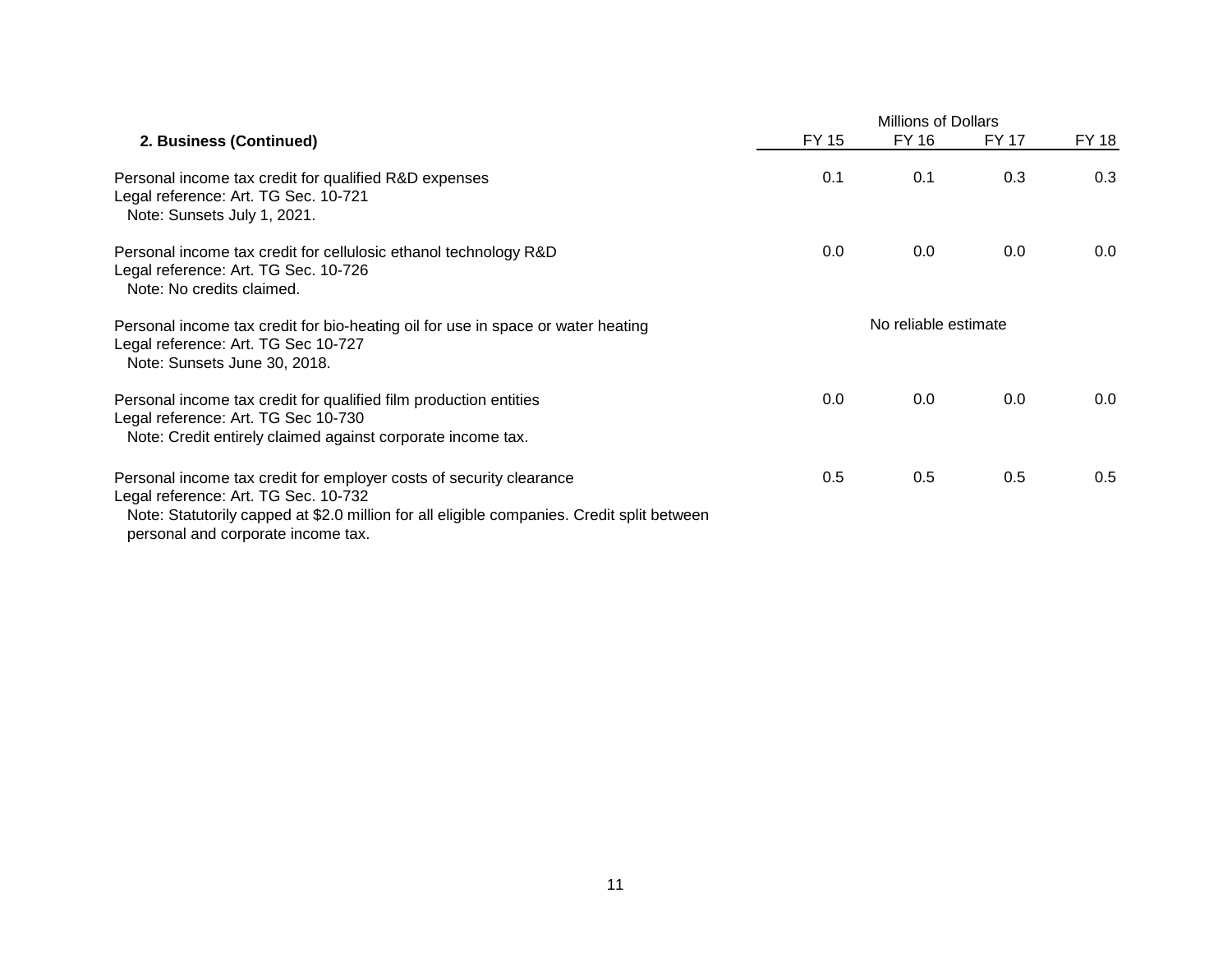| 2. Business (Continued) | Millions of Dollars FY 15 | FY 16 | FY 17 | FY 18 |
|---|---|---|---|---|
| Personal income tax credit for qualified R&D expenses<br>Legal reference: Art. TG Sec. 10-721<br>Note: Sunsets July 1, 2021. | 0.1 | 0.1 | 0.3 | 0.3 |
| Personal income tax credit for cellulosic ethanol technology R&D<br>Legal reference: Art. TG Sec. 10-726<br>Note: No credits claimed. | 0.0 | 0.0 | 0.0 | 0.0 |
| Personal income tax credit for bio-heating oil for use in space or water heating<br>Legal reference: Art. TG Sec 10-727<br>Note: Sunsets June 30, 2018. | No reliable estimate | | | |
| Personal income tax credit for qualified film production entities<br>Legal reference: Art. TG Sec 10-730<br>Note: Credit entirely claimed against corporate income tax. | 0.0 | 0.0 | 0.0 | 0.0 |
| Personal income tax credit for employer costs of security clearance<br>Legal reference: Art. TG Sec. 10-732<br>Note: Statutorily capped at $2.0 million for all eligible companies. Credit split between personal and corporate income tax. | 0.5 | 0.5 | 0.5 | 0.5 |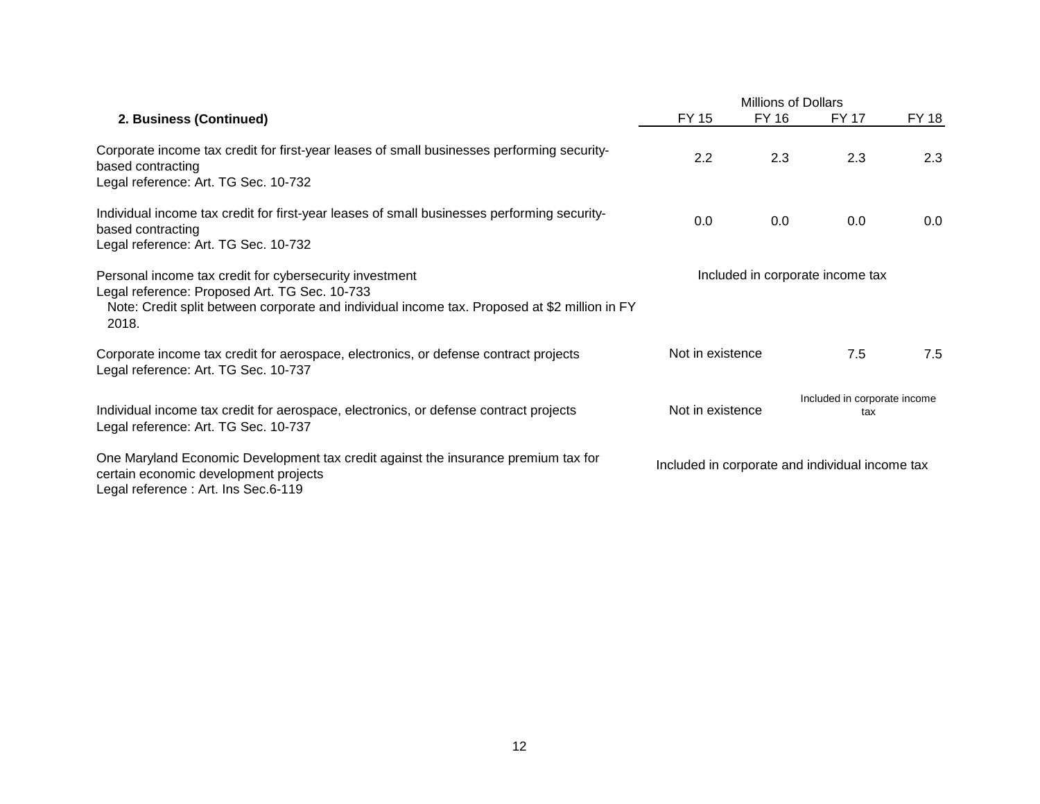| 2. Business (Continued) | FY 15 | FY 16 | FY 17 | FY 18 |
|---|---|---|---|---|
| | Millions of Dollars | | | |
| Corporate income tax credit for first-year leases of small businesses performing security-based contracting<br>Legal reference: Art. TG Sec. 10-732 | 2.2 | 2.3 | 2.3 | 2.3 |
| Individual income tax credit for first-year leases of small businesses performing security-based contracting<br>Legal reference: Art. TG Sec. 10-732 | 0.0 | 0.0 | 0.0 | 0.0 |
| Personal income tax credit for cybersecurity investment<br>Legal reference: Proposed Art. TG Sec. 10-733<br>Note: Credit split between corporate and individual income tax. Proposed at $2 million in FY 2018. | Included in corporate income tax | | | |
| Corporate income tax credit for aerospace, electronics, or defense contract projects<br>Legal reference: Art. TG Sec. 10-737 | Not in existence | | 7.5 | 7.5 |
| Individual income tax credit for aerospace, electronics, or defense contract projects<br>Legal reference: Art. TG Sec. 10-737 | Not in existence | | Included in corporate income tax | |
| One Maryland Economic Development tax credit against the insurance premium tax for certain economic development projects<br>Legal reference : Art. Ins Sec.6-119 | Included in corporate and individual income tax | | | |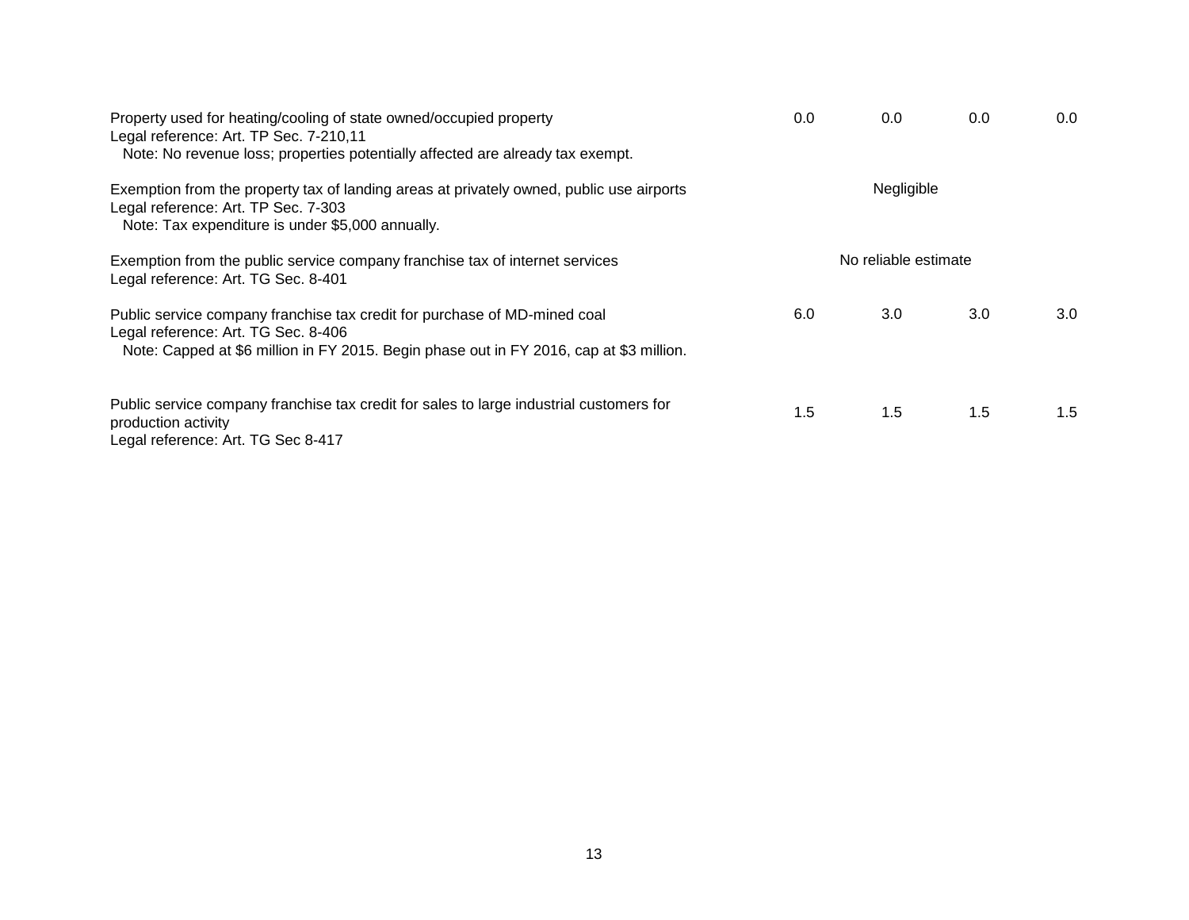| | | | | |
|---|---|---|---|---|
| Property used for heating/cooling of state owned/occupied property<br>Legal reference: Art. TP Sec. 7-210,11<br>Note: No revenue loss; properties potentially affected are already tax exempt. | 0.0 | 0.0 | 0.0 | 0.0 |
| Exemption from the property tax of landing areas at privately owned, public use airports<br>Legal reference: Art. TP Sec. 7-303<br>Note: Tax expenditure is under $5,000 annually. | Negligible | | | |
| Exemption from the public service company franchise tax of internet services<br>Legal reference: Art. TG Sec. 8-401 | No reliable estimate | | | |
| Public service company franchise tax credit for purchase of MD-mined coal<br>Legal reference: Art. TG Sec. 8-406<br>Note: Capped at $6 million in FY 2015. Begin phase out in FY 2016, cap at $3 million. | 6.0 | 3.0 | 3.0 | 3.0 |
| Public service company franchise tax credit for sales to large industrial customers for production activity<br>Legal reference: Art. TG Sec 8-417 | 1.5 | 1.5 | 1.5 | 1.5 |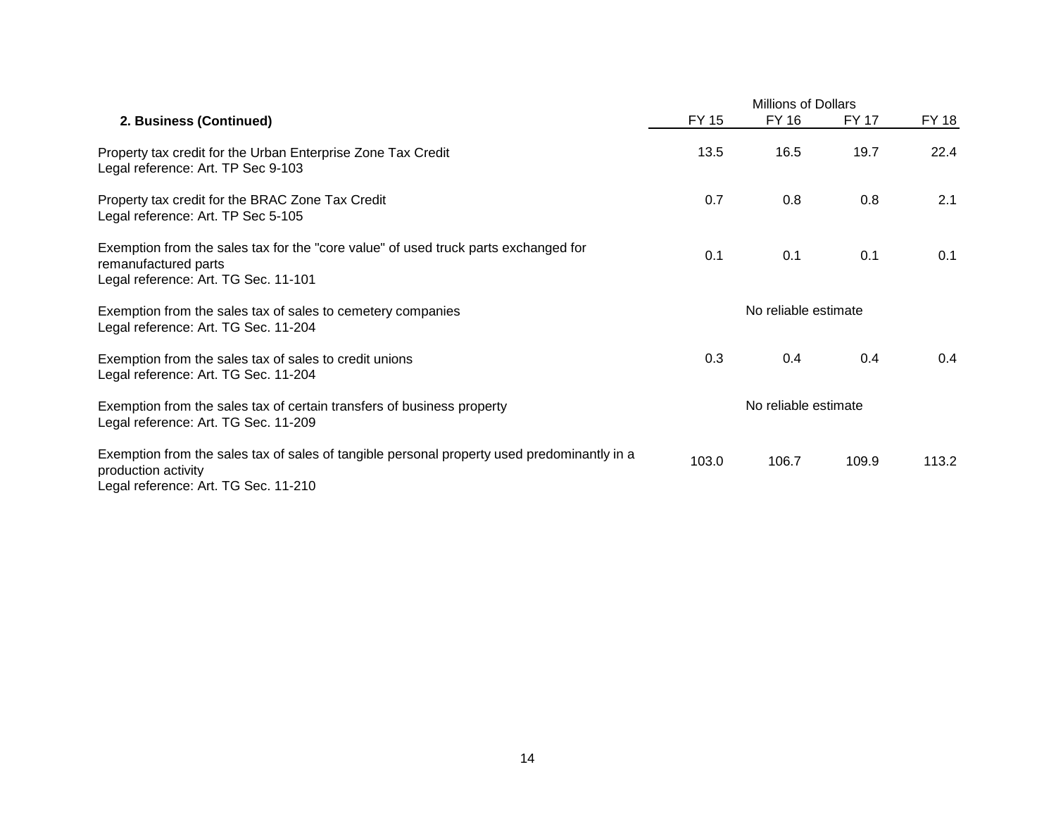| 2. Business (Continued) | Millions of Dollars FY 15 | FY 16 | FY 17 | FY 18 |
|---|---|---|---|---|
| Property tax credit for the Urban Enterprise Zone Tax Credit<br>Legal reference: Art. TP Sec 9-103 | 13.5 | 16.5 | 19.7 | 22.4 |
| Property tax credit for the BRAC Zone Tax Credit<br>Legal reference: Art. TP Sec 5-105 | 0.7 | 0.8 | 0.8 | 2.1 |
| Exemption from the sales tax for the "core value" of used truck parts exchanged for remanufactured parts<br>Legal reference: Art. TG Sec. 11-101 | 0.1 | 0.1 | 0.1 | 0.1 |
| Exemption from the sales tax of sales to cemetery companies<br>Legal reference: Art. TG Sec. 11-204 | No reliable estimate | | | |
| Exemption from the sales tax of sales to credit unions<br>Legal reference: Art. TG Sec. 11-204 | 0.3 | 0.4 | 0.4 | 0.4 |
| Exemption from the sales tax of certain transfers of business property<br>Legal reference: Art. TG Sec. 11-209 | No reliable estimate | | | |
| Exemption from the sales tax of sales of tangible personal property used predominantly in a production activity<br>Legal reference: Art. TG Sec. 11-210 | 103.0 | 106.7 | 109.9 | 113.2 |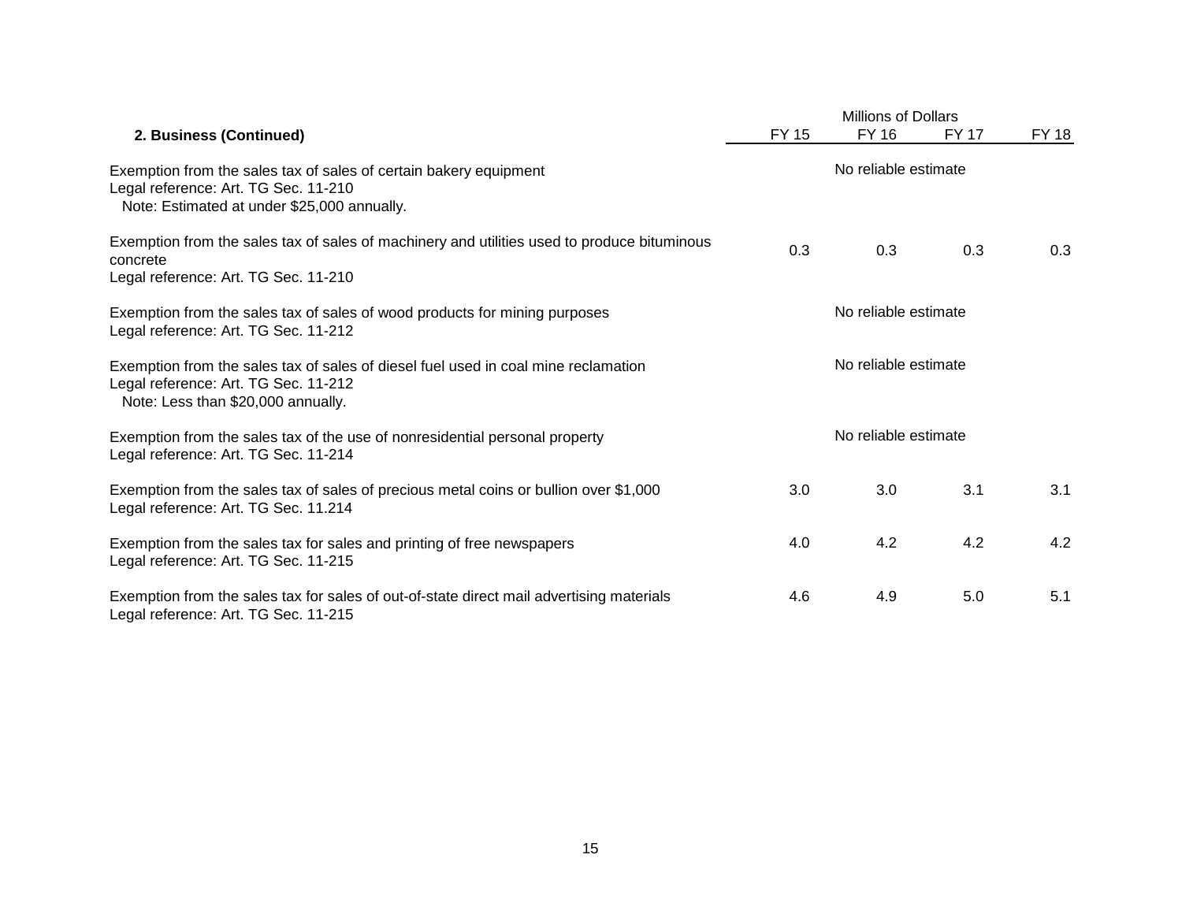| **2. Business (Continued)** | FY 15 | FY 16 | FY 17 | FY 18 |
|---|---|---|---|---|
| | Millions of Dollars | | | |
| Exemption from the sales tax of sales of certain bakery equipment<br>Legal reference: Art. TG Sec. 11-210<br>Note: Estimated at under $25,000 annually. | No reliable estimate | | | |
| Exemption from the sales tax of sales of machinery and utilities used to produce bituminous concrete<br>Legal reference: Art. TG Sec. 11-210 | 0.3 | 0.3 | 0.3 | 0.3 |
| Exemption from the sales tax of sales of wood products for mining purposes<br>Legal reference: Art. TG Sec. 11-212 | No reliable estimate | | | |
| Exemption from the sales tax of sales of diesel fuel used in coal mine reclamation<br>Legal reference: Art. TG Sec. 11-212<br>Note: Less than $20,000 annually. | No reliable estimate | | | |
| Exemption from the sales tax of the use of nonresidential personal property<br>Legal reference: Art. TG Sec. 11-214 | No reliable estimate | | | |
| Exemption from the sales tax of sales of precious metal coins or bullion over $1,000<br>Legal reference: Art. TG Sec. 11.214 | 3.0 | 3.0 | 3.1 | 3.1 |
| Exemption from the sales tax for sales and printing of free newspapers<br>Legal reference: Art. TG Sec. 11-215 | 4.0 | 4.2 | 4.2 | 4.2 |
| Exemption from the sales tax for sales of out-of-state direct mail advertising materials<br>Legal reference: Art. TG Sec. 11-215 | 4.6 | 4.9 | 5.0 | 5.1 |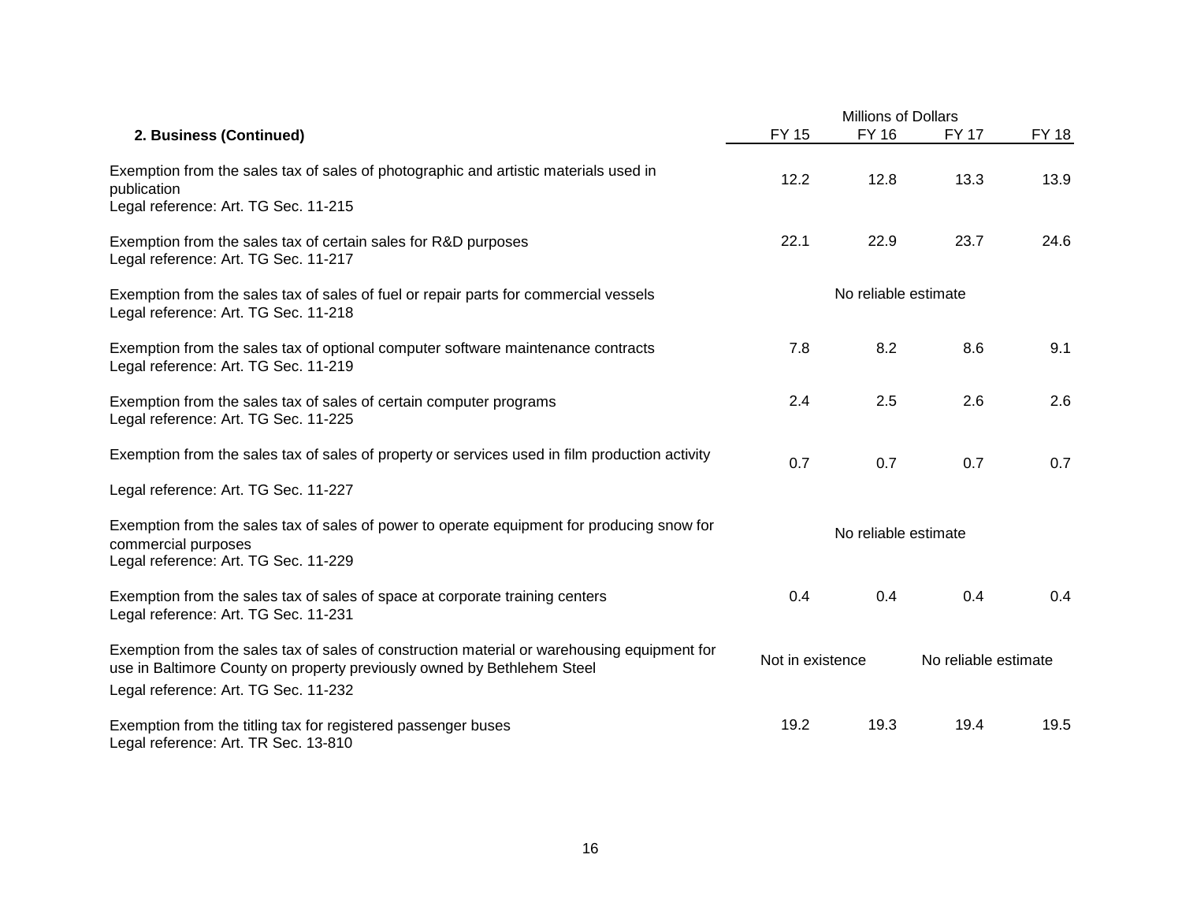| 2. Business (Continued) | FY 15 | FY 16 | FY 17 | FY 18 |
|---|---|---|---|---|
| | Millions of Dollars | | | |
| Exemption from the sales tax of sales of photographic and artistic materials used in publication<br>Legal reference: Art. TG Sec. 11-215 | 12.2 | 12.8 | 13.3 | 13.9 |
| Exemption from the sales tax of certain sales for R&D purposes<br>Legal reference: Art. TG Sec. 11-217 | 22.1 | 22.9 | 23.7 | 24.6 |
| Exemption from the sales tax of sales of fuel or repair parts for commercial vessels<br>Legal reference: Art. TG Sec. 11-218 | No reliable estimate | | | |
| Exemption from the sales tax of optional computer software maintenance contracts<br>Legal reference: Art. TG Sec. 11-219 | 7.8 | 8.2 | 8.6 | 9.1 |
| Exemption from the sales tax of sales of certain computer programs<br>Legal reference: Art. TG Sec. 11-225 | 2.4 | 2.5 | 2.6 | 2.6 |
| Exemption from the sales tax of sales of property or services used in film production activity<br>Legal reference: Art. TG Sec. 11-227 | 0.7 | 0.7 | 0.7 | 0.7 |
| Exemption from the sales tax of sales of power to operate equipment for producing snow for commercial purposes<br>Legal reference: Art. TG Sec. 11-229 | No reliable estimate | | | |
| Exemption from the sales tax of sales of space at corporate training centers<br>Legal reference: Art. TG Sec. 11-231 | 0.4 | 0.4 | 0.4 | 0.4 |
| Exemption from the sales tax of sales of construction material or warehousing equipment for use in Baltimore County on property previously owned by Bethlehem Steel<br>Legal reference: Art. TG Sec. 11-232 | Not in existence | | No reliable estimate | |
| Exemption from the titling tax for registered passenger buses<br>Legal reference: Art. TR Sec. 13-810 | 19.2 | 19.3 | 19.4 | 19.5 |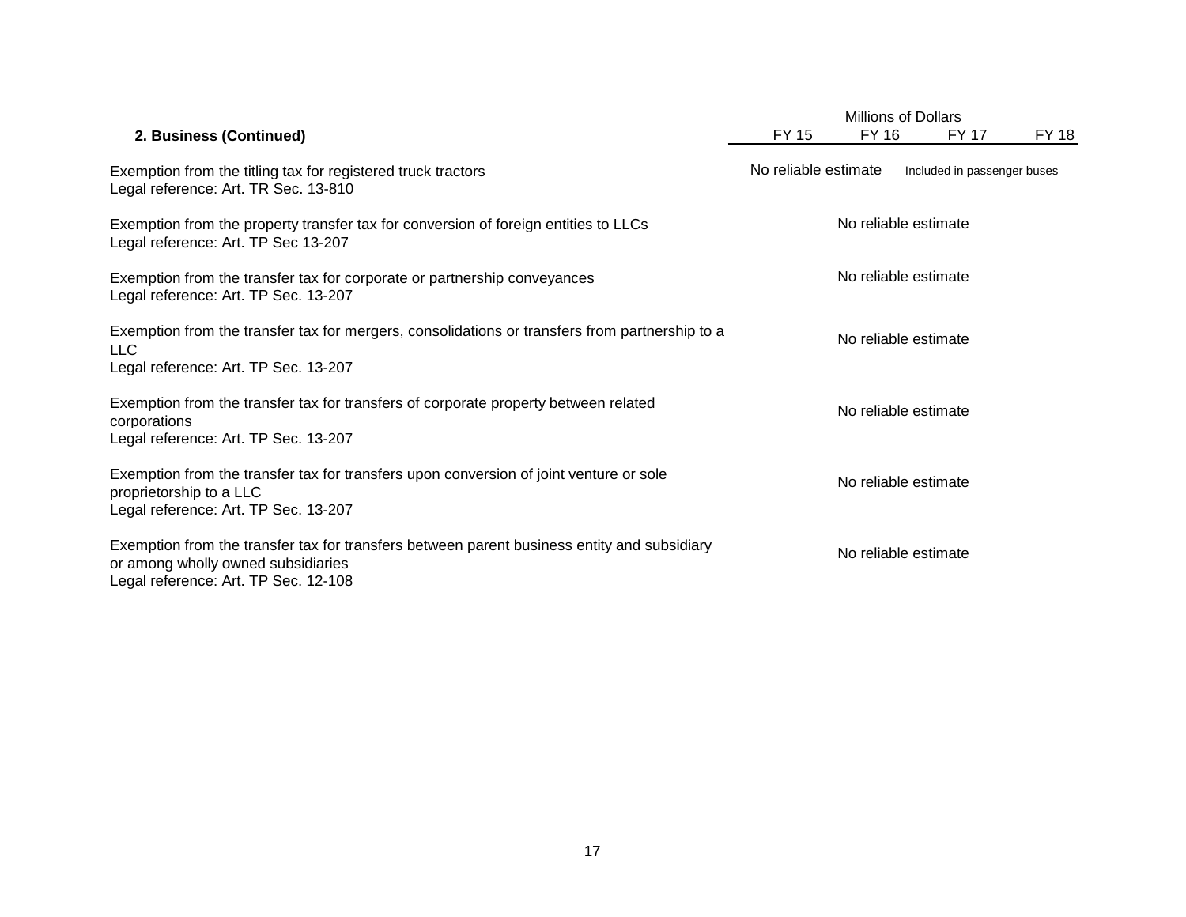| 2. Business (Continued) | Millions of Dollars FY 15 | FY 16 | FY 17 | FY 18 |
|---|---|---|---|---|
| Exemption from the titling tax for registered truck tractors<br>Legal reference: Art. TR Sec. 13-810 | No reliable estimate | | Included in passenger buses | |
| Exemption from the property transfer tax for conversion of foreign entities to LLCs<br>Legal reference: Art. TP Sec 13-207 | No reliable estimate | | | |
| Exemption from the transfer tax for corporate or partnership conveyances<br>Legal reference: Art. TP Sec. 13-207 | No reliable estimate | | | |
| Exemption from the transfer tax for mergers, consolidations or transfers from partnership to a LLC<br>Legal reference: Art. TP Sec. 13-207 | No reliable estimate | | | |
| Exemption from the transfer tax for transfers of corporate property between related corporations<br>Legal reference: Art. TP Sec. 13-207 | No reliable estimate | | | |
| Exemption from the transfer tax for transfers upon conversion of joint venture or sole proprietorship to a LLC<br>Legal reference: Art. TP Sec. 13-207 | No reliable estimate | | | |
| Exemption from the transfer tax for transfers between parent business entity and subsidiary or among wholly owned subsidiaries<br>Legal reference: Art. TP Sec. 12-108 | No reliable estimate | | | |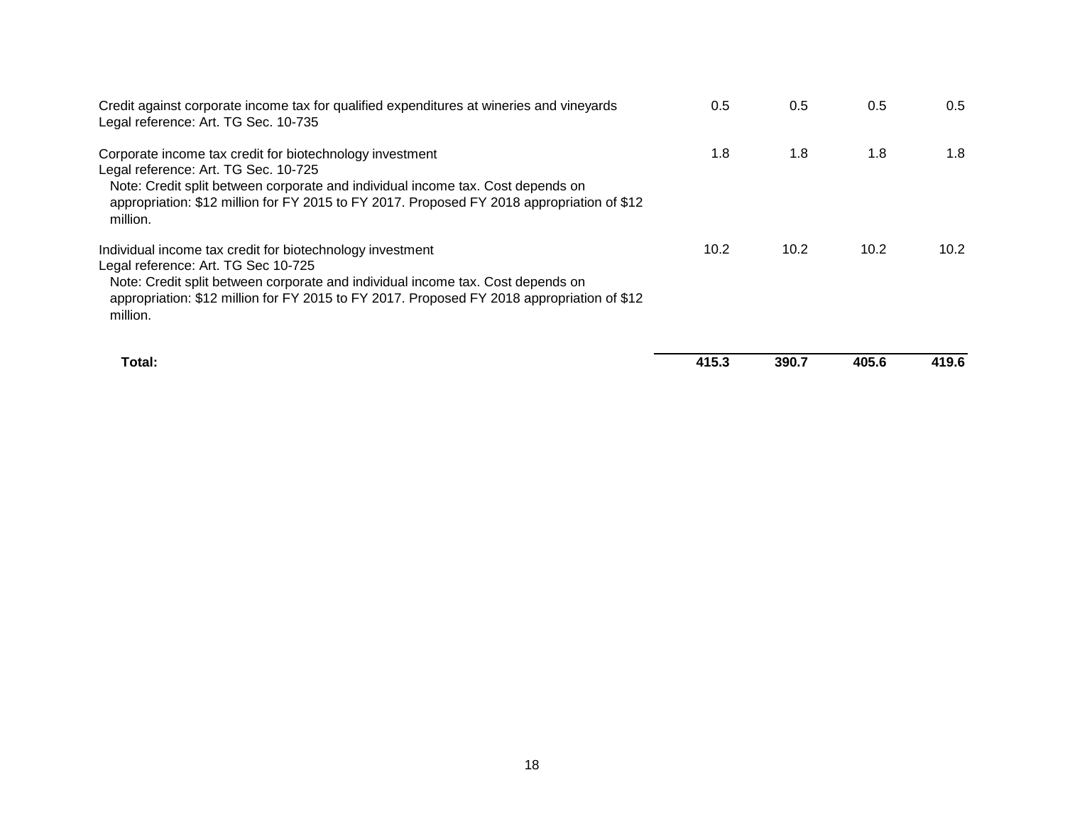| | | | | |
|---|---|---|---|---|
| Credit against corporate income tax for qualified expenditures at wineries and vineyards<br>Legal reference: Art. TG Sec. 10-735 | 0.5 | 0.5 | 0.5 | 0.5 |
| Corporate income tax credit for biotechnology investment<br>Legal reference: Art. TG Sec. 10-725<br>Note: Credit split between corporate and individual income tax. Cost depends on appropriation: $12 million for FY 2015 to FY 2017. Proposed FY 2018 appropriation of $12 million. | 1.8 | 1.8 | 1.8 | 1.8 |
| Individual income tax credit for biotechnology investment<br>Legal reference: Art. TG Sec 10-725<br>Note: Credit split between corporate and individual income tax. Cost depends on appropriation: $12 million for FY 2015 to FY 2017. Proposed FY 2018 appropriation of $12 million. | 10.2 | 10.2 | 10.2 | 10.2 |
| **Total:** | **415.3** | **390.7** | **405.6** | **419.6** |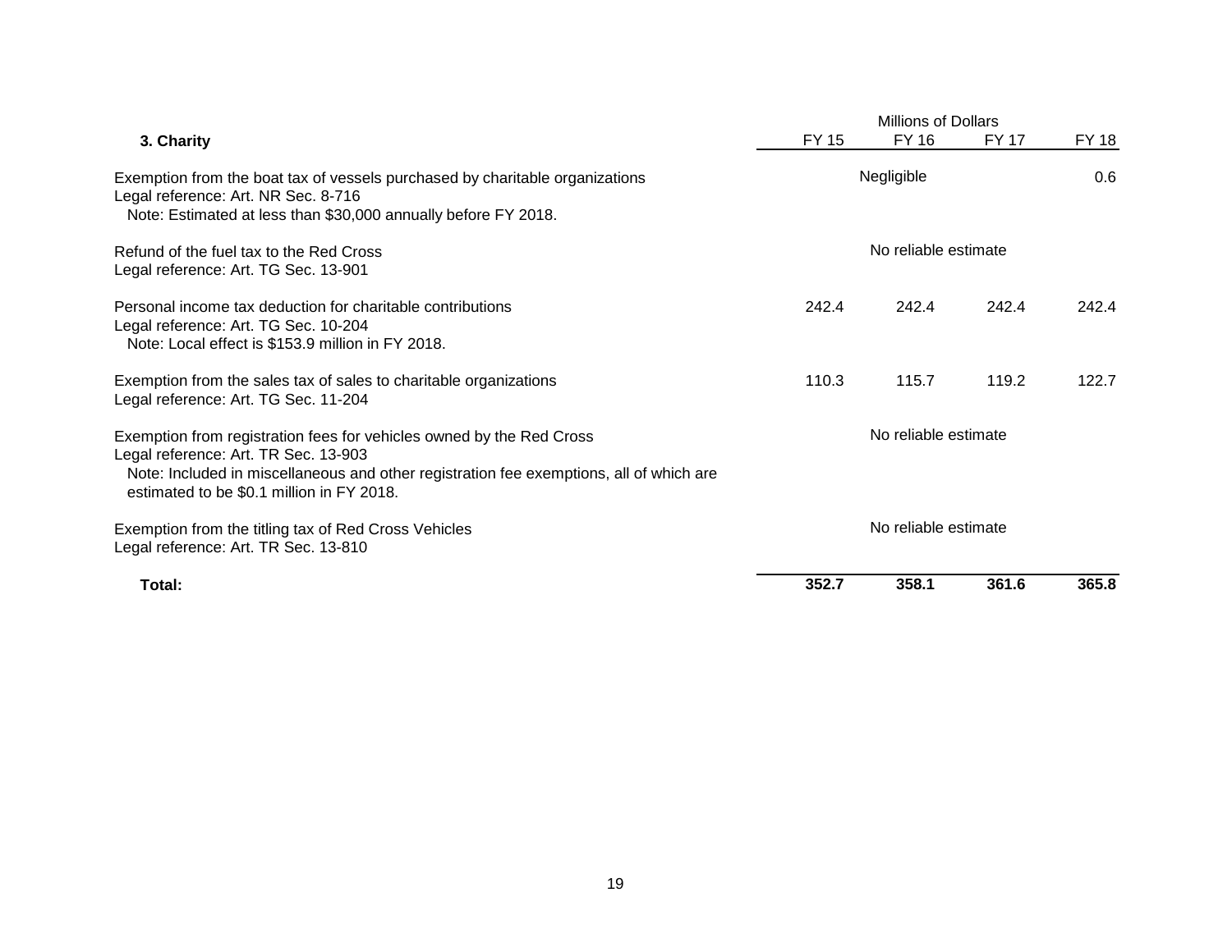| 3. Charity | Millions of Dollars FY 15 | FY 16 | FY 17 | FY 18 |
|---|---|---|---|---|
| Exemption from the boat tax of vessels purchased by charitable organizations<br>Legal reference: Art. NR Sec. 8-716<br>Note: Estimated at less than $30,000 annually before FY 2018. | Negligible | | | 0.6 |
| Refund of the fuel tax to the Red Cross<br>Legal reference: Art. TG Sec. 13-901 | No reliable estimate | | | |
| Personal income tax deduction for charitable contributions<br>Legal reference: Art. TG Sec. 10-204<br>Note: Local effect is $153.9 million in FY 2018. | 242.4 | 242.4 | 242.4 | 242.4 |
| Exemption from the sales tax of sales to charitable organizations<br>Legal reference: Art. TG Sec. 11-204 | 110.3 | 115.7 | 119.2 | 122.7 |
| Exemption from registration fees for vehicles owned by the Red Cross<br>Legal reference: Art. TR Sec. 13-903<br>Note: Included in miscellaneous and other registration fee exemptions, all of which are estimated to be $0.1 million in FY 2018. | No reliable estimate | | | |
| Exemption from the titling tax of Red Cross Vehicles<br>Legal reference: Art. TR Sec. 13-810 | No reliable estimate | | | |
| **Total:** | **352.7** | **358.1** | **361.6** | **365.8** |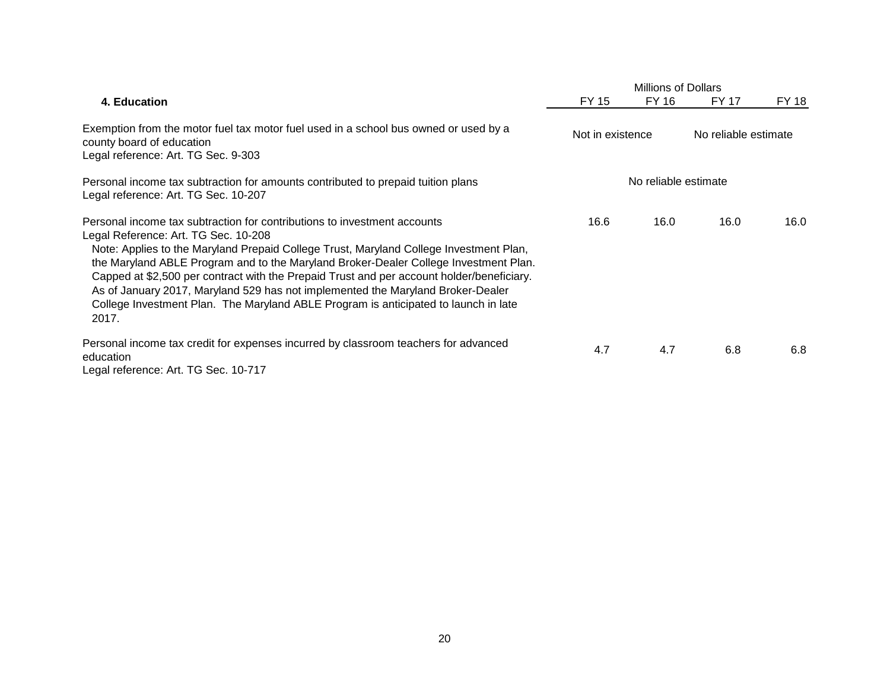| 4. Education | Millions of Dollars FY 15 | FY 16 | FY 17 | FY 18 |
|---|---|---|---|---|
| Exemption from the motor fuel tax motor fuel used in a school bus owned or used by a county board of education<br>Legal reference: Art. TG Sec. 9-303 | Not in existence | | No reliable estimate | |
| Personal income tax subtraction for amounts contributed to prepaid tuition plans<br>Legal reference: Art. TG Sec. 10-207 | No reliable estimate | | | |
| Personal income tax subtraction for contributions to investment accounts<br>Legal Reference: Art. TG Sec. 10-208<br>Note: Applies to the Maryland Prepaid College Trust, Maryland College Investment Plan, the Maryland ABLE Program and to the Maryland Broker-Dealer College Investment Plan. Capped at $2,500 per contract with the Prepaid Trust and per account holder/beneficiary. As of January 2017, Maryland 529 has not implemented the Maryland Broker-Dealer College Investment Plan. The Maryland ABLE Program is anticipated to launch in late 2017. | 16.6 | 16.0 | 16.0 | 16.0 |
| Personal income tax credit for expenses incurred by classroom teachers for advanced education<br>Legal reference: Art. TG Sec. 10-717 | 4.7 | 4.7 | 6.8 | 6.8 |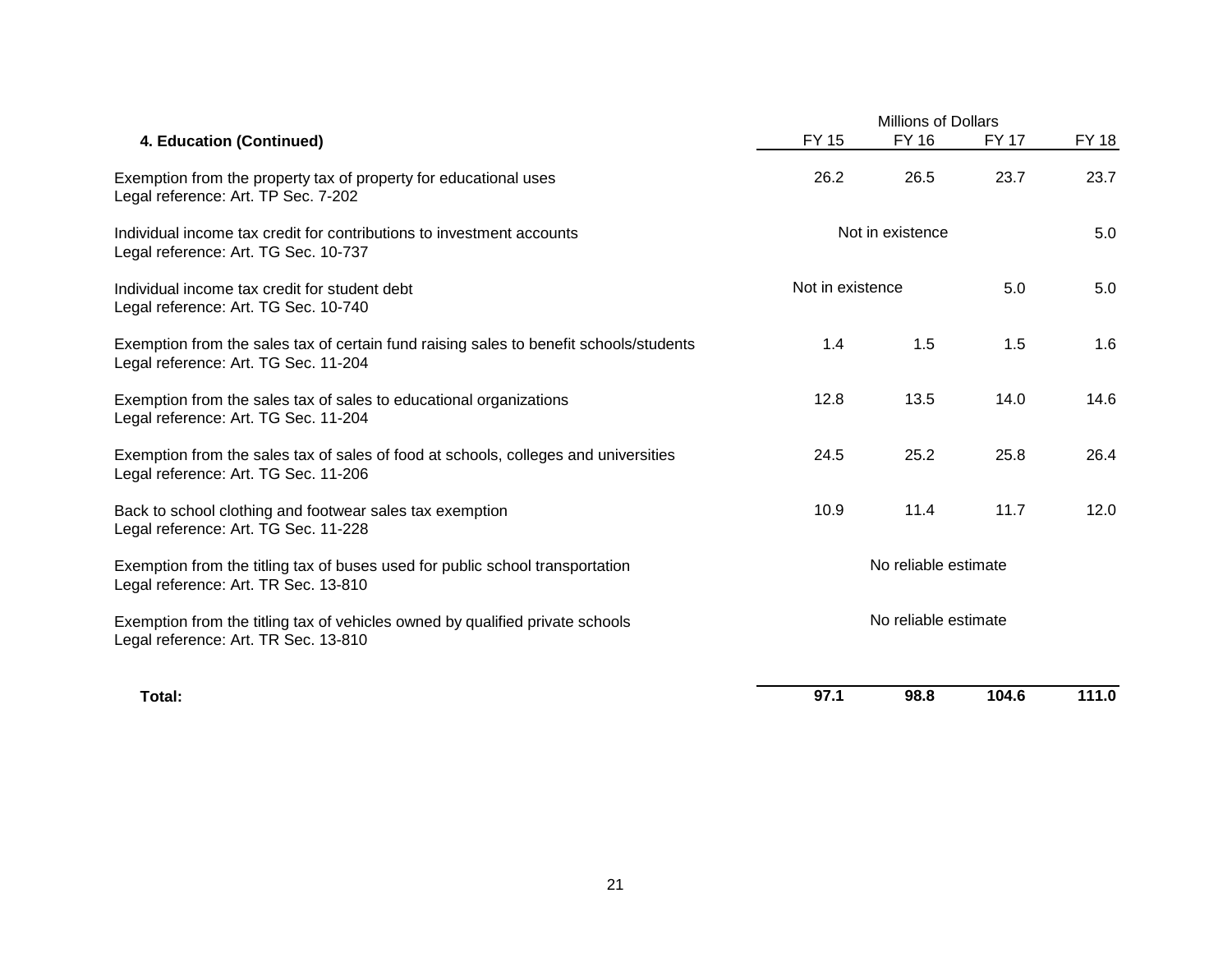| 4. Education (Continued) | FY 15 | FY 16 | FY 17 | FY 18 |
|---|---|---|---|---|
| | Millions of Dollars | | | |
| Exemption from the property tax of property for educational uses<br>Legal reference: Art. TP Sec. 7-202 | 26.2 | 26.5 | 23.7 | 23.7 |
| Individual income tax credit for contributions to investment accounts<br>Legal reference: Art. TG Sec. 10-737 | Not in existence | | | 5.0 |
| Individual income tax credit for student debt<br>Legal reference: Art. TG Sec. 10-740 | Not in existence | | 5.0 | 5.0 |
| Exemption from the sales tax of certain fund raising sales to benefit schools/students<br>Legal reference: Art. TG Sec. 11-204 | 1.4 | 1.5 | 1.5 | 1.6 |
| Exemption from the sales tax of sales to educational organizations<br>Legal reference: Art. TG Sec. 11-204 | 12.8 | 13.5 | 14.0 | 14.6 |
| Exemption from the sales tax of sales of food at schools, colleges and universities<br>Legal reference: Art. TG Sec. 11-206 | 24.5 | 25.2 | 25.8 | 26.4 |
| Back to school clothing and footwear sales tax exemption<br>Legal reference: Art. TG Sec. 11-228 | 10.9 | 11.4 | 11.7 | 12.0 |
| Exemption from the titling tax of buses used for public school transportation<br>Legal reference: Art. TR Sec. 13-810 | No reliable estimate | | | |
| Exemption from the titling tax of vehicles owned by qualified private schools<br>Legal reference: Art. TR Sec. 13-810 | No reliable estimate | | | |
| **Total:** | **97.1** | **98.8** | **104.6** | **111.0** |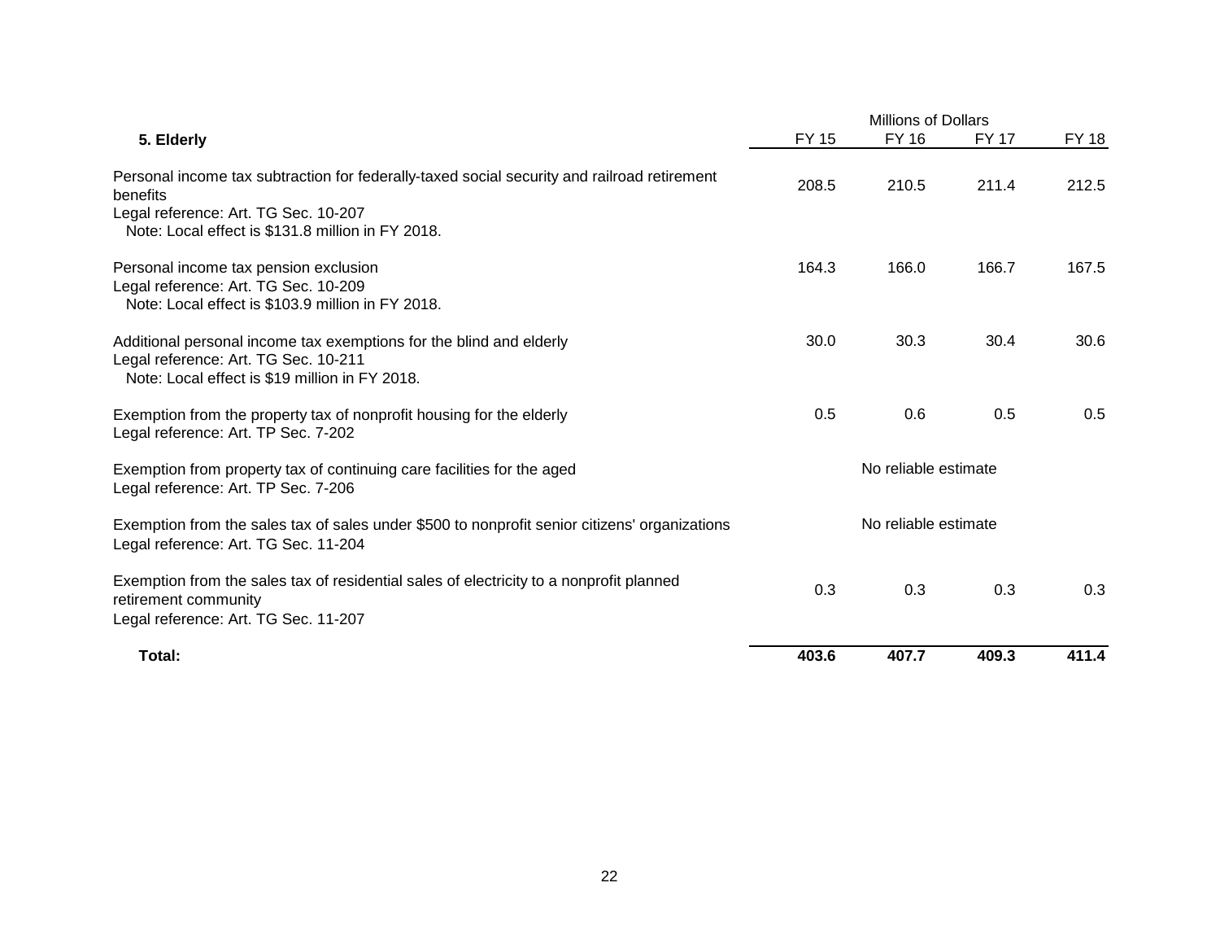| 5. Elderly | Millions of Dollars FY 15 | FY 16 | FY 17 | FY 18 |
|---|---|---|---|---|
| Personal income tax subtraction for federally-taxed social security and railroad retirement benefits<br>Legal reference: Art. TG Sec. 10-207<br>Note: Local effect is $131.8 million in FY 2018. | 208.5 | 210.5 | 211.4 | 212.5 |
| Personal income tax pension exclusion<br>Legal reference: Art. TG Sec. 10-209<br>Note: Local effect is $103.9 million in FY 2018. | 164.3 | 166.0 | 166.7 | 167.5 |
| Additional personal income tax exemptions for the blind and elderly<br>Legal reference: Art. TG Sec. 10-211<br>Note: Local effect is $19 million in FY 2018. | 30.0 | 30.3 | 30.4 | 30.6 |
| Exemption from the property tax of nonprofit housing for the elderly<br>Legal reference: Art. TP Sec. 7-202 | 0.5 | 0.6 | 0.5 | 0.5 |
| Exemption from property tax of continuing care facilities for the aged<br>Legal reference: Art. TP Sec. 7-206 | No reliable estimate | | | |
| Exemption from the sales tax of sales under $500 to nonprofit senior citizens' organizations<br>Legal reference: Art. TG Sec. 11-204 | No reliable estimate | | | |
| Exemption from the sales tax of residential sales of electricity to a nonprofit planned retirement community<br>Legal reference: Art. TG Sec. 11-207 | 0.3 | 0.3 | 0.3 | 0.3 |
| **Total:** | **403.6** | **407.7** | **409.3** | **411.4** |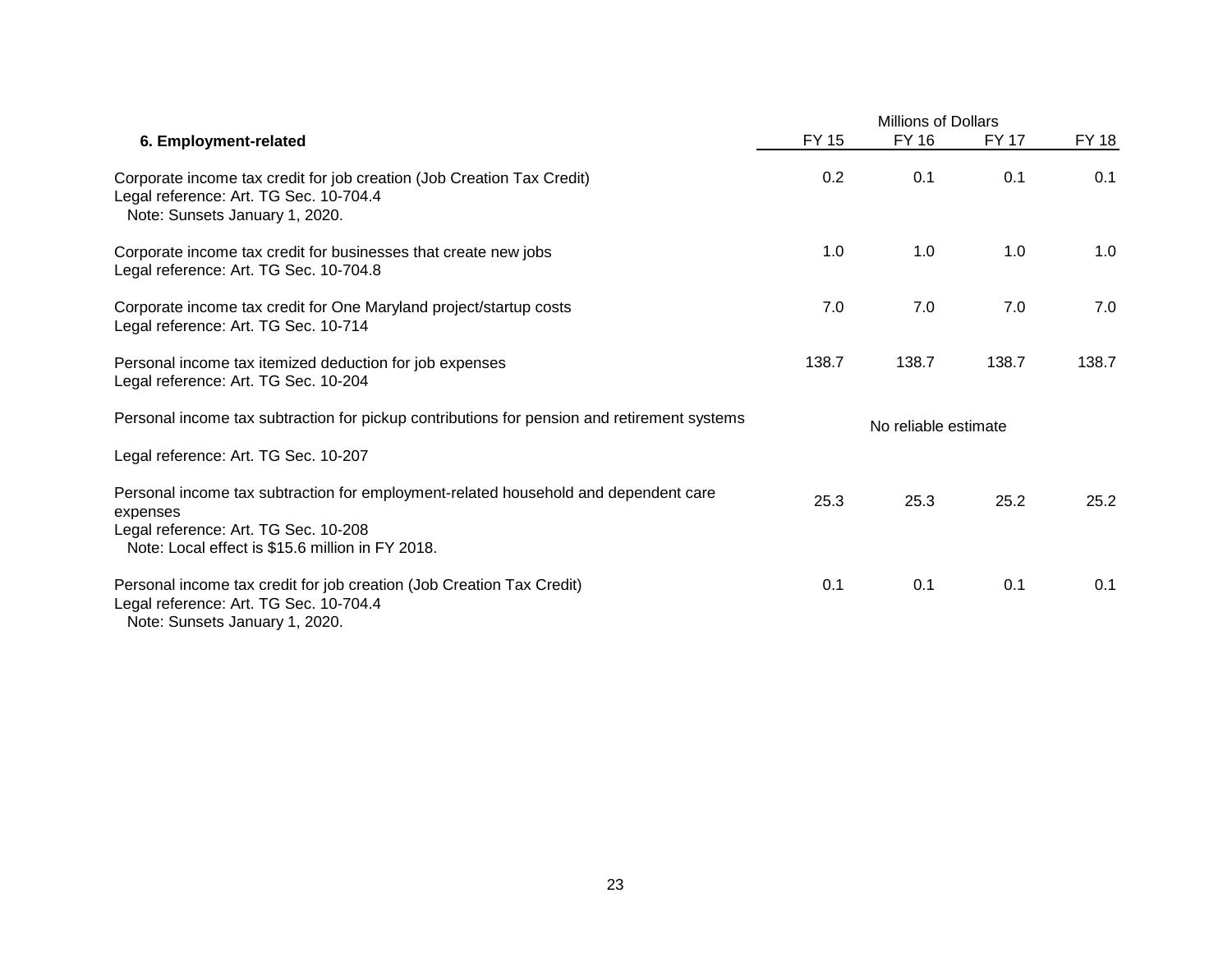| 6. Employment-related | Millions of Dollars FY 15 | FY 16 | FY 17 | FY 18 |
|---|---|---|---|---|
| Corporate income tax credit for job creation (Job Creation Tax Credit)<br>Legal reference: Art. TG Sec. 10-704.4<br>Note: Sunsets January 1, 2020. | 0.2 | 0.1 | 0.1 | 0.1 |
| Corporate income tax credit for businesses that create new jobs<br>Legal reference: Art. TG Sec. 10-704.8 | 1.0 | 1.0 | 1.0 | 1.0 |
| Corporate income tax credit for One Maryland project/startup costs<br>Legal reference: Art. TG Sec. 10-714 | 7.0 | 7.0 | 7.0 | 7.0 |
| Personal income tax itemized deduction for job expenses<br>Legal reference: Art. TG Sec. 10-204 | 138.7 | 138.7 | 138.7 | 138.7 |
| Personal income tax subtraction for pickup contributions for pension and retirement systems<br>Legal reference: Art. TG Sec. 10-207 | No reliable estimate | | | |
| Personal income tax subtraction for employment-related household and dependent care expenses<br>Legal reference: Art. TG Sec. 10-208<br>Note: Local effect is $15.6 million in FY 2018. | 25.3 | 25.3 | 25.2 | 25.2 |
| Personal income tax credit for job creation (Job Creation Tax Credit)<br>Legal reference: Art. TG Sec. 10-704.4<br>Note: Sunsets January 1, 2020. | 0.1 | 0.1 | 0.1 | 0.1 |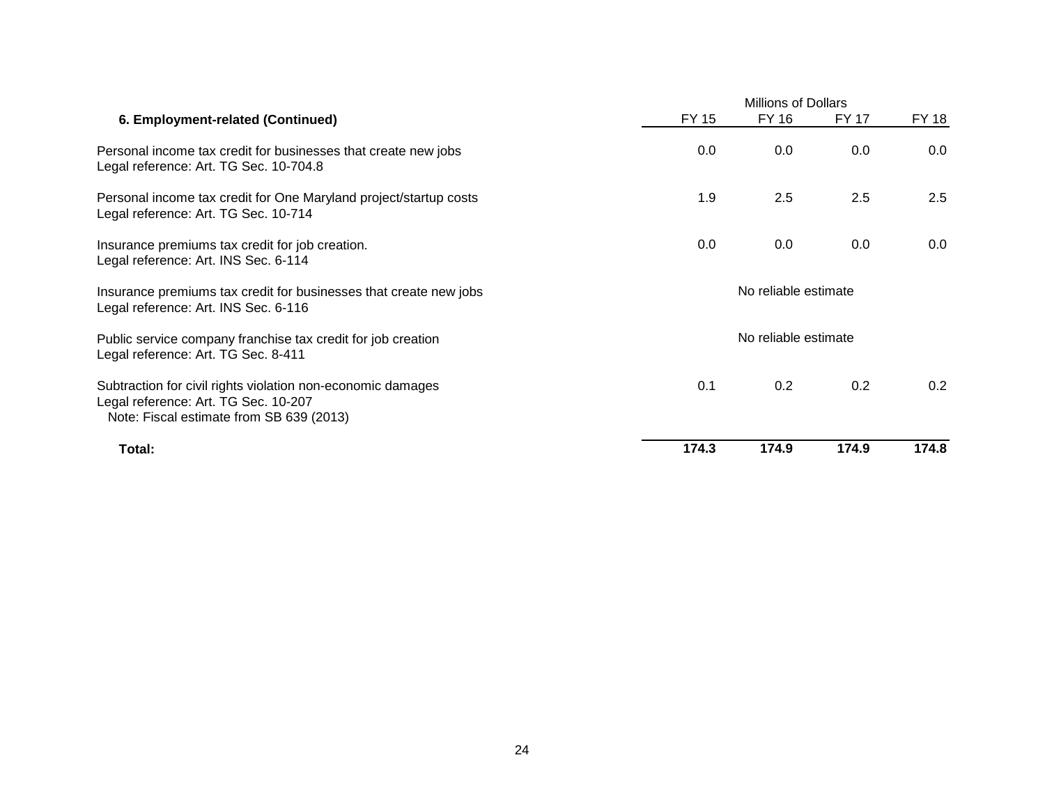| 6. Employment-related (Continued) | Millions of Dollars FY 15 | FY 16 | FY 17 | FY 18 |
|---|---|---|---|---|
| Personal income tax credit for businesses that create new jobs<br>Legal reference: Art. TG Sec. 10-704.8 | 0.0 | 0.0 | 0.0 | 0.0 |
| Personal income tax credit for One Maryland project/startup costs<br>Legal reference: Art. TG Sec. 10-714 | 1.9 | 2.5 | 2.5 | 2.5 |
| Insurance premiums tax credit for job creation.<br>Legal reference: Art. INS Sec. 6-114 | 0.0 | 0.0 | 0.0 | 0.0 |
| Insurance premiums tax credit for businesses that create new jobs<br>Legal reference: Art. INS Sec. 6-116 | No reliable estimate | | | |
| Public service company franchise tax credit for job creation<br>Legal reference: Art. TG Sec. 8-411 | No reliable estimate | | | |
| Subtraction for civil rights violation non-economic damages<br>Legal reference: Art. TG Sec. 10-207<br>Note: Fiscal estimate from SB 639 (2013) | 0.1 | 0.2 | 0.2 | 0.2 |
| **Total:** | **174.3** | **174.9** | **174.9** | **174.8** |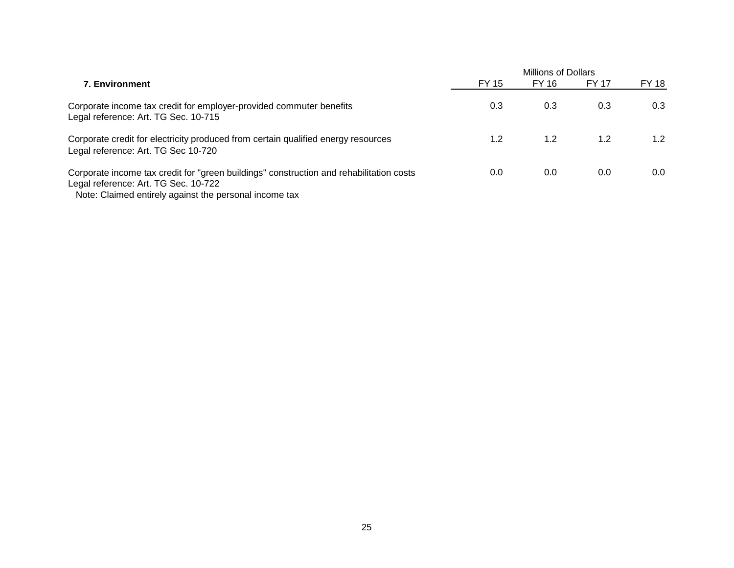| 7. Environment | Millions of Dollars | | | |
|---|---|---|---|---|
| | FY 15 | FY 16 | FY 17 | FY 18 |
| Corporate income tax credit for employer-provided commuter benefits<br>Legal reference: Art. TG Sec. 10-715 | 0.3 | 0.3 | 0.3 | 0.3 |
| Corporate credit for electricity produced from certain qualified energy resources<br>Legal reference: Art. TG Sec 10-720 | 1.2 | 1.2 | 1.2 | 1.2 |
| Corporate income tax credit for "green buildings" construction and rehabilitation costs<br>Legal reference: Art. TG Sec. 10-722<br>Note: Claimed entirely against the personal income tax | 0.0 | 0.0 | 0.0 | 0.0 |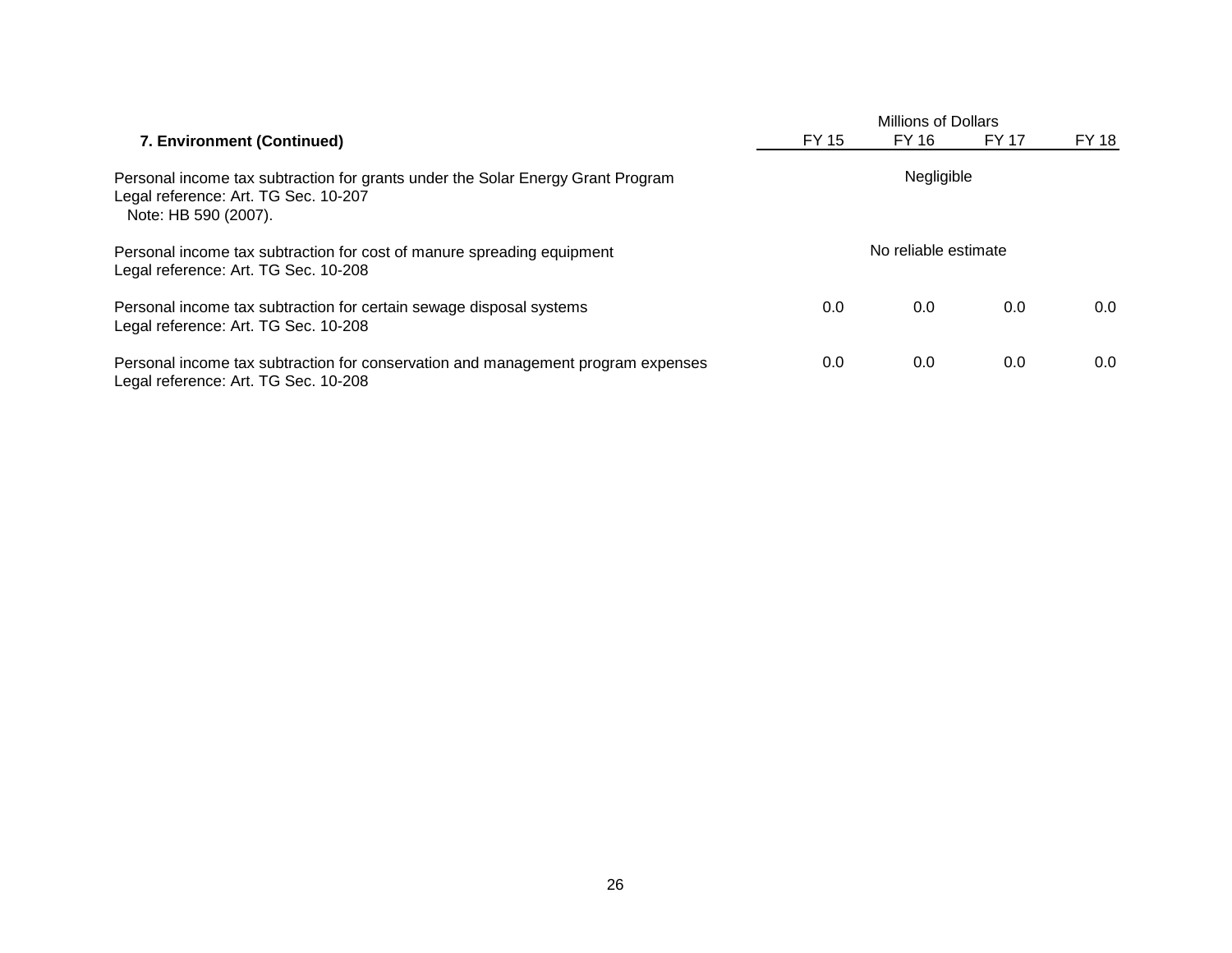| 7. Environment (Continued) | Millions of Dollars FY 15 | FY 16 | FY 17 | FY 18 |
|---|---|---|---|---|
| Personal income tax subtraction for grants under the Solar Energy Grant Program<br>Legal reference: Art. TG Sec. 10-207<br>Note: HB 590 (2007). | Negligible | | | |
| Personal income tax subtraction for cost of manure spreading equipment<br>Legal reference: Art. TG Sec. 10-208 | No reliable estimate | | | |
| Personal income tax subtraction for certain sewage disposal systems<br>Legal reference: Art. TG Sec. 10-208 | 0.0 | 0.0 | 0.0 | 0.0 |
| Personal income tax subtraction for conservation and management program expenses<br>Legal reference: Art. TG Sec. 10-208 | 0.0 | 0.0 | 0.0 | 0.0 |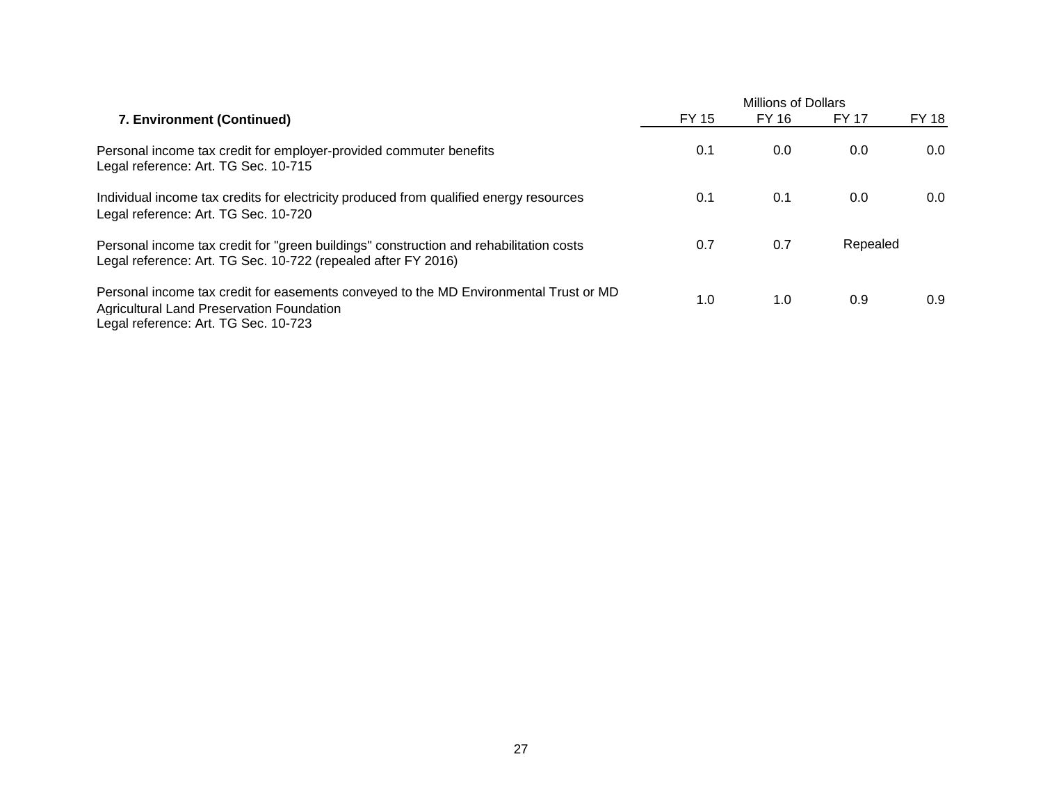|  | Millions of Dollars | | | |
|---|---|---|---|---|
| **7. Environment (Continued)** | FY 15 | FY 16 | FY 17 | FY 18 |
| Personal income tax credit for employer-provided commuter benefits<br>Legal reference: Art. TG Sec. 10-715 | 0.1 | 0.0 | 0.0 | 0.0 |
| Individual income tax credits for electricity produced from qualified energy resources<br>Legal reference: Art. TG Sec. 10-720 | 0.1 | 0.1 | 0.0 | 0.0 |
| Personal income tax credit for "green buildings" construction and rehabilitation costs<br>Legal reference: Art. TG Sec. 10-722 (repealed after FY 2016) | 0.7 | 0.7 | Repealed | |
| Personal income tax credit for easements conveyed to the MD Environmental Trust or MD Agricultural Land Preservation Foundation<br>Legal reference: Art. TG Sec. 10-723 | 1.0 | 1.0 | 0.9 | 0.9 |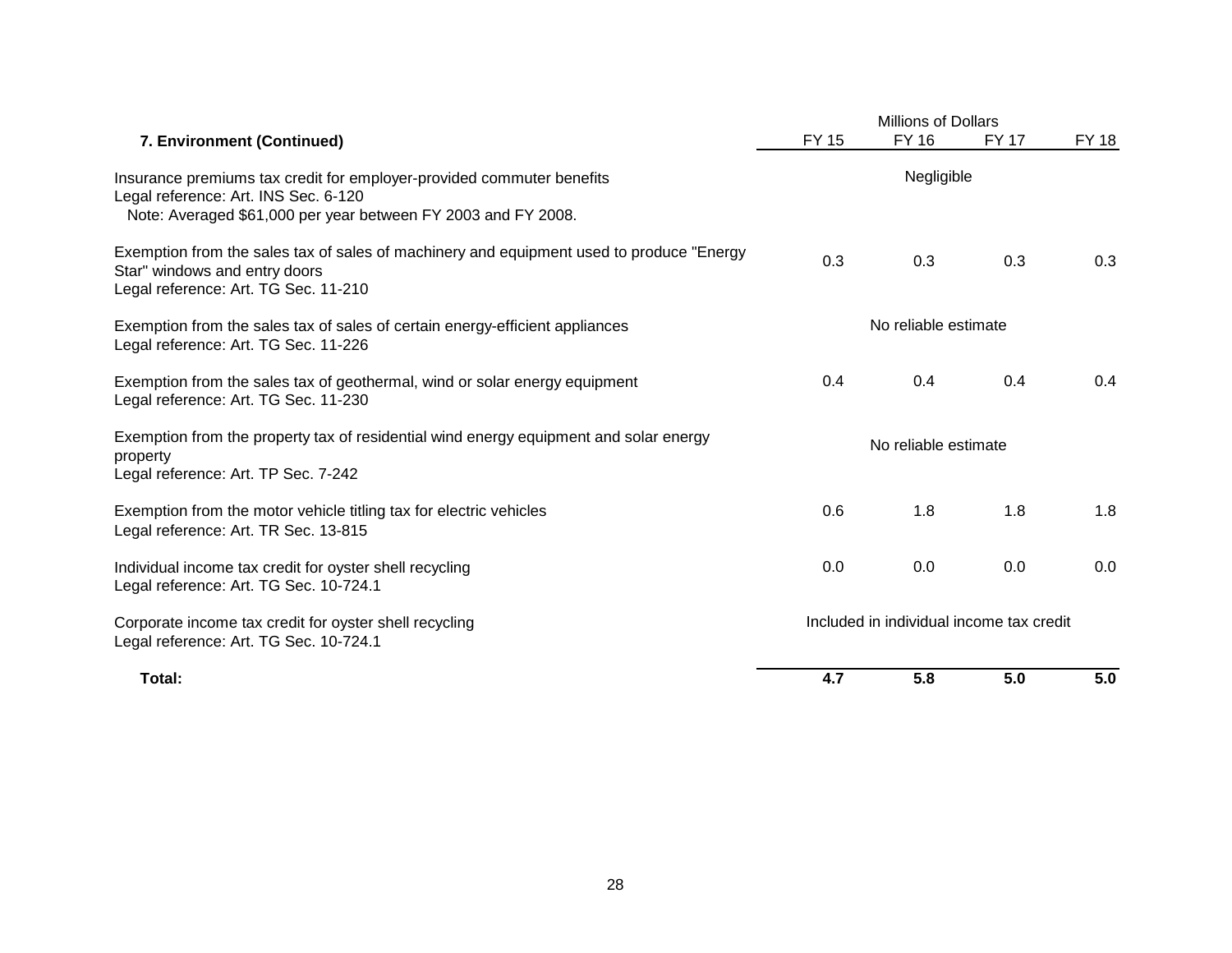| 7. Environment (Continued) | Millions of Dollars FY 15 | FY 16 | FY 17 | FY 18 |
|---|---|---|---|---|
| Insurance premiums tax credit for employer-provided commuter benefits<br>Legal reference: Art. INS Sec. 6-120<br>Note: Averaged $61,000 per year between FY 2003 and FY 2008. | Negligible | | | |
| Exemption from the sales tax of sales of machinery and equipment used to produce "Energy Star" windows and entry doors<br>Legal reference: Art. TG Sec. 11-210 | 0.3 | 0.3 | 0.3 | 0.3 |
| Exemption from the sales tax of sales of certain energy-efficient appliances<br>Legal reference: Art. TG Sec. 11-226 | No reliable estimate | | | |
| Exemption from the sales tax of geothermal, wind or solar energy equipment<br>Legal reference: Art. TG Sec. 11-230 | 0.4 | 0.4 | 0.4 | 0.4 |
| Exemption from the property tax of residential wind energy equipment and solar energy property<br>Legal reference: Art. TP Sec. 7-242 | No reliable estimate | | | |
| Exemption from the motor vehicle titling tax for electric vehicles<br>Legal reference: Art. TR Sec. 13-815 | 0.6 | 1.8 | 1.8 | 1.8 |
| Individual income tax credit for oyster shell recycling<br>Legal reference: Art. TG Sec. 10-724.1 | 0.0 | 0.0 | 0.0 | 0.0 |
| Corporate income tax credit for oyster shell recycling<br>Legal reference: Art. TG Sec. 10-724.1 | Included in individual income tax credit | | | |
| **Total:** | **4.7** | **5.8** | **5.0** | **5.0** |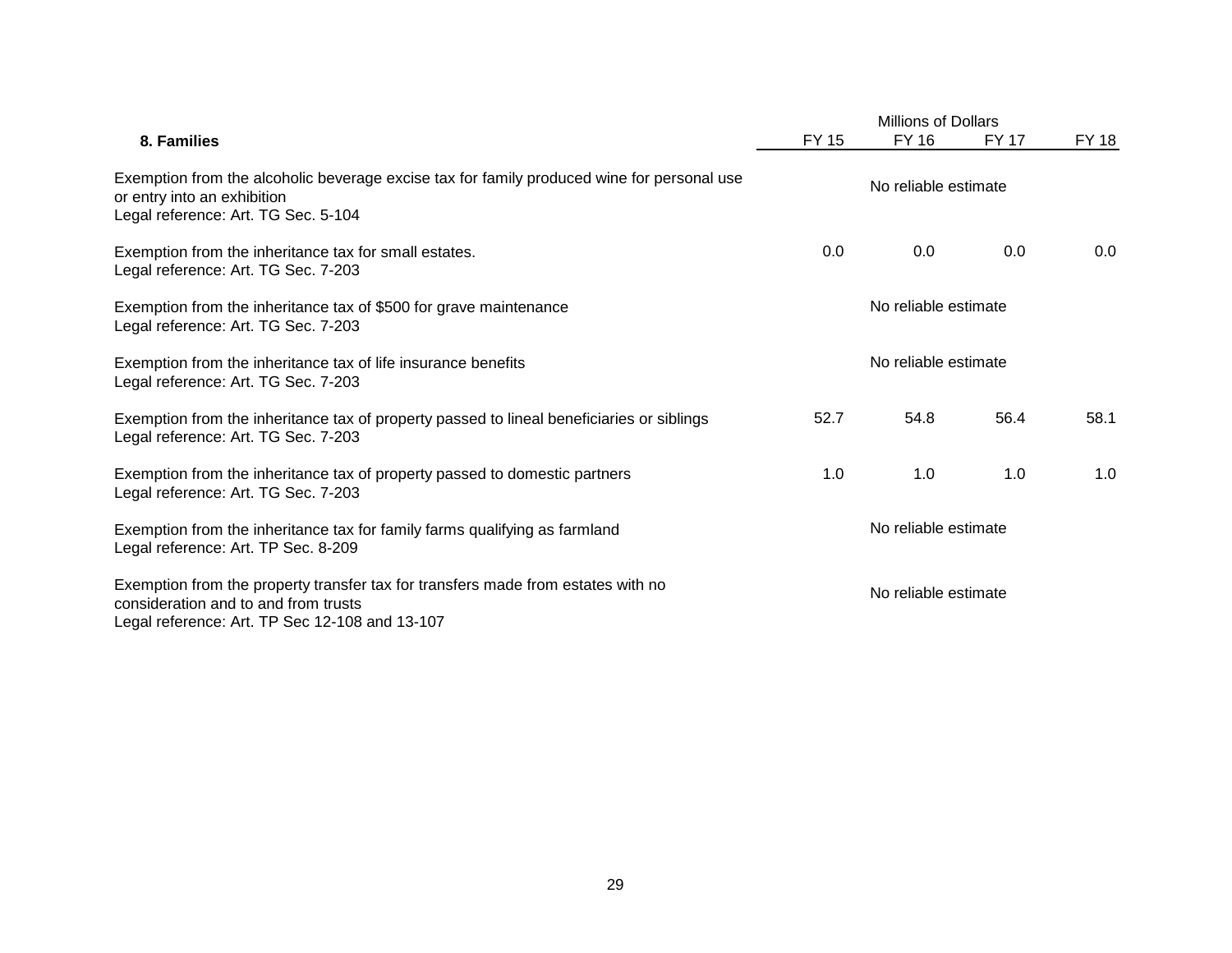| 8. Families | Millions of Dollars FY 15 | FY 16 | FY 17 | FY 18 |
|---|---|---|---|---|
| Exemption from the alcoholic beverage excise tax for family produced wine for personal use or entry into an exhibition<br>Legal reference: Art. TG Sec. 5-104 | No reliable estimate | | | |
| Exemption from the inheritance tax for small estates.<br>Legal reference: Art. TG Sec. 7-203 | 0.0 | 0.0 | 0.0 | 0.0 |
| Exemption from the inheritance tax of $500 for grave maintenance<br>Legal reference: Art. TG Sec. 7-203 | No reliable estimate | | | |
| Exemption from the inheritance tax of life insurance benefits<br>Legal reference: Art. TG Sec. 7-203 | No reliable estimate | | | |
| Exemption from the inheritance tax of property passed to lineal beneficiaries or siblings<br>Legal reference: Art. TG Sec. 7-203 | 52.7 | 54.8 | 56.4 | 58.1 |
| Exemption from the inheritance tax of property passed to domestic partners<br>Legal reference: Art. TG Sec. 7-203 | 1.0 | 1.0 | 1.0 | 1.0 |
| Exemption from the inheritance tax for family farms qualifying as farmland<br>Legal reference: Art. TP Sec. 8-209 | No reliable estimate | | | |
| Exemption from the property transfer tax for transfers made from estates with no consideration and to and from trusts<br>Legal reference: Art. TP Sec 12-108 and 13-107 | No reliable estimate | | | |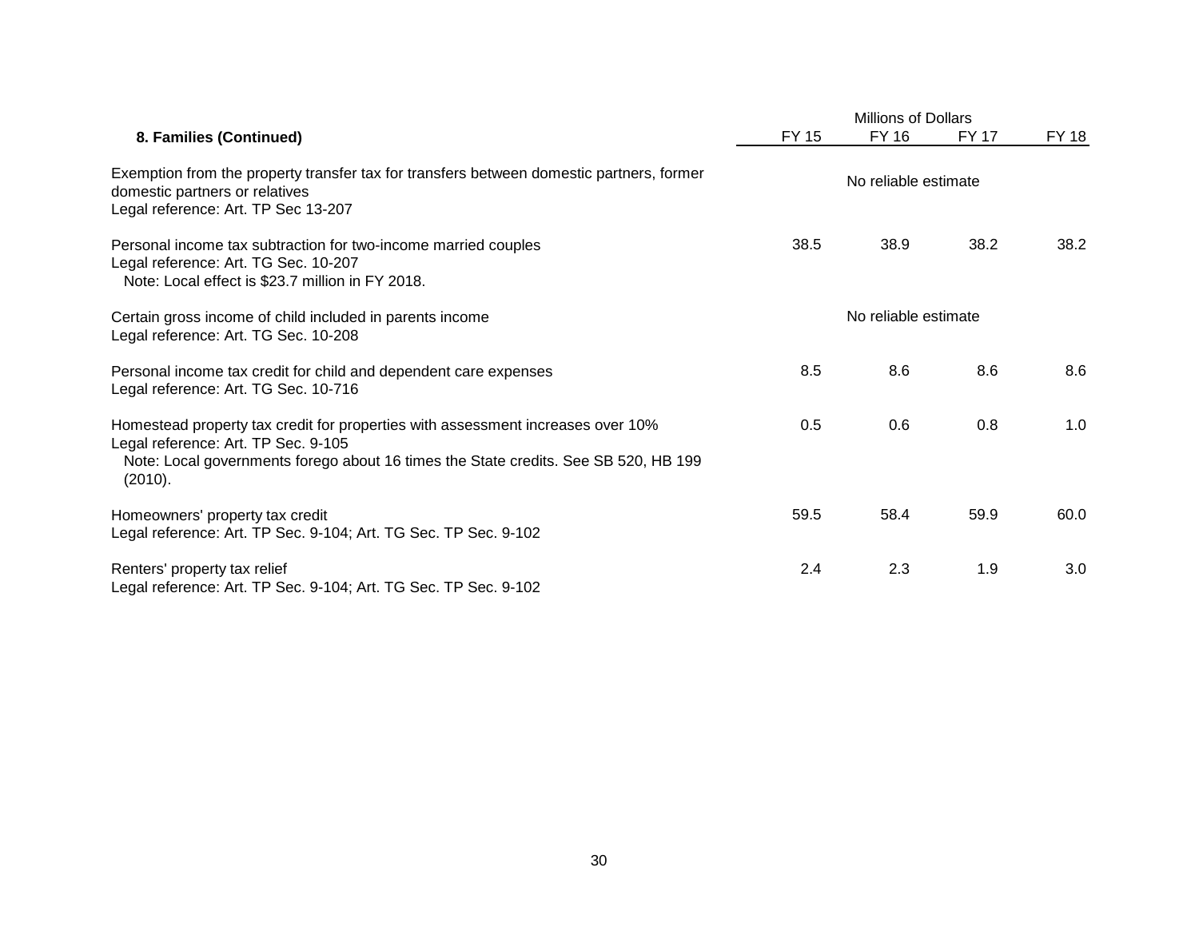| 8. Families (Continued) | Millions of Dollars FY 15 | FY 16 | FY 17 | FY 18 |
|---|---|---|---|---|
| Exemption from the property transfer tax for transfers between domestic partners, former domestic partners or relatives<br>Legal reference: Art. TP Sec 13-207 | No reliable estimate | | | |
| Personal income tax subtraction for two-income married couples<br>Legal reference: Art. TG Sec. 10-207<br>Note: Local effect is $23.7 million in FY 2018. | 38.5 | 38.9 | 38.2 | 38.2 |
| Certain gross income of child included in parents income<br>Legal reference: Art. TG Sec. 10-208 | No reliable estimate | | | |
| Personal income tax credit for child and dependent care expenses<br>Legal reference: Art. TG Sec. 10-716 | 8.5 | 8.6 | 8.6 | 8.6 |
| Homestead property tax credit for properties with assessment increases over 10%<br>Legal reference: Art. TP Sec. 9-105<br>Note: Local governments forego about 16 times the State credits. See SB 520, HB 199 (2010). | 0.5 | 0.6 | 0.8 | 1.0 |
| Homeowners' property tax credit<br>Legal reference: Art. TP Sec. 9-104; Art. TG Sec. TP Sec. 9-102 | 59.5 | 58.4 | 59.9 | 60.0 |
| Renters' property tax relief<br>Legal reference: Art. TP Sec. 9-104; Art. TG Sec. TP Sec. 9-102 | 2.4 | 2.3 | 1.9 | 3.0 |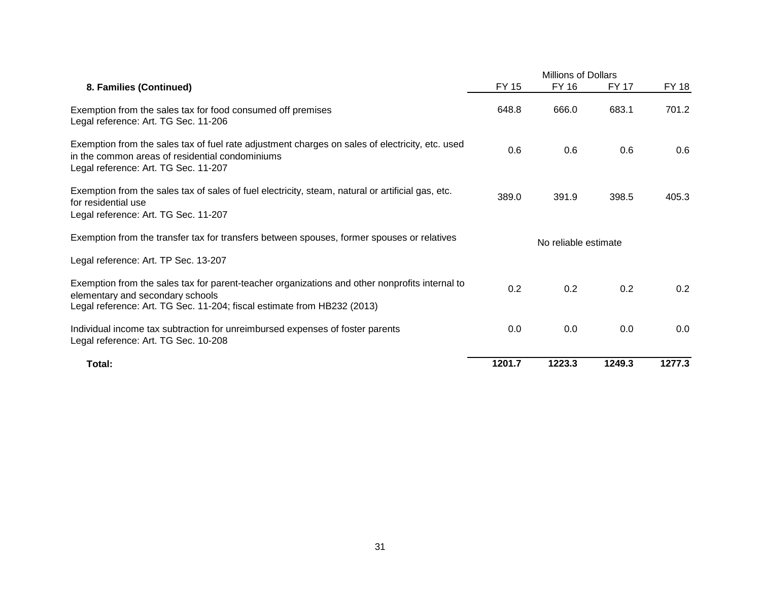| 8. Families (Continued) | Millions of Dollars FY 15 | FY 16 | FY 17 | FY 18 |
|---|---|---|---|---|
| Exemption from the sales tax for food consumed off premises<br>Legal reference: Art. TG Sec. 11-206 | 648.8 | 666.0 | 683.1 | 701.2 |
| Exemption from the sales tax of fuel rate adjustment charges on sales of electricity, etc. used in the common areas of residential condominiums<br>Legal reference: Art. TG Sec. 11-207 | 0.6 | 0.6 | 0.6 | 0.6 |
| Exemption from the sales tax of sales of fuel electricity, steam, natural or artificial gas, etc. for residential use<br>Legal reference: Art. TG Sec. 11-207 | 389.0 | 391.9 | 398.5 | 405.3 |
| Exemption from the transfer tax for transfers between spouses, former spouses or relatives<br>Legal reference: Art. TP Sec. 13-207 | No reliable estimate | | | |
| Exemption from the sales tax for parent-teacher organizations and other nonprofits internal to elementary and secondary schools<br>Legal reference: Art. TG Sec. 11-204; fiscal estimate from HB232 (2013) | 0.2 | 0.2 | 0.2 | 0.2 |
| Individual income tax subtraction for unreimbursed expenses of foster parents<br>Legal reference: Art. TG Sec. 10-208 | 0.0 | 0.0 | 0.0 | 0.0 |
| **Total:** | **1201.7** | **1223.3** | **1249.3** | **1277.3** |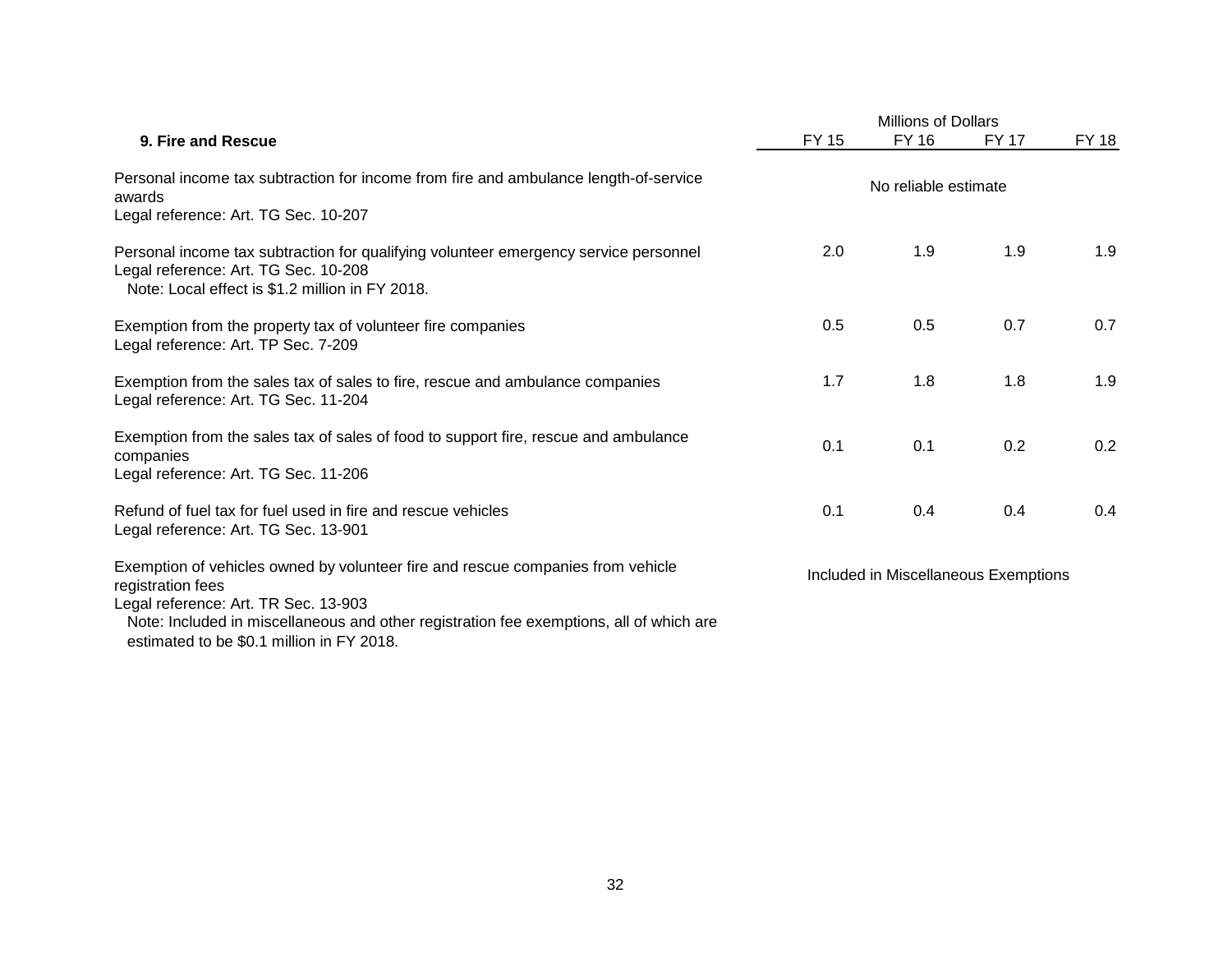| 9. Fire and Rescue | Millions of Dollars | | | |
|---|---|---|---|---|
| | FY 15 | FY 16 | FY 17 | FY 18 |
| Personal income tax subtraction for income from fire and ambulance length-of-service awards<br>Legal reference: Art. TG Sec. 10-207 | No reliable estimate | | | |
| Personal income tax subtraction for qualifying volunteer emergency service personnel<br>Legal reference: Art. TG Sec. 10-208<br>Note: Local effect is $1.2 million in FY 2018. | 2.0 | 1.9 | 1.9 | 1.9 |
| Exemption from the property tax of volunteer fire companies<br>Legal reference: Art. TP Sec. 7-209 | 0.5 | 0.5 | 0.7 | 0.7 |
| Exemption from the sales tax of sales to fire, rescue and ambulance companies<br>Legal reference: Art. TG Sec. 11-204 | 1.7 | 1.8 | 1.8 | 1.9 |
| Exemption from the sales tax of sales of food to support fire, rescue and ambulance companies<br>Legal reference: Art. TG Sec. 11-206 | 0.1 | 0.1 | 0.2 | 0.2 |
| Refund of fuel tax for fuel used in fire and rescue vehicles<br>Legal reference: Art. TG Sec. 13-901 | 0.1 | 0.4 | 0.4 | 0.4 |
| Exemption of vehicles owned by volunteer fire and rescue companies from vehicle registration fees<br>Legal reference: Art. TR Sec. 13-903<br>Note: Included in miscellaneous and other registration fee exemptions, all of which are estimated to be $0.1 million in FY 2018. | Included in Miscellaneous Exemptions | | | |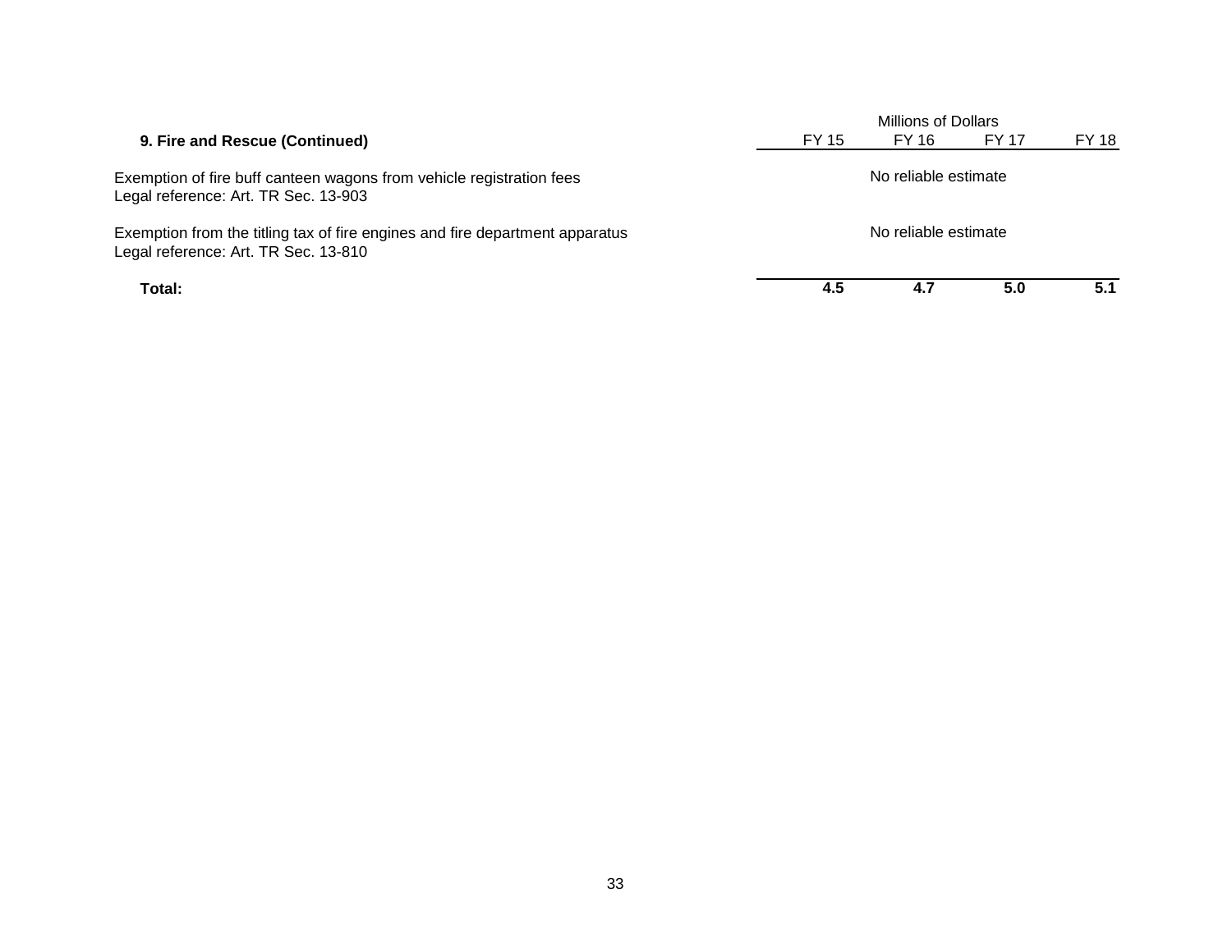| 9. Fire and Rescue (Continued) | Millions of Dollars | | | |
|---|---|---|---|---|
| | FY 15 | FY 16 | FY 17 | FY 18 |
| Exemption of fire buff canteen wagons from vehicle registration fees<br>Legal reference: Art. TR Sec. 13-903 | No reliable estimate | | | |
| Exemption from the titling tax of fire engines and fire department apparatus<br>Legal reference: Art. TR Sec. 13-810 | No reliable estimate | | | |
| **Total:** | **4.5** | **4.7** | **5.0** | **5.1** |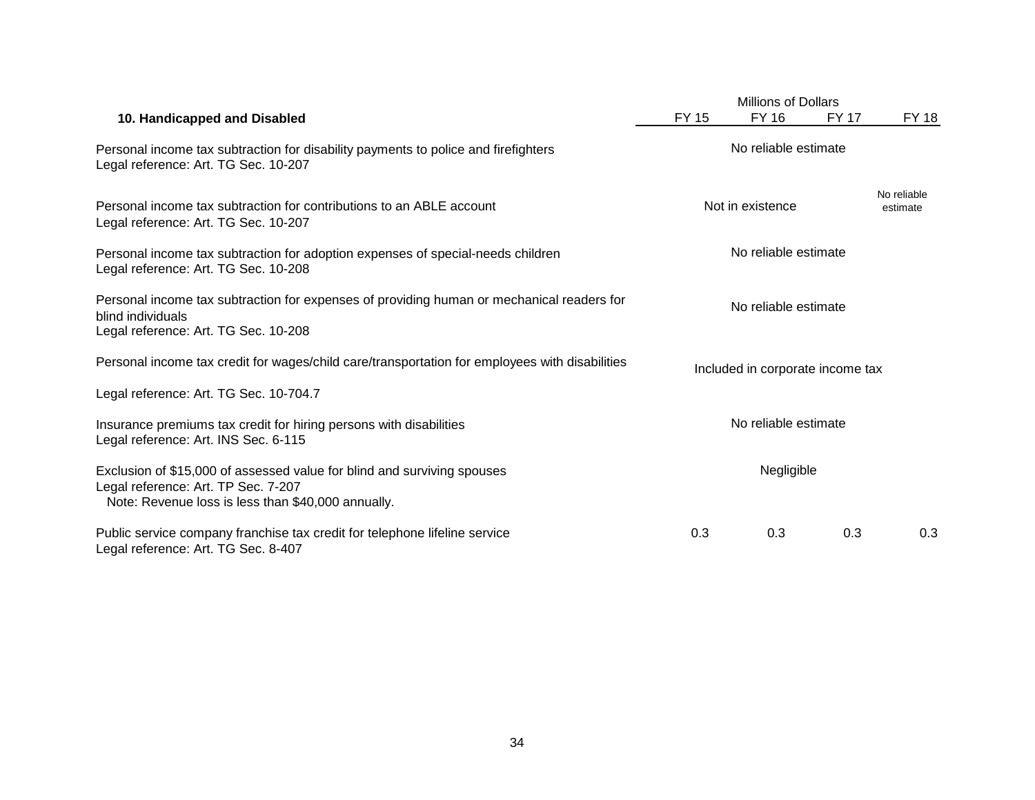| 10. Handicapped and Disabled | Millions of Dollars | | | |
|---|---|---|---|---|
| | FY 15 | FY 16 | FY 17 | FY 18 |
| Personal income tax subtraction for disability payments to police and firefighters<br>Legal reference: Art. TG Sec. 10-207 | No reliable estimate | | | |
| Personal income tax subtraction for contributions to an ABLE account<br>Legal reference: Art. TG Sec. 10-207 | Not in existence | | | No reliable estimate |
| Personal income tax subtraction for adoption expenses of special-needs children<br>Legal reference: Art. TG Sec. 10-208 | No reliable estimate | | | |
| Personal income tax subtraction for expenses of providing human or mechanical readers for blind individuals<br>Legal reference: Art. TG Sec. 10-208 | No reliable estimate | | | |
| Personal income tax credit for wages/child care/transportation for employees with disabilities<br>Legal reference: Art. TG Sec. 10-704.7 | Included in corporate income tax | | | |
| Insurance premiums tax credit for hiring persons with disabilities<br>Legal reference: Art. INS Sec. 6-115 | No reliable estimate | | | |
| Exclusion of $15,000 of assessed value for blind and surviving spouses<br>Legal reference: Art. TP Sec. 7-207<br>Note: Revenue loss is less than $40,000 annually. | Negligible | | | |
| Public service company franchise tax credit for telephone lifeline service<br>Legal reference: Art. TG Sec. 8-407 | 0.3 | 0.3 | 0.3 | 0.3 |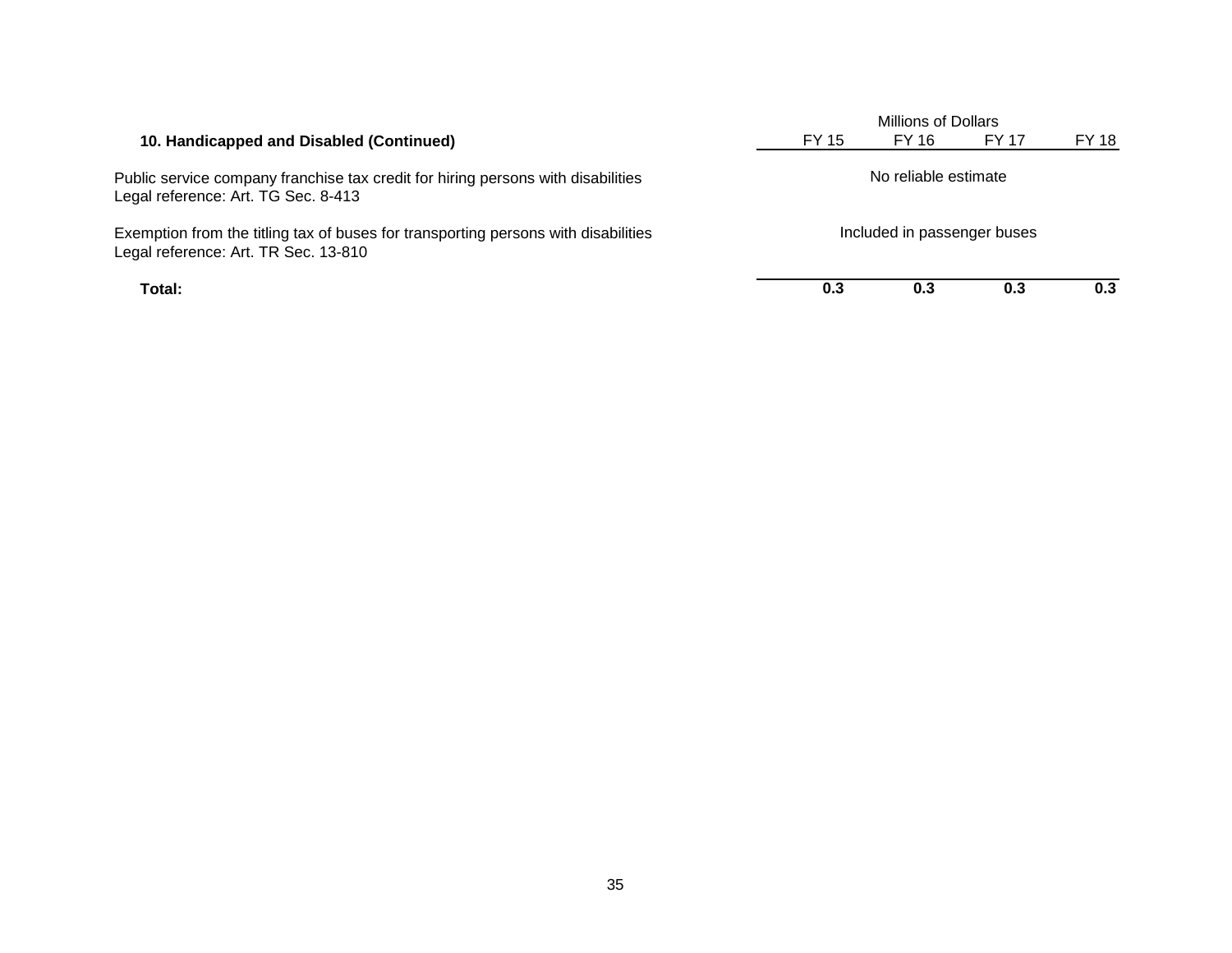| 10. Handicapped and Disabled (Continued) | Millions of Dollars FY 15 | FY 16 | FY 17 | FY 18 |
|---|---|---|---|---|
| Public service company franchise tax credit for hiring persons with disabilities<br>Legal reference: Art. TG Sec. 8-413 | No reliable estimate | | | |
| Exemption from the titling tax of buses for transporting persons with disabilities<br>Legal reference: Art. TR Sec. 13-810 | Included in passenger buses | | | |
| **Total:** | **0.3** | **0.3** | **0.3** | **0.3** |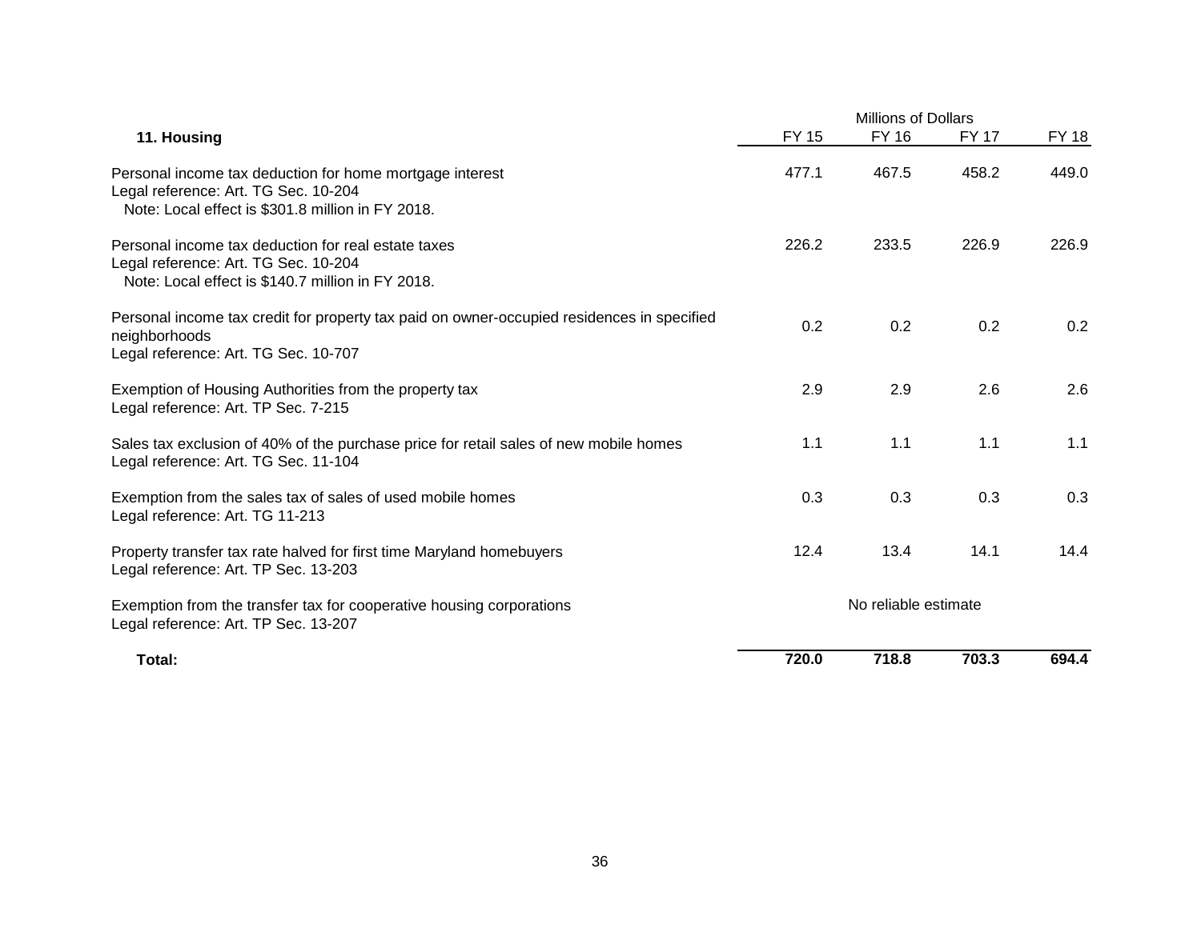| 11. Housing | Millions of Dollars FY 15 | FY 16 | FY 17 | FY 18 |
|---|---|---|---|---|
| Personal income tax deduction for home mortgage interest<br>Legal reference: Art. TG Sec. 10-204<br>Note: Local effect is $301.8 million in FY 2018. | 477.1 | 467.5 | 458.2 | 449.0 |
| Personal income tax deduction for real estate taxes<br>Legal reference: Art. TG Sec. 10-204<br>Note: Local effect is $140.7 million in FY 2018. | 226.2 | 233.5 | 226.9 | 226.9 |
| Personal income tax credit for property tax paid on owner-occupied residences in specified neighborhoods<br>Legal reference: Art. TG Sec. 10-707 | 0.2 | 0.2 | 0.2 | 0.2 |
| Exemption of Housing Authorities from the property tax<br>Legal reference: Art. TP Sec. 7-215 | 2.9 | 2.9 | 2.6 | 2.6 |
| Sales tax exclusion of 40% of the purchase price for retail sales of new mobile homes<br>Legal reference: Art. TG Sec. 11-104 | 1.1 | 1.1 | 1.1 | 1.1 |
| Exemption from the sales tax of sales of used mobile homes<br>Legal reference: Art. TG 11-213 | 0.3 | 0.3 | 0.3 | 0.3 |
| Property transfer tax rate halved for first time Maryland homebuyers<br>Legal reference: Art. TP Sec. 13-203 | 12.4 | 13.4 | 14.1 | 14.4 |
| Exemption from the transfer tax for cooperative housing corporations<br>Legal reference: Art. TP Sec. 13-207 | No reliable estimate | | | |
| **Total:** | **720.0** | **718.8** | **703.3** | **694.4** |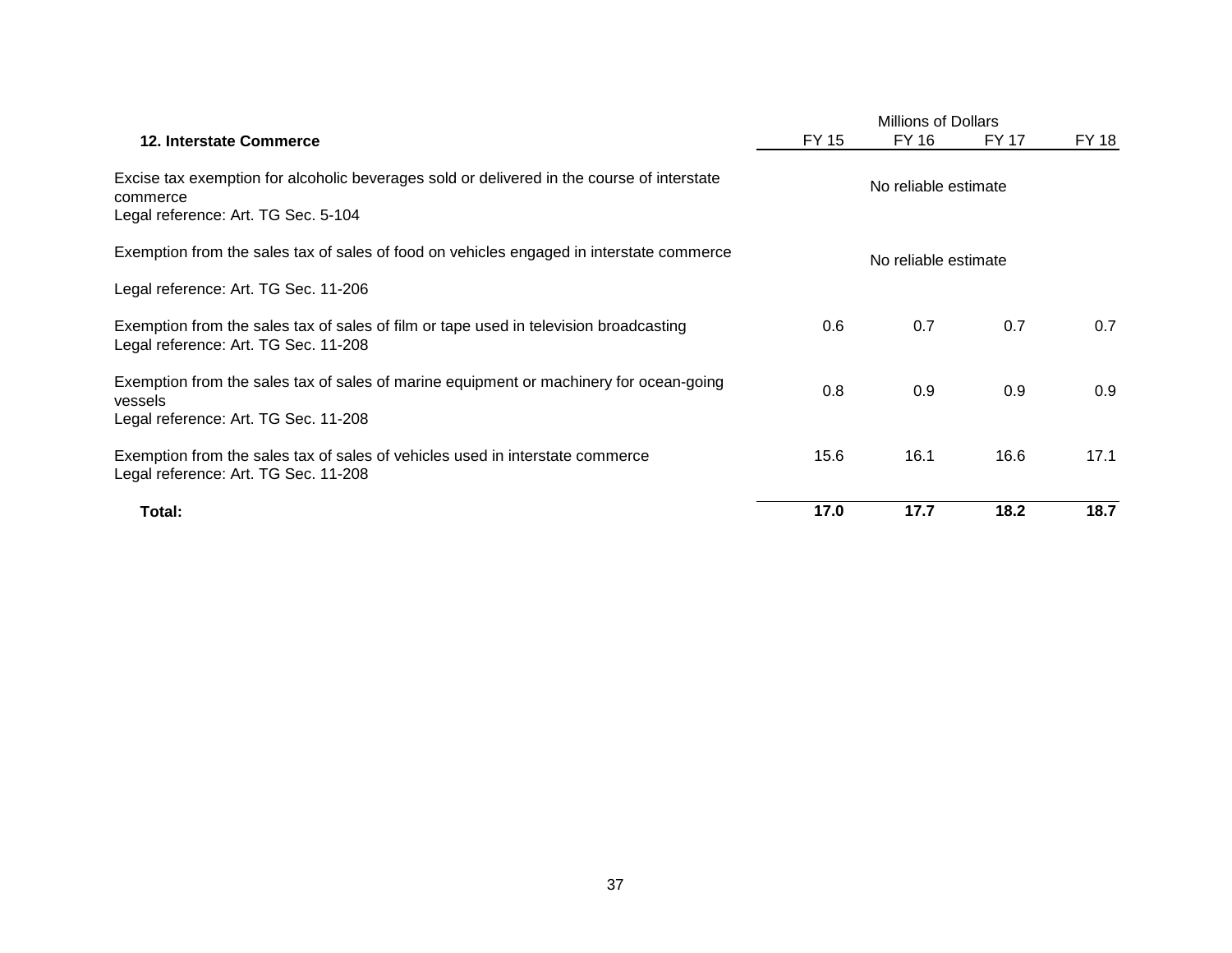| 12. Interstate Commerce | Millions of Dollars FY 15 | FY 16 | FY 17 | FY 18 |
|---|---|---|---|---|
| Excise tax exemption for alcoholic beverages sold or delivered in the course of interstate commerce<br>Legal reference: Art. TG Sec. 5-104 | No reliable estimate | | | |
| Exemption from the sales tax of sales of food on vehicles engaged in interstate commerce<br>Legal reference: Art. TG Sec. 11-206 | No reliable estimate | | | |
| Exemption from the sales tax of sales of film or tape used in television broadcasting<br>Legal reference: Art. TG Sec. 11-208 | 0.6 | 0.7 | 0.7 | 0.7 |
| Exemption from the sales tax of sales of marine equipment or machinery for ocean-going vessels<br>Legal reference: Art. TG Sec. 11-208 | 0.8 | 0.9 | 0.9 | 0.9 |
| Exemption from the sales tax of sales of vehicles used in interstate commerce<br>Legal reference: Art. TG Sec. 11-208 | 15.6 | 16.1 | 16.6 | 17.1 |
| **Total:** | **17.0** | **17.7** | **18.2** | **18.7** |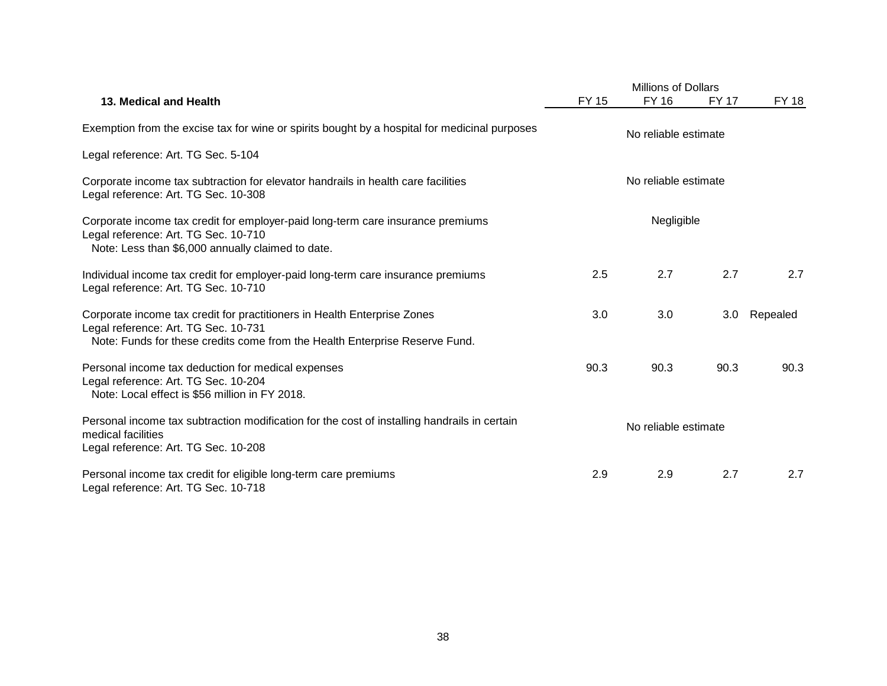| 13. Medical and Health | Millions of Dollars FY 15 | FY 16 | FY 17 | FY 18 |
|---|---|---|---|---|
| Exemption from the excise tax for wine or spirits bought by a hospital for medicinal purposes<br>Legal reference: Art. TG Sec. 5-104 | No reliable estimate | | | |
| Corporate income tax subtraction for elevator handrails in health care facilities<br>Legal reference: Art. TG Sec. 10-308 | No reliable estimate | | | |
| Corporate income tax credit for employer-paid long-term care insurance premiums<br>Legal reference: Art. TG Sec. 10-710<br>Note: Less than $6,000 annually claimed to date. | Negligible | | | |
| Individual income tax credit for employer-paid long-term care insurance premiums<br>Legal reference: Art. TG Sec. 10-710 | 2.5 | 2.7 | 2.7 | 2.7 |
| Corporate income tax credit for practitioners in Health Enterprise Zones<br>Legal reference: Art. TG Sec. 10-731<br>Note: Funds for these credits come from the Health Enterprise Reserve Fund. | 3.0 | 3.0 | 3.0 | Repealed |
| Personal income tax deduction for medical expenses<br>Legal reference: Art. TG Sec. 10-204<br>Note: Local effect is $56 million in FY 2018. | 90.3 | 90.3 | 90.3 | 90.3 |
| Personal income tax subtraction modification for the cost of installing handrails in certain medical facilities<br>Legal reference: Art. TG Sec. 10-208 | No reliable estimate | | | |
| Personal income tax credit for eligible long-term care premiums<br>Legal reference: Art. TG Sec. 10-718 | 2.9 | 2.9 | 2.7 | 2.7 |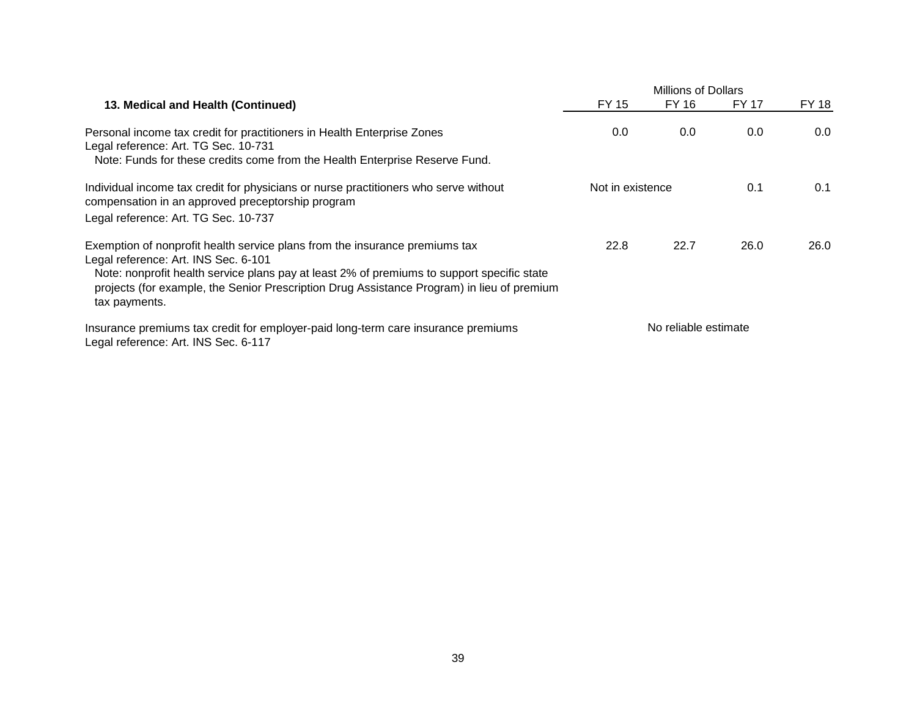| 13. Medical and Health (Continued) | Millions of Dollars FY 15 | FY 16 | FY 17 | FY 18 |
|---|---|---|---|---|
| Personal income tax credit for practitioners in Health Enterprise Zones<br>Legal reference: Art. TG Sec. 10-731<br>Note: Funds for these credits come from the Health Enterprise Reserve Fund. | 0.0 | 0.0 | 0.0 | 0.0 |
| Individual income tax credit for physicians or nurse practitioners who serve without compensation in an approved preceptorship program<br>Legal reference: Art. TG Sec. 10-737 | Not in existence | | 0.1 | 0.1 |
| Exemption of nonprofit health service plans from the insurance premiums tax<br>Legal reference: Art. INS Sec. 6-101<br>Note: nonprofit health service plans pay at least 2% of premiums to support specific state projects (for example, the Senior Prescription Drug Assistance Program) in lieu of premium tax payments. | 22.8 | 22.7 | 26.0 | 26.0 |
| Insurance premiums tax credit for employer-paid long-term care insurance premiums<br>Legal reference: Art. INS Sec. 6-117 | No reliable estimate | | | |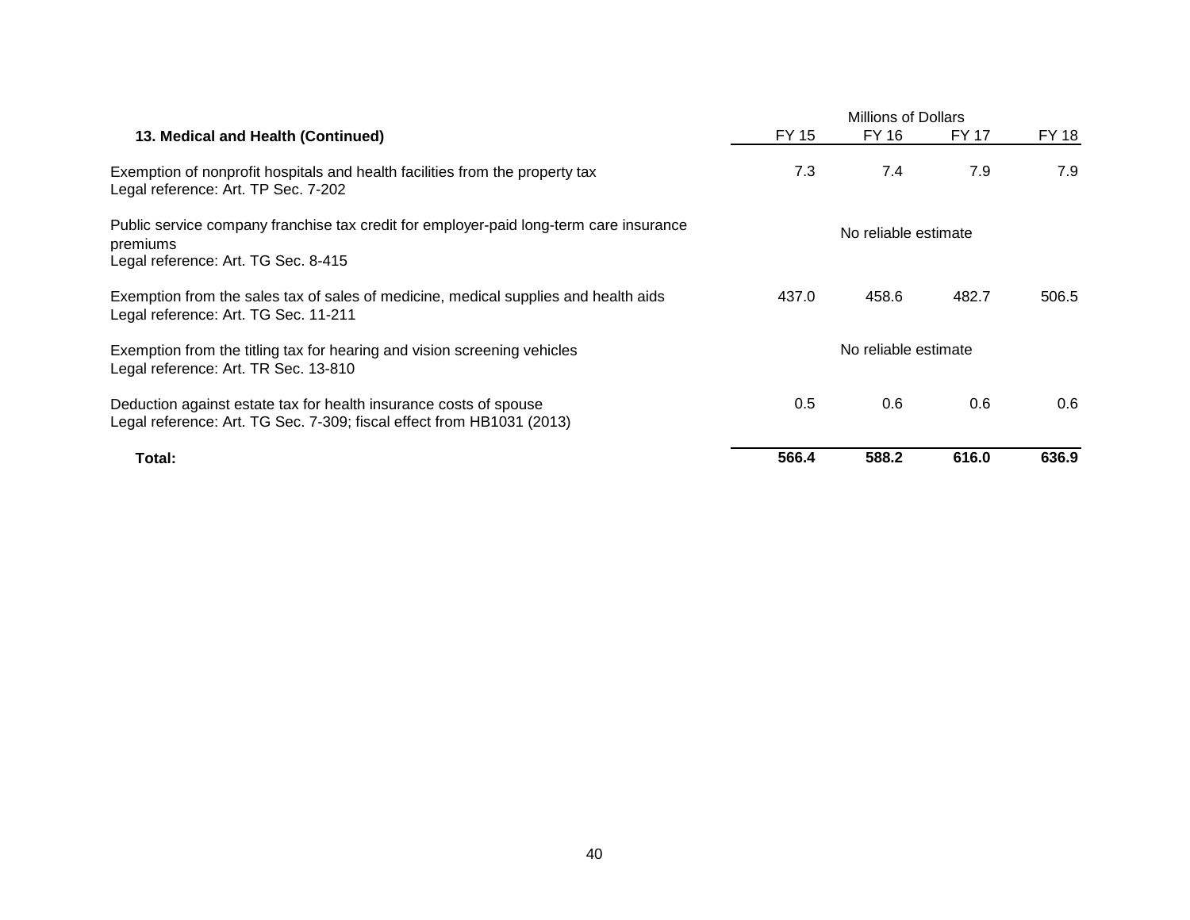| 13. Medical and Health (Continued) | Millions of Dollars FY 15 | FY 16 | FY 17 | FY 18 |
|---|---|---|---|---|
| Exemption of nonprofit hospitals and health facilities from the property tax<br>Legal reference: Art. TP Sec. 7-202 | 7.3 | 7.4 | 7.9 | 7.9 |
| Public service company franchise tax credit for employer-paid long-term care insurance premiums<br>Legal reference: Art. TG Sec. 8-415 | No reliable estimate | | | |
| Exemption from the sales tax of sales of medicine, medical supplies and health aids<br>Legal reference: Art. TG Sec. 11-211 | 437.0 | 458.6 | 482.7 | 506.5 |
| Exemption from the titling tax for hearing and vision screening vehicles<br>Legal reference: Art. TR Sec. 13-810 | No reliable estimate | | | |
| Deduction against estate tax for health insurance costs of spouse<br>Legal reference: Art. TG Sec. 7-309; fiscal effect from HB1031 (2013) | 0.5 | 0.6 | 0.6 | 0.6 |
| **Total:** | **566.4** | **588.2** | **616.0** | **636.9** |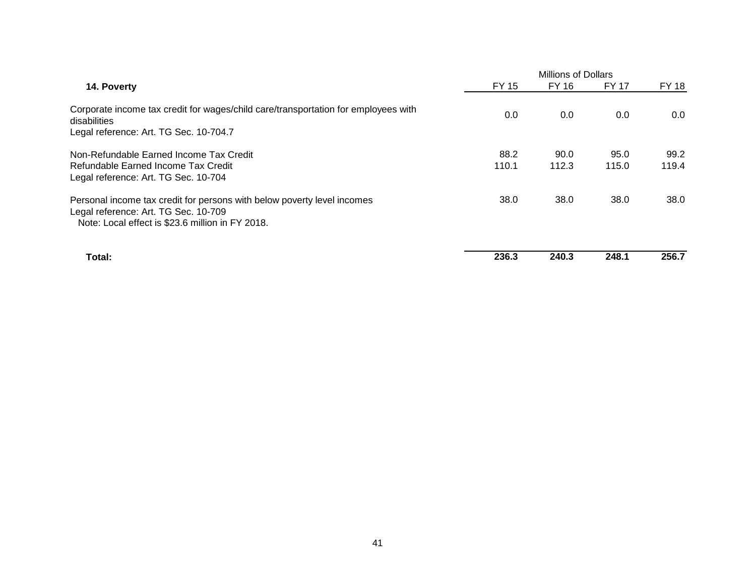| 14. Poverty | Millions of Dollars FY 15 | FY 16 | FY 17 | FY 18 |
|---|---|---|---|---|
| Corporate income tax credit for wages/child care/transportation for employees with disabilities<br>Legal reference: Art. TG Sec. 10-704.7 | 0.0 | 0.0 | 0.0 | 0.0 |
| Non-Refundable Earned Income Tax Credit | 88.2 | 90.0 | 95.0 | 99.2 |
| Refundable Earned Income Tax Credit<br>Legal reference: Art. TG Sec. 10-704 | 110.1 | 112.3 | 115.0 | 119.4 |
| Personal income tax credit for persons with below poverty level incomes<br>Legal reference: Art. TG Sec. 10-709<br>Note: Local effect is $23.6 million in FY 2018. | 38.0 | 38.0 | 38.0 | 38.0 |
| **Total:** | **236.3** | **240.3** | **248.1** | **256.7** |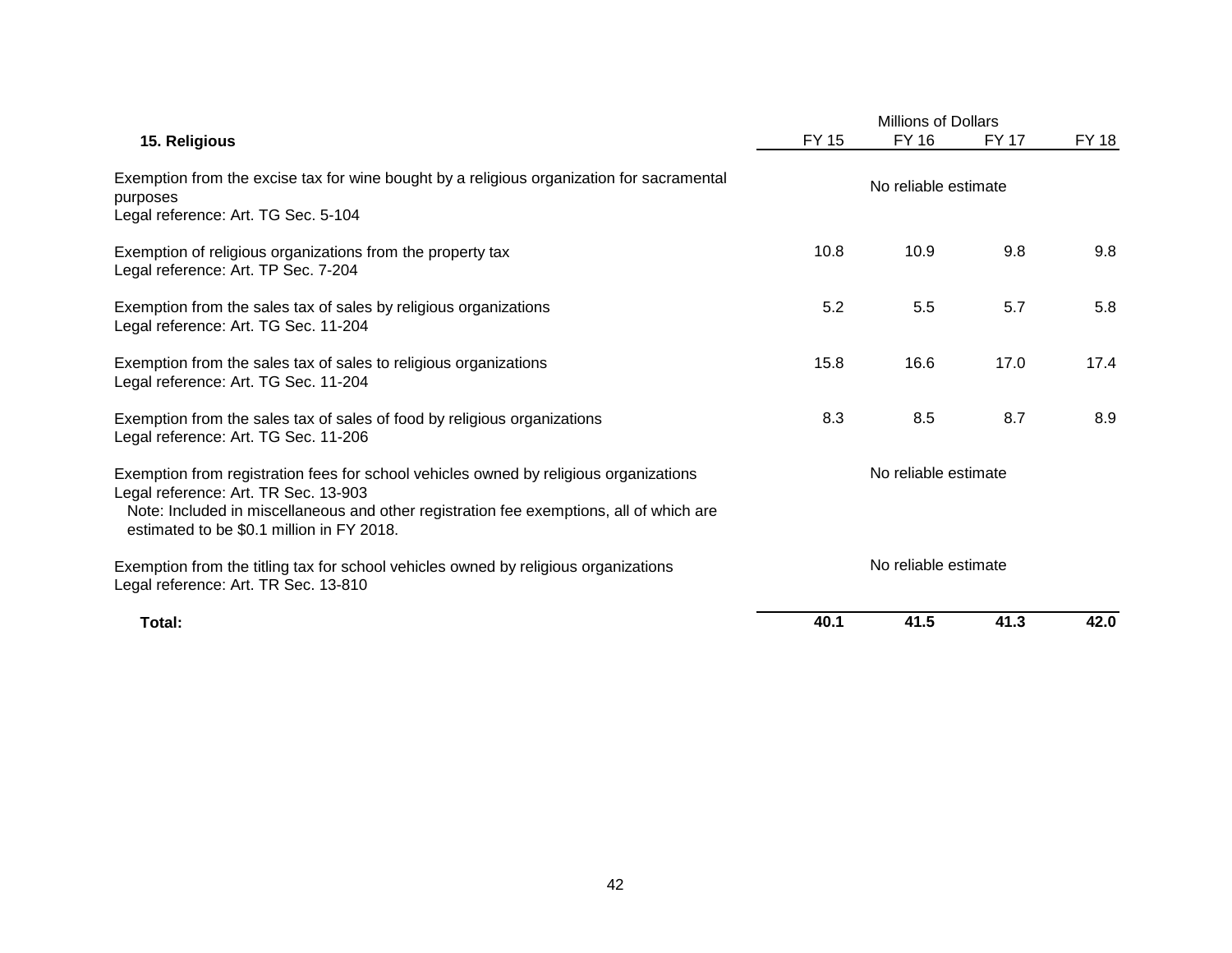| 15. Religious | Millions of Dollars FY 15 | FY 16 | FY 17 | FY 18 |
|---|---|---|---|---|
| Exemption from the excise tax for wine bought by a religious organization for sacramental purposes<br>Legal reference: Art. TG Sec. 5-104 | No reliable estimate | | | |
| Exemption of religious organizations from the property tax<br>Legal reference: Art. TP Sec. 7-204 | 10.8 | 10.9 | 9.8 | 9.8 |
| Exemption from the sales tax of sales by religious organizations<br>Legal reference: Art. TG Sec. 11-204 | 5.2 | 5.5 | 5.7 | 5.8 |
| Exemption from the sales tax of sales to religious organizations<br>Legal reference: Art. TG Sec. 11-204 | 15.8 | 16.6 | 17.0 | 17.4 |
| Exemption from the sales tax of sales of food by religious organizations<br>Legal reference: Art. TG Sec. 11-206 | 8.3 | 8.5 | 8.7 | 8.9 |
| Exemption from registration fees for school vehicles owned by religious organizations<br>Legal reference: Art. TR Sec. 13-903<br>Note: Included in miscellaneous and other registration fee exemptions, all of which are estimated to be $0.1 million in FY 2018. | No reliable estimate | | | |
| Exemption from the titling tax for school vehicles owned by religious organizations<br>Legal reference: Art. TR Sec. 13-810 | No reliable estimate | | | |
| **Total:** | **40.1** | **41.5** | **41.3** | **42.0** |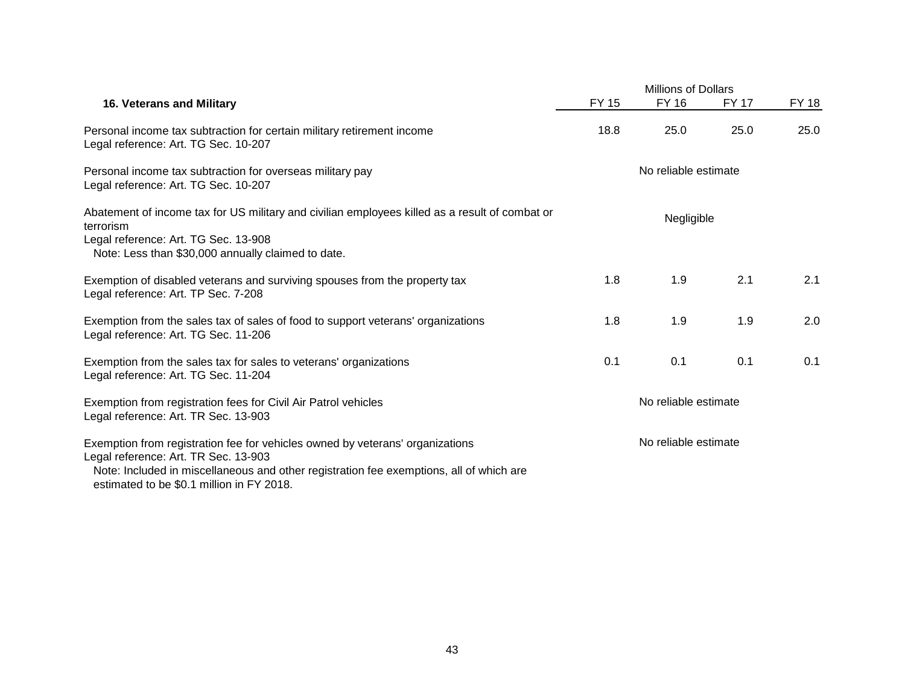| 16. Veterans and Military | Millions of Dollars FY 15 | FY 16 | FY 17 | FY 18 |
|---|---|---|---|---|
| Personal income tax subtraction for certain military retirement income<br>Legal reference: Art. TG Sec. 10-207 | 18.8 | 25.0 | 25.0 | 25.0 |
| Personal income tax subtraction for overseas military pay<br>Legal reference: Art. TG Sec. 10-207 | No reliable estimate | | | |
| Abatement of income tax for US military and civilian employees killed as a result of combat or terrorism<br>Legal reference: Art. TG Sec. 13-908<br>Note: Less than $30,000 annually claimed to date. | Negligible | | | |
| Exemption of disabled veterans and surviving spouses from the property tax<br>Legal reference: Art. TP Sec. 7-208 | 1.8 | 1.9 | 2.1 | 2.1 |
| Exemption from the sales tax of sales of food to support veterans' organizations<br>Legal reference: Art. TG Sec. 11-206 | 1.8 | 1.9 | 1.9 | 2.0 |
| Exemption from the sales tax for sales to veterans' organizations<br>Legal reference: Art. TG Sec. 11-204 | 0.1 | 0.1 | 0.1 | 0.1 |
| Exemption from registration fees for Civil Air Patrol vehicles<br>Legal reference: Art. TR Sec. 13-903 | No reliable estimate | | | |
| Exemption from registration fee for vehicles owned by veterans' organizations<br>Legal reference: Art. TR Sec. 13-903<br>Note: Included in miscellaneous and other registration fee exemptions, all of which are estimated to be $0.1 million in FY 2018. | No reliable estimate | | | |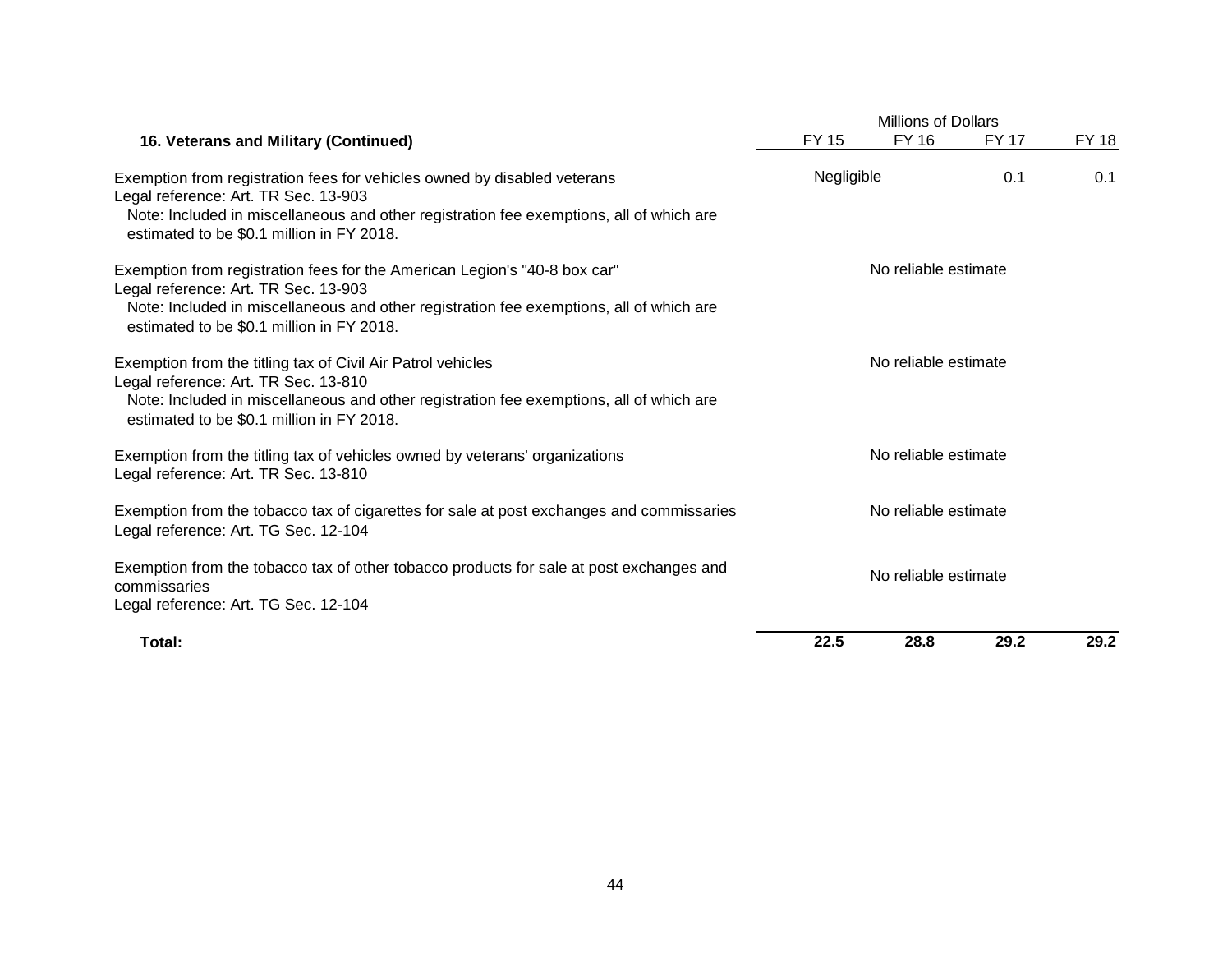| 16. Veterans and Military (Continued) | FY 15 | FY 16 | FY 17 | FY 18 |
|---|---|---|---|---|
| | Millions of Dollars | | | |
| Exemption from registration fees for vehicles owned by disabled veterans<br>Legal reference: Art. TR Sec. 13-903<br>Note: Included in miscellaneous and other registration fee exemptions, all of which are estimated to be $0.1 million in FY 2018. | Negligible | | 0.1 | 0.1 |
| Exemption from registration fees for the American Legion's "40-8 box car"<br>Legal reference: Art. TR Sec. 13-903<br>Note: Included in miscellaneous and other registration fee exemptions, all of which are estimated to be $0.1 million in FY 2018. | No reliable estimate | | | |
| Exemption from the titling tax of Civil Air Patrol vehicles<br>Legal reference: Art. TR Sec. 13-810<br>Note: Included in miscellaneous and other registration fee exemptions, all of which are estimated to be $0.1 million in FY 2018. | No reliable estimate | | | |
| Exemption from the titling tax of vehicles owned by veterans' organizations<br>Legal reference: Art. TR Sec. 13-810 | No reliable estimate | | | |
| Exemption from the tobacco tax of cigarettes for sale at post exchanges and commissaries<br>Legal reference: Art. TG Sec. 12-104 | No reliable estimate | | | |
| Exemption from the tobacco tax of other tobacco products for sale at post exchanges and commissaries<br>Legal reference: Art. TG Sec. 12-104 | No reliable estimate | | | |
| **Total:** | **22.5** | **28.8** | **29.2** | **29.2** |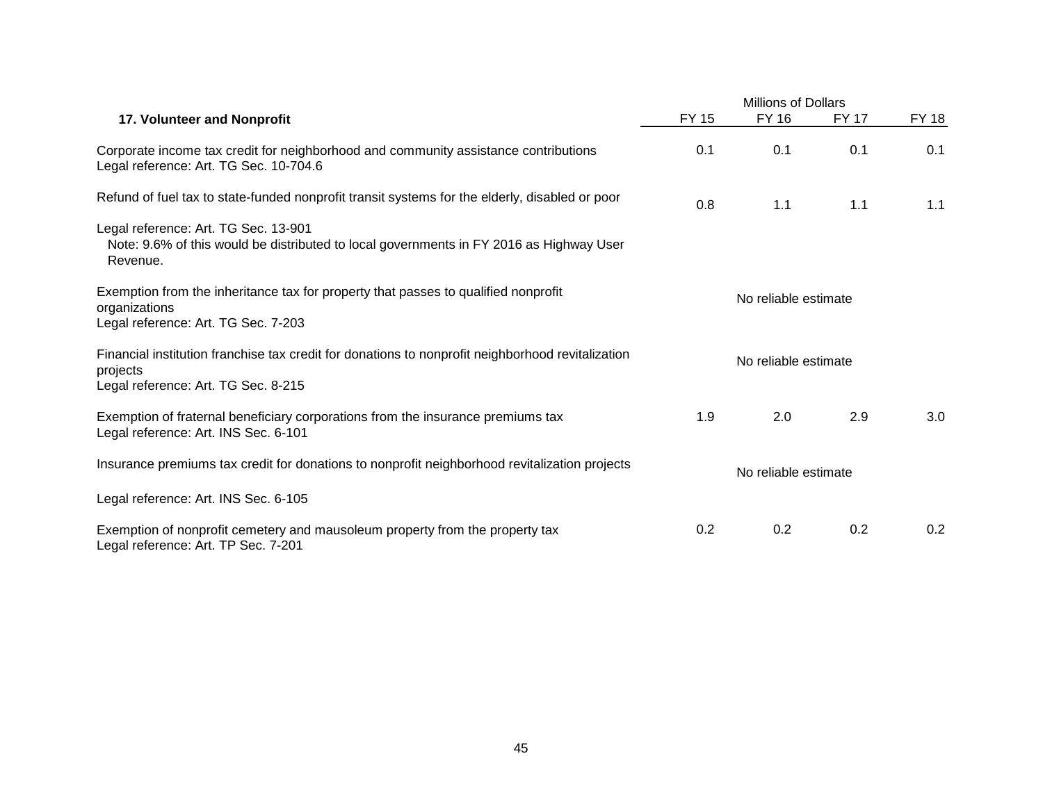| 17. Volunteer and Nonprofit | FY 15 | FY 16 | FY 17 | FY 18 |
|---|---|---|---|---|
| | Millions of Dollars | | | |
| Corporate income tax credit for neighborhood and community assistance contributions<br>Legal reference: Art. TG Sec. 10-704.6 | 0.1 | 0.1 | 0.1 | 0.1 |
| Refund of fuel tax to state-funded nonprofit transit systems for the elderly, disabled or poor<br>Legal reference: Art. TG Sec. 13-901<br>Note: 9.6% of this would be distributed to local governments in FY 2016 as Highway User Revenue. | 0.8 | 1.1 | 1.1 | 1.1 |
| Exemption from the inheritance tax for property that passes to qualified nonprofit organizations<br>Legal reference: Art. TG Sec. 7-203 | No reliable estimate | | | |
| Financial institution franchise tax credit for donations to nonprofit neighborhood revitalization projects<br>Legal reference: Art. TG Sec. 8-215 | No reliable estimate | | | |
| Exemption of fraternal beneficiary corporations from the insurance premiums tax<br>Legal reference: Art. INS Sec. 6-101 | 1.9 | 2.0 | 2.9 | 3.0 |
| Insurance premiums tax credit for donations to nonprofit neighborhood revitalization projects<br>Legal reference: Art. INS Sec. 6-105 | No reliable estimate | | | |
| Exemption of nonprofit cemetery and mausoleum property from the property tax<br>Legal reference: Art. TP Sec. 7-201 | 0.2 | 0.2 | 0.2 | 0.2 |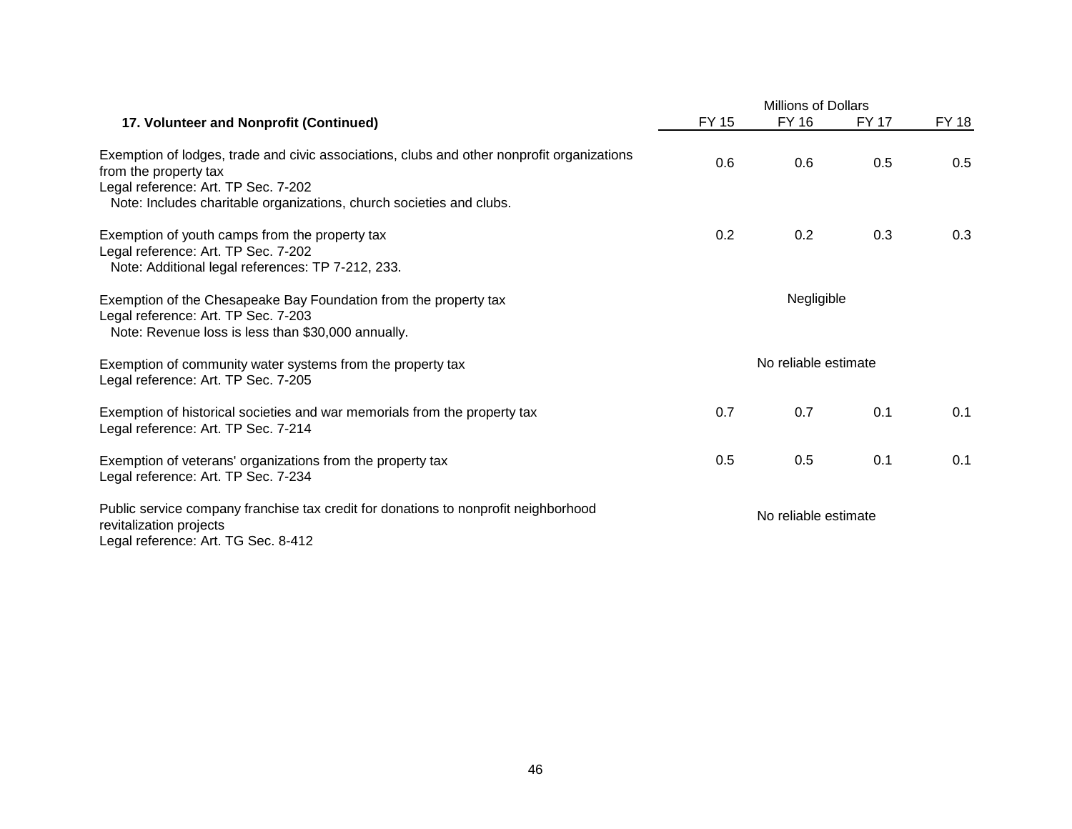| **17. Volunteer and Nonprofit (Continued)** | Millions of Dollars FY 15 | FY 16 | FY 17 | FY 18 |
|---|---|---|---|---|
| Exemption of lodges, trade and civic associations, clubs and other nonprofit organizations from the property tax<br>Legal reference: Art. TP Sec. 7-202<br>Note: Includes charitable organizations, church societies and clubs. | 0.6 | 0.6 | 0.5 | 0.5 |
| Exemption of youth camps from the property tax<br>Legal reference: Art. TP Sec. 7-202<br>Note: Additional legal references: TP 7-212, 233. | 0.2 | 0.2 | 0.3 | 0.3 |
| Exemption of the Chesapeake Bay Foundation from the property tax<br>Legal reference: Art. TP Sec. 7-203<br>Note: Revenue loss is less than $30,000 annually. | Negligible | | | |
| Exemption of community water systems from the property tax<br>Legal reference: Art. TP Sec. 7-205 | No reliable estimate | | | |
| Exemption of historical societies and war memorials from the property tax<br>Legal reference: Art. TP Sec. 7-214 | 0.7 | 0.7 | 0.1 | 0.1 |
| Exemption of veterans' organizations from the property tax<br>Legal reference: Art. TP Sec. 7-234 | 0.5 | 0.5 | 0.1 | 0.1 |
| Public service company franchise tax credit for donations to nonprofit neighborhood revitalization projects<br>Legal reference: Art. TG Sec. 8-412 | No reliable estimate | | | |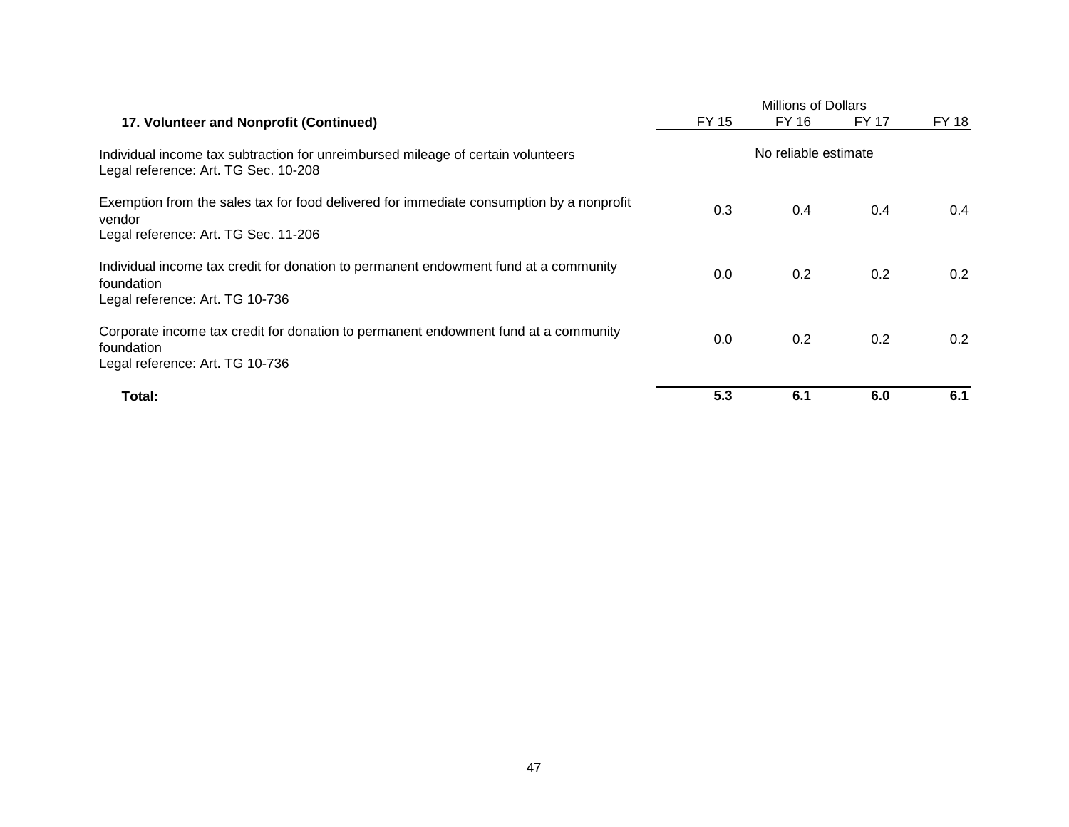| 17. Volunteer and Nonprofit (Continued) | Millions of Dollars FY 15 | FY 16 | FY 17 | FY 18 |
|---|---|---|---|---|
| Individual income tax subtraction for unreimbursed mileage of certain volunteers<br>Legal reference: Art. TG Sec. 10-208 | No reliable estimate | | | |
| Exemption from the sales tax for food delivered for immediate consumption by a nonprofit vendor<br>Legal reference: Art. TG Sec. 11-206 | 0.3 | 0.4 | 0.4 | 0.4 |
| Individual income tax credit for donation to permanent endowment fund at a community foundation<br>Legal reference: Art. TG 10-736 | 0.0 | 0.2 | 0.2 | 0.2 |
| Corporate income tax credit for donation to permanent endowment fund at a community foundation<br>Legal reference: Art. TG 10-736 | 0.0 | 0.2 | 0.2 | 0.2 |
| **Total:** | **5.3** | **6.1** | **6.0** | **6.1** |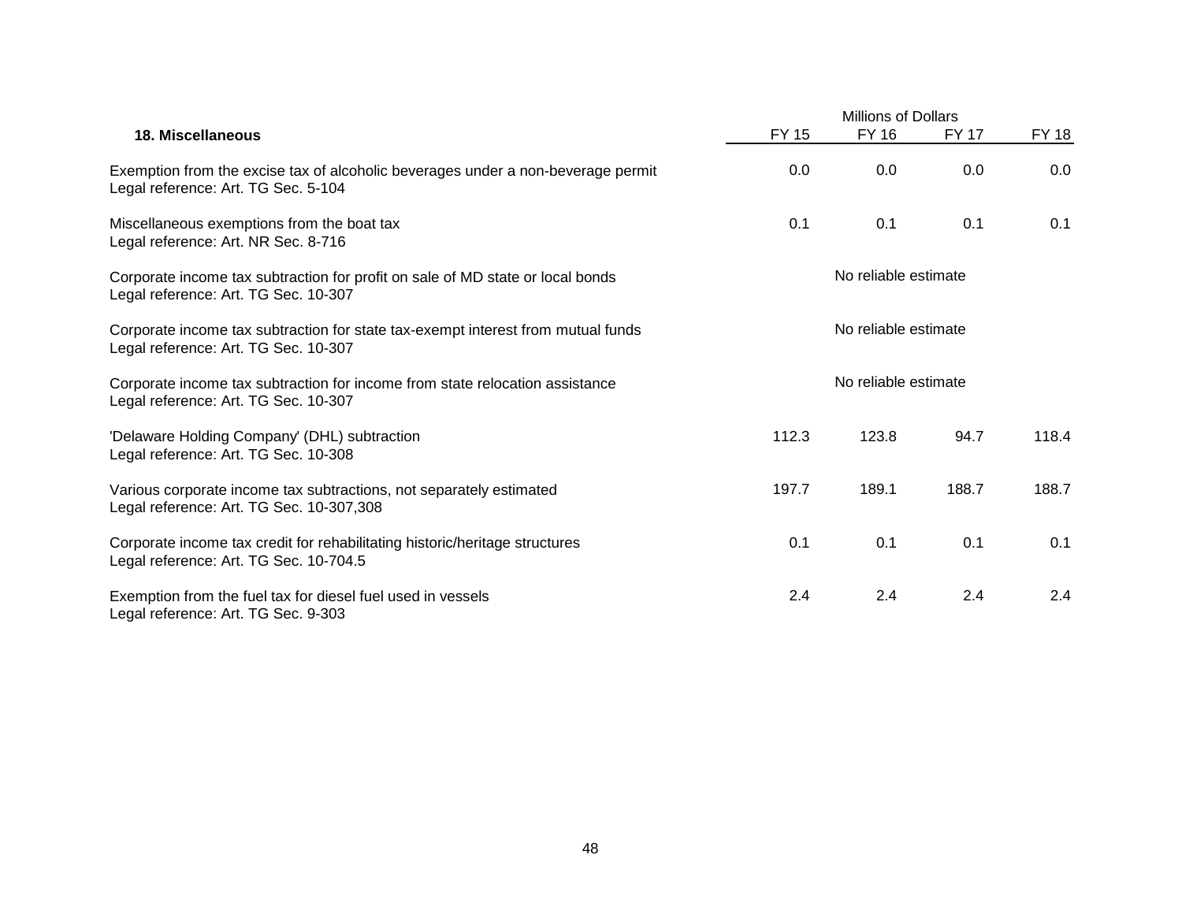| 18. Miscellaneous | Millions of Dollars | | | |
|---|---|---|---|---|
| | FY 15 | FY 16 | FY 17 | FY 18 |
| Exemption from the excise tax of alcoholic beverages under a non-beverage permit<br>Legal reference: Art. TG Sec. 5-104 | 0.0 | 0.0 | 0.0 | 0.0 |
| Miscellaneous exemptions from the boat tax<br>Legal reference: Art. NR Sec. 8-716 | 0.1 | 0.1 | 0.1 | 0.1 |
| Corporate income tax subtraction for profit on sale of MD state or local bonds<br>Legal reference: Art. TG Sec. 10-307 | No reliable estimate | | | |
| Corporate income tax subtraction for state tax-exempt interest from mutual funds<br>Legal reference: Art. TG Sec. 10-307 | No reliable estimate | | | |
| Corporate income tax subtraction for income from state relocation assistance<br>Legal reference: Art. TG Sec. 10-307 | No reliable estimate | | | |
| 'Delaware Holding Company' (DHL) subtraction<br>Legal reference: Art. TG Sec. 10-308 | 112.3 | 123.8 | 94.7 | 118.4 |
| Various corporate income tax subtractions, not separately estimated<br>Legal reference: Art. TG Sec. 10-307,308 | 197.7 | 189.1 | 188.7 | 188.7 |
| Corporate income tax credit for rehabilitating historic/heritage structures<br>Legal reference: Art. TG Sec. 10-704.5 | 0.1 | 0.1 | 0.1 | 0.1 |
| Exemption from the fuel tax for diesel fuel used in vessels<br>Legal reference: Art. TG Sec. 9-303 | 2.4 | 2.4 | 2.4 | 2.4 |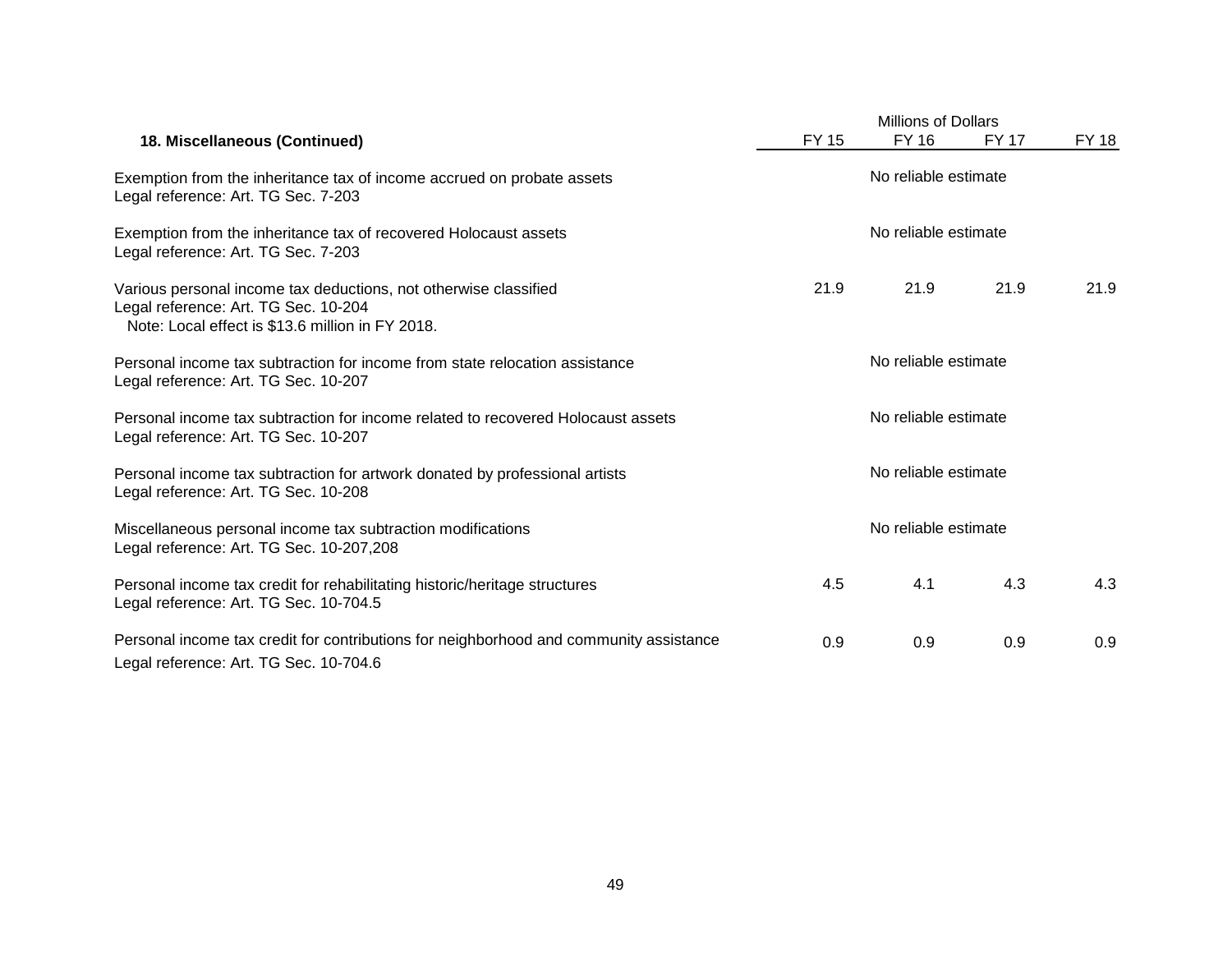| **18. Miscellaneous (Continued)** | FY 15 | FY 16 | FY 17 | FY 18 |
|---|---|---|---|---|
| | Millions of Dollars | | | |
| Exemption from the inheritance tax of income accrued on probate assets<br>Legal reference: Art. TG Sec. 7-203 | No reliable estimate | | | |
| Exemption from the inheritance tax of recovered Holocaust assets<br>Legal reference: Art. TG Sec. 7-203 | No reliable estimate | | | |
| Various personal income tax deductions, not otherwise classified<br>Legal reference: Art. TG Sec. 10-204<br>Note: Local effect is $13.6 million in FY 2018. | 21.9 | 21.9 | 21.9 | 21.9 |
| Personal income tax subtraction for income from state relocation assistance<br>Legal reference: Art. TG Sec. 10-207 | No reliable estimate | | | |
| Personal income tax subtraction for income related to recovered Holocaust assets<br>Legal reference: Art. TG Sec. 10-207 | No reliable estimate | | | |
| Personal income tax subtraction for artwork donated by professional artists<br>Legal reference: Art. TG Sec. 10-208 | No reliable estimate | | | |
| Miscellaneous personal income tax subtraction modifications<br>Legal reference: Art. TG Sec. 10-207,208 | No reliable estimate | | | |
| Personal income tax credit for rehabilitating historic/heritage structures<br>Legal reference: Art. TG Sec. 10-704.5 | 4.5 | 4.1 | 4.3 | 4.3 |
| Personal income tax credit for contributions for neighborhood and community assistance<br>Legal reference: Art. TG Sec. 10-704.6 | 0.9 | 0.9 | 0.9 | 0.9 |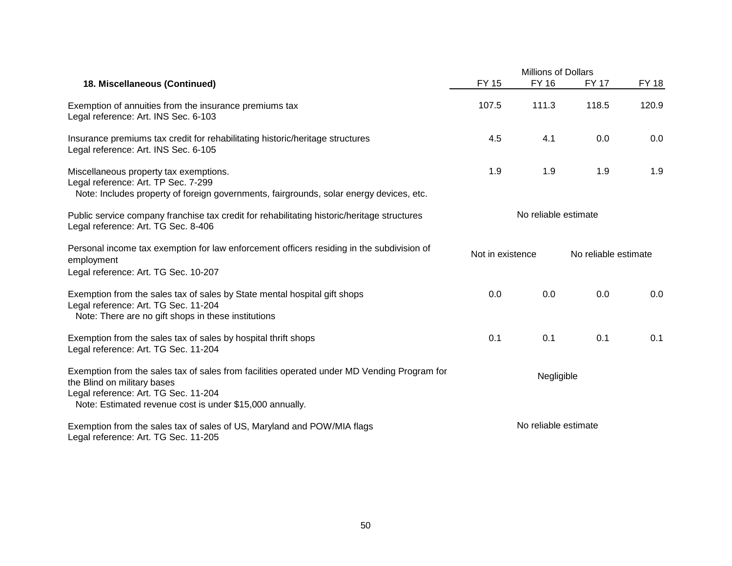| 18. Miscellaneous (Continued) | Millions of Dollars FY 15 | FY 16 | FY 17 | FY 18 |
|---|---|---|---|---|
| Exemption of annuities from the insurance premiums tax<br>Legal reference: Art. INS Sec. 6-103 | 107.5 | 111.3 | 118.5 | 120.9 |
| Insurance premiums tax credit for rehabilitating historic/heritage structures<br>Legal reference: Art. INS Sec. 6-105 | 4.5 | 4.1 | 0.0 | 0.0 |
| Miscellaneous property tax exemptions.<br>Legal reference: Art. TP Sec. 7-299<br>Note: Includes property of foreign governments, fairgrounds, solar energy devices, etc. | 1.9 | 1.9 | 1.9 | 1.9 |
| Public service company franchise tax credit for rehabilitating historic/heritage structures<br>Legal reference: Art. TG Sec. 8-406 | No reliable estimate | | | |
| Personal income tax exemption for law enforcement officers residing in the subdivision of employment<br>Legal reference: Art. TG Sec. 10-207 | Not in existence | | No reliable estimate | |
| Exemption from the sales tax of sales by State mental hospital gift shops<br>Legal reference: Art. TG Sec. 11-204<br>Note: There are no gift shops in these institutions | 0.0 | 0.0 | 0.0 | 0.0 |
| Exemption from the sales tax of sales by hospital thrift shops<br>Legal reference: Art. TG Sec. 11-204 | 0.1 | 0.1 | 0.1 | 0.1 |
| Exemption from the sales tax of sales from facilities operated under MD Vending Program for the Blind on military bases<br>Legal reference: Art. TG Sec. 11-204<br>Note: Estimated revenue cost is under $15,000 annually. | Negligible | | | |
| Exemption from the sales tax of sales of US, Maryland and POW/MIA flags<br>Legal reference: Art. TG Sec. 11-205 | No reliable estimate | | | |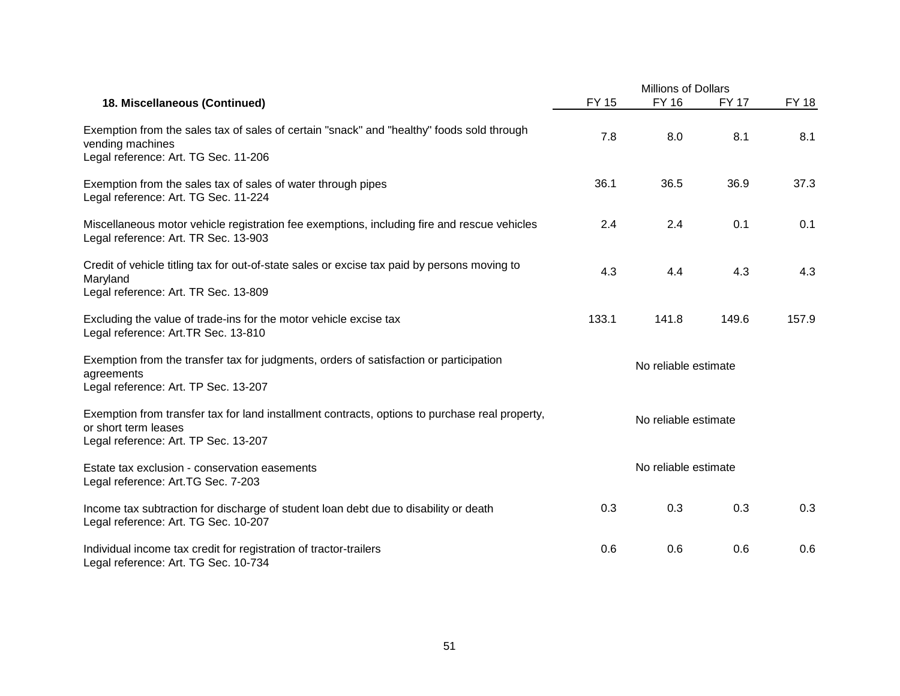| 18. Miscellaneous (Continued) | Millions of Dollars FY 15 | FY 16 | FY 17 | FY 18 |
|---|---|---|---|---|
| Exemption from the sales tax of sales of certain "snack" and "healthy" foods sold through vending machines<br>Legal reference: Art. TG Sec. 11-206 | 7.8 | 8.0 | 8.1 | 8.1 |
| Exemption from the sales tax of sales of water through pipes<br>Legal reference: Art. TG Sec. 11-224 | 36.1 | 36.5 | 36.9 | 37.3 |
| Miscellaneous motor vehicle registration fee exemptions, including fire and rescue vehicles<br>Legal reference: Art. TR Sec. 13-903 | 2.4 | 2.4 | 0.1 | 0.1 |
| Credit of vehicle titling tax for out-of-state sales or excise tax paid by persons moving to Maryland<br>Legal reference: Art. TR Sec. 13-809 | 4.3 | 4.4 | 4.3 | 4.3 |
| Excluding the value of trade-ins for the motor vehicle excise tax<br>Legal reference: Art.TR Sec. 13-810 | 133.1 | 141.8 | 149.6 | 157.9 |
| Exemption from the transfer tax for judgments, orders of satisfaction or participation agreements<br>Legal reference: Art. TP Sec. 13-207 | No reliable estimate | | | |
| Exemption from transfer tax for land installment contracts, options to purchase real property, or short term leases<br>Legal reference: Art. TP Sec. 13-207 | No reliable estimate | | | |
| Estate tax exclusion - conservation easements<br>Legal reference: Art.TG Sec. 7-203 | No reliable estimate | | | |
| Income tax subtraction for discharge of student loan debt due to disability or death<br>Legal reference: Art. TG Sec. 10-207 | 0.3 | 0.3 | 0.3 | 0.3 |
| Individual income tax credit for registration of tractor-trailers<br>Legal reference: Art. TG Sec. 10-734 | 0.6 | 0.6 | 0.6 | 0.6 |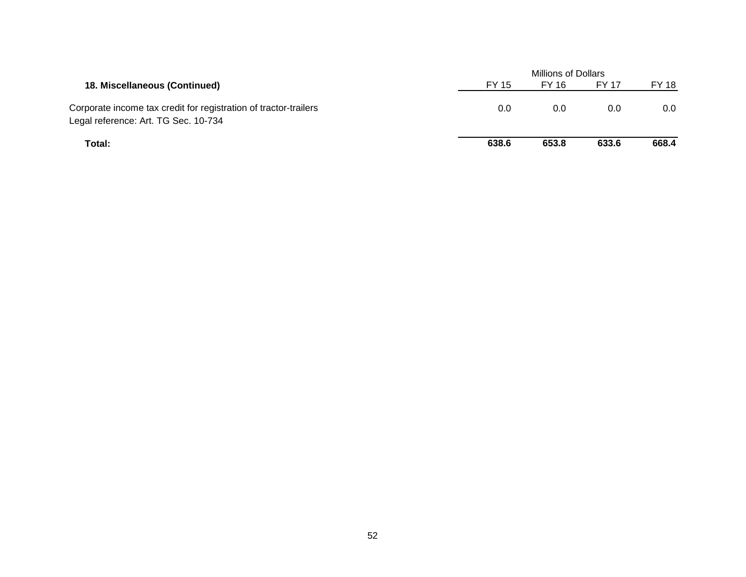| 18. Miscellaneous (Continued) | Millions of Dollars FY 15 | FY 16 | FY 17 | FY 18 |
|---|---|---|---|---|
| Corporate income tax credit for registration of tractor-trailers<br>Legal reference: Art. TG Sec. 10-734 | 0.0 | 0.0 | 0.0 | 0.0 |
| **Total:** | **638.6** | **653.8** | **633.6** | **668.4** |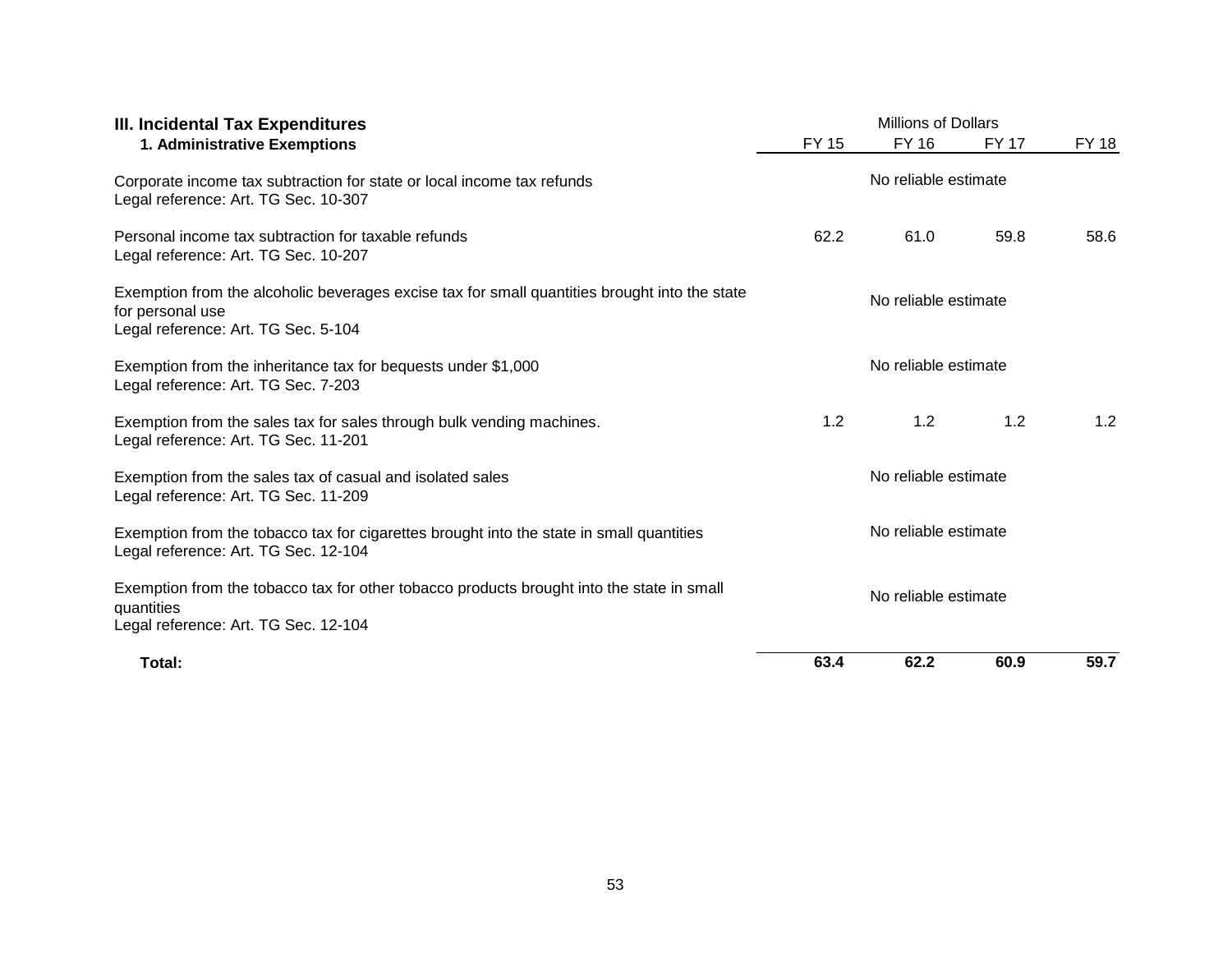### III. Incidental Tax Expenditures

| 1. Administrative Exemptions | FY 15 | FY 16 | FY 17 | FY 18 |
|---|---|---|---|---|
| | Millions of Dollars | | | |
| Corporate income tax subtraction for state or local income tax refunds<br>Legal reference: Art. TG Sec. 10-307 | No reliable estimate | | | |
| Personal income tax subtraction for taxable refunds<br>Legal reference: Art. TG Sec. 10-207 | 62.2 | 61.0 | 59.8 | 58.6 |
| Exemption from the alcoholic beverages excise tax for small quantities brought into the state for personal use<br>Legal reference: Art. TG Sec. 5-104 | No reliable estimate | | | |
| Exemption from the inheritance tax for bequests under $1,000<br>Legal reference: Art. TG Sec. 7-203 | No reliable estimate | | | |
| Exemption from the sales tax for sales through bulk vending machines.<br>Legal reference: Art. TG Sec. 11-201 | 1.2 | 1.2 | 1.2 | 1.2 |
| Exemption from the sales tax of casual and isolated sales<br>Legal reference: Art. TG Sec. 11-209 | No reliable estimate | | | |
| Exemption from the tobacco tax for cigarettes brought into the state in small quantities<br>Legal reference: Art. TG Sec. 12-104 | No reliable estimate | | | |
| Exemption from the tobacco tax for other tobacco products brought into the state in small quantities<br>Legal reference: Art. TG Sec. 12-104 | No reliable estimate | | | |
| **Total:** | **63.4** | **62.2** | **60.9** | **59.7** |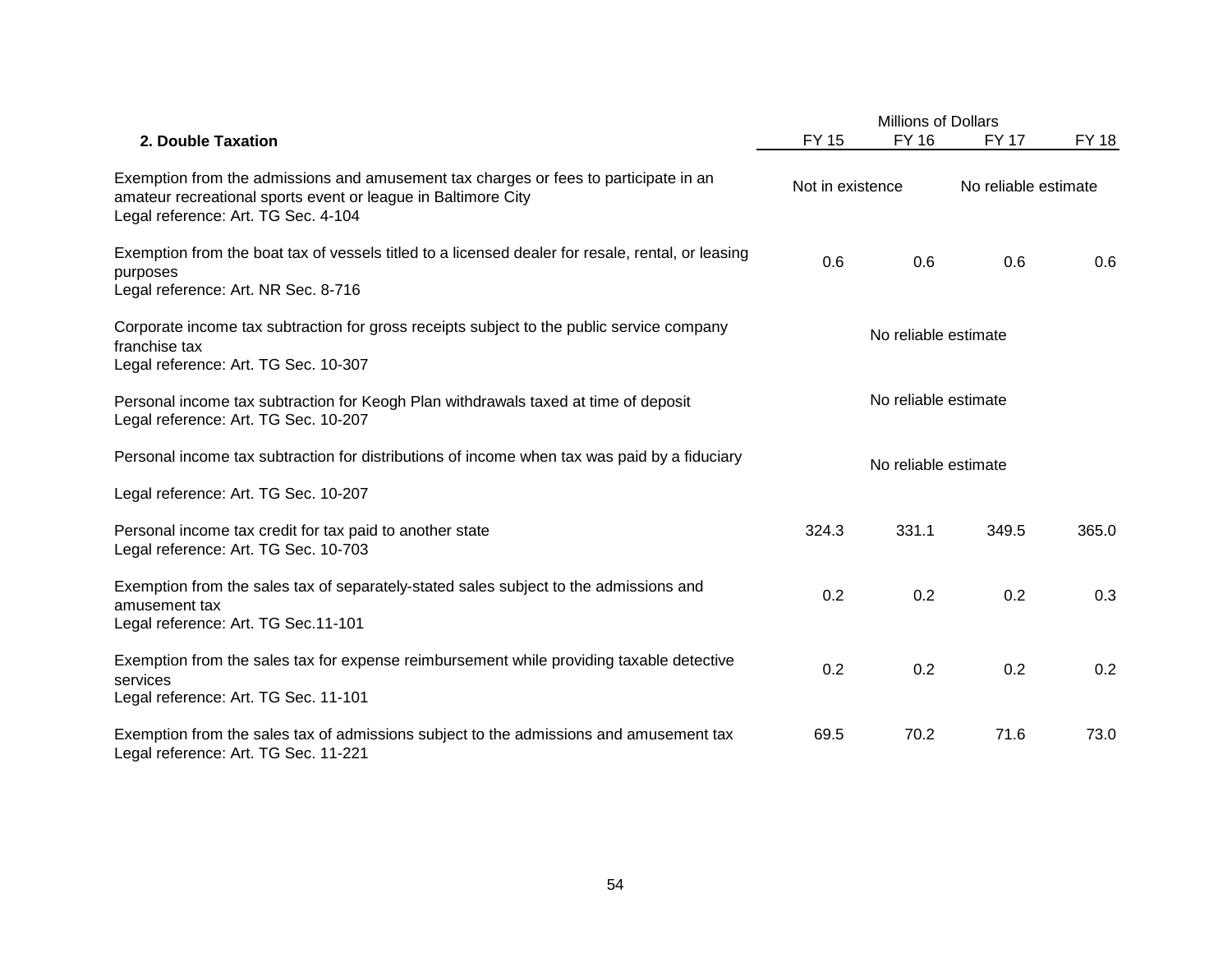| 2. Double Taxation | Millions of Dollars FY 15 | FY 16 | FY 17 | FY 18 |
|---|---|---|---|---|
| Exemption from the admissions and amusement tax charges or fees to participate in an amateur recreational sports event or league in Baltimore City<br>Legal reference: Art. TG Sec. 4-104 | Not in existence | | No reliable estimate | |
| Exemption from the boat tax of vessels titled to a licensed dealer for resale, rental, or leasing purposes<br>Legal reference: Art. NR Sec. 8-716 | 0.6 | 0.6 | 0.6 | 0.6 |
| Corporate income tax subtraction for gross receipts subject to the public service company franchise tax<br>Legal reference: Art. TG Sec. 10-307 | No reliable estimate | | | |
| Personal income tax subtraction for Keogh Plan withdrawals taxed at time of deposit<br>Legal reference: Art. TG Sec. 10-207 | No reliable estimate | | | |
| Personal income tax subtraction for distributions of income when tax was paid by a fiduciary<br>Legal reference: Art. TG Sec. 10-207 | No reliable estimate | | | |
| Personal income tax credit for tax paid to another state<br>Legal reference: Art. TG Sec. 10-703 | 324.3 | 331.1 | 349.5 | 365.0 |
| Exemption from the sales tax of separately-stated sales subject to the admissions and amusement tax<br>Legal reference: Art. TG Sec.11-101 | 0.2 | 0.2 | 0.2 | 0.3 |
| Exemption from the sales tax for expense reimbursement while providing taxable detective services<br>Legal reference: Art. TG Sec. 11-101 | 0.2 | 0.2 | 0.2 | 0.2 |
| Exemption from the sales tax of admissions subject to the admissions and amusement tax<br>Legal reference: Art. TG Sec. 11-221 | 69.5 | 70.2 | 71.6 | 73.0 |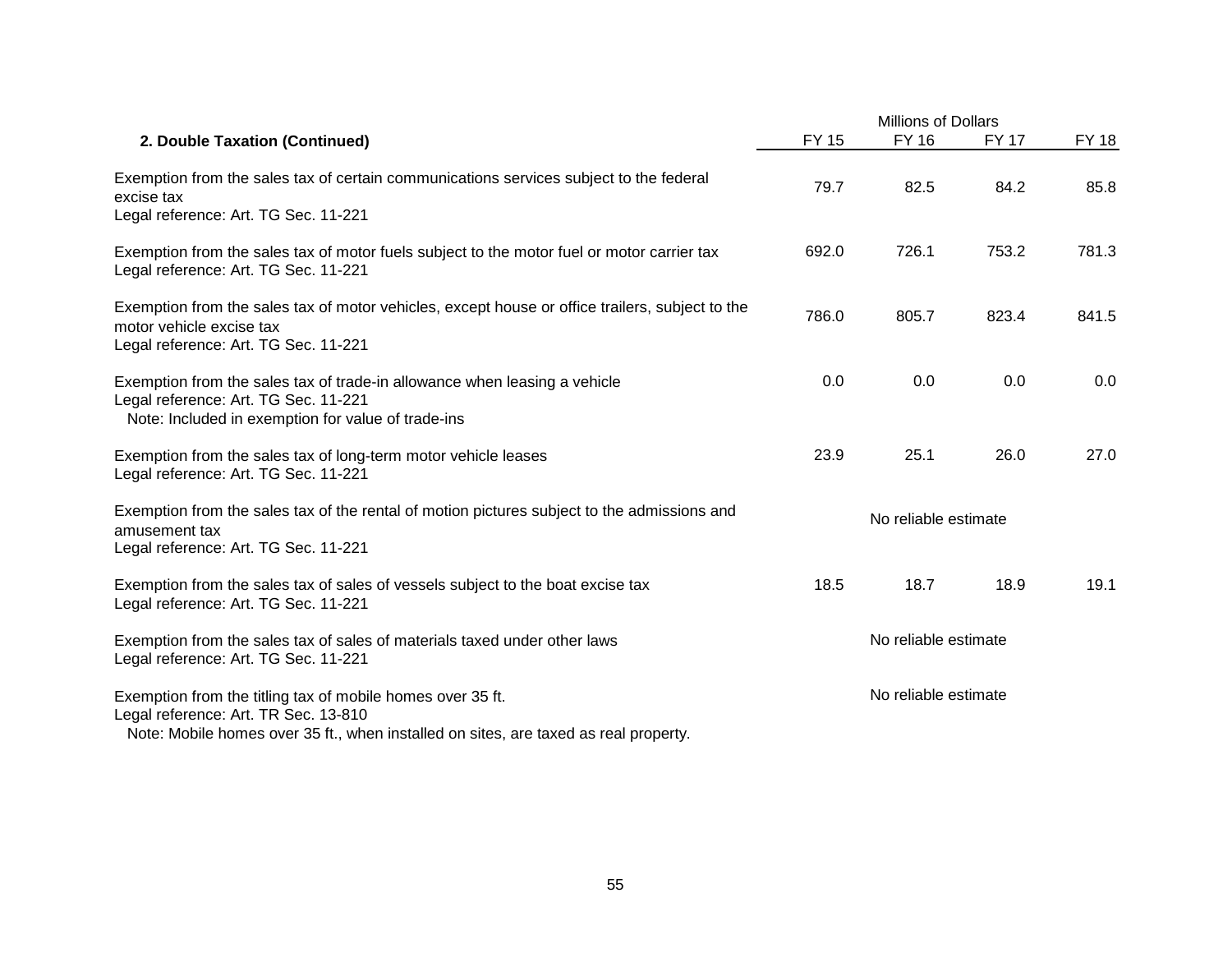| 2. Double Taxation (Continued) | Millions of Dollars FY 15 | FY 16 | FY 17 | FY 18 |
|---|---|---|---|---|
| Exemption from the sales tax of certain communications services subject to the federal excise tax<br>Legal reference: Art. TG Sec. 11-221 | 79.7 | 82.5 | 84.2 | 85.8 |
| Exemption from the sales tax of motor fuels subject to the motor fuel or motor carrier tax<br>Legal reference: Art. TG Sec. 11-221 | 692.0 | 726.1 | 753.2 | 781.3 |
| Exemption from the sales tax of motor vehicles, except house or office trailers, subject to the motor vehicle excise tax<br>Legal reference: Art. TG Sec. 11-221 | 786.0 | 805.7 | 823.4 | 841.5 |
| Exemption from the sales tax of trade-in allowance when leasing a vehicle<br>Legal reference: Art. TG Sec. 11-221<br>Note: Included in exemption for value of trade-ins | 0.0 | 0.0 | 0.0 | 0.0 |
| Exemption from the sales tax of long-term motor vehicle leases<br>Legal reference: Art. TG Sec. 11-221 | 23.9 | 25.1 | 26.0 | 27.0 |
| Exemption from the sales tax of the rental of motion pictures subject to the admissions and amusement tax<br>Legal reference: Art. TG Sec. 11-221 | No reliable estimate | | | |
| Exemption from the sales tax of sales of vessels subject to the boat excise tax<br>Legal reference: Art. TG Sec. 11-221 | 18.5 | 18.7 | 18.9 | 19.1 |
| Exemption from the sales tax of sales of materials taxed under other laws<br>Legal reference: Art. TG Sec. 11-221 | No reliable estimate | | | |
| Exemption from the titling tax of mobile homes over 35 ft.<br>Legal reference: Art. TR Sec. 13-810<br>Note: Mobile homes over 35 ft., when installed on sites, are taxed as real property. | No reliable estimate | | | |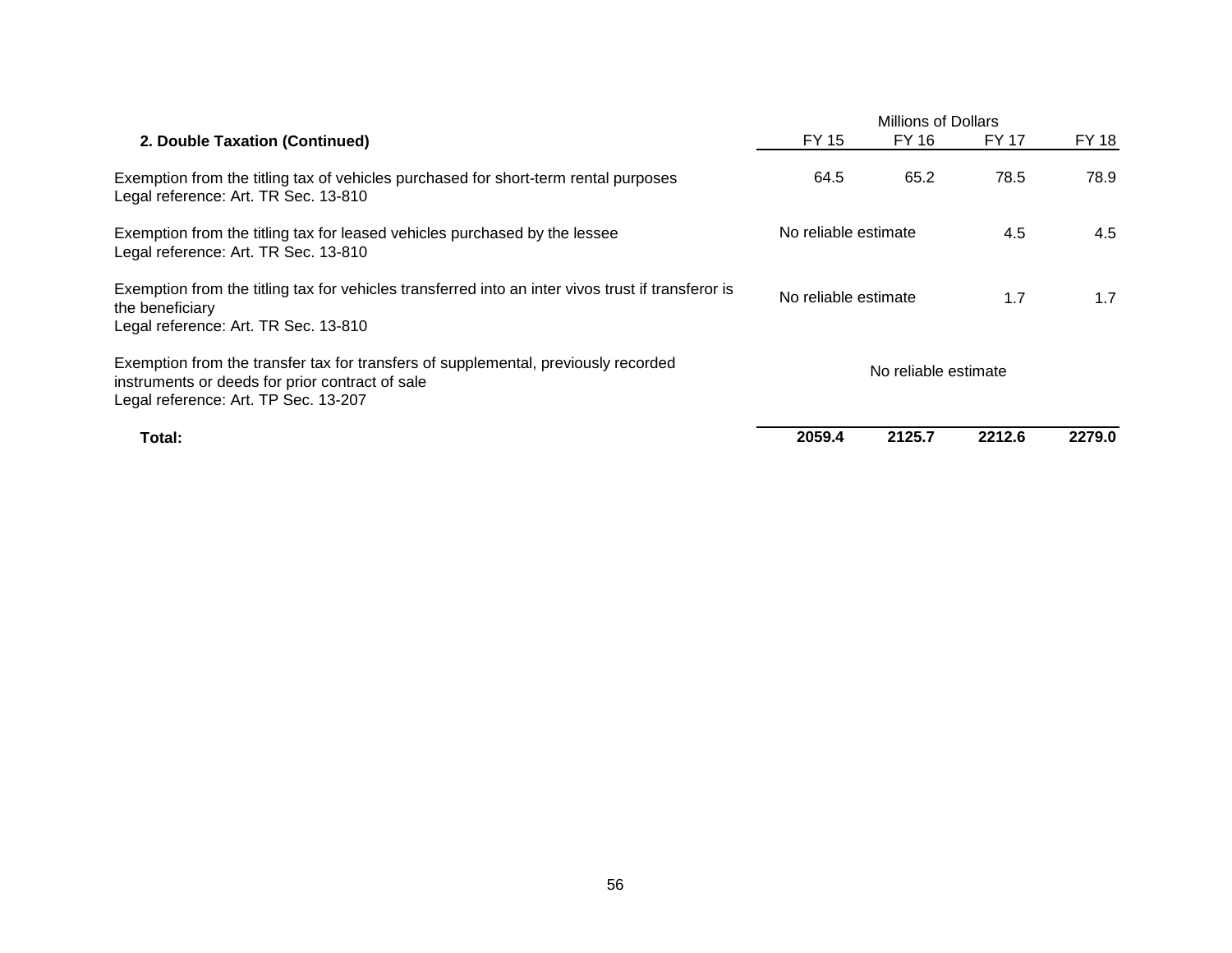| 2. Double Taxation (Continued) | Millions of Dollars FY 15 | FY 16 | FY 17 | FY 18 |
|---|---|---|---|---|
| Exemption from the titling tax of vehicles purchased for short-term rental purposes<br>Legal reference: Art. TR Sec. 13-810 | 64.5 | 65.2 | 78.5 | 78.9 |
| Exemption from the titling tax for leased vehicles purchased by the lessee<br>Legal reference: Art. TR Sec. 13-810 | No reliable estimate | | 4.5 | 4.5 |
| Exemption from the titling tax for vehicles transferred into an inter vivos trust if transferor is the beneficiary<br>Legal reference: Art. TR Sec. 13-810 | No reliable estimate | | 1.7 | 1.7 |
| Exemption from the transfer tax for transfers of supplemental, previously recorded instruments or deeds for prior contract of sale<br>Legal reference: Art. TP Sec. 13-207 | No reliable estimate | | | |
| **Total:** | **2059.4** | **2125.7** | **2212.6** | **2279.0** |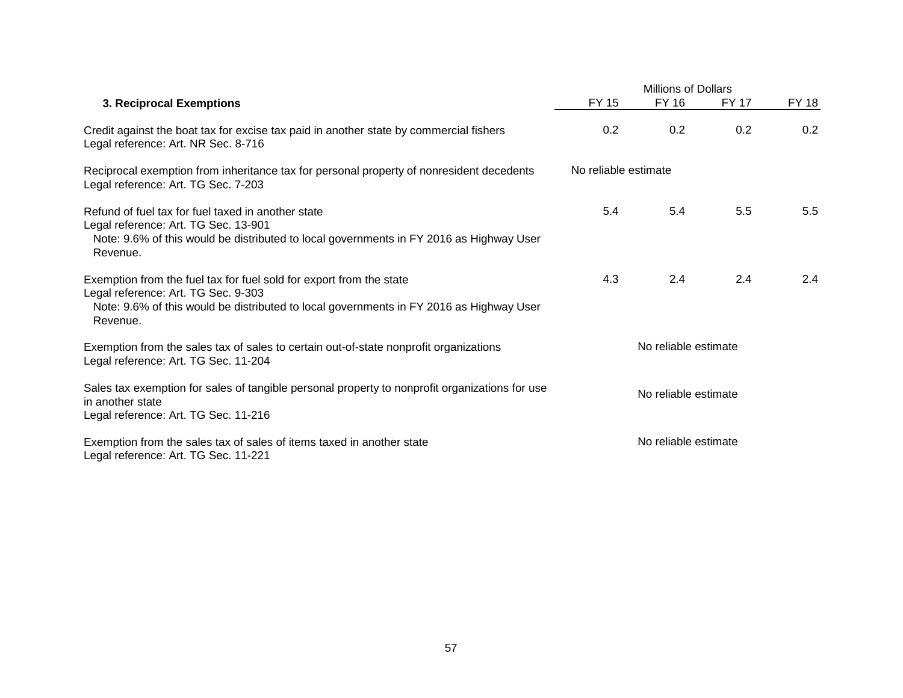| **3. Reciprocal Exemptions** | Millions of Dollars FY 15 | FY 16 | FY 17 | FY 18 |
|---|---|---|---|---|
| Credit against the boat tax for excise tax paid in another state by commercial fishers<br>Legal reference: Art. NR Sec. 8-716 | 0.2 | 0.2 | 0.2 | 0.2 |
| Reciprocal exemption from inheritance tax for personal property of nonresident decedents<br>Legal reference: Art. TG Sec. 7-203 | No reliable estimate | | | |
| Refund of fuel tax for fuel taxed in another state<br>Legal reference: Art. TG Sec. 13-901<br>Note: 9.6% of this would be distributed to local governments in FY 2016 as Highway User Revenue. | 5.4 | 5.4 | 5.5 | 5.5 |
| Exemption from the fuel tax for fuel sold for export from the state<br>Legal reference: Art. TG Sec. 9-303<br>Note: 9.6% of this would be distributed to local governments in FY 2016 as Highway User Revenue. | 4.3 | 2.4 | 2.4 | 2.4 |
| Exemption from the sales tax of sales to certain out-of-state nonprofit organizations<br>Legal reference: Art. TG Sec. 11-204 | No reliable estimate | | | |
| Sales tax exemption for sales of tangible personal property to nonprofit organizations for use in another state<br>Legal reference: Art. TG Sec. 11-216 | No reliable estimate | | | |
| Exemption from the sales tax of sales of items taxed in another state<br>Legal reference: Art. TG Sec. 11-221 | No reliable estimate | | | |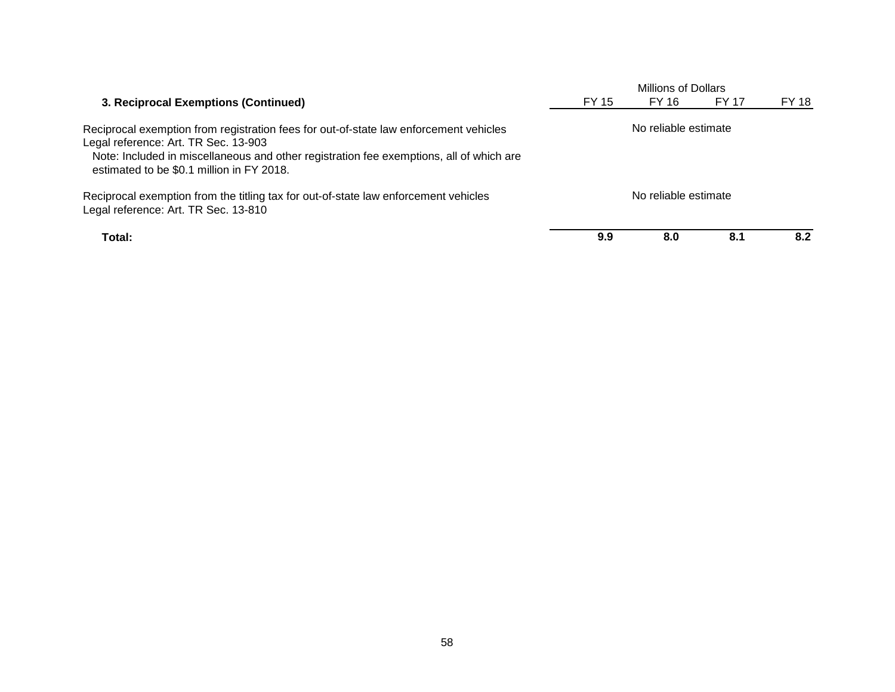| 3. Reciprocal Exemptions (Continued) | Millions of Dollars FY 15 | FY 16 | FY 17 | FY 18 |
|---|---|---|---|---|
| Reciprocal exemption from registration fees for out-of-state law enforcement vehicles<br>Legal reference: Art. TR Sec. 13-903<br>Note: Included in miscellaneous and other registration fee exemptions, all of which are estimated to be $0.1 million in FY 2018. | No reliable estimate | | | |
| Reciprocal exemption from the titling tax for out-of-state law enforcement vehicles<br>Legal reference: Art. TR Sec. 13-810 | No reliable estimate | | | |
| **Total:** | **9.9** | **8.0** | **8.1** | **8.2** |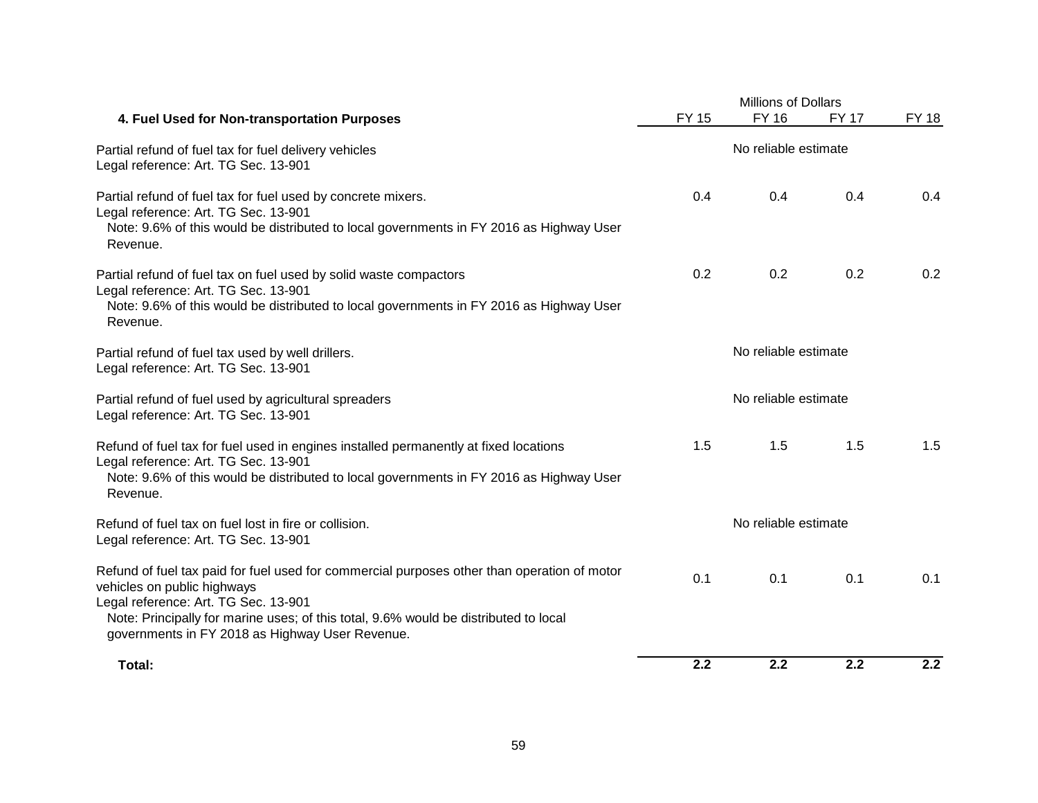| 4. Fuel Used for Non-transportation Purposes | Millions of Dollars FY 15 | FY 16 | FY 17 | FY 18 |
|---|---|---|---|---|
| Partial refund of fuel tax for fuel delivery vehicles<br>Legal reference: Art. TG Sec. 13-901 | No reliable estimate | | | |
| Partial refund of fuel tax for fuel used by concrete mixers.<br>Legal reference: Art. TG Sec. 13-901<br>Note: 9.6% of this would be distributed to local governments in FY 2016 as Highway User Revenue. | 0.4 | 0.4 | 0.4 | 0.4 |
| Partial refund of fuel tax on fuel used by solid waste compactors<br>Legal reference: Art. TG Sec. 13-901<br>Note: 9.6% of this would be distributed to local governments in FY 2016 as Highway User Revenue. | 0.2 | 0.2 | 0.2 | 0.2 |
| Partial refund of fuel tax used by well drillers.<br>Legal reference: Art. TG Sec. 13-901 | No reliable estimate | | | |
| Partial refund of fuel used by agricultural spreaders<br>Legal reference: Art. TG Sec. 13-901 | No reliable estimate | | | |
| Refund of fuel tax for fuel used in engines installed permanently at fixed locations<br>Legal reference: Art. TG Sec. 13-901<br>Note: 9.6% of this would be distributed to local governments in FY 2016 as Highway User Revenue. | 1.5 | 1.5 | 1.5 | 1.5 |
| Refund of fuel tax on fuel lost in fire or collision.<br>Legal reference: Art. TG Sec. 13-901 | No reliable estimate | | | |
| Refund of fuel tax paid for fuel used for commercial purposes other than operation of motor vehicles on public highways<br>Legal reference: Art. TG Sec. 13-901<br>Note: Principally for marine uses; of this total, 9.6% would be distributed to local governments in FY 2018 as Highway User Revenue. | 0.1 | 0.1 | 0.1 | 0.1 |
| **Total:** | **2.2** | **2.2** | **2.2** | **2.2** |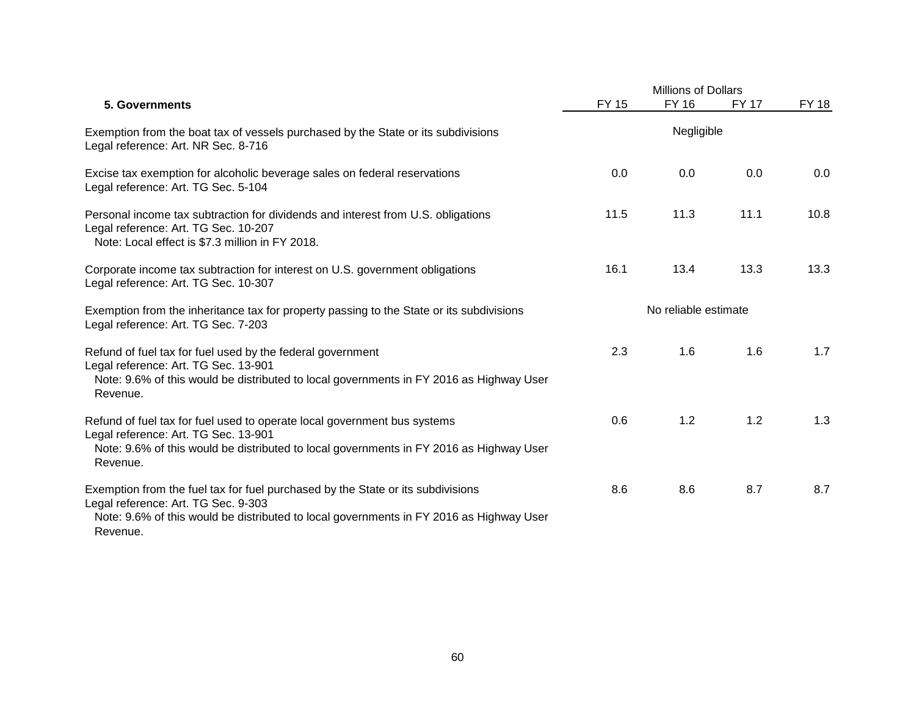| 5. Governments | FY 15 | FY 16 | FY 17 | FY 18 |
|---|---|---|---|---|
| | Millions of Dollars | | | |
| Exemption from the boat tax of vessels purchased by the State or its subdivisions<br>Legal reference: Art. NR Sec. 8-716 | Negligible | | | |
| Excise tax exemption for alcoholic beverage sales on federal reservations<br>Legal reference: Art. TG Sec. 5-104 | 0.0 | 0.0 | 0.0 | 0.0 |
| Personal income tax subtraction for dividends and interest from U.S. obligations<br>Legal reference: Art. TG Sec. 10-207<br>Note: Local effect is $7.3 million in FY 2018. | 11.5 | 11.3 | 11.1 | 10.8 |
| Corporate income tax subtraction for interest on U.S. government obligations<br>Legal reference: Art. TG Sec. 10-307 | 16.1 | 13.4 | 13.3 | 13.3 |
| Exemption from the inheritance tax for property passing to the State or its subdivisions<br>Legal reference: Art. TG Sec. 7-203 | No reliable estimate | | | |
| Refund of fuel tax for fuel used by the federal government<br>Legal reference: Art. TG Sec. 13-901<br>Note: 9.6% of this would be distributed to local governments in FY 2016 as Highway User Revenue. | 2.3 | 1.6 | 1.6 | 1.7 |
| Refund of fuel tax for fuel used to operate local government bus systems<br>Legal reference: Art. TG Sec. 13-901<br>Note: 9.6% of this would be distributed to local governments in FY 2016 as Highway User Revenue. | 0.6 | 1.2 | 1.2 | 1.3 |
| Exemption from the fuel tax for fuel purchased by the State or its subdivisions<br>Legal reference: Art. TG Sec. 9-303<br>Note: 9.6% of this would be distributed to local governments in FY 2016 as Highway User Revenue. | 8.6 | 8.6 | 8.7 | 8.7 |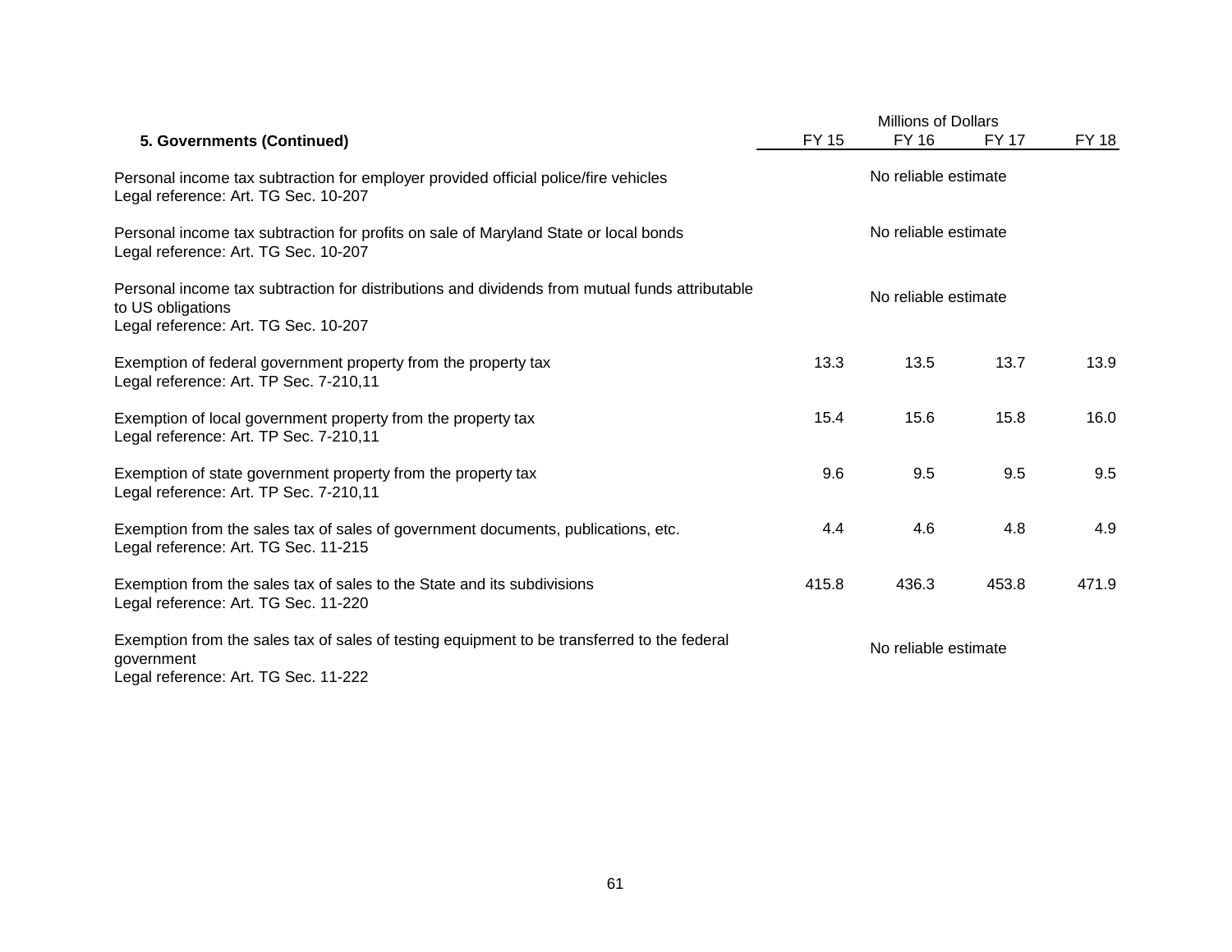| 5. Governments (Continued) | FY 15 | FY 16 | FY 17 | FY 18 |
|---|---|---|---|---|
| | Millions of Dollars | | | |
| Personal income tax subtraction for employer provided official police/fire vehicles<br>Legal reference: Art. TG Sec. 10-207 | No reliable estimate | | | |
| Personal income tax subtraction for profits on sale of Maryland State or local bonds<br>Legal reference: Art. TG Sec. 10-207 | No reliable estimate | | | |
| Personal income tax subtraction for distributions and dividends from mutual funds attributable to US obligations<br>Legal reference: Art. TG Sec. 10-207 | No reliable estimate | | | |
| Exemption of federal government property from the property tax<br>Legal reference: Art. TP Sec. 7-210,11 | 13.3 | 13.5 | 13.7 | 13.9 |
| Exemption of local government property from the property tax<br>Legal reference: Art. TP Sec. 7-210,11 | 15.4 | 15.6 | 15.8 | 16.0 |
| Exemption of state government property from the property tax<br>Legal reference: Art. TP Sec. 7-210,11 | 9.6 | 9.5 | 9.5 | 9.5 |
| Exemption from the sales tax of sales of government documents, publications, etc.<br>Legal reference: Art. TG Sec. 11-215 | 4.4 | 4.6 | 4.8 | 4.9 |
| Exemption from the sales tax of sales to the State and its subdivisions<br>Legal reference: Art. TG Sec. 11-220 | 415.8 | 436.3 | 453.8 | 471.9 |
| Exemption from the sales tax of sales of testing equipment to be transferred to the federal government<br>Legal reference: Art. TG Sec. 11-222 | No reliable estimate | | | |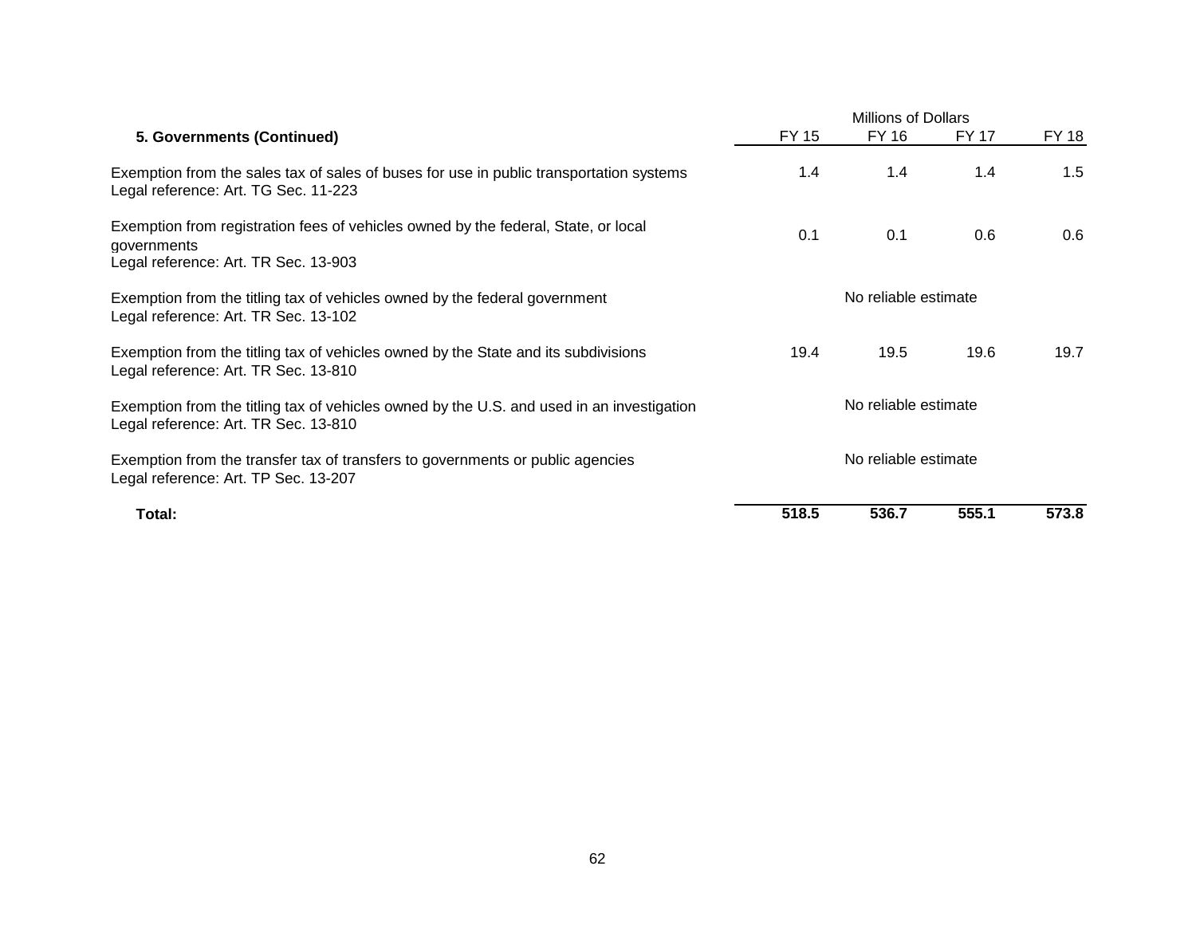| 5. Governments (Continued) | FY 15 | FY 16 | FY 17 | FY 18 |
|---|---|---|---|---|
| | Millions of Dollars | | | |
| Exemption from the sales tax of sales of buses for use in public transportation systems<br>Legal reference: Art. TG Sec. 11-223 | 1.4 | 1.4 | 1.4 | 1.5 |
| Exemption from registration fees of vehicles owned by the federal, State, or local governments<br>Legal reference: Art. TR Sec. 13-903 | 0.1 | 0.1 | 0.6 | 0.6 |
| Exemption from the titling tax of vehicles owned by the federal government<br>Legal reference: Art. TR Sec. 13-102 | No reliable estimate | | | |
| Exemption from the titling tax of vehicles owned by the State and its subdivisions<br>Legal reference: Art. TR Sec. 13-810 | 19.4 | 19.5 | 19.6 | 19.7 |
| Exemption from the titling tax of vehicles owned by the U.S. and used in an investigation<br>Legal reference: Art. TR Sec. 13-810 | No reliable estimate | | | |
| Exemption from the transfer tax of transfers to governments or public agencies<br>Legal reference: Art. TP Sec. 13-207 | No reliable estimate | | | |
| **Total:** | **518.5** | **536.7** | **555.1** | **573.8** |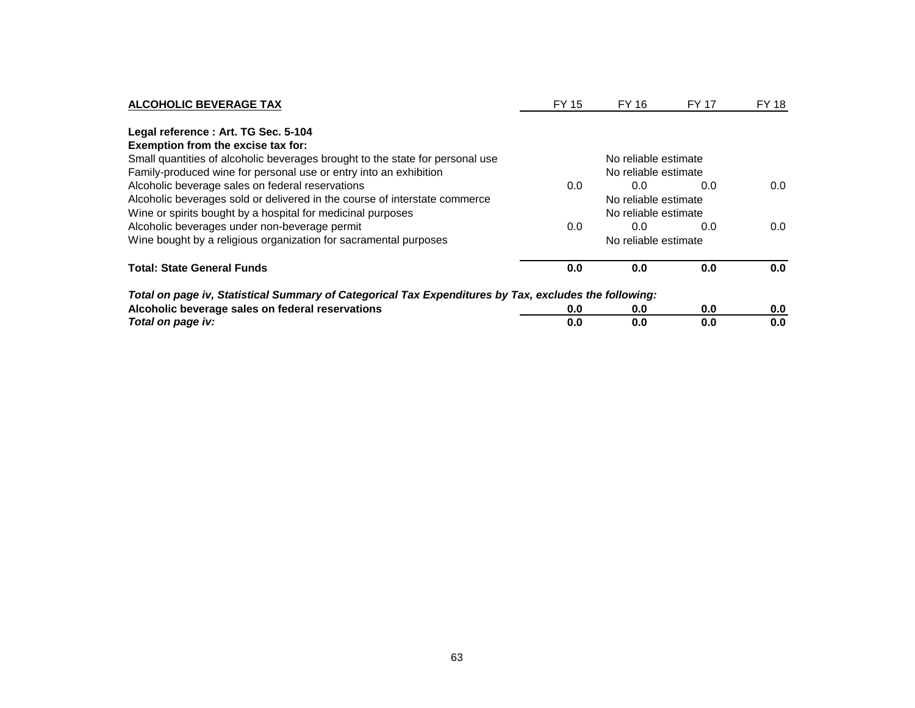| ALCOHOLIC BEVERAGE TAX | FY 15 | FY 16 | FY 17 | FY 18 |
|---|---|---|---|---|
| **Legal reference : Art. TG Sec. 5-104** | | | | |
| **Exemption from the excise tax for:** | | | | |
| Small quantities of alcoholic beverages brought to the state for personal use | | No reliable estimate | | |
| Family-produced wine for personal use or entry into an exhibition | | No reliable estimate | | |
| Alcoholic beverage sales on federal reservations | 0.0 | 0.0 | 0.0 | 0.0 |
| Alcoholic beverages sold or delivered in the course of interstate commerce | | No reliable estimate | | |
| Wine or spirits bought by a hospital for medicinal purposes | | No reliable estimate | | |
| Alcoholic beverages under non-beverage permit | 0.0 | 0.0 | 0.0 | 0.0 |
| Wine bought by a religious organization for sacramental purposes | | No reliable estimate | | |
| **Total: State General Funds** | **0.0** | **0.0** | **0.0** | **0.0** |
| ***Total on page iv, Statistical Summary of Categorical Tax Expenditures by Tax, excludes the following:*** | | | | |
| **Alcoholic beverage sales on federal reservations** | **0.0** | **0.0** | **0.0** | **0.0** |
| ***Total on page iv:*** | **0.0** | **0.0** | **0.0** | **0.0** |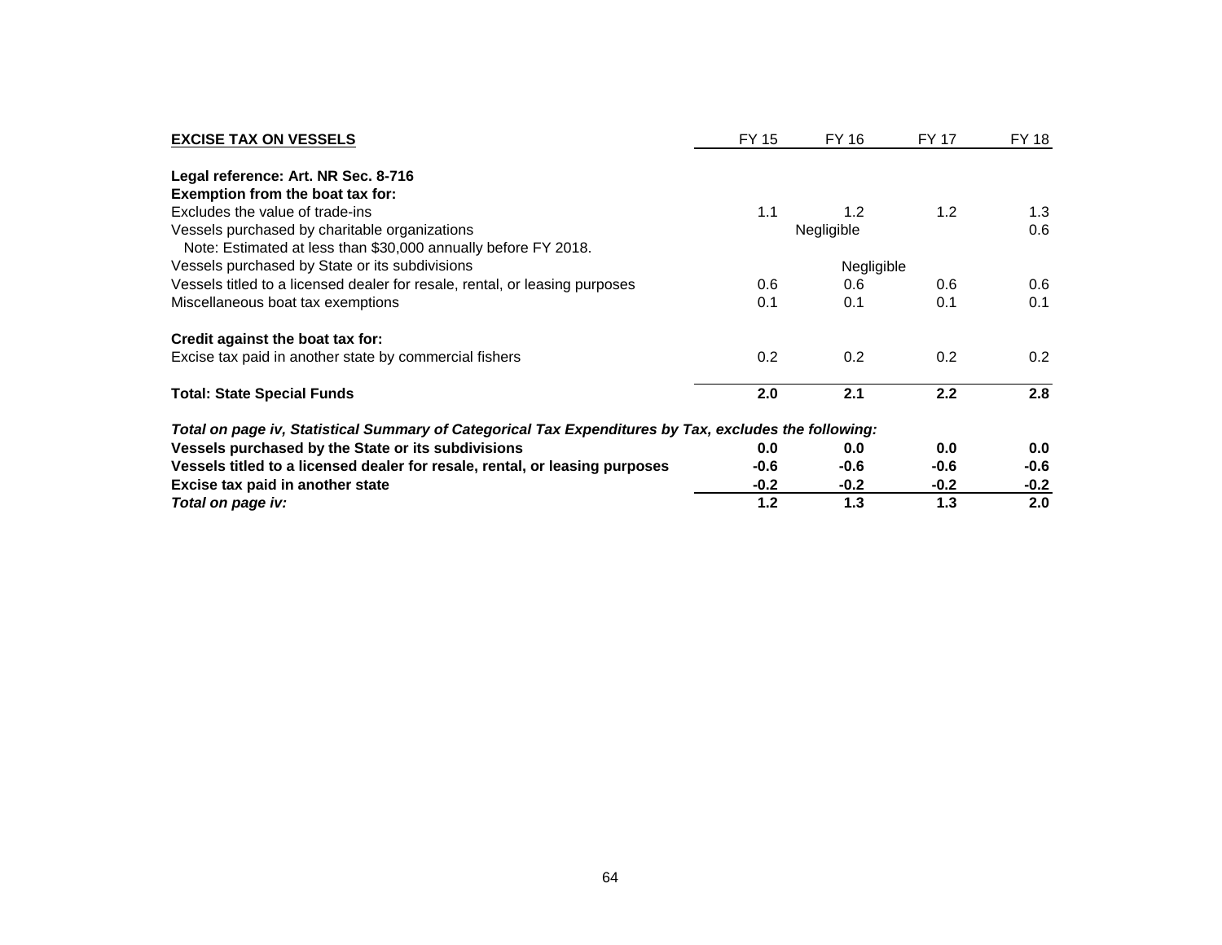| EXCISE TAX ON VESSELS | FY 15 | FY 16 | FY 17 | FY 18 |
|---|---|---|---|---|
| **Legal reference: Art. NR Sec. 8-716** | | | | |
| **Exemption from the boat tax for:** | | | | |
| Excludes the value of trade-ins | 1.1 | 1.2 | 1.2 | 1.3 |
| Vessels purchased by charitable organizations | | Negligible | | 0.6 |
| Note: Estimated at less than $30,000 annually before FY 2018. | | | | |
| Vessels purchased by State or its subdivisions | | Negligible | | |
| Vessels titled to a licensed dealer for resale, rental, or leasing purposes | 0.6 | 0.6 | 0.6 | 0.6 |
| Miscellaneous boat tax exemptions | 0.1 | 0.1 | 0.1 | 0.1 |
| **Credit against the boat tax for:** | | | | |
| Excise tax paid in another state by commercial fishers | 0.2 | 0.2 | 0.2 | 0.2 |
| **Total: State Special Funds** | **2.0** | **2.1** | **2.2** | **2.8** |
| ***Total on page iv, Statistical Summary of Categorical Tax Expenditures by Tax, excludes the following:*** | | | | |
| **Vessels purchased by the State or its subdivisions** | **0.0** | **0.0** | **0.0** | **0.0** |
| **Vessels titled to a licensed dealer for resale, rental, or leasing purposes** | **-0.6** | **-0.6** | **-0.6** | **-0.6** |
| **Excise tax paid in another state** | **-0.2** | **-0.2** | **-0.2** | **-0.2** |
| ***Total on page iv:*** | **1.2** | **1.3** | **1.3** | **2.0** |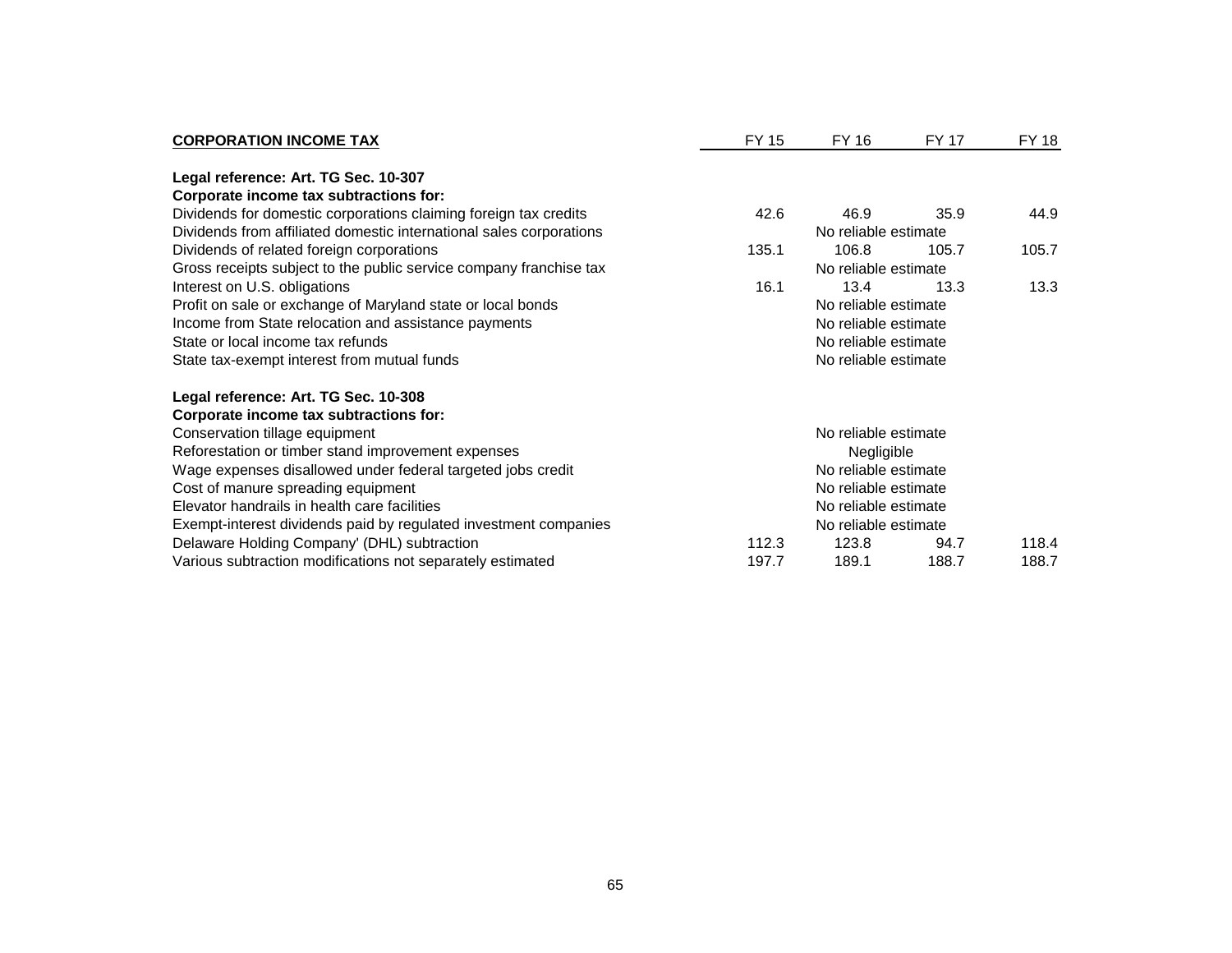| **CORPORATION INCOME TAX** | FY 15 | FY 16 | FY 17 | FY 18 |
|---|---|---|---|---|
| **Legal reference: Art. TG Sec. 10-307** | | | | |
| **Corporate income tax subtractions for:** | | | | |
| Dividends for domestic corporations claiming foreign tax credits | 42.6 | 46.9 | 35.9 | 44.9 |
| Dividends from affiliated domestic international sales corporations | | No reliable estimate | | |
| Dividends of related foreign corporations | 135.1 | 106.8 | 105.7 | 105.7 |
| Gross receipts subject to the public service company franchise tax | | No reliable estimate | | |
| Interest on U.S. obligations | 16.1 | 13.4 | 13.3 | 13.3 |
| Profit on sale or exchange of Maryland state or local bonds | | No reliable estimate | | |
| Income from State relocation and assistance payments | | No reliable estimate | | |
| State or local income tax refunds | | No reliable estimate | | |
| State tax-exempt interest from mutual funds | | No reliable estimate | | |
| **Legal reference: Art. TG Sec. 10-308** | | | | |
| **Corporate income tax subtractions for:** | | | | |
| Conservation tillage equipment | | No reliable estimate | | |
| Reforestation or timber stand improvement expenses | | Negligible | | |
| Wage expenses disallowed under federal targeted jobs credit | | No reliable estimate | | |
| Cost of manure spreading equipment | | No reliable estimate | | |
| Elevator handrails in health care facilities | | No reliable estimate | | |
| Exempt-interest dividends paid by regulated investment companies | | No reliable estimate | | |
| Delaware Holding Company' (DHL) subtraction | 112.3 | 123.8 | 94.7 | 118.4 |
| Various subtraction modifications not separately estimated | 197.7 | 189.1 | 188.7 | 188.7 |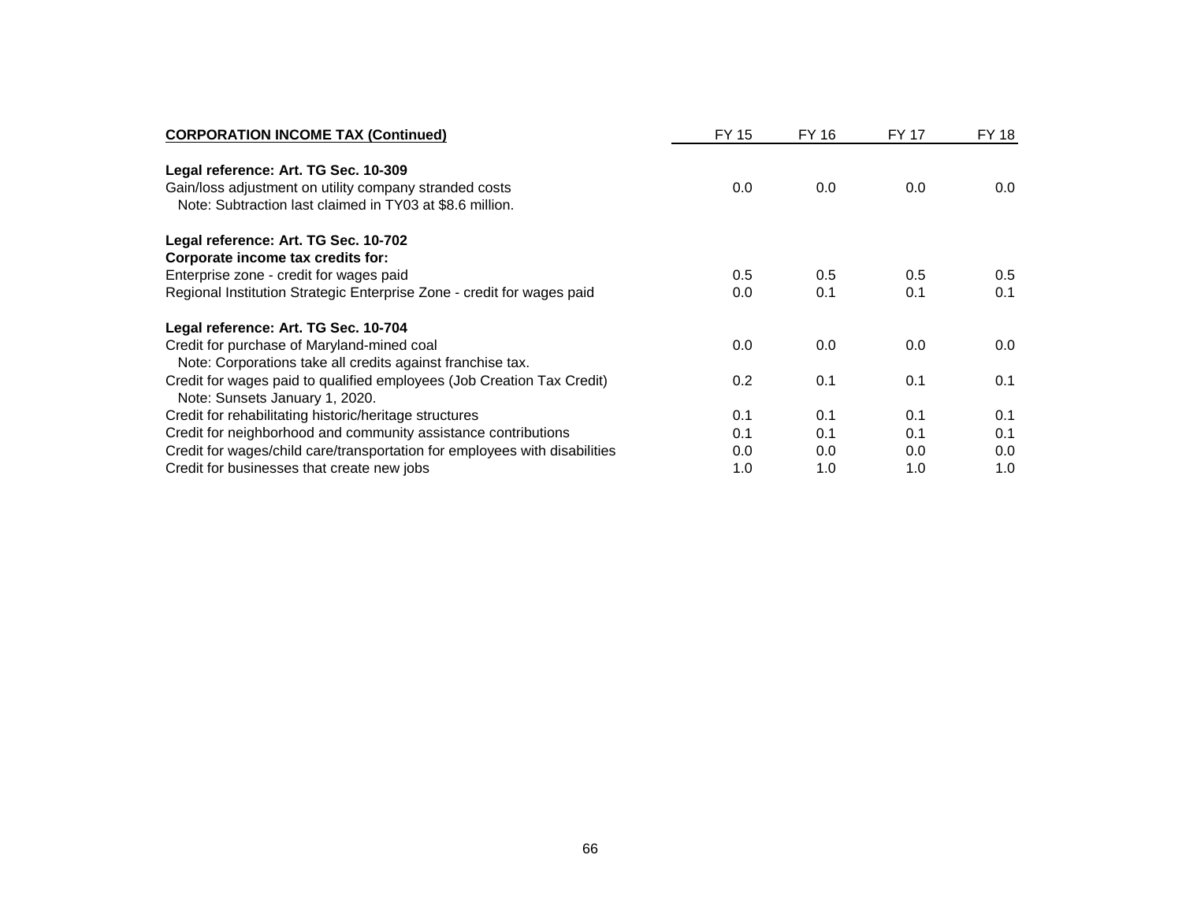| CORPORATION INCOME TAX (Continued) | FY 15 | FY 16 | FY 17 | FY 18 |
|---|---|---|---|---|
| **Legal reference: Art. TG Sec. 10-309** | | | | |
| Gain/loss adjustment on utility company stranded costs | 0.0 | 0.0 | 0.0 | 0.0 |
| Note: Subtraction last claimed in TY03 at $8.6 million. | | | | |
| **Legal reference: Art. TG Sec. 10-702** | | | | |
| **Corporate income tax credits for:** | | | | |
| Enterprise zone - credit for wages paid | 0.5 | 0.5 | 0.5 | 0.5 |
| Regional Institution Strategic Enterprise Zone - credit for wages paid | 0.0 | 0.1 | 0.1 | 0.1 |
| **Legal reference: Art. TG Sec. 10-704** | | | | |
| Credit for purchase of Maryland-mined coal | 0.0 | 0.0 | 0.0 | 0.0 |
| Note: Corporations take all credits against franchise tax. | | | | |
| Credit for wages paid to qualified employees (Job Creation Tax Credit) | 0.2 | 0.1 | 0.1 | 0.1 |
| Note: Sunsets January 1, 2020. | | | | |
| Credit for rehabilitating historic/heritage structures | 0.1 | 0.1 | 0.1 | 0.1 |
| Credit for neighborhood and community assistance contributions | 0.1 | 0.1 | 0.1 | 0.1 |
| Credit for wages/child care/transportation for employees with disabilities | 0.0 | 0.0 | 0.0 | 0.0 |
| Credit for businesses that create new jobs | 1.0 | 1.0 | 1.0 | 1.0 |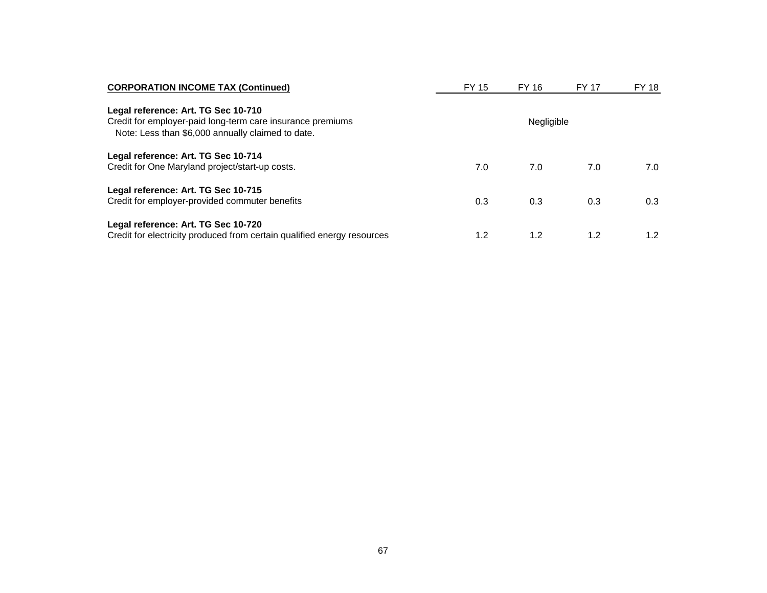| **CORPORATION INCOME TAX (Continued)** | FY 15 | FY 16 | FY 17 | FY 18 |
|---|---|---|---|---|
| **Legal reference: Art. TG Sec 10-710**<br>Credit for employer-paid long-term care insurance premiums<br>Note: Less than $6,000 annually claimed to date. | | Negligible | | |
| **Legal reference: Art. TG Sec 10-714**<br>Credit for One Maryland project/start-up costs. | 7.0 | 7.0 | 7.0 | 7.0 |
| **Legal reference: Art. TG Sec 10-715**<br>Credit for employer-provided commuter benefits | 0.3 | 0.3 | 0.3 | 0.3 |
| **Legal reference: Art. TG Sec 10-720**<br>Credit for electricity produced from certain qualified energy resources | 1.2 | 1.2 | 1.2 | 1.2 |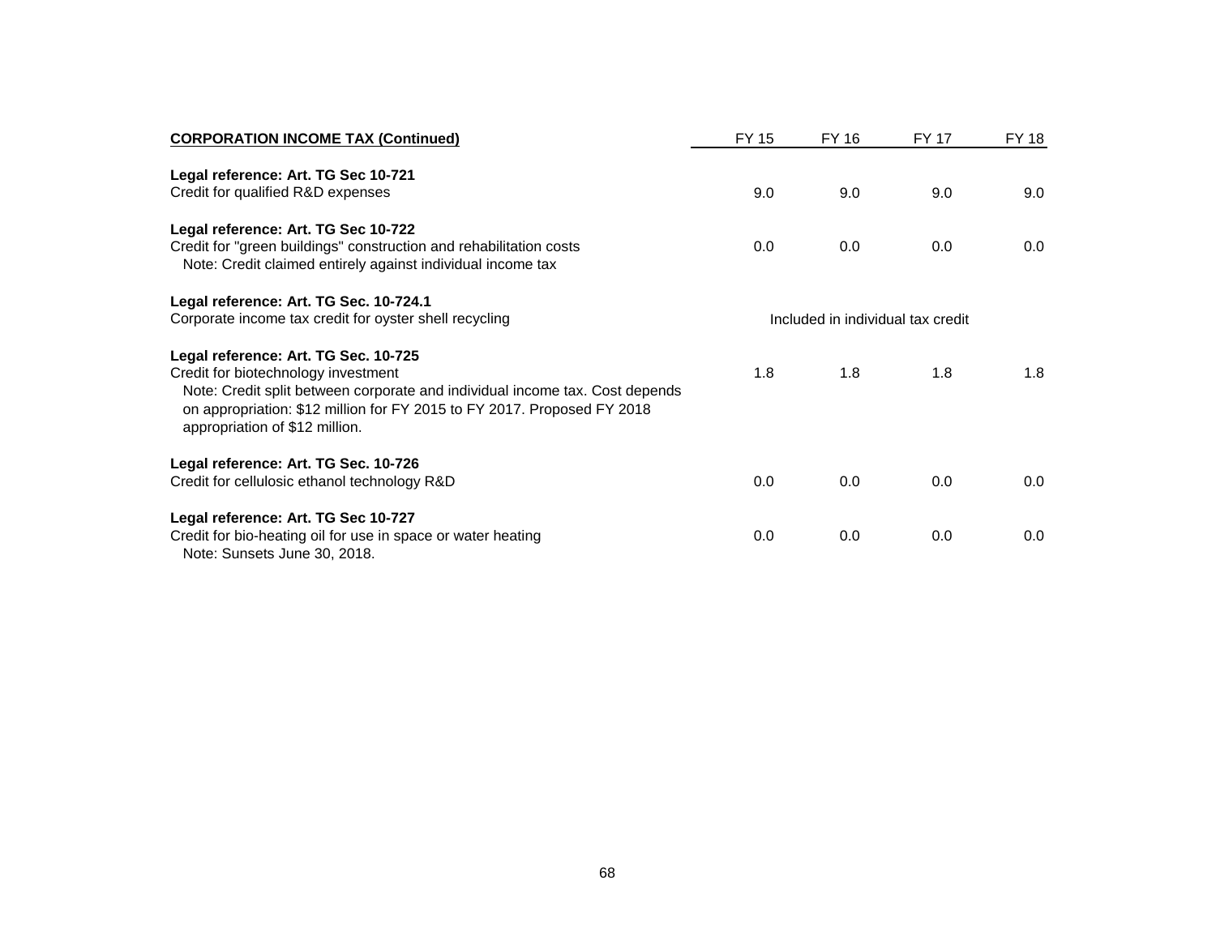| **CORPORATION INCOME TAX (Continued)** | FY 15 | FY 16 | FY 17 | FY 18 |
|---|---|---|---|---|
| **Legal reference: Art. TG Sec 10-721**<br>Credit for qualified R&D expenses | 9.0 | 9.0 | 9.0 | 9.0 |
| **Legal reference: Art. TG Sec 10-722**<br>Credit for "green buildings" construction and rehabilitation costs<br>Note: Credit claimed entirely against individual income tax | 0.0 | 0.0 | 0.0 | 0.0 |
| **Legal reference: Art. TG Sec. 10-724.1**<br>Corporate income tax credit for oyster shell recycling | Included in individual tax credit | | | |
| **Legal reference: Art. TG Sec. 10-725**<br>Credit for biotechnology investment<br>Note: Credit split between corporate and individual income tax. Cost depends on appropriation: $12 million for FY 2015 to FY 2017. Proposed FY 2018 appropriation of $12 million. | 1.8 | 1.8 | 1.8 | 1.8 |
| **Legal reference: Art. TG Sec. 10-726**<br>Credit for cellulosic ethanol technology R&D | 0.0 | 0.0 | 0.0 | 0.0 |
| **Legal reference: Art. TG Sec 10-727**<br>Credit for bio-heating oil for use in space or water heating<br>Note: Sunsets June 30, 2018. | 0.0 | 0.0 | 0.0 | 0.0 |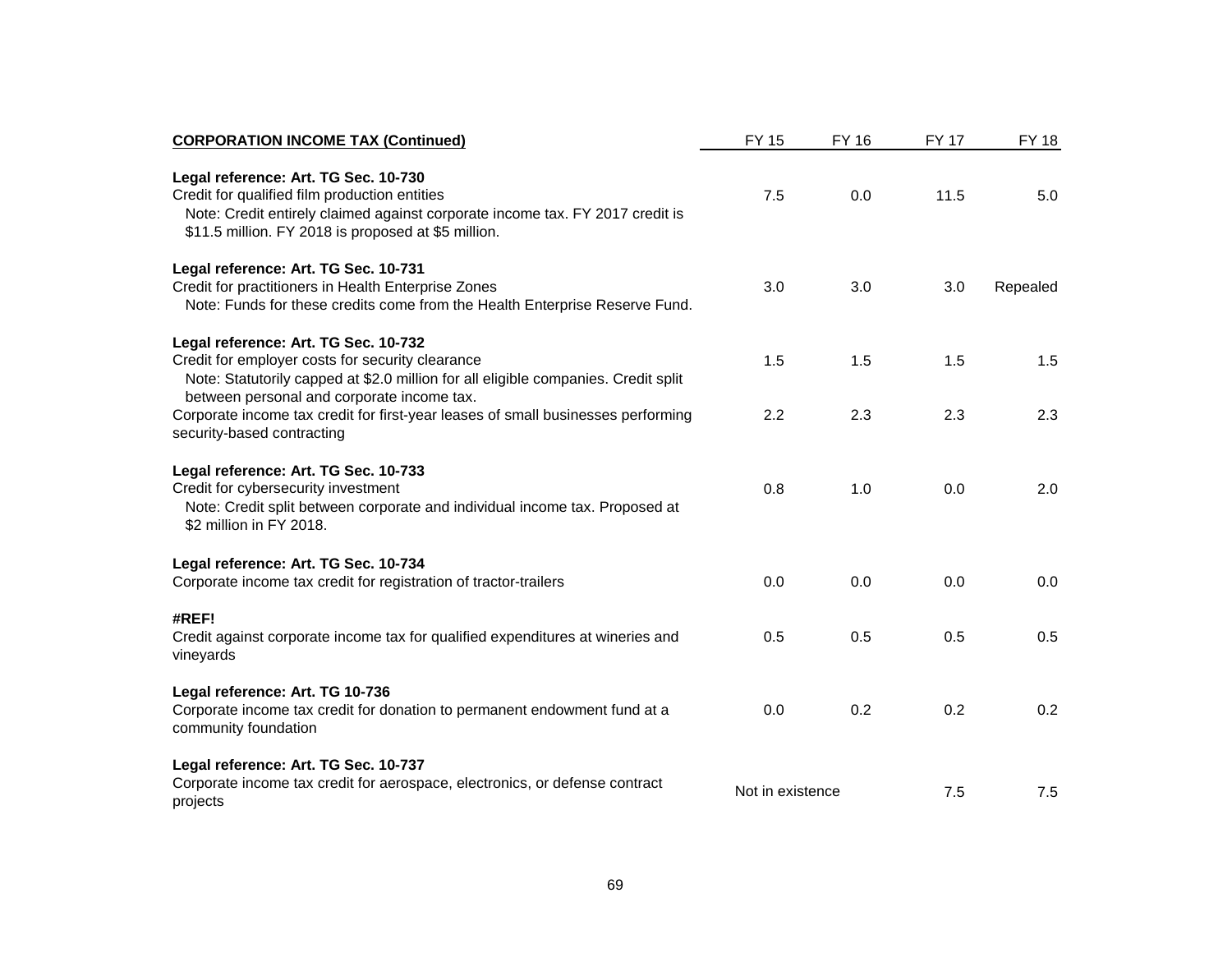| **CORPORATION INCOME TAX (Continued)** | FY 15 | FY 16 | FY 17 | FY 18 |
|---|---|---|---|---|
| **Legal reference: Art. TG Sec. 10-730** | | | | |
| Credit for qualified film production entities | 7.5 | 0.0 | 11.5 | 5.0 |
| Note: Credit entirely claimed against corporate income tax. FY 2017 credit is $11.5 million. FY 2018 is proposed at $5 million. | | | | |
| **Legal reference: Art. TG Sec. 10-731** | | | | |
| Credit for practitioners in Health Enterprise Zones | 3.0 | 3.0 | 3.0 | Repealed |
| Note: Funds for these credits come from the Health Enterprise Reserve Fund. | | | | |
| **Legal reference: Art. TG Sec. 10-732** | | | | |
| Credit for employer costs for security clearance | 1.5 | 1.5 | 1.5 | 1.5 |
| Note: Statutorily capped at $2.0 million for all eligible companies. Credit split between personal and corporate income tax. | | | | |
| Corporate income tax credit for first-year leases of small businesses performing security-based contracting | 2.2 | 2.3 | 2.3 | 2.3 |
| **Legal reference: Art. TG Sec. 10-733** | | | | |
| Credit for cybersecurity investment | 0.8 | 1.0 | 0.0 | 2.0 |
| Note: Credit split between corporate and individual income tax. Proposed at $2 million in FY 2018. | | | | |
| **Legal reference: Art. TG Sec. 10-734** | | | | |
| Corporate income tax credit for registration of tractor-trailers | 0.0 | 0.0 | 0.0 | 0.0 |
| **#REF!** | | | | |
| Credit against corporate income tax for qualified expenditures at wineries and vineyards | 0.5 | 0.5 | 0.5 | 0.5 |
| **Legal reference: Art. TG 10-736** | | | | |
| Corporate income tax credit for donation to permanent endowment fund at a community foundation | 0.0 | 0.2 | 0.2 | 0.2 |
| **Legal reference: Art. TG Sec. 10-737** | | | | |
| Corporate income tax credit for aerospace, electronics, or defense contract projects | Not in existence | | 7.5 | 7.5 |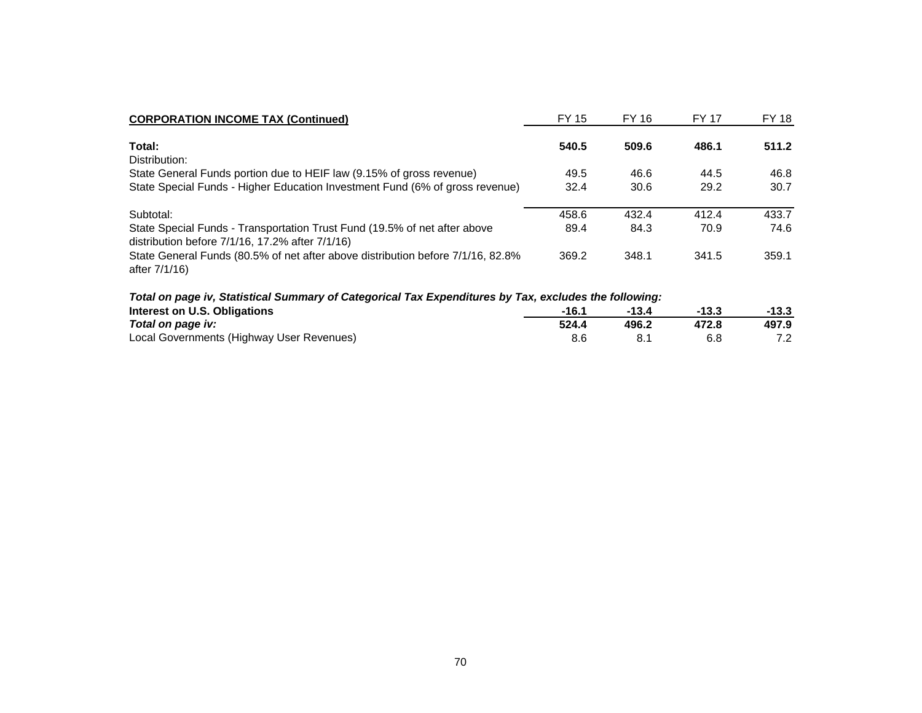| **CORPORATION INCOME TAX (Continued)** | FY 15 | FY 16 | FY 17 | FY 18 |
|---|---|---|---|---|
| **Total:** | **540.5** | **509.6** | **486.1** | **511.2** |
| Distribution: | | | | |
| State General Funds portion due to HEIF law (9.15% of gross revenue) | 49.5 | 46.6 | 44.5 | 46.8 |
| State Special Funds - Higher Education Investment Fund (6% of gross revenue) | 32.4 | 30.6 | 29.2 | 30.7 |
| Subtotal: | 458.6 | 432.4 | 412.4 | 433.7 |
| State Special Funds - Transportation Trust Fund (19.5% of net after above distribution before 7/1/16, 17.2% after 7/1/16) | 89.4 | 84.3 | 70.9 | 74.6 |
| State General Funds (80.5% of net after above distribution before 7/1/16, 82.8% after 7/1/16) | 369.2 | 348.1 | 341.5 | 359.1 |
| ***Total on page iv, Statistical Summary of Categorical Tax Expenditures by Tax, excludes the following:*** | | | | |
| **Interest on U.S. Obligations** | **-16.1** | **-13.4** | **-13.3** | **-13.3** |
| ***Total on page iv:*** | **524.4** | **496.2** | **472.8** | **497.9** |
| Local Governments (Highway User Revenues) | 8.6 | 8.1 | 6.8 | 7.2 |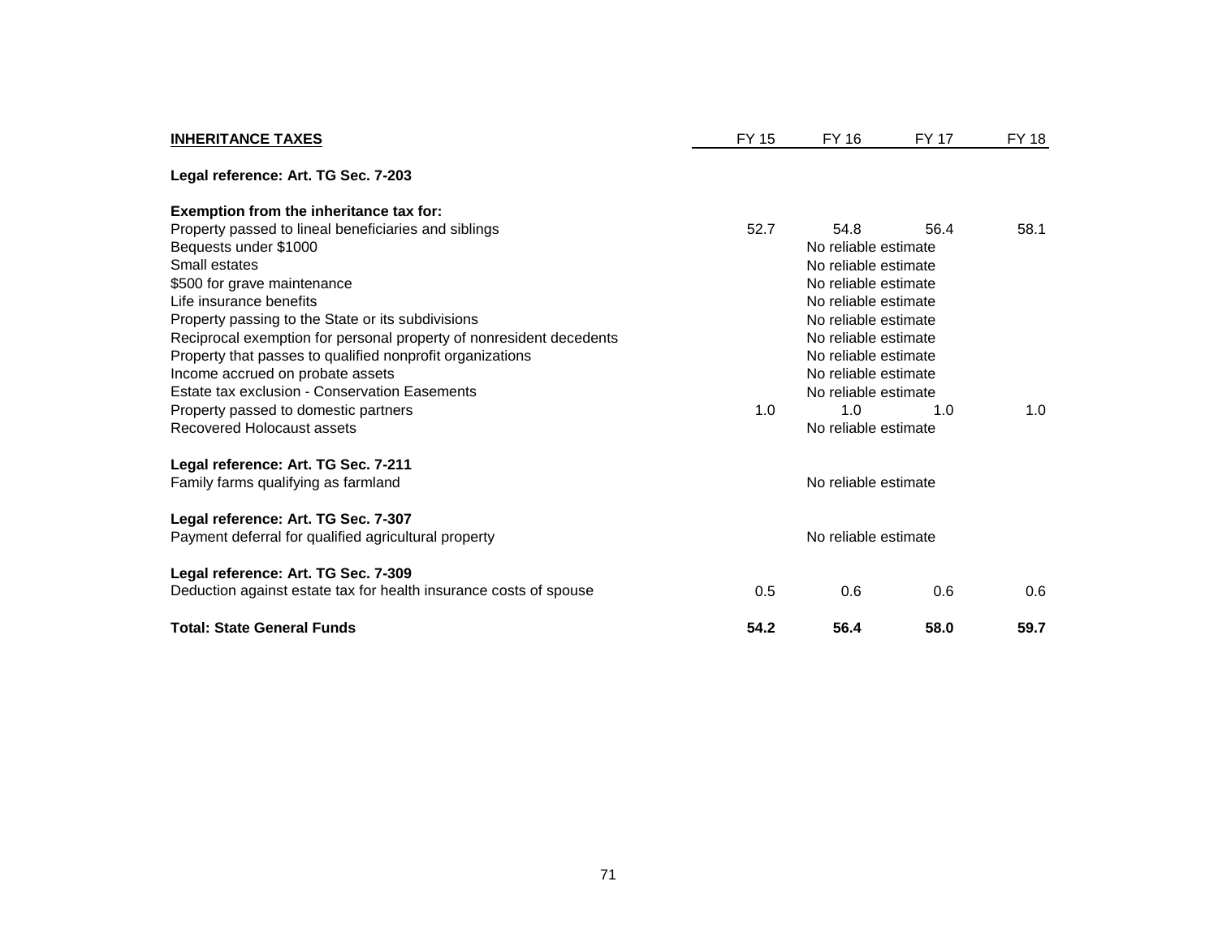| INHERITANCE TAXES | FY 15 | FY 16 | FY 17 | FY 18 |
|---|---|---|---|---|
| **Legal reference: Art. TG Sec. 7-203** | | | | |
| **Exemption from the inheritance tax for:** | | | | |
| Property passed to lineal beneficiaries and siblings | 52.7 | 54.8 | 56.4 | 58.1 |
| Bequests under $1000 | | No reliable estimate | | |
| Small estates | | No reliable estimate | | |
| $500 for grave maintenance | | No reliable estimate | | |
| Life insurance benefits | | No reliable estimate | | |
| Property passing to the State or its subdivisions | | No reliable estimate | | |
| Reciprocal exemption for personal property of nonresident decedents | | No reliable estimate | | |
| Property that passes to qualified nonprofit organizations | | No reliable estimate | | |
| Income accrued on probate assets | | No reliable estimate | | |
| Estate tax exclusion - Conservation Easements | | No reliable estimate | | |
| Property passed to domestic partners | 1.0 | 1.0 | 1.0 | 1.0 |
| Recovered Holocaust assets | | No reliable estimate | | |
| **Legal reference: Art. TG Sec. 7-211** | | | | |
| Family farms qualifying as farmland | | No reliable estimate | | |
| **Legal reference: Art. TG Sec. 7-307** | | | | |
| Payment deferral for qualified agricultural property | | No reliable estimate | | |
| **Legal reference: Art. TG Sec. 7-309** | | | | |
| Deduction against estate tax for health insurance costs of spouse | 0.5 | 0.6 | 0.6 | 0.6 |
| **Total: State General Funds** | **54.2** | **56.4** | **58.0** | **59.7** |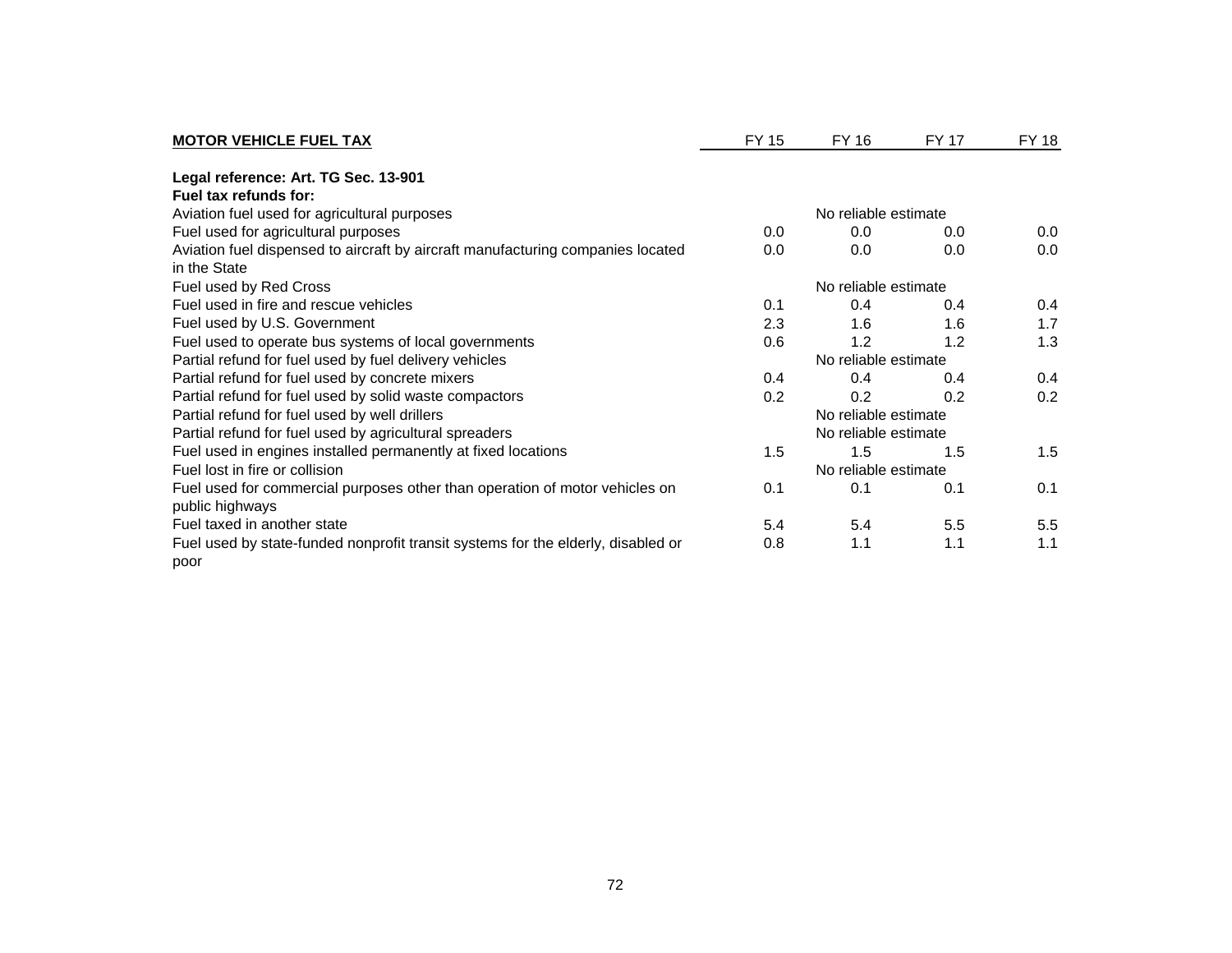| MOTOR VEHICLE FUEL TAX | FY 15 | FY 16 | FY 17 | FY 18 |
|---|---|---|---|---|
| **Legal reference: Art. TG Sec. 13-901** | | | | |
| **Fuel tax refunds for:** | | | | |
| Aviation fuel used for agricultural purposes | | No reliable estimate | | |
| Fuel used for agricultural purposes | 0.0 | 0.0 | 0.0 | 0.0 |
| Aviation fuel dispensed to aircraft by aircraft manufacturing companies located in the State | 0.0 | 0.0 | 0.0 | 0.0 |
| Fuel used by Red Cross | | No reliable estimate | | |
| Fuel used in fire and rescue vehicles | 0.1 | 0.4 | 0.4 | 0.4 |
| Fuel used by U.S. Government | 2.3 | 1.6 | 1.6 | 1.7 |
| Fuel used to operate bus systems of local governments | 0.6 | 1.2 | 1.2 | 1.3 |
| Partial refund for fuel used by fuel delivery vehicles | | No reliable estimate | | |
| Partial refund for fuel used by concrete mixers | 0.4 | 0.4 | 0.4 | 0.4 |
| Partial refund for fuel used by solid waste compactors | 0.2 | 0.2 | 0.2 | 0.2 |
| Partial refund for fuel used by well drillers | | No reliable estimate | | |
| Partial refund for fuel used by agricultural spreaders | | No reliable estimate | | |
| Fuel used in engines installed permanently at fixed locations | 1.5 | 1.5 | 1.5 | 1.5 |
| Fuel lost in fire or collision | | No reliable estimate | | |
| Fuel used for commercial purposes other than operation of motor vehicles on public highways | 0.1 | 0.1 | 0.1 | 0.1 |
| Fuel taxed in another state | 5.4 | 5.4 | 5.5 | 5.5 |
| Fuel used by state-funded nonprofit transit systems for the elderly, disabled or poor | 0.8 | 1.1 | 1.1 | 1.1 |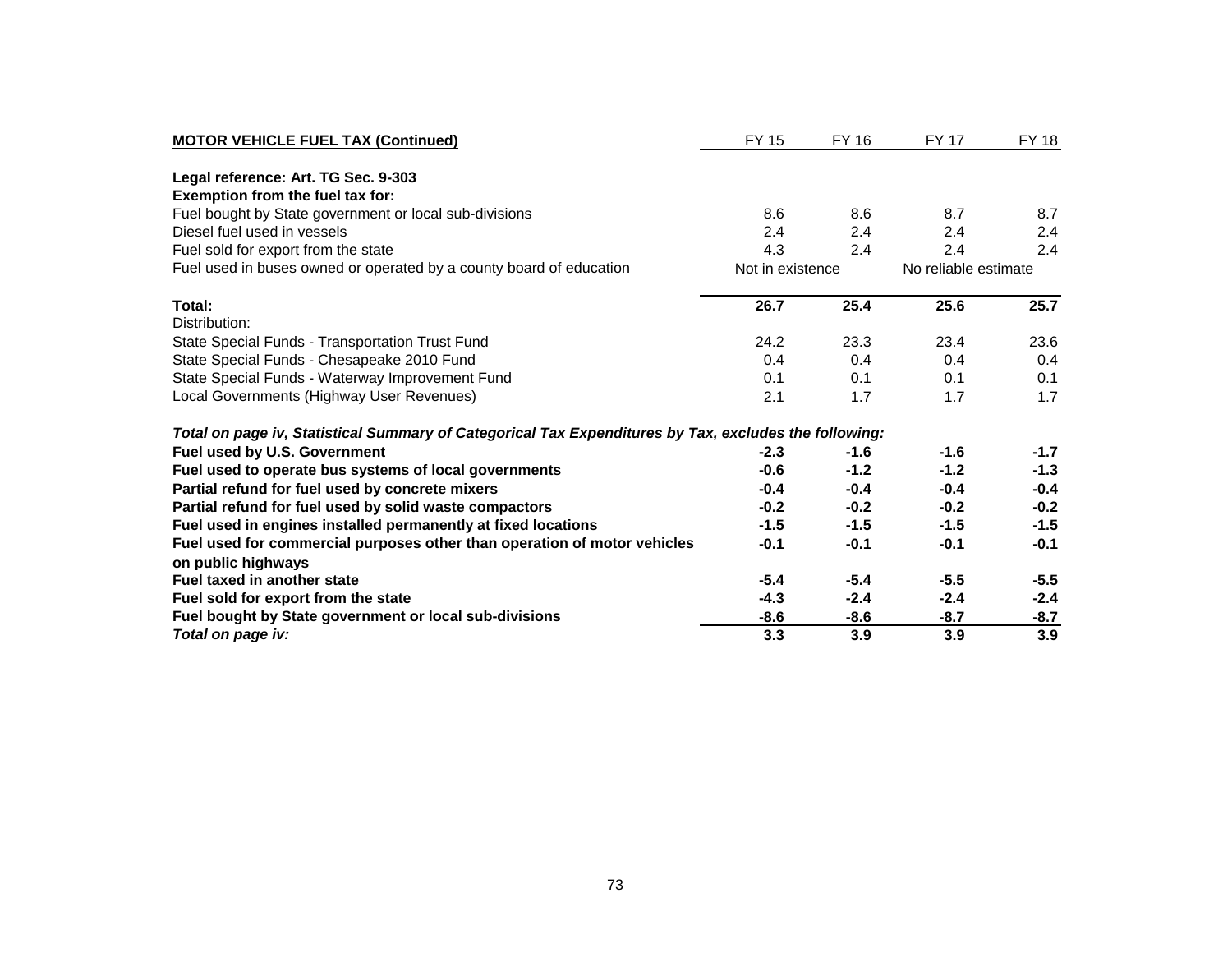| **MOTOR VEHICLE FUEL TAX (Continued)** | FY 15 | FY 16 | FY 17 | FY 18 |
|---|---|---|---|---|
| **Legal reference: Art. TG Sec. 9-303** | | | | |
| **Exemption from the fuel tax for:** | | | | |
| Fuel bought by State government or local sub-divisions | 8.6 | 8.6 | 8.7 | 8.7 |
| Diesel fuel used in vessels | 2.4 | 2.4 | 2.4 | 2.4 |
| Fuel sold for export from the state | 4.3 | 2.4 | 2.4 | 2.4 |
| Fuel used in buses owned or operated by a county board of education | Not in existence | | No reliable estimate | |
| **Total:** | **26.7** | **25.4** | **25.6** | **25.7** |
| Distribution: | | | | |
| State Special Funds - Transportation Trust Fund | 24.2 | 23.3 | 23.4 | 23.6 |
| State Special Funds - Chesapeake 2010 Fund | 0.4 | 0.4 | 0.4 | 0.4 |
| State Special Funds - Waterway Improvement Fund | 0.1 | 0.1 | 0.1 | 0.1 |
| Local Governments (Highway User Revenues) | 2.1 | 1.7 | 1.7 | 1.7 |
| ***Total on page iv, Statistical Summary of Categorical Tax Expenditures by Tax, excludes the following:*** | | | | |
| **Fuel used by U.S. Government** | **-2.3** | **-1.6** | **-1.6** | **-1.7** |
| **Fuel used to operate bus systems of local governments** | **-0.6** | **-1.2** | **-1.2** | **-1.3** |
| **Partial refund for fuel used by concrete mixers** | **-0.4** | **-0.4** | **-0.4** | **-0.4** |
| **Partial refund for fuel used by solid waste compactors** | **-0.2** | **-0.2** | **-0.2** | **-0.2** |
| **Fuel used in engines installed permanently at fixed locations** | **-1.5** | **-1.5** | **-1.5** | **-1.5** |
| **Fuel used for commercial purposes other than operation of motor vehicles on public highways** | **-0.1** | **-0.1** | **-0.1** | **-0.1** |
| **Fuel taxed in another state** | **-5.4** | **-5.4** | **-5.5** | **-5.5** |
| **Fuel sold for export from the state** | **-4.3** | **-2.4** | **-2.4** | **-2.4** |
| **Fuel bought by State government or local sub-divisions** | **-8.6** | **-8.6** | **-8.7** | **-8.7** |
| ***Total on page iv:*** | **3.3** | **3.9** | **3.9** | **3.9** |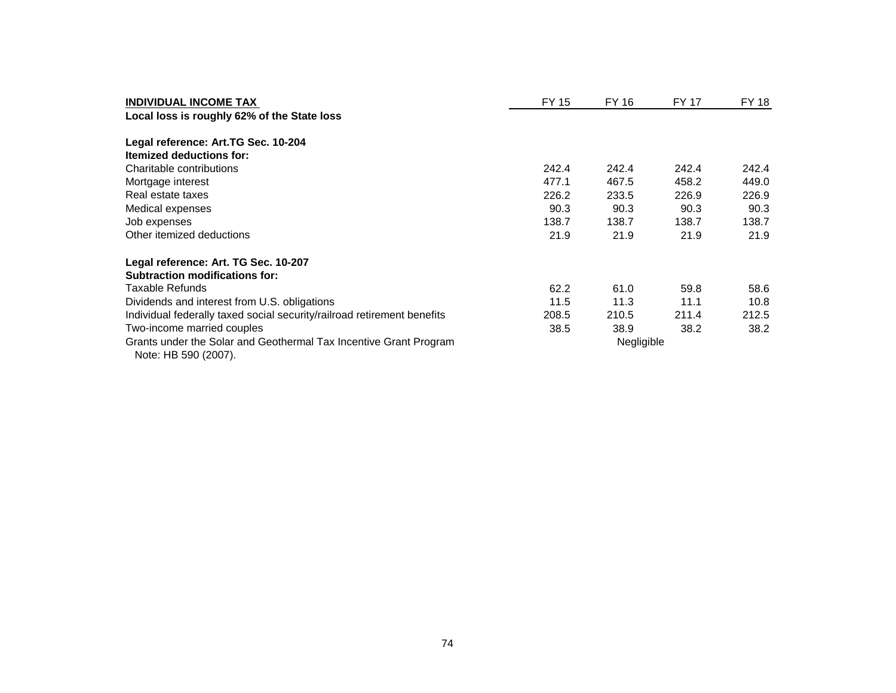| INDIVIDUAL INCOME TAX | FY 15 | FY 16 | FY 17 | FY 18 |
|---|---|---|---|---|
| **Local loss is roughly 62% of the State loss** | | | | |
| | | | | |
| **Legal reference: Art.TG Sec. 10-204** | | | | |
| **Itemized deductions for:** | | | | |
| Charitable contributions | 242.4 | 242.4 | 242.4 | 242.4 |
| Mortgage interest | 477.1 | 467.5 | 458.2 | 449.0 |
| Real estate taxes | 226.2 | 233.5 | 226.9 | 226.9 |
| Medical expenses | 90.3 | 90.3 | 90.3 | 90.3 |
| Job expenses | 138.7 | 138.7 | 138.7 | 138.7 |
| Other itemized deductions | 21.9 | 21.9 | 21.9 | 21.9 |
| | | | | |
| **Legal reference: Art. TG Sec. 10-207** | | | | |
| **Subtraction modifications for:** | | | | |
| Taxable Refunds | 62.2 | 61.0 | 59.8 | 58.6 |
| Dividends and interest from U.S. obligations | 11.5 | 11.3 | 11.1 | 10.8 |
| Individual federally taxed social security/railroad retirement benefits | 208.5 | 210.5 | 211.4 | 212.5 |
| Two-income married couples | 38.5 | 38.9 | 38.2 | 38.2 |
| Grants under the Solar and Geothermal Tax Incentive Grant Program<br>Note: HB 590 (2007). | | Negligible | | |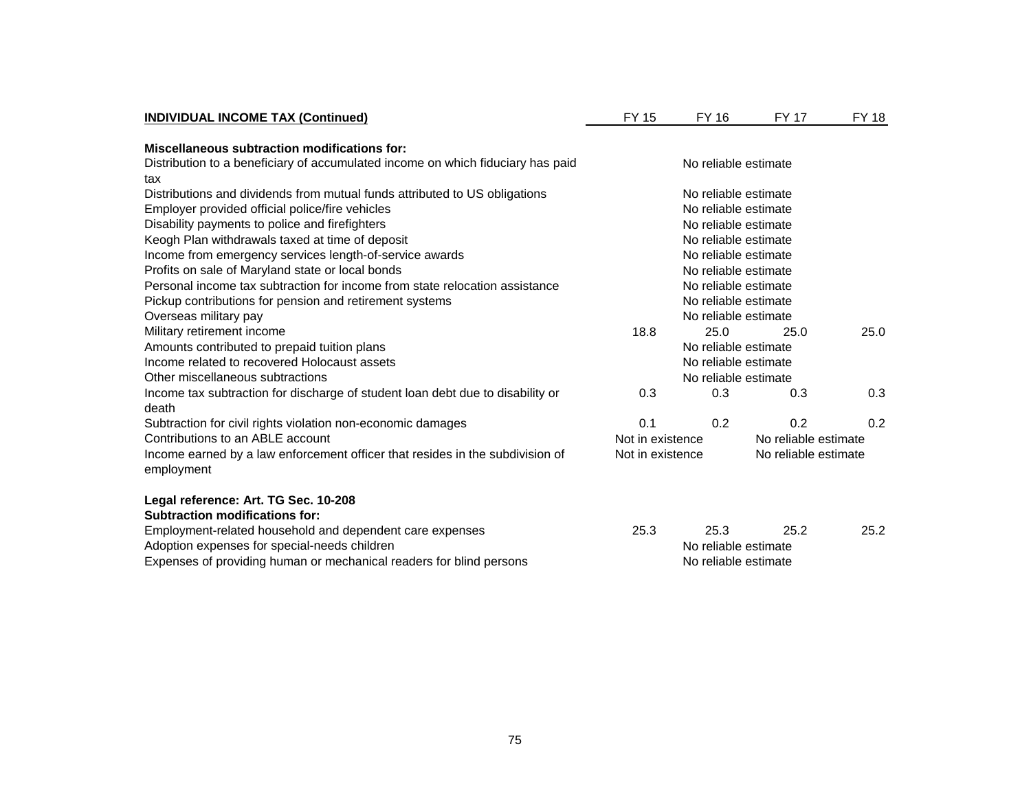| INDIVIDUAL INCOME TAX (Continued) | FY 15 | FY 16 | FY 17 | FY 18 |
|---|---|---|---|---|
| **Miscellaneous subtraction modifications for:** | | | | |
| Distribution to a beneficiary of accumulated income on which fiduciary has paid tax | No reliable estimate | | | |
| Distributions and dividends from mutual funds attributed to US obligations | No reliable estimate | | | |
| Employer provided official police/fire vehicles | No reliable estimate | | | |
| Disability payments to police and firefighters | No reliable estimate | | | |
| Keogh Plan withdrawals taxed at time of deposit | No reliable estimate | | | |
| Income from emergency services length-of-service awards | No reliable estimate | | | |
| Profits on sale of Maryland state or local bonds | No reliable estimate | | | |
| Personal income tax subtraction for income from state relocation assistance | No reliable estimate | | | |
| Pickup contributions for pension and retirement systems | No reliable estimate | | | |
| Overseas military pay | No reliable estimate | | | |
| Military retirement income | 18.8 | 25.0 | 25.0 | 25.0 |
| Amounts contributed to prepaid tuition plans | No reliable estimate | | | |
| Income related to recovered Holocaust assets | No reliable estimate | | | |
| Other miscellaneous subtractions | No reliable estimate | | | |
| Income tax subtraction for discharge of student loan debt due to disability or death | 0.3 | 0.3 | 0.3 | 0.3 |
| Subtraction for civil rights violation non-economic damages | 0.1 | 0.2 | 0.2 | 0.2 |
| Contributions to an ABLE account | Not in existence | | No reliable estimate | |
| Income earned by a law enforcement officer that resides in the subdivision of employment | Not in existence | | No reliable estimate | |
| **Legal reference: Art. TG Sec. 10-208** | | | | |
| **Subtraction modifications for:** | | | | |
| Employment-related household and dependent care expenses | 25.3 | 25.3 | 25.2 | 25.2 |
| Adoption expenses for special-needs children | No reliable estimate | | | |
| Expenses of providing human or mechanical readers for blind persons | No reliable estimate | | | |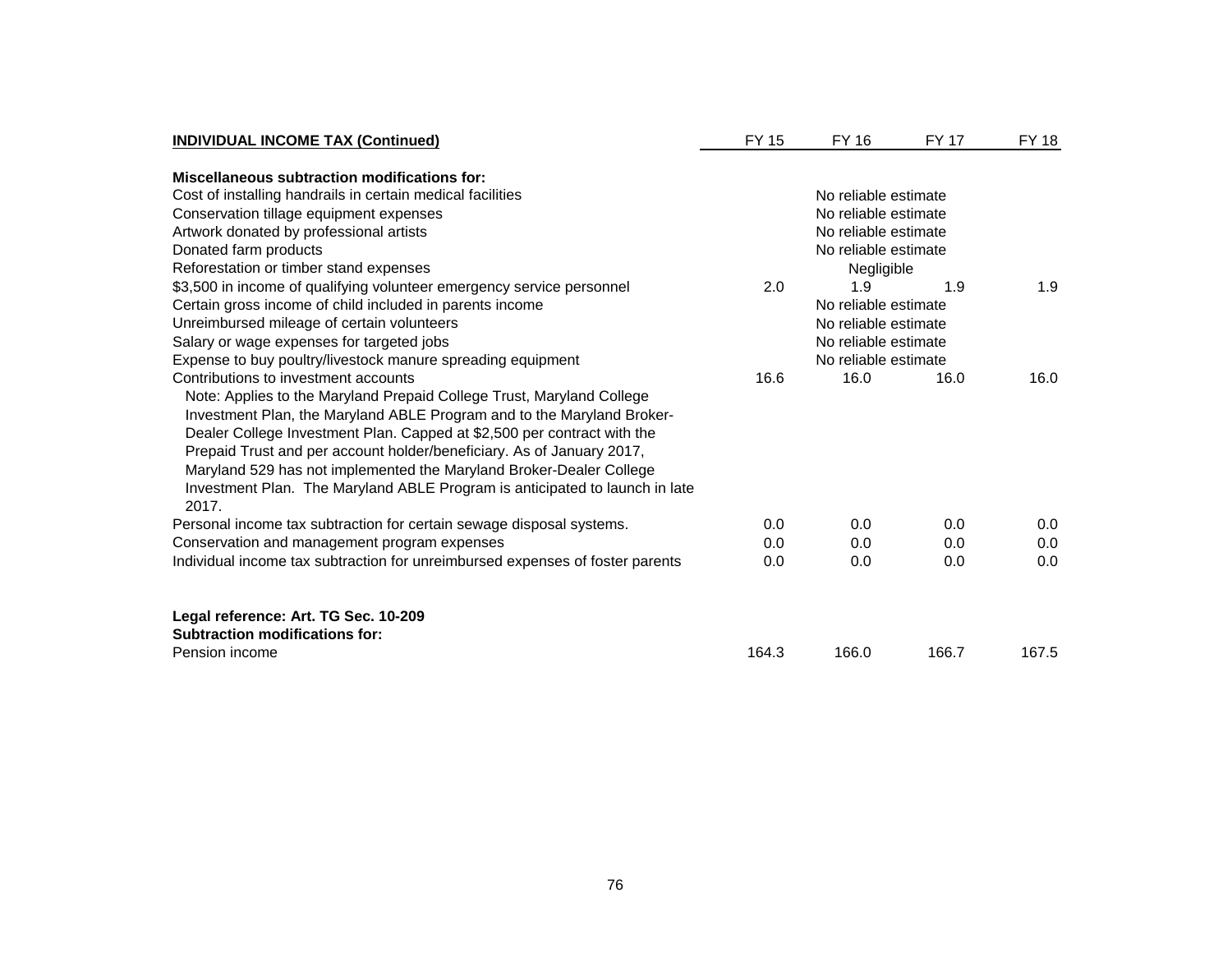| INDIVIDUAL INCOME TAX (Continued) | FY 15 | FY 16 | FY 17 | FY 18 |
|---|---|---|---|---|
| **Miscellaneous subtraction modifications for:** | | | | |
| Cost of installing handrails in certain medical facilities | | No reliable estimate | | |
| Conservation tillage equipment expenses | | No reliable estimate | | |
| Artwork donated by professional artists | | No reliable estimate | | |
| Donated farm products | | No reliable estimate | | |
| Reforestation or timber stand expenses | | Negligible | | |
| $3,500 in income of qualifying volunteer emergency service personnel | 2.0 | 1.9 | 1.9 | 1.9 |
| Certain gross income of child included in parents income | | No reliable estimate | | |
| Unreimbursed mileage of certain volunteers | | No reliable estimate | | |
| Salary or wage expenses for targeted jobs | | No reliable estimate | | |
| Expense to buy poultry/livestock manure spreading equipment | | No reliable estimate | | |
| Contributions to investment accounts | 16.6 | 16.0 | 16.0 | 16.0 |
| Note: Applies to the Maryland Prepaid College Trust, Maryland College Investment Plan, the Maryland ABLE Program and to the Maryland Broker-Dealer College Investment Plan. Capped at $2,500 per contract with the Prepaid Trust and per account holder/beneficiary. As of January 2017, Maryland 529 has not implemented the Maryland Broker-Dealer College Investment Plan. The Maryland ABLE Program is anticipated to launch in late 2017. | | | | |
| Personal income tax subtraction for certain sewage disposal systems. | 0.0 | 0.0 | 0.0 | 0.0 |
| Conservation and management program expenses | 0.0 | 0.0 | 0.0 | 0.0 |
| Individual income tax subtraction for unreimbursed expenses of foster parents | 0.0 | 0.0 | 0.0 | 0.0 |
| | | | | |
| **Legal reference: Art. TG Sec. 10-209** | | | | |
| **Subtraction modifications for:** | | | | |
| Pension income | 164.3 | 166.0 | 166.7 | 167.5 |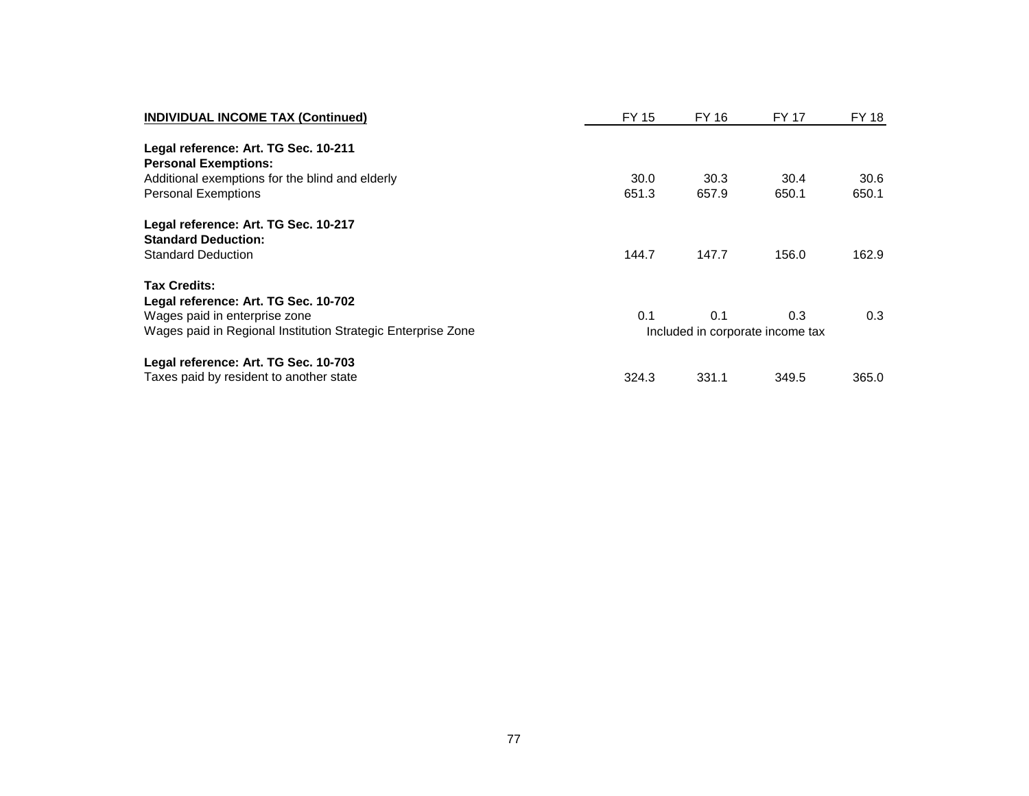| **INDIVIDUAL INCOME TAX (Continued)** | FY 15 | FY 16 | FY 17 | FY 18 |
|---|---|---|---|---|
| **Legal reference: Art. TG Sec. 10-211** | | | | |
| **Personal Exemptions:** | | | | |
| Additional exemptions for the blind and elderly | 30.0 | 30.3 | 30.4 | 30.6 |
| Personal Exemptions | 651.3 | 657.9 | 650.1 | 650.1 |
| **Legal reference: Art. TG Sec. 10-217** | | | | |
| **Standard Deduction:** | | | | |
| Standard Deduction | 144.7 | 147.7 | 156.0 | 162.9 |
| **Tax Credits:** | | | | |
| **Legal reference: Art. TG Sec. 10-702** | | | | |
| Wages paid in enterprise zone | 0.1 | 0.1 | 0.3 | 0.3 |
| Wages paid in Regional Institution Strategic Enterprise Zone | Included in corporate income tax | | | |
| **Legal reference: Art. TG Sec. 10-703** | | | | |
| Taxes paid by resident to another state | 324.3 | 331.1 | 349.5 | 365.0 |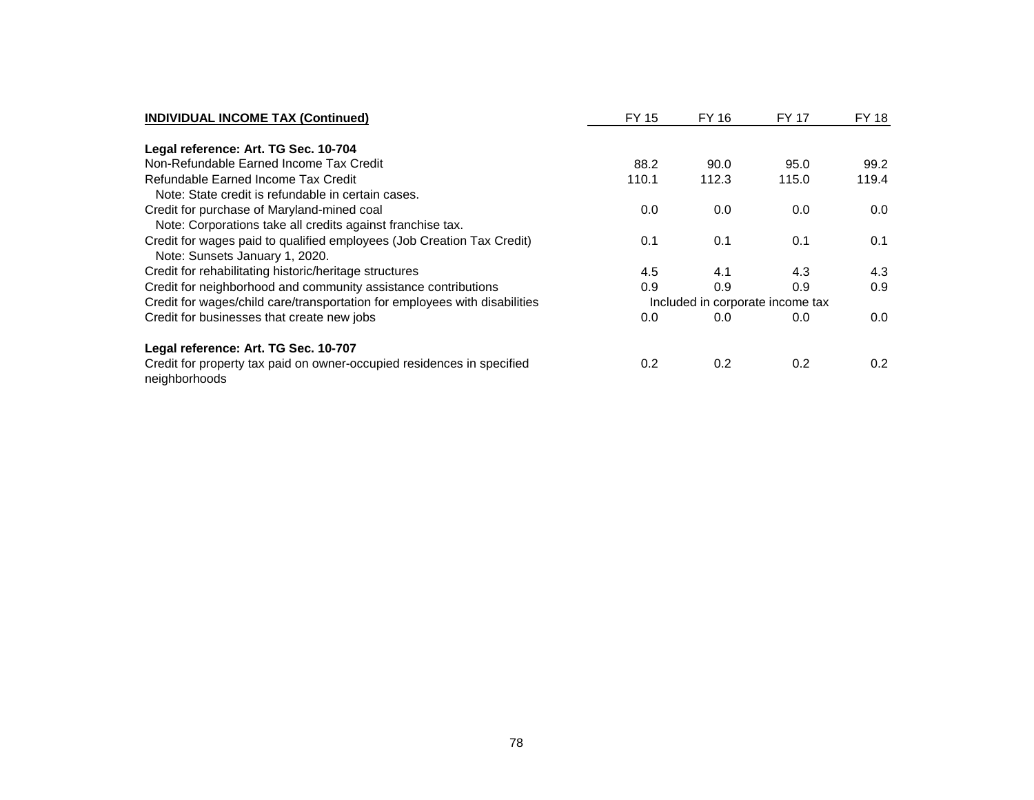| INDIVIDUAL INCOME TAX (Continued) | FY 15 | FY 16 | FY 17 | FY 18 |
|---|---|---|---|---|
| **Legal reference: Art. TG Sec. 10-704** | | | | |
| Non-Refundable Earned Income Tax Credit | 88.2 | 90.0 | 95.0 | 99.2 |
| Refundable Earned Income Tax Credit | 110.1 | 112.3 | 115.0 | 119.4 |
| Note: State credit is refundable in certain cases. | | | | |
| Credit for purchase of Maryland-mined coal | 0.0 | 0.0 | 0.0 | 0.0 |
| Note: Corporations take all credits against franchise tax. | | | | |
| Credit for wages paid to qualified employees (Job Creation Tax Credit) | 0.1 | 0.1 | 0.1 | 0.1 |
| Note: Sunsets January 1, 2020. | | | | |
| Credit for rehabilitating historic/heritage structures | 4.5 | 4.1 | 4.3 | 4.3 |
| Credit for neighborhood and community assistance contributions | 0.9 | 0.9 | 0.9 | 0.9 |
| Credit for wages/child care/transportation for employees with disabilities | Included in corporate income tax | | | |
| Credit for businesses that create new jobs | 0.0 | 0.0 | 0.0 | 0.0 |
| **Legal reference: Art. TG Sec. 10-707** | | | | |
| Credit for property tax paid on owner-occupied residences in specified neighborhoods | 0.2 | 0.2 | 0.2 | 0.2 |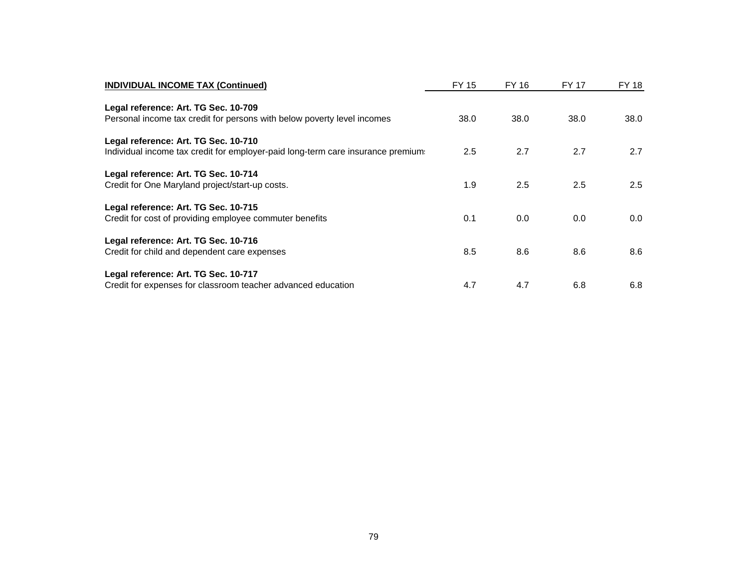| INDIVIDUAL INCOME TAX (Continued) | FY 15 | FY 16 | FY 17 | FY 18 |
|---|---|---|---|---|
| **Legal reference: Art. TG Sec. 10-709**<br>Personal income tax credit for persons with below poverty level incomes | 38.0 | 38.0 | 38.0 | 38.0 |
| **Legal reference: Art. TG Sec. 10-710**<br>Individual income tax credit for employer-paid long-term care insurance premiums | 2.5 | 2.7 | 2.7 | 2.7 |
| **Legal reference: Art. TG Sec. 10-714**<br>Credit for One Maryland project/start-up costs. | 1.9 | 2.5 | 2.5 | 2.5 |
| **Legal reference: Art. TG Sec. 10-715**<br>Credit for cost of providing employee commuter benefits | 0.1 | 0.0 | 0.0 | 0.0 |
| **Legal reference: Art. TG Sec. 10-716**<br>Credit for child and dependent care expenses | 8.5 | 8.6 | 8.6 | 8.6 |
| **Legal reference: Art. TG Sec. 10-717**<br>Credit for expenses for classroom teacher advanced education | 4.7 | 4.7 | 6.8 | 6.8 |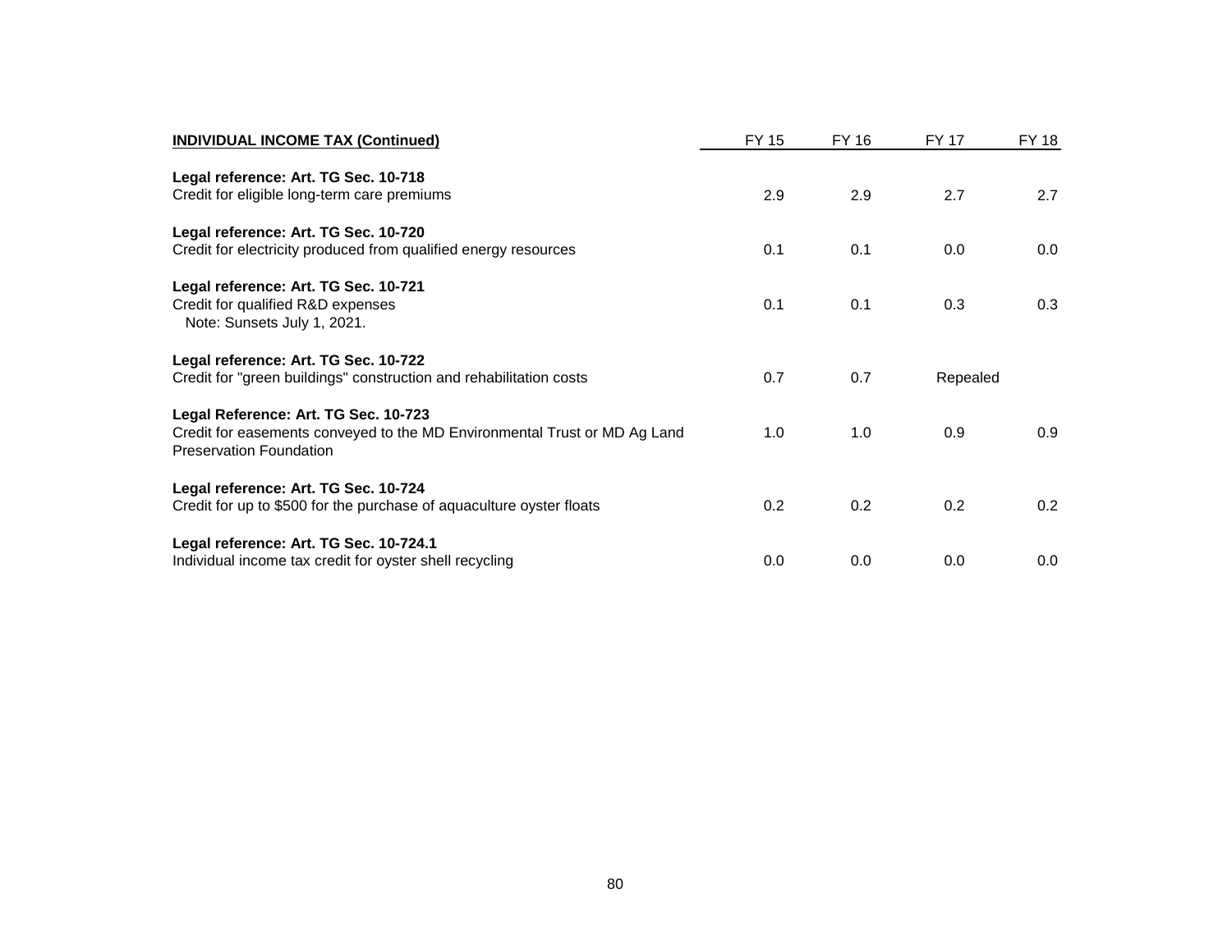| **INDIVIDUAL INCOME TAX (Continued)** | FY 15 | FY 16 | FY 17 | FY 18 |
|---|---|---|---|---|
| **Legal reference: Art. TG Sec. 10-718**<br>Credit for eligible long-term care premiums | 2.9 | 2.9 | 2.7 | 2.7 |
| **Legal reference: Art. TG Sec. 10-720**<br>Credit for electricity produced from qualified energy resources | 0.1 | 0.1 | 0.0 | 0.0 |
| **Legal reference: Art. TG Sec. 10-721**<br>Credit for qualified R&D expenses<br>Note: Sunsets July 1, 2021. | 0.1 | 0.1 | 0.3 | 0.3 |
| **Legal reference: Art. TG Sec. 10-722**<br>Credit for "green buildings" construction and rehabilitation costs | 0.7 | 0.7 | Repealed | |
| **Legal Reference: Art. TG Sec. 10-723**<br>Credit for easements conveyed to the MD Environmental Trust or MD Ag Land Preservation Foundation | 1.0 | 1.0 | 0.9 | 0.9 |
| **Legal reference: Art. TG Sec. 10-724**<br>Credit for up to $500 for the purchase of aquaculture oyster floats | 0.2 | 0.2 | 0.2 | 0.2 |
| **Legal reference: Art. TG Sec. 10-724.1**<br>Individual income tax credit for oyster shell recycling | 0.0 | 0.0 | 0.0 | 0.0 |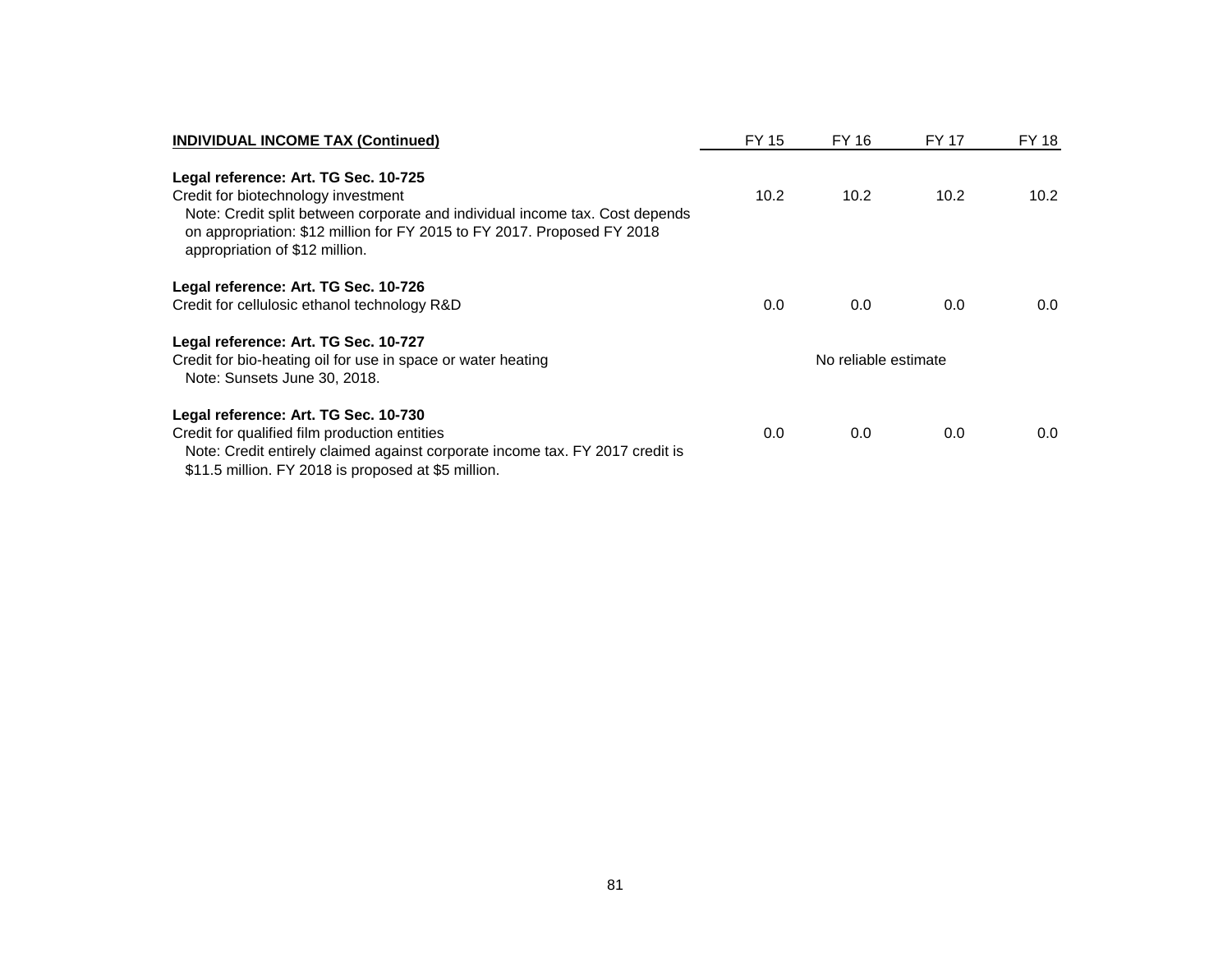| **INDIVIDUAL INCOME TAX (Continued)** | FY 15 | FY 16 | FY 17 | FY 18 |
|---|---|---|---|---|
| **Legal reference: Art. TG Sec. 10-725**<br>Credit for biotechnology investment<br>Note: Credit split between corporate and individual income tax. Cost depends on appropriation: $12 million for FY 2015 to FY 2017. Proposed FY 2018 appropriation of $12 million. | 10.2 | 10.2 | 10.2 | 10.2 |
| **Legal reference: Art. TG Sec. 10-726**<br>Credit for cellulosic ethanol technology R&D | 0.0 | 0.0 | 0.0 | 0.0 |
| **Legal reference: Art. TG Sec. 10-727**<br>Credit for bio-heating oil for use in space or water heating<br>Note: Sunsets June 30, 2018. | No reliable estimate | | | |
| **Legal reference: Art. TG Sec. 10-730**<br>Credit for qualified film production entities<br>Note: Credit entirely claimed against corporate income tax. FY 2017 credit is $11.5 million. FY 2018 is proposed at $5 million. | 0.0 | 0.0 | 0.0 | 0.0 |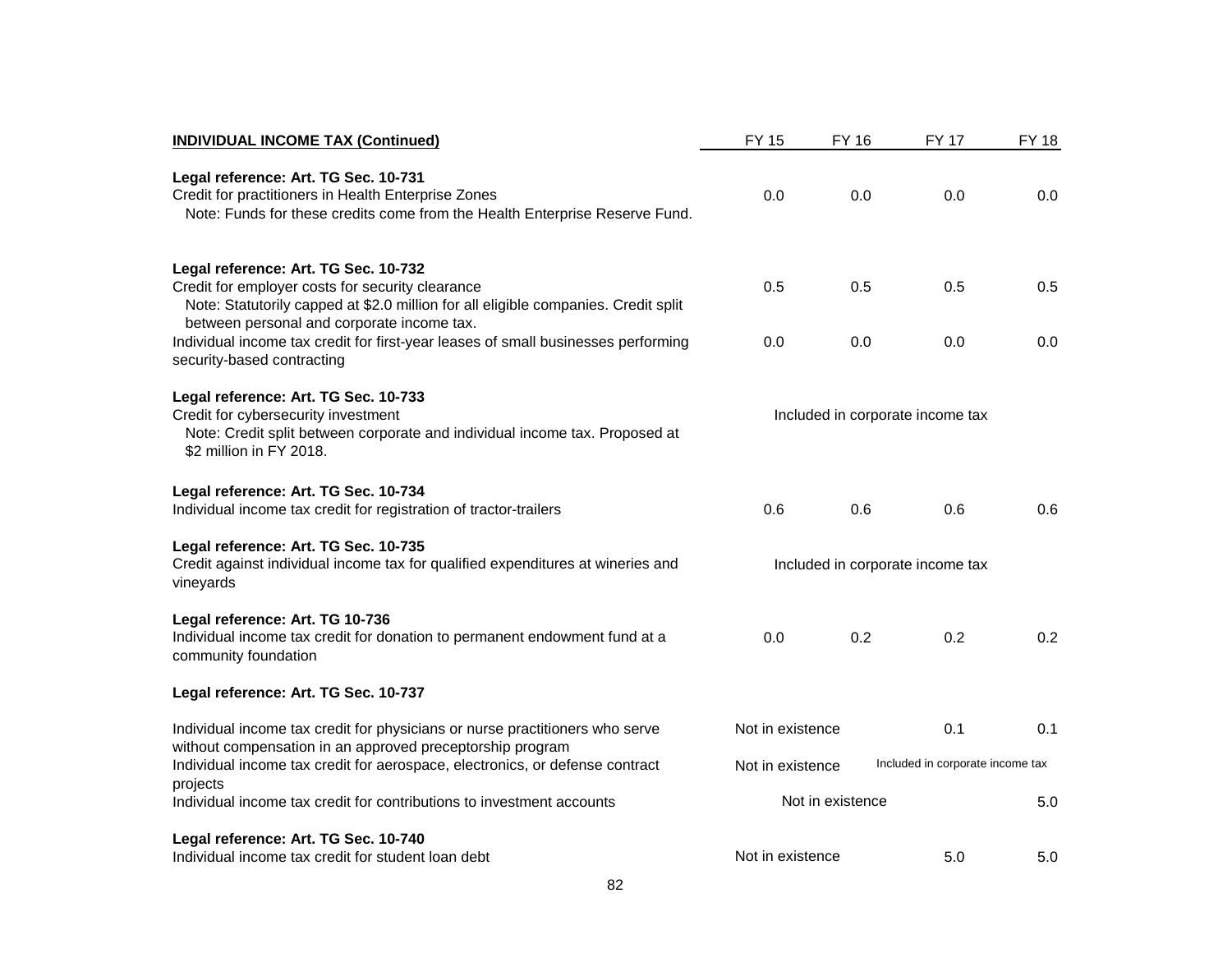| INDIVIDUAL INCOME TAX (Continued) | FY 15 | FY 16 | FY 17 | FY 18 |
|---|---|---|---|---|
| **Legal reference: Art. TG Sec. 10-731** | | | | |
| Credit for practitioners in Health Enterprise Zones<br>Note: Funds for these credits come from the Health Enterprise Reserve Fund. | 0.0 | 0.0 | 0.0 | 0.0 |
| **Legal reference: Art. TG Sec. 10-732** | | | | |
| Credit for employer costs for security clearance<br>Note: Statutorily capped at $2.0 million for all eligible companies. Credit split between personal and corporate income tax. | 0.5 | 0.5 | 0.5 | 0.5 |
| Individual income tax credit for first-year leases of small businesses performing security-based contracting | 0.0 | 0.0 | 0.0 | 0.0 |
| **Legal reference: Art. TG Sec. 10-733** | | | | |
| Credit for cybersecurity investment<br>Note: Credit split between corporate and individual income tax. Proposed at $2 million in FY 2018. | Included in corporate income tax | | | |
| **Legal reference: Art. TG Sec. 10-734** | | | | |
| Individual income tax credit for registration of tractor-trailers | 0.6 | 0.6 | 0.6 | 0.6 |
| **Legal reference: Art. TG Sec. 10-735** | | | | |
| Credit against individual income tax for qualified expenditures at wineries and vineyards | Included in corporate income tax | | | |
| **Legal reference: Art. TG 10-736** | | | | |
| Individual income tax credit for donation to permanent endowment fund at a community foundation | 0.0 | 0.2 | 0.2 | 0.2 |
| **Legal reference: Art. TG Sec. 10-737** | | | | |
| Individual income tax credit for physicians or nurse practitioners who serve without compensation in an approved preceptorship program | Not in existence | | 0.1 | 0.1 |
| Individual income tax credit for aerospace, electronics, or defense contract projects | Not in existence | | Included in corporate income tax | |
| Individual income tax credit for contributions to investment accounts | Not in existence | | | 5.0 |
| **Legal reference: Art. TG Sec. 10-740** | | | | |
| Individual income tax credit for student loan debt | Not in existence | | 5.0 | 5.0 |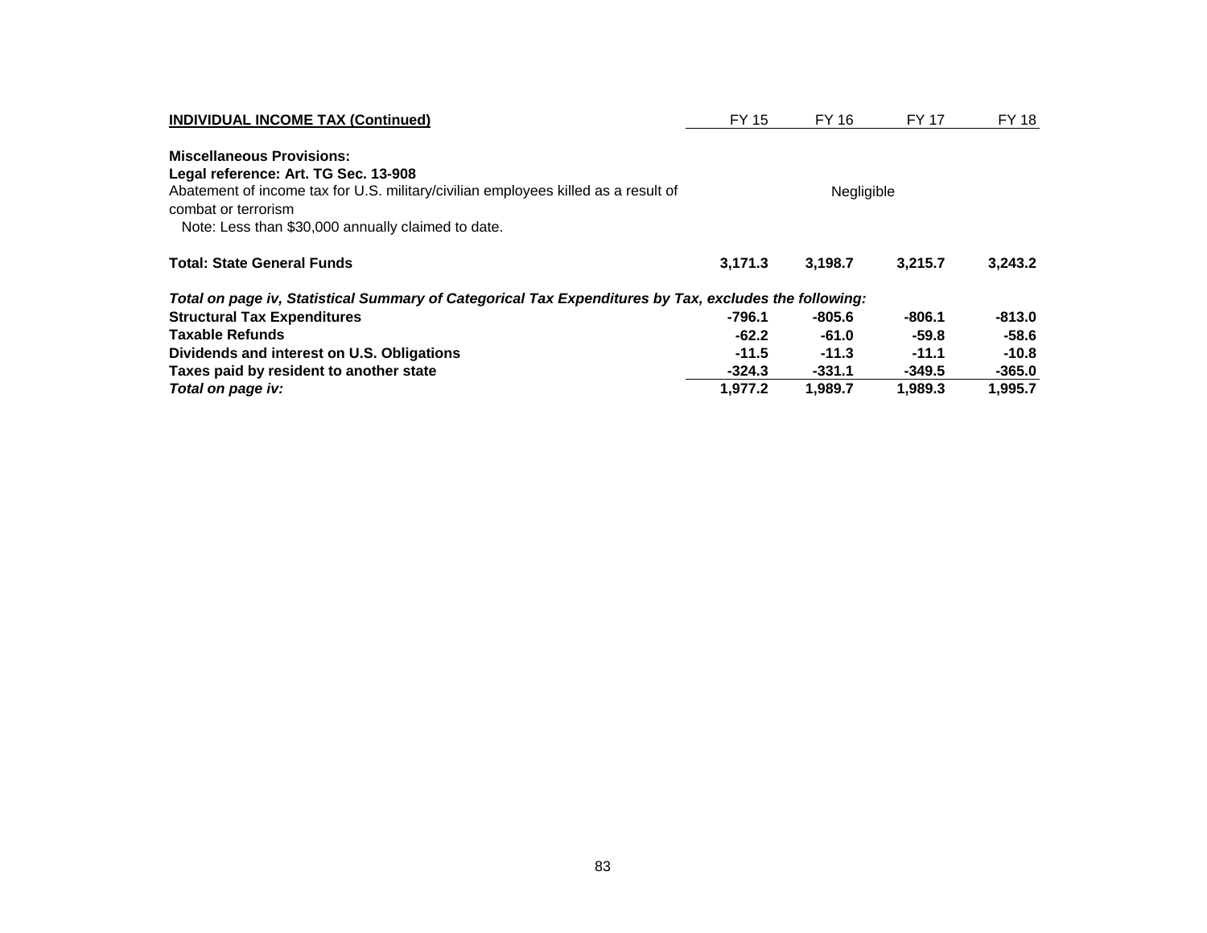| **INDIVIDUAL INCOME TAX (Continued)** | FY 15 | FY 16 | FY 17 | FY 18 |
|---|---|---|---|---|
| **Miscellaneous Provisions:** | | | | |
| **Legal reference: Art. TG Sec. 13-908** | | | | |
| Abatement of income tax for U.S. military/civilian employees killed as a result of combat or terrorism | | Negligible | | |
| Note: Less than $30,000 annually claimed to date. | | | | |
| **Total: State General Funds** | **3,171.3** | **3,198.7** | **3,215.7** | **3,243.2** |
| ***Total on page iv, Statistical Summary of Categorical Tax Expenditures by Tax, excludes the following:*** | | | | |
| **Structural Tax Expenditures** | **-796.1** | **-805.6** | **-806.1** | **-813.0** |
| **Taxable Refunds** | **-62.2** | **-61.0** | **-59.8** | **-58.6** |
| **Dividends and interest on U.S. Obligations** | **-11.5** | **-11.3** | **-11.1** | **-10.8** |
| **Taxes paid by resident to another state** | **-324.3** | **-331.1** | **-349.5** | **-365.0** |
| ***Total on page iv:*** | **1,977.2** | **1,989.7** | **1,989.3** | **1,995.7** |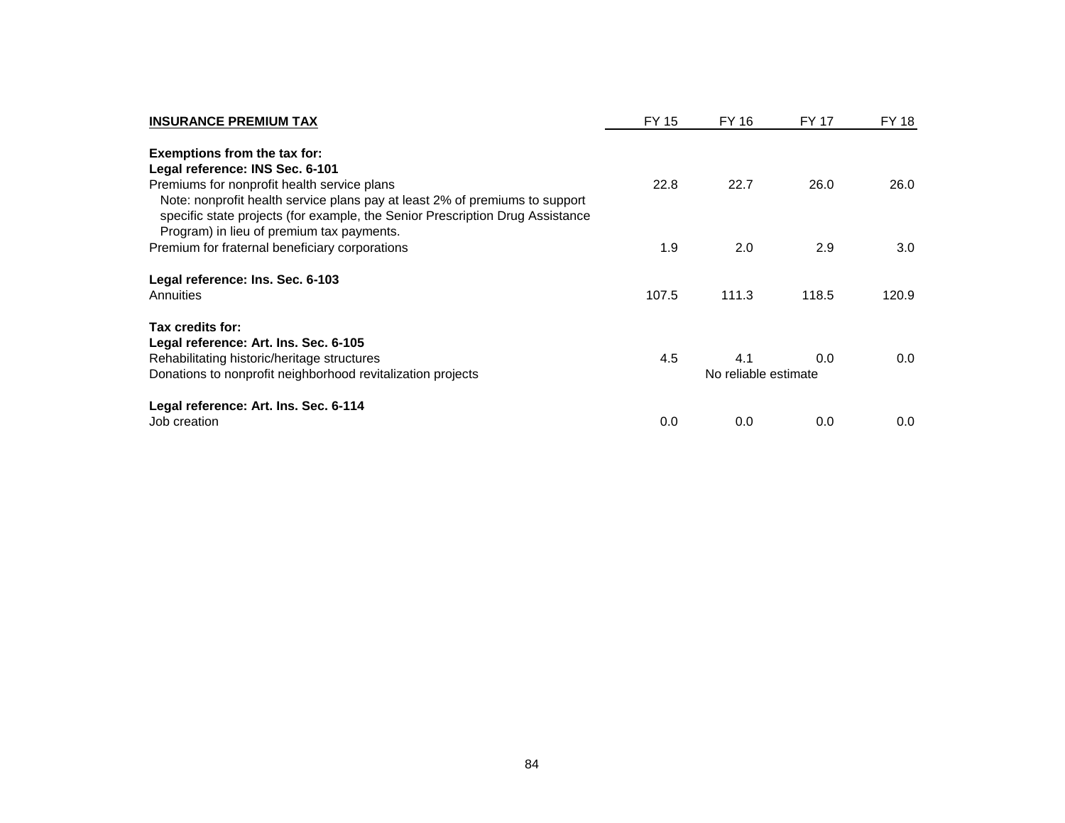| INSURANCE PREMIUM TAX | FY 15 | FY 16 | FY 17 | FY 18 |
|---|---|---|---|---|
| **Exemptions from the tax for:** | | | | |
| **Legal reference: INS Sec. 6-101** | | | | |
| Premiums for nonprofit health service plans | 22.8 | 22.7 | 26.0 | 26.0 |
| Note: nonprofit health service plans pay at least 2% of premiums to support specific state projects (for example, the Senior Prescription Drug Assistance Program) in lieu of premium tax payments. | | | | |
| Premium for fraternal beneficiary corporations | 1.9 | 2.0 | 2.9 | 3.0 |
| **Legal reference: Ins. Sec. 6-103** | | | | |
| Annuities | 107.5 | 111.3 | 118.5 | 120.9 |
| **Tax credits for:** | | | | |
| **Legal reference: Art. Ins. Sec. 6-105** | | | | |
| Rehabilitating historic/heritage structures | 4.5 | 4.1 | 0.0 | 0.0 |
| Donations to nonprofit neighborhood revitalization projects | | No reliable estimate | | |
| **Legal reference: Art. Ins. Sec. 6-114** | | | | |
| Job creation | 0.0 | 0.0 | 0.0 | 0.0 |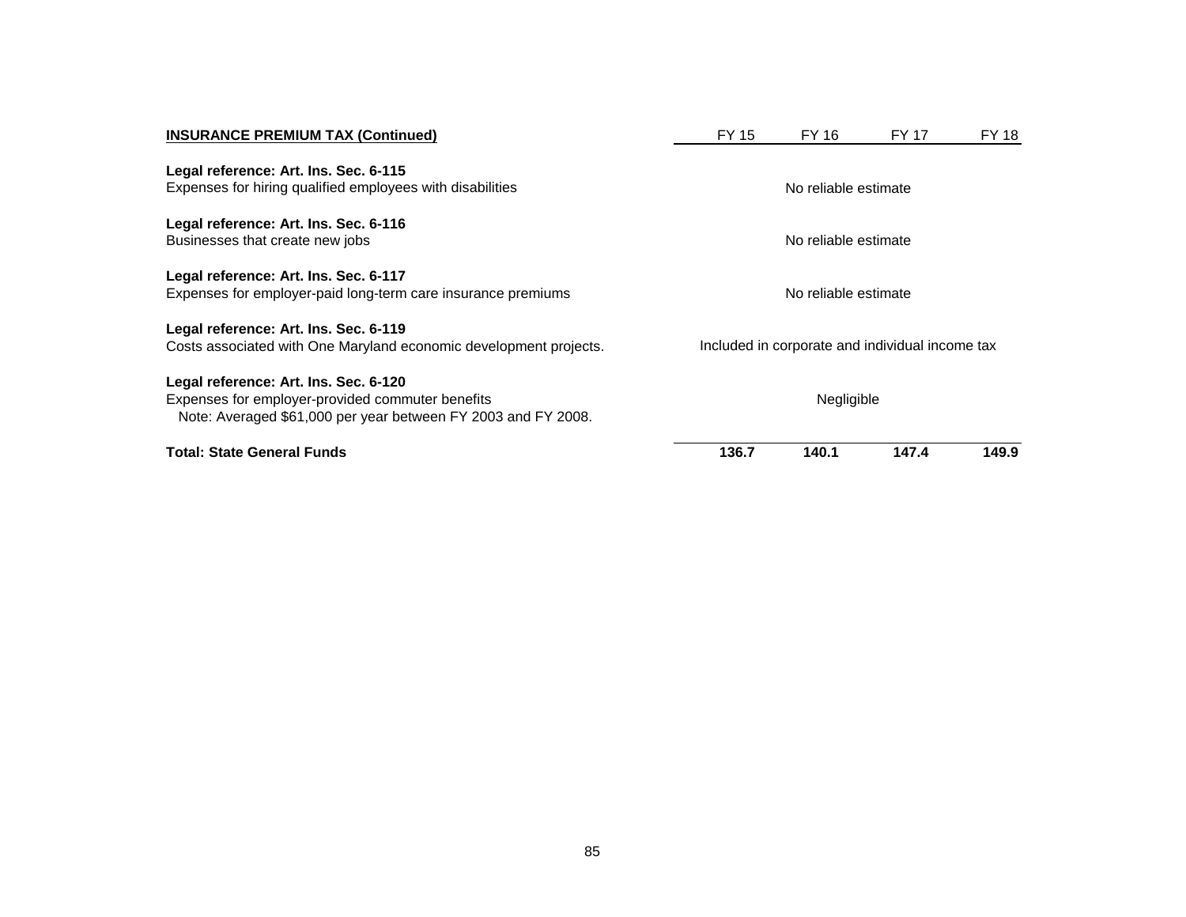| **INSURANCE PREMIUM TAX (Continued)** | FY 15 | FY 16 | FY 17 | FY 18 |
|---|---|---|---|---|
| **Legal reference: Art. Ins. Sec. 6-115** | | | | |
| Expenses for hiring qualified employees with disabilities | No reliable estimate | | | |
| **Legal reference: Art. Ins. Sec. 6-116** | | | | |
| Businesses that create new jobs | No reliable estimate | | | |
| **Legal reference: Art. Ins. Sec. 6-117** | | | | |
| Expenses for employer-paid long-term care insurance premiums | No reliable estimate | | | |
| **Legal reference: Art. Ins. Sec. 6-119** | | | | |
| Costs associated with One Maryland economic development projects. | Included in corporate and individual income tax | | | |
| **Legal reference: Art. Ins. Sec. 6-120** | | | | |
| Expenses for employer-provided commuter benefits | Negligible | | | |
| Note: Averaged $61,000 per year between FY 2003 and FY 2008. | | | | |
| **Total: State General Funds** | **136.7** | **140.1** | **147.4** | **149.9** |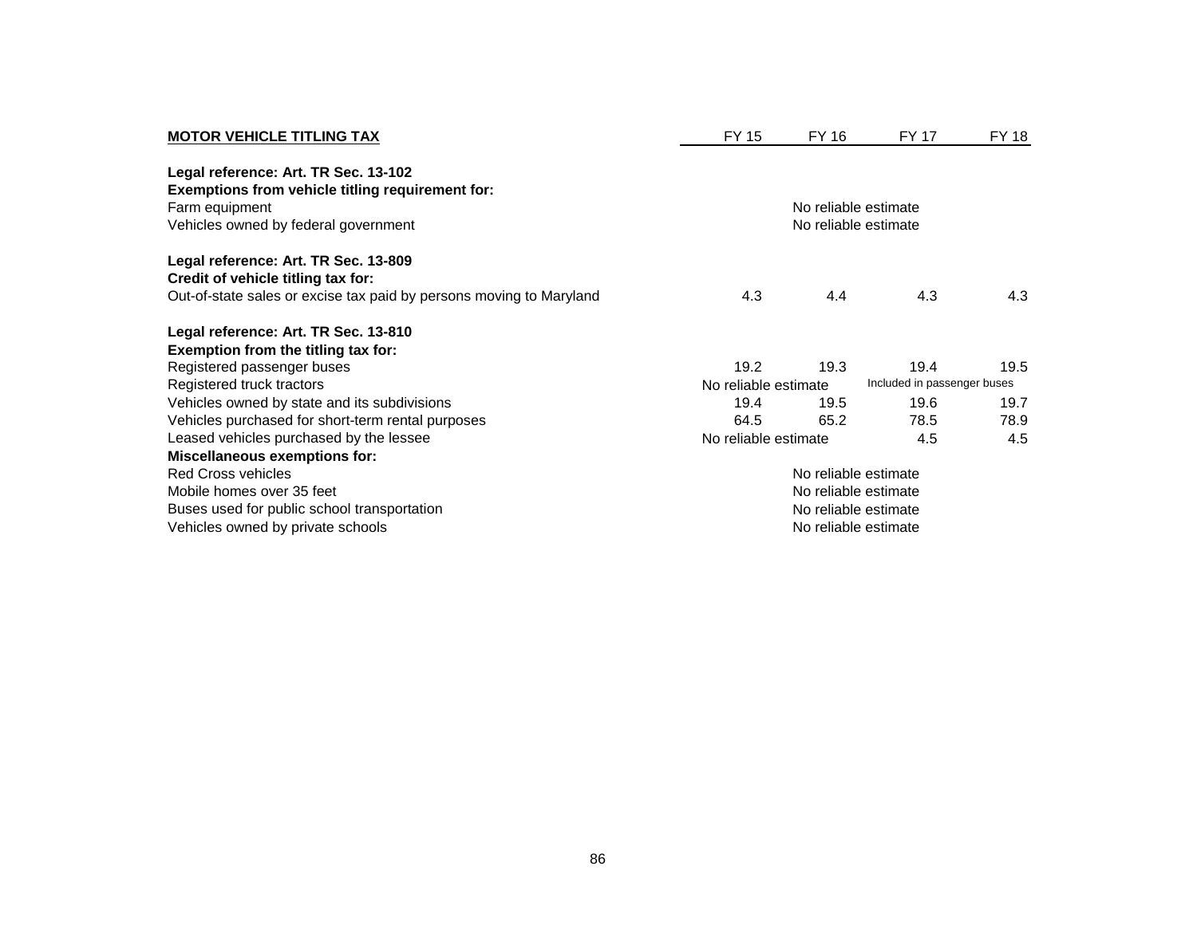| **MOTOR VEHICLE TITLING TAX** | FY 15 | FY 16 | FY 17 | FY 18 |
|---|---|---|---|---|
| **Legal reference: Art. TR Sec. 13-102** | | | | |
| **Exemptions from vehicle titling requirement for:** | | | | |
| Farm equipment | | No reliable estimate | | |
| Vehicles owned by federal government | | No reliable estimate | | |
| **Legal reference: Art. TR Sec. 13-809** | | | | |
| **Credit of vehicle titling tax for:** | | | | |
| Out-of-state sales or excise tax paid by persons moving to Maryland | 4.3 | 4.4 | 4.3 | 4.3 |
| **Legal reference: Art. TR Sec. 13-810** | | | | |
| **Exemption from the titling tax for:** | | | | |
| Registered passenger buses | 19.2 | 19.3 | 19.4 | 19.5 |
| Registered truck tractors | No reliable estimate | | Included in passenger buses | |
| Vehicles owned by state and its subdivisions | 19.4 | 19.5 | 19.6 | 19.7 |
| Vehicles purchased for short-term rental purposes | 64.5 | 65.2 | 78.5 | 78.9 |
| Leased vehicles purchased by the lessee | No reliable estimate | | 4.5 | 4.5 |
| **Miscellaneous exemptions for:** | | | | |
| Red Cross vehicles | | No reliable estimate | | |
| Mobile homes over 35 feet | | No reliable estimate | | |
| Buses used for public school transportation | | No reliable estimate | | |
| Vehicles owned by private schools | | No reliable estimate | | |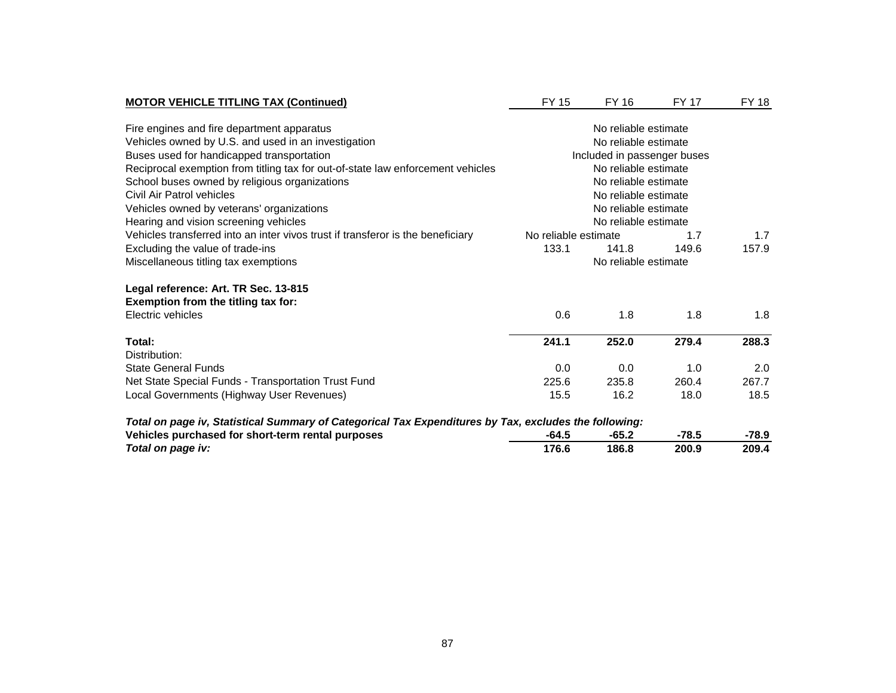| MOTOR VEHICLE TITLING TAX (Continued) | FY 15 | FY 16 | FY 17 | FY 18 |
|---|---|---|---|---|
| Fire engines and fire department apparatus | No reliable estimate | | | |
| Vehicles owned by U.S. and used in an investigation | No reliable estimate | | | |
| Buses used for handicapped transportation | Included in passenger buses | | | |
| Reciprocal exemption from titling tax for out-of-state law enforcement vehicles | No reliable estimate | | | |
| School buses owned by religious organizations | No reliable estimate | | | |
| Civil Air Patrol vehicles | No reliable estimate | | | |
| Vehicles owned by veterans' organizations | No reliable estimate | | | |
| Hearing and vision screening vehicles | No reliable estimate | | | |
| Vehicles transferred into an inter vivos trust if transferor is the beneficiary | No reliable estimate | | 1.7 | 1.7 |
| Excluding the value of trade-ins | 133.1 | 141.8 | 149.6 | 157.9 |
| Miscellaneous titling tax exemptions | No reliable estimate | | | |
| | | | | |
| **Legal reference: Art. TR Sec. 13-815** | | | | |
| **Exemption from the titling tax for:** | | | | |
| Electric vehicles | 0.6 | 1.8 | 1.8 | 1.8 |
| | | | | |
| **Total:** | **241.1** | **252.0** | **279.4** | **288.3** |
| Distribution: | | | | |
| State General Funds | 0.0 | 0.0 | 1.0 | 2.0 |
| Net State Special Funds - Transportation Trust Fund | 225.6 | 235.8 | 260.4 | 267.7 |
| Local Governments (Highway User Revenues) | 15.5 | 16.2 | 18.0 | 18.5 |
| | | | | |
| ***Total on page iv, Statistical Summary of Categorical Tax Expenditures by Tax, excludes the following:*** | | | | |
| **Vehicles purchased for short-term rental purposes** | **-64.5** | **-65.2** | **-78.5** | **-78.9** |
| ***Total on page iv:*** | **176.6** | **186.8** | **200.9** | **209.4** |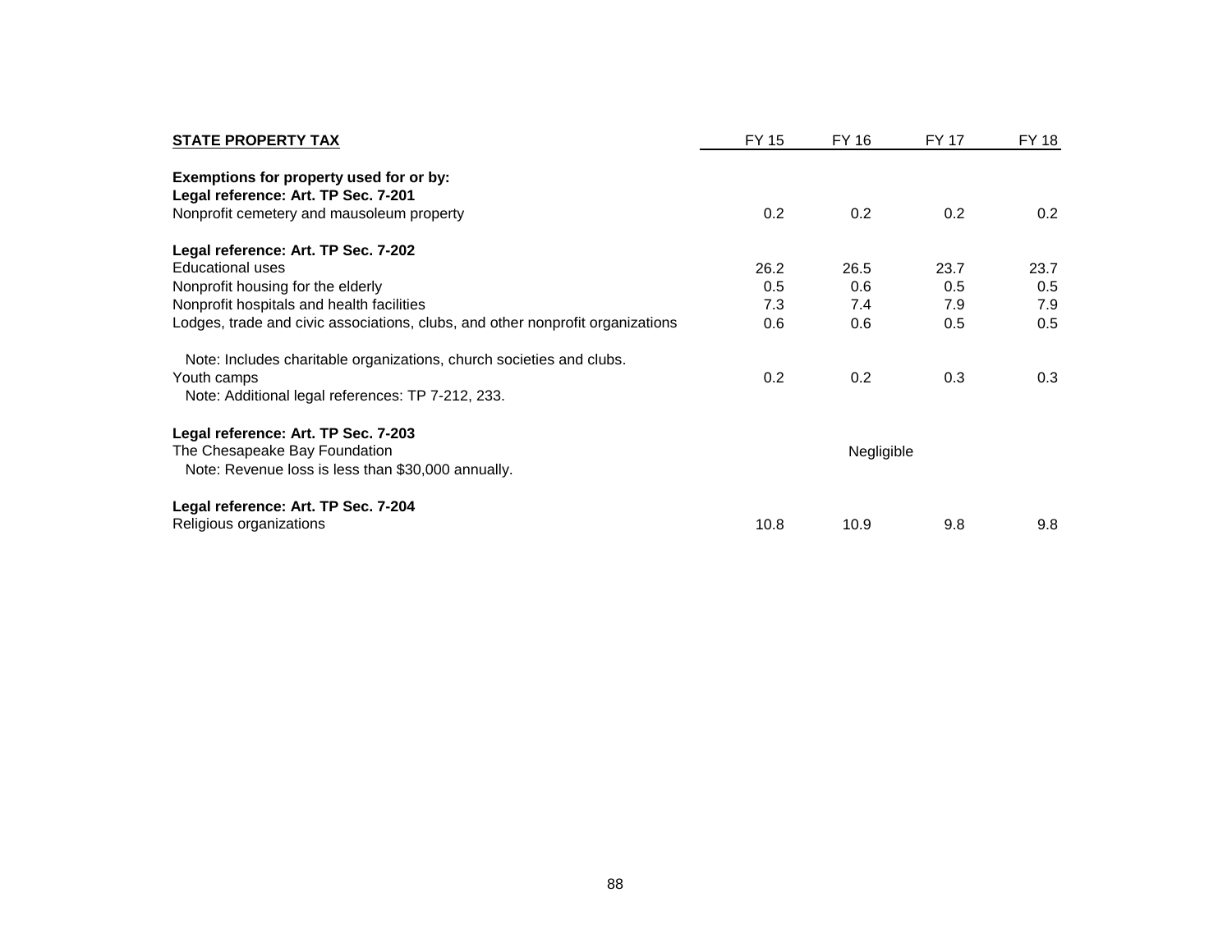| **STATE PROPERTY TAX** | FY 15 | FY 16 | FY 17 | FY 18 |
|---|---|---|---|---|
| **Exemptions for property used for or by:** | | | | |
| **Legal reference: Art. TP Sec. 7-201** | | | | |
| Nonprofit cemetery and mausoleum property | 0.2 | 0.2 | 0.2 | 0.2 |
| **Legal reference: Art. TP Sec. 7-202** | | | | |
| Educational uses | 26.2 | 26.5 | 23.7 | 23.7 |
| Nonprofit housing for the elderly | 0.5 | 0.6 | 0.5 | 0.5 |
| Nonprofit hospitals and health facilities | 7.3 | 7.4 | 7.9 | 7.9 |
| Lodges, trade and civic associations, clubs, and other nonprofit organizations | 0.6 | 0.6 | 0.5 | 0.5 |
| Note: Includes charitable organizations, church societies and clubs. | | | | |
| Youth camps | 0.2 | 0.2 | 0.3 | 0.3 |
| Note: Additional legal references: TP 7-212, 233. | | | | |
| **Legal reference: Art. TP Sec. 7-203** | | | | |
| The Chesapeake Bay Foundation | | Negligible | | |
| Note: Revenue loss is less than $30,000 annually. | | | | |
| **Legal reference: Art. TP Sec. 7-204** | | | | |
| Religious organizations | 10.8 | 10.9 | 9.8 | 9.8 |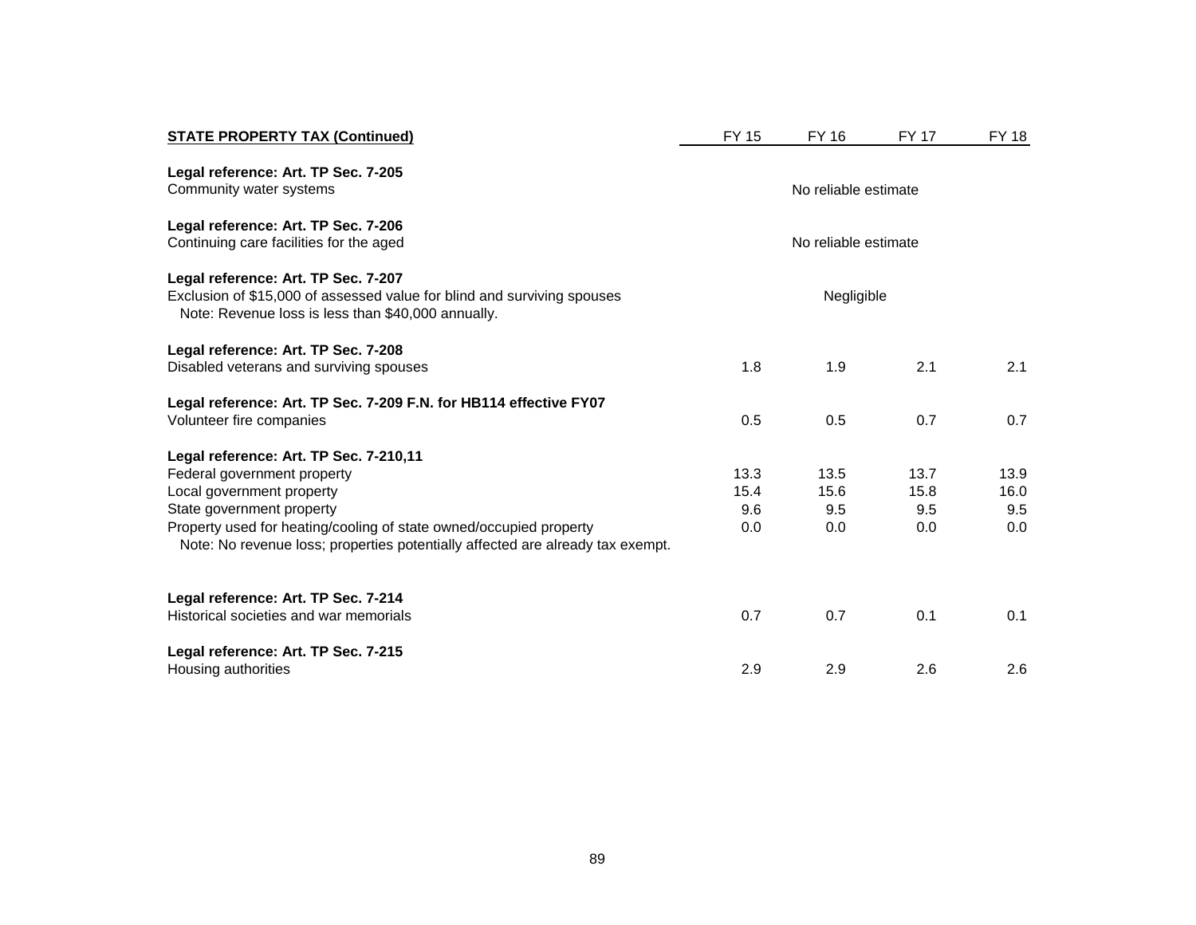| STATE PROPERTY TAX (Continued) | FY 15 | FY 16 | FY 17 | FY 18 |
|---|---|---|---|---|
| **Legal reference: Art. TP Sec. 7-205** | | | | |
| Community water systems | No reliable estimate | | | |
| **Legal reference: Art. TP Sec. 7-206** | | | | |
| Continuing care facilities for the aged | No reliable estimate | | | |
| **Legal reference: Art. TP Sec. 7-207** | | | | |
| Exclusion of $15,000 of assessed value for blind and surviving spouses | Negligible | | | |
| Note: Revenue loss is less than $40,000 annually. | | | | |
| **Legal reference: Art. TP Sec. 7-208** | | | | |
| Disabled veterans and surviving spouses | 1.8 | 1.9 | 2.1 | 2.1 |
| **Legal reference: Art. TP Sec. 7-209 F.N. for HB114 effective FY07** | | | | |
| Volunteer fire companies | 0.5 | 0.5 | 0.7 | 0.7 |
| **Legal reference: Art. TP Sec. 7-210,11** | | | | |
| Federal government property | 13.3 | 13.5 | 13.7 | 13.9 |
| Local government property | 15.4 | 15.6 | 15.8 | 16.0 |
| State government property | 9.6 | 9.5 | 9.5 | 9.5 |
| Property used for heating/cooling of state owned/occupied property | 0.0 | 0.0 | 0.0 | 0.0 |
| Note: No revenue loss; properties potentially affected are already tax exempt. | | | | |
| **Legal reference: Art. TP Sec. 7-214** | | | | |
| Historical societies and war memorials | 0.7 | 0.7 | 0.1 | 0.1 |
| **Legal reference: Art. TP Sec. 7-215** | | | | |
| Housing authorities | 2.9 | 2.9 | 2.6 | 2.6 |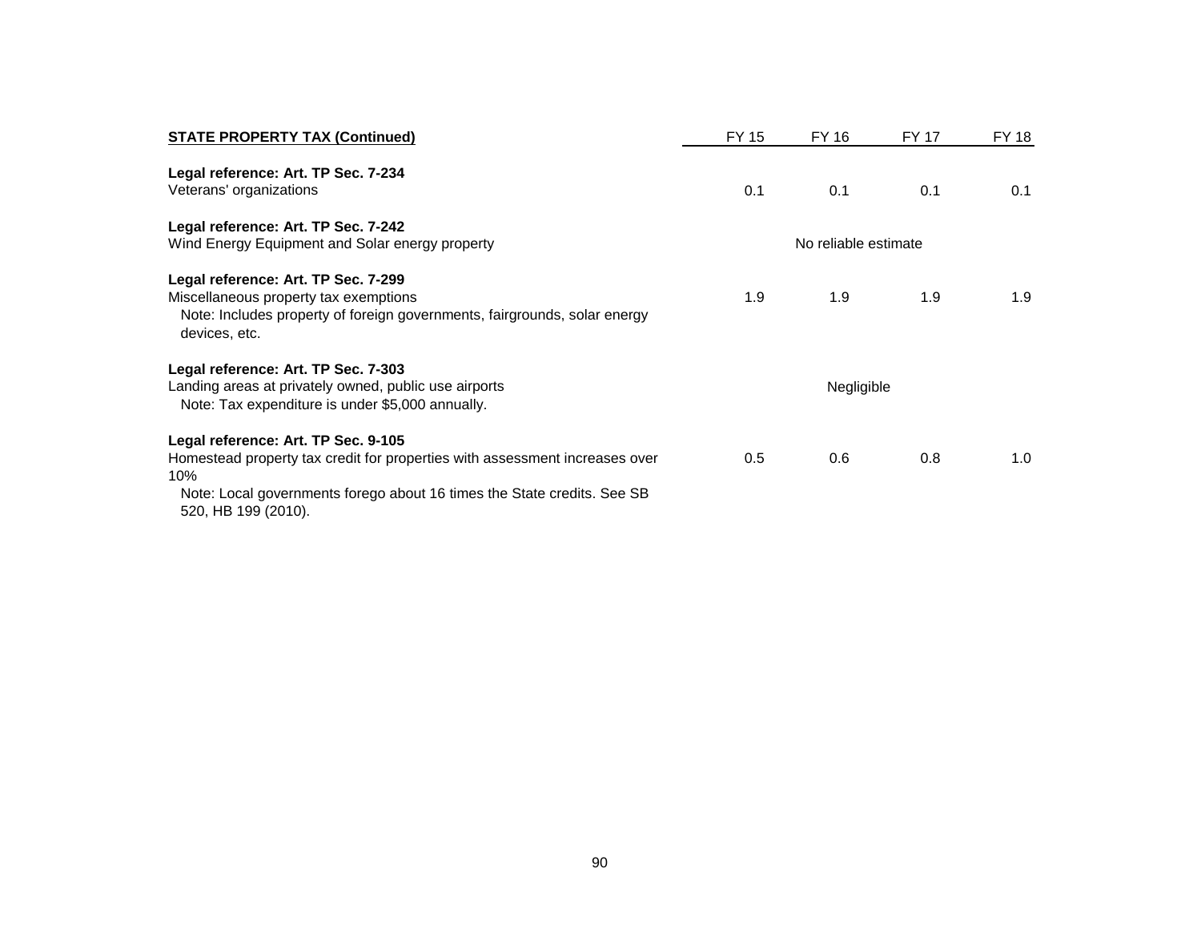| STATE PROPERTY TAX (Continued) | FY 15 | FY 16 | FY 17 | FY 18 |
|---|---|---|---|---|
| **Legal reference: Art. TP Sec. 7-234**<br>Veterans' organizations | 0.1 | 0.1 | 0.1 | 0.1 |
| **Legal reference: Art. TP Sec. 7-242**<br>Wind Energy Equipment and Solar energy property | No reliable estimate | | | |
| **Legal reference: Art. TP Sec. 7-299**<br>Miscellaneous property tax exemptions<br>Note: Includes property of foreign governments, fairgrounds, solar energy devices, etc. | 1.9 | 1.9 | 1.9 | 1.9 |
| **Legal reference: Art. TP Sec. 7-303**<br>Landing areas at privately owned, public use airports<br>Note: Tax expenditure is under $5,000 annually. | Negligible | | | |
| **Legal reference: Art. TP Sec. 9-105**<br>Homestead property tax credit for properties with assessment increases over 10%<br>Note: Local governments forego about 16 times the State credits. See SB 520, HB 199 (2010). | 0.5 | 0.6 | 0.8 | 1.0 |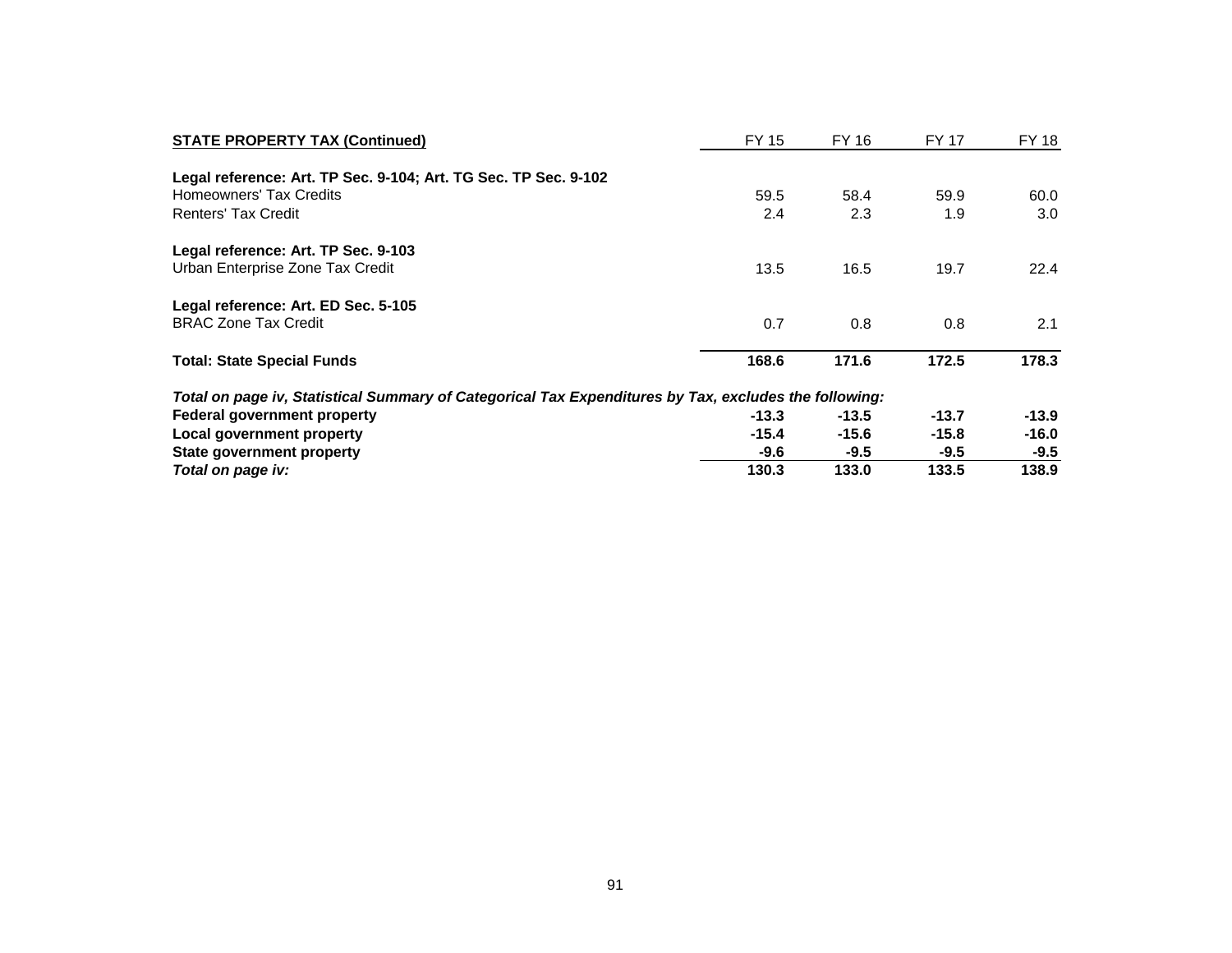| **STATE PROPERTY TAX (Continued)** | FY 15 | FY 16 | FY 17 | FY 18 |
|---|---|---|---|---|
| **Legal reference: Art. TP Sec. 9-104; Art. TG Sec. TP Sec. 9-102** | | | | |
| Homeowners' Tax Credits | 59.5 | 58.4 | 59.9 | 60.0 |
| Renters' Tax Credit | 2.4 | 2.3 | 1.9 | 3.0 |
| **Legal reference: Art. TP Sec. 9-103** | | | | |
| Urban Enterprise Zone Tax Credit | 13.5 | 16.5 | 19.7 | 22.4 |
| **Legal reference: Art. ED Sec. 5-105** | | | | |
| BRAC Zone Tax Credit | 0.7 | 0.8 | 0.8 | 2.1 |
| **Total: State Special Funds** | **168.6** | **171.6** | **172.5** | **178.3** |
| ***Total on page iv, Statistical Summary of Categorical Tax Expenditures by Tax, excludes the following:*** | | | | |
| **Federal government property** | **-13.3** | **-13.5** | **-13.7** | **-13.9** |
| **Local government property** | **-15.4** | **-15.6** | **-15.8** | **-16.0** |
| **State government property** | **-9.6** | **-9.5** | **-9.5** | **-9.5** |
| ***Total on page iv:*** | **130.3** | **133.0** | **133.5** | **138.9** |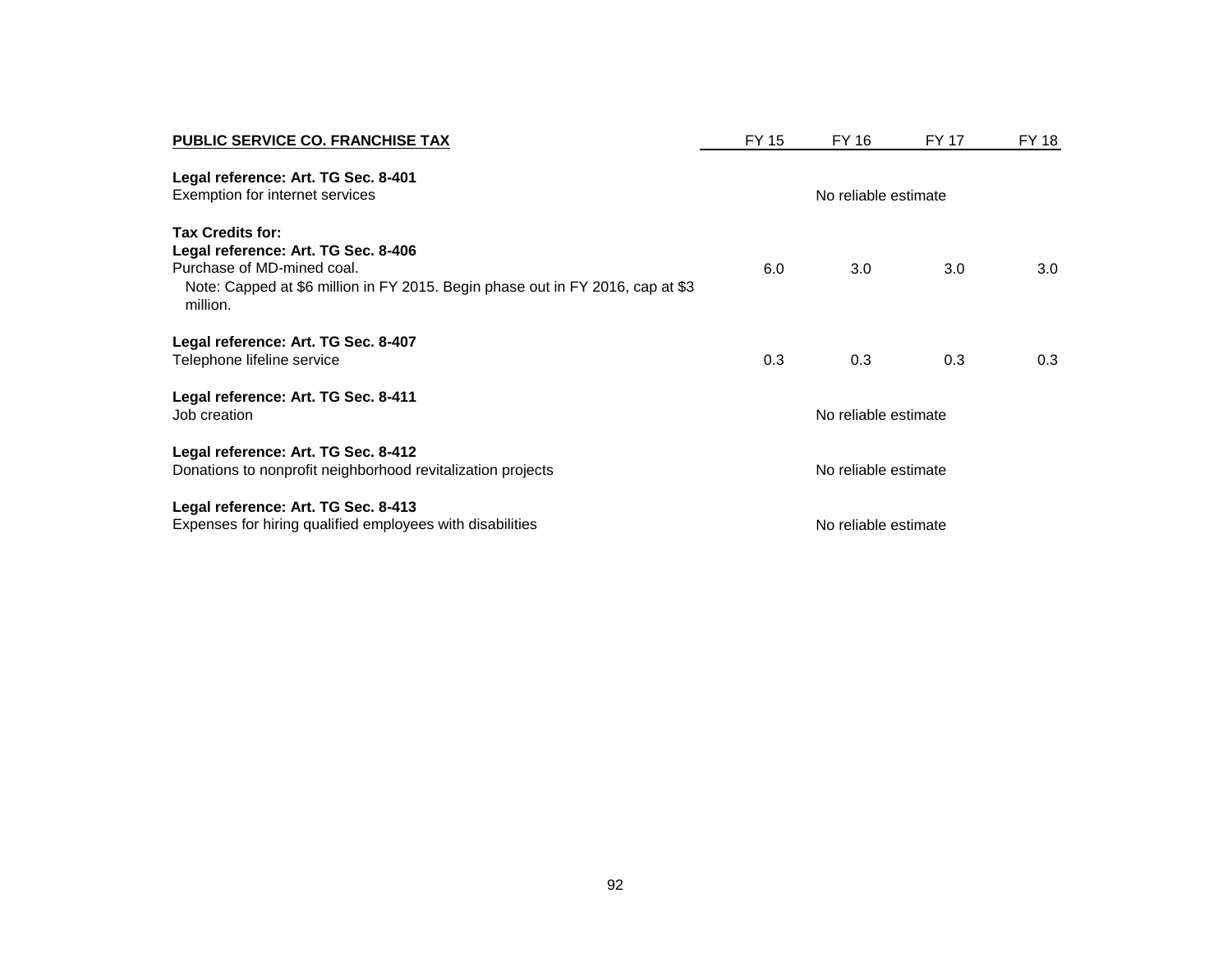| **PUBLIC SERVICE CO. FRANCHISE TAX** | FY 15 | FY 16 | FY 17 | FY 18 |
|---|---|---|---|---|
| **Legal reference: Art. TG Sec. 8-401** | | | | |
| Exemption for internet services | | No reliable estimate | | |
| **Tax Credits for:** | | | | |
| **Legal reference: Art. TG Sec. 8-406** | | | | |
| Purchase of MD-mined coal. | 6.0 | 3.0 | 3.0 | 3.0 |
| Note: Capped at $6 million in FY 2015. Begin phase out in FY 2016, cap at $3 million. | | | | |
| **Legal reference: Art. TG Sec. 8-407** | | | | |
| Telephone lifeline service | 0.3 | 0.3 | 0.3 | 0.3 |
| **Legal reference: Art. TG Sec. 8-411** | | | | |
| Job creation | | No reliable estimate | | |
| **Legal reference: Art. TG Sec. 8-412** | | | | |
| Donations to nonprofit neighborhood revitalization projects | | No reliable estimate | | |
| **Legal reference: Art. TG Sec. 8-413** | | | | |
| Expenses for hiring qualified employees with disabilities | | No reliable estimate | | |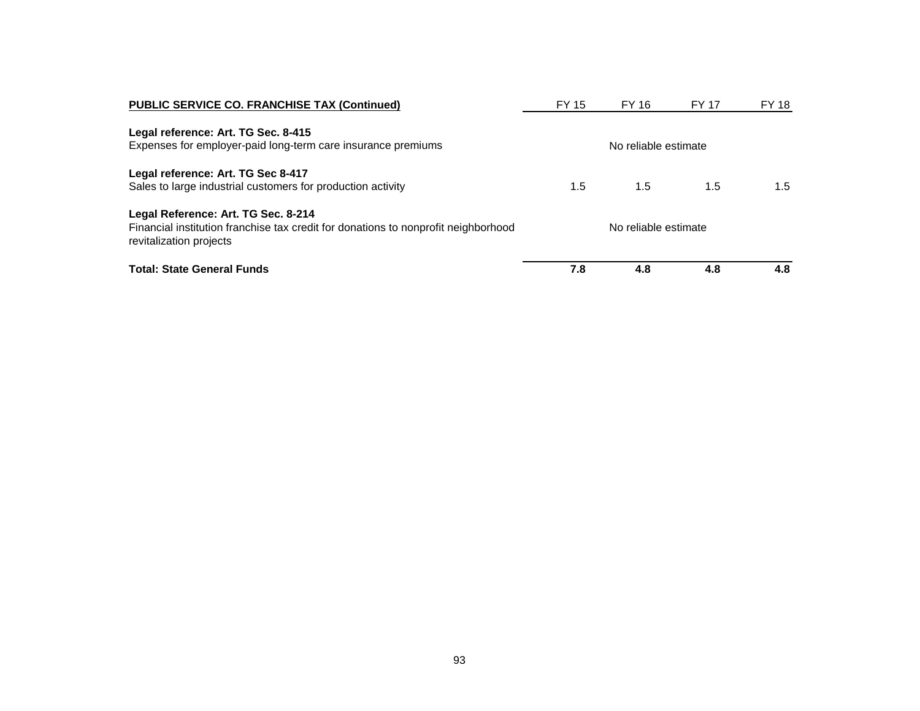| PUBLIC SERVICE CO. FRANCHISE TAX (Continued) | FY 15 | FY 16 | FY 17 | FY 18 |
|---|---|---|---|---|
| **Legal reference: Art. TG Sec. 8-415** | | | | |
| Expenses for employer-paid long-term care insurance premiums | | No reliable estimate | | |
| **Legal reference: Art. TG Sec 8-417** | | | | |
| Sales to large industrial customers for production activity | 1.5 | 1.5 | 1.5 | 1.5 |
| **Legal Reference: Art. TG Sec. 8-214** | | | | |
| Financial institution franchise tax credit for donations to nonprofit neighborhood revitalization projects | | No reliable estimate | | |
| **Total: State General Funds** | **7.8** | **4.8** | **4.8** | **4.8** |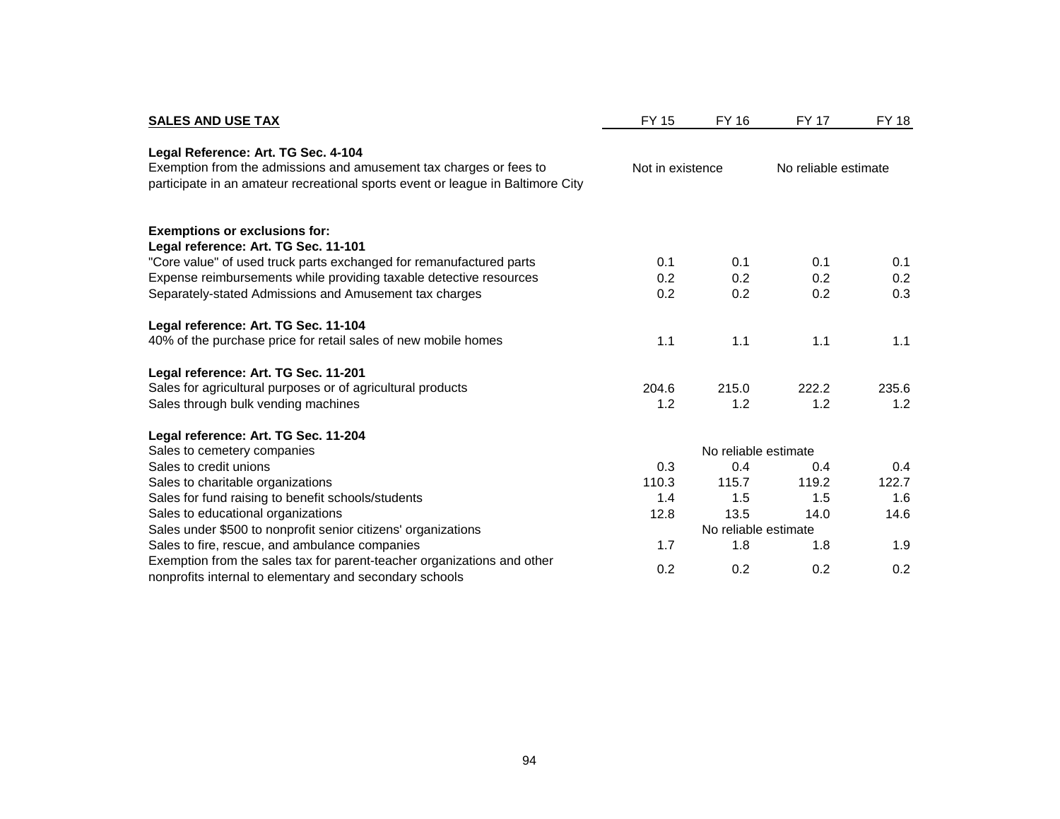| **SALES AND USE TAX** | FY 15 | FY 16 | FY 17 | FY 18 |
|---|---|---|---|---|
| **Legal Reference: Art. TG Sec. 4-104** | | | | |
| Exemption from the admissions and amusement tax charges or fees to participate in an amateur recreational sports event or league in Baltimore City | Not in existence | | No reliable estimate | |
| | | | | |
| **Exemptions or exclusions for:** | | | | |
| **Legal reference: Art. TG Sec. 11-101** | | | | |
| "Core value" of used truck parts exchanged for remanufactured parts | 0.1 | 0.1 | 0.1 | 0.1 |
| Expense reimbursements while providing taxable detective resources | 0.2 | 0.2 | 0.2 | 0.2 |
| Separately-stated Admissions and Amusement tax charges | 0.2 | 0.2 | 0.2 | 0.3 |
| | | | | |
| **Legal reference: Art. TG Sec. 11-104** | | | | |
| 40% of the purchase price for retail sales of new mobile homes | 1.1 | 1.1 | 1.1 | 1.1 |
| | | | | |
| **Legal reference: Art. TG Sec. 11-201** | | | | |
| Sales for agricultural purposes or of agricultural products | 204.6 | 215.0 | 222.2 | 235.6 |
| Sales through bulk vending machines | 1.2 | 1.2 | 1.2 | 1.2 |
| | | | | |
| **Legal reference: Art. TG Sec. 11-204** | | | | |
| Sales to cemetery companies | | No reliable estimate | | |
| Sales to credit unions | 0.3 | 0.4 | 0.4 | 0.4 |
| Sales to charitable organizations | 110.3 | 115.7 | 119.2 | 122.7 |
| Sales for fund raising to benefit schools/students | 1.4 | 1.5 | 1.5 | 1.6 |
| Sales to educational organizations | 12.8 | 13.5 | 14.0 | 14.6 |
| Sales under $500 to nonprofit senior citizens' organizations | | No reliable estimate | | |
| Sales to fire, rescue, and ambulance companies | 1.7 | 1.8 | 1.8 | 1.9 |
| Exemption from the sales tax for parent-teacher organizations and other nonprofits internal to elementary and secondary schools | 0.2 | 0.2 | 0.2 | 0.2 |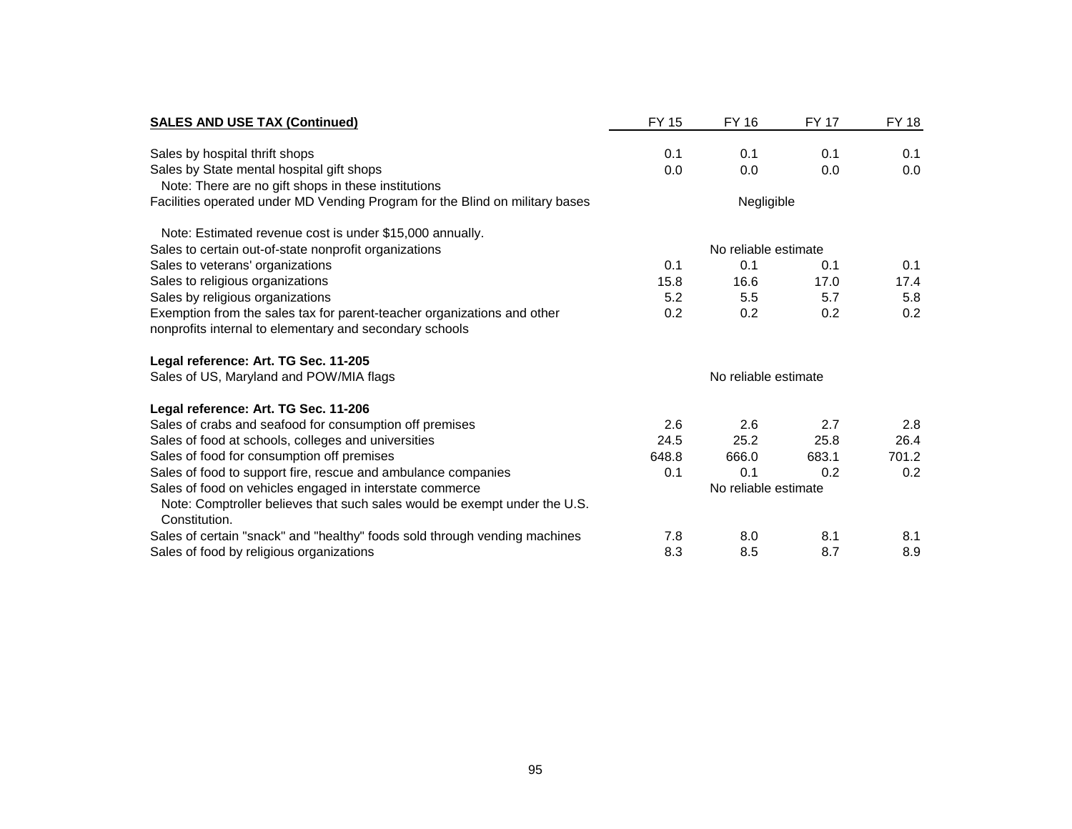| **SALES AND USE TAX (Continued)** | FY 15 | FY 16 | FY 17 | FY 18 |
|---|---|---|---|---|
| Sales by hospital thrift shops | 0.1 | 0.1 | 0.1 | 0.1 |
| Sales by State mental hospital gift shops | 0.0 | 0.0 | 0.0 | 0.0 |
| Note: There are no gift shops in these institutions | | | | |
| Facilities operated under MD Vending Program for the Blind on military bases | | Negligible | | |
| Note: Estimated revenue cost is under $15,000 annually. | | | | |
| Sales to certain out-of-state nonprofit organizations | | No reliable estimate | | |
| Sales to veterans' organizations | 0.1 | 0.1 | 0.1 | 0.1 |
| Sales to religious organizations | 15.8 | 16.6 | 17.0 | 17.4 |
| Sales by religious organizations | 5.2 | 5.5 | 5.7 | 5.8 |
| Exemption from the sales tax for parent-teacher organizations and other nonprofits internal to elementary and secondary schools | 0.2 | 0.2 | 0.2 | 0.2 |
| **Legal reference: Art. TG Sec. 11-205** | | | | |
| Sales of US, Maryland and POW/MIA flags | | No reliable estimate | | |
| **Legal reference: Art. TG Sec. 11-206** | | | | |
| Sales of crabs and seafood for consumption off premises | 2.6 | 2.6 | 2.7 | 2.8 |
| Sales of food at schools, colleges and universities | 24.5 | 25.2 | 25.8 | 26.4 |
| Sales of food for consumption off premises | 648.8 | 666.0 | 683.1 | 701.2 |
| Sales of food to support fire, rescue and ambulance companies | 0.1 | 0.1 | 0.2 | 0.2 |
| Sales of food on vehicles engaged in interstate commerce | | No reliable estimate | | |
| Note: Comptroller believes that such sales would be exempt under the U.S. Constitution. | | | | |
| Sales of certain "snack" and "healthy" foods sold through vending machines | 7.8 | 8.0 | 8.1 | 8.1 |
| Sales of food by religious organizations | 8.3 | 8.5 | 8.7 | 8.9 |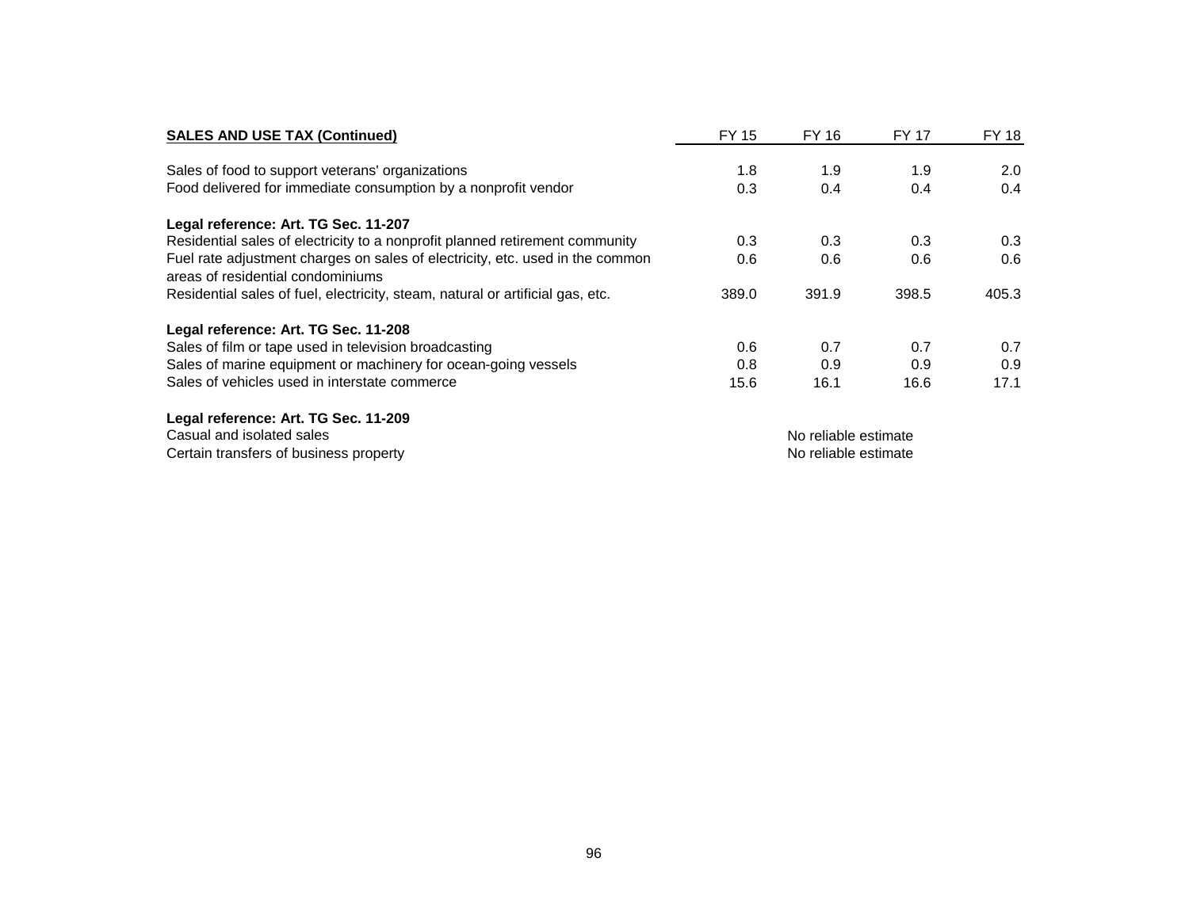| SALES AND USE TAX (Continued) | FY 15 | FY 16 | FY 17 | FY 18 |
|---|---|---|---|---|
| Sales of food to support veterans' organizations | 1.8 | 1.9 | 1.9 | 2.0 |
| Food delivered for immediate consumption by a nonprofit vendor | 0.3 | 0.4 | 0.4 | 0.4 |
| **Legal reference: Art. TG Sec. 11-207** | | | | |
| Residential sales of electricity to a nonprofit planned retirement community | 0.3 | 0.3 | 0.3 | 0.3 |
| Fuel rate adjustment charges on sales of electricity, etc. used in the common areas of residential condominiums | 0.6 | 0.6 | 0.6 | 0.6 |
| Residential sales of fuel, electricity, steam, natural or artificial gas, etc. | 389.0 | 391.9 | 398.5 | 405.3 |
| **Legal reference: Art. TG Sec. 11-208** | | | | |
| Sales of film or tape used in television broadcasting | 0.6 | 0.7 | 0.7 | 0.7 |
| Sales of marine equipment or machinery for ocean-going vessels | 0.8 | 0.9 | 0.9 | 0.9 |
| Sales of vehicles used in interstate commerce | 15.6 | 16.1 | 16.6 | 17.1 |
| **Legal reference: Art. TG Sec. 11-209** | | | | |
| Casual and isolated sales | No reliable estimate | | | |
| Certain transfers of business property | No reliable estimate | | | |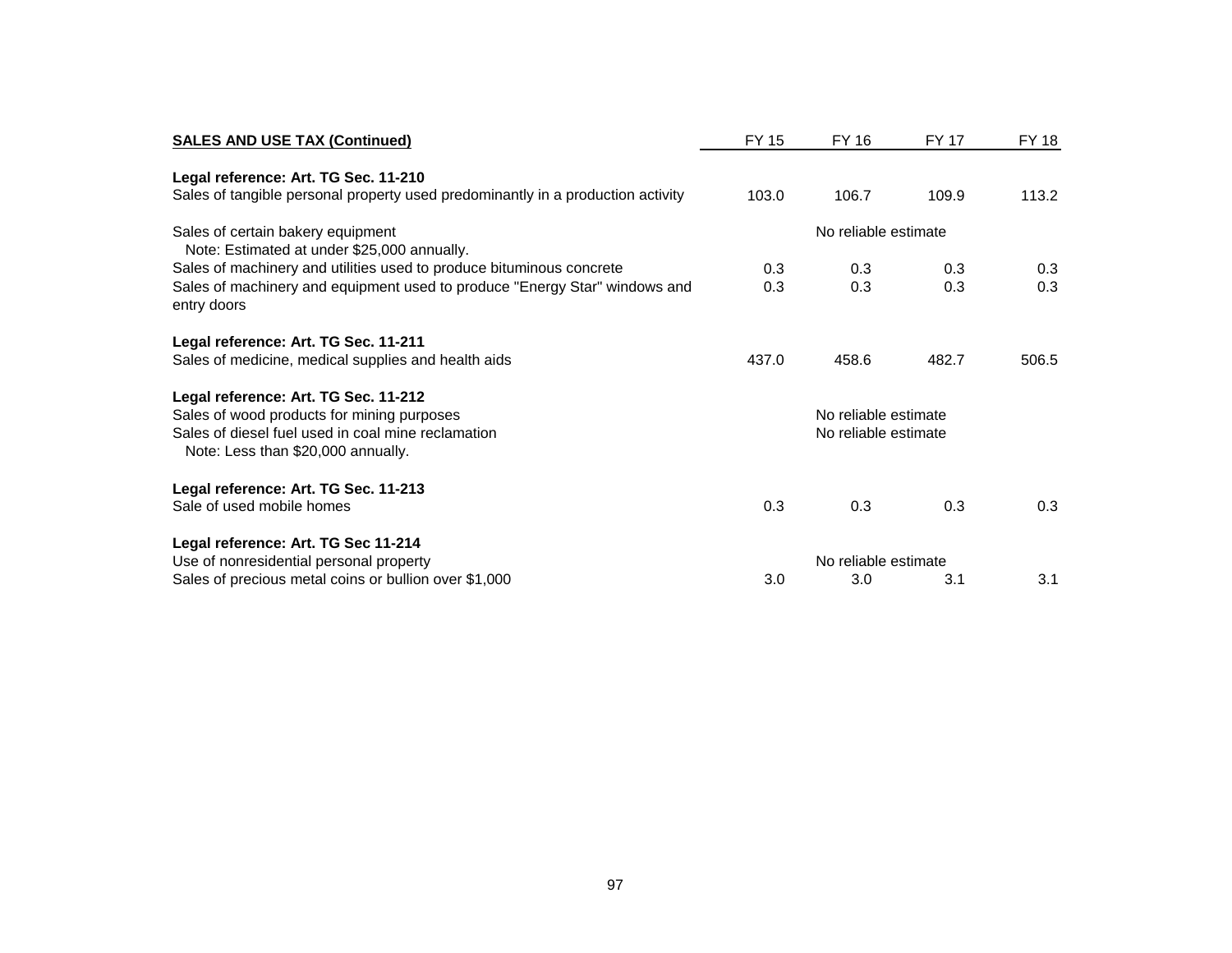| SALES AND USE TAX (Continued) | FY 15 | FY 16 | FY 17 | FY 18 |
|---|---|---|---|---|
| **Legal reference: Art. TG Sec. 11-210** | | | | |
| Sales of tangible personal property used predominantly in a production activity | 103.0 | 106.7 | 109.9 | 113.2 |
| Sales of certain bakery equipment | | No reliable estimate | | |
| Note: Estimated at under $25,000 annually. | | | | |
| Sales of machinery and utilities used to produce bituminous concrete | 0.3 | 0.3 | 0.3 | 0.3 |
| Sales of machinery and equipment used to produce "Energy Star" windows and entry doors | 0.3 | 0.3 | 0.3 | 0.3 |
| **Legal reference: Art. TG Sec. 11-211** | | | | |
| Sales of medicine, medical supplies and health aids | 437.0 | 458.6 | 482.7 | 506.5 |
| **Legal reference: Art. TG Sec. 11-212** | | | | |
| Sales of wood products for mining purposes | | No reliable estimate | | |
| Sales of diesel fuel used in coal mine reclamation | | No reliable estimate | | |
| Note: Less than $20,000 annually. | | | | |
| **Legal reference: Art. TG Sec. 11-213** | | | | |
| Sale of used mobile homes | 0.3 | 0.3 | 0.3 | 0.3 |
| **Legal reference: Art. TG Sec 11-214** | | | | |
| Use of nonresidential personal property | | No reliable estimate | | |
| Sales of precious metal coins or bullion over $1,000 | 3.0 | 3.0 | 3.1 | 3.1 |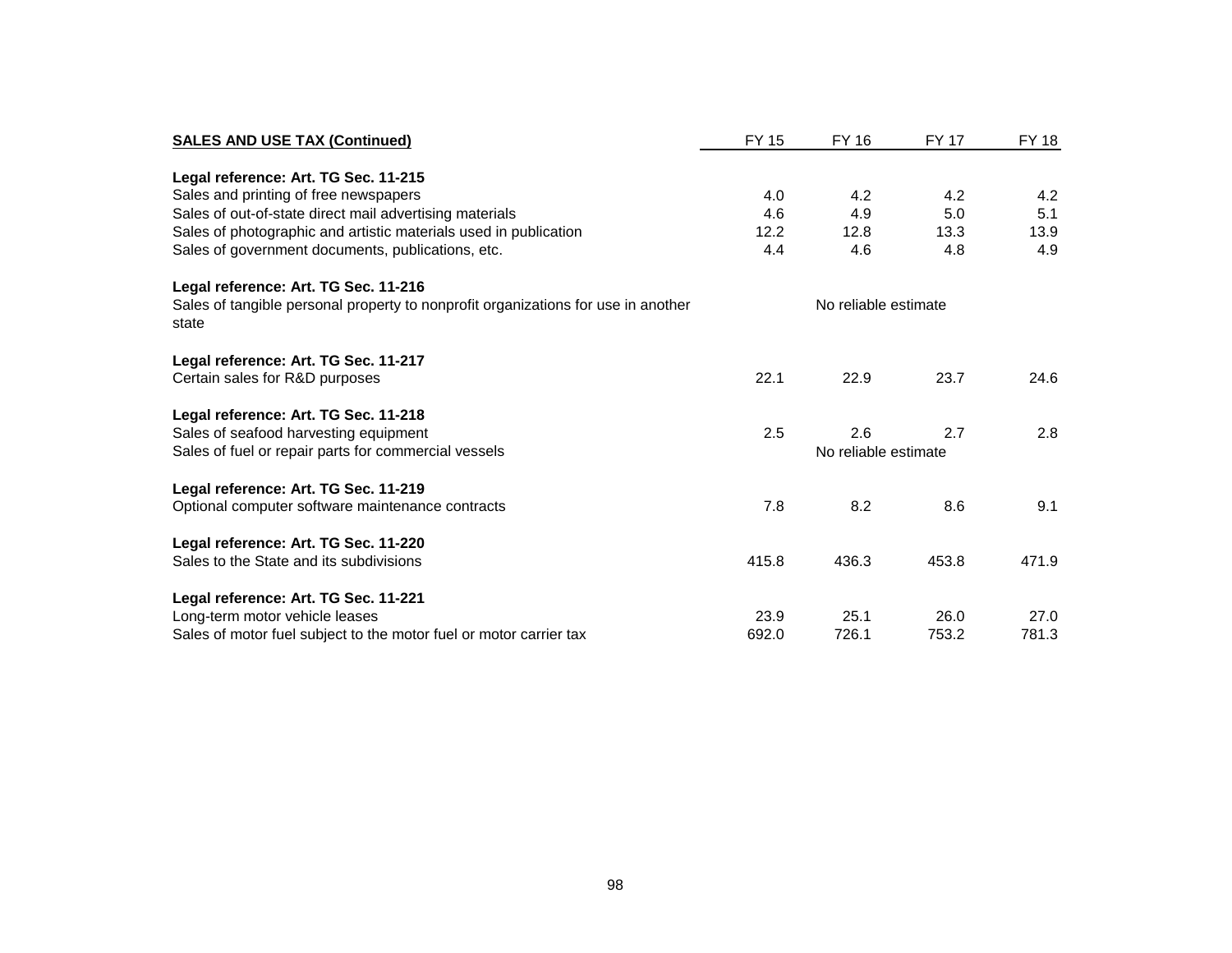| SALES AND USE TAX (Continued) | FY 15 | FY 16 | FY 17 | FY 18 |
|---|---|---|---|---|
| **Legal reference: Art. TG Sec. 11-215** | | | | |
| Sales and printing of free newspapers | 4.0 | 4.2 | 4.2 | 4.2 |
| Sales of out-of-state direct mail advertising materials | 4.6 | 4.9 | 5.0 | 5.1 |
| Sales of photographic and artistic materials used in publication | 12.2 | 12.8 | 13.3 | 13.9 |
| Sales of government documents, publications, etc. | 4.4 | 4.6 | 4.8 | 4.9 |
| **Legal reference: Art. TG Sec. 11-216** | | | | |
| Sales of tangible personal property to nonprofit organizations for use in another state | No reliable estimate | | | |
| **Legal reference: Art. TG Sec. 11-217** | | | | |
| Certain sales for R&D purposes | 22.1 | 22.9 | 23.7 | 24.6 |
| **Legal reference: Art. TG Sec. 11-218** | | | | |
| Sales of seafood harvesting equipment | 2.5 | 2.6 | 2.7 | 2.8 |
| Sales of fuel or repair parts for commercial vessels | No reliable estimate | | | |
| **Legal reference: Art. TG Sec. 11-219** | | | | |
| Optional computer software maintenance contracts | 7.8 | 8.2 | 8.6 | 9.1 |
| **Legal reference: Art. TG Sec. 11-220** | | | | |
| Sales to the State and its subdivisions | 415.8 | 436.3 | 453.8 | 471.9 |
| **Legal reference: Art. TG Sec. 11-221** | | | | |
| Long-term motor vehicle leases | 23.9 | 25.1 | 26.0 | 27.0 |
| Sales of motor fuel subject to the motor fuel or motor carrier tax | 692.0 | 726.1 | 753.2 | 781.3 |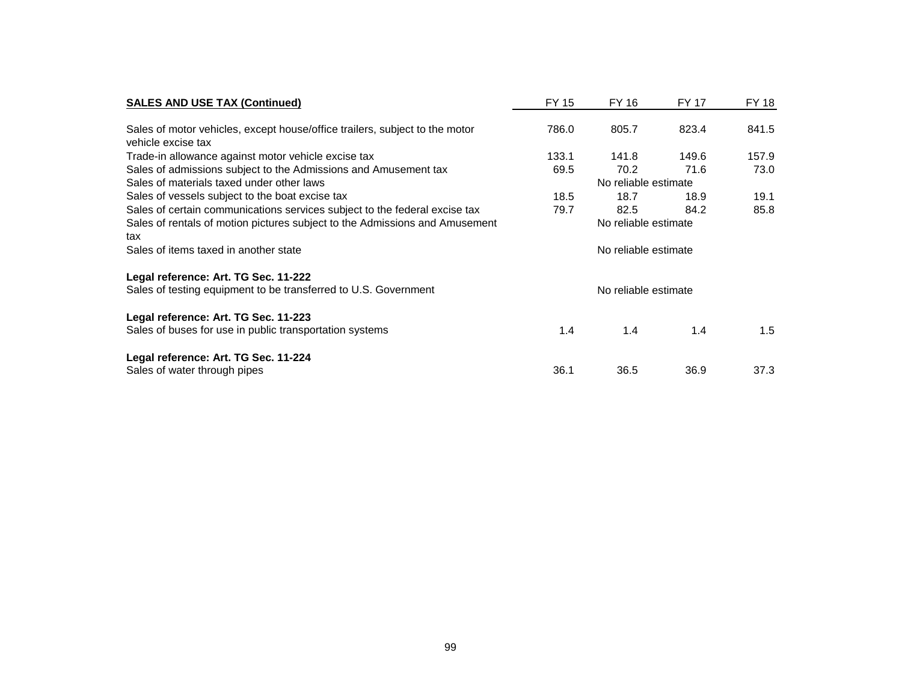| SALES AND USE TAX (Continued) | FY 15 | FY 16 | FY 17 | FY 18 |
|---|---|---|---|---|
| Sales of motor vehicles, except house/office trailers, subject to the motor vehicle excise tax | 786.0 | 805.7 | 823.4 | 841.5 |
| Trade-in allowance against motor vehicle excise tax | 133.1 | 141.8 | 149.6 | 157.9 |
| Sales of admissions subject to the Admissions and Amusement tax | 69.5 | 70.2 | 71.6 | 73.0 |
| Sales of materials taxed under other laws | | No reliable estimate | | |
| Sales of vessels subject to the boat excise tax | 18.5 | 18.7 | 18.9 | 19.1 |
| Sales of certain communications services subject to the federal excise tax | 79.7 | 82.5 | 84.2 | 85.8 |
| Sales of rentals of motion pictures subject to the Admissions and Amusement tax | | No reliable estimate | | |
| Sales of items taxed in another state | | No reliable estimate | | |
| **Legal reference: Art. TG Sec. 11-222** | | | | |
| Sales of testing equipment to be transferred to U.S. Government | | No reliable estimate | | |
| **Legal reference: Art. TG Sec. 11-223** | | | | |
| Sales of buses for use in public transportation systems | 1.4 | 1.4 | 1.4 | 1.5 |
| **Legal reference: Art. TG Sec. 11-224** | | | | |
| Sales of water through pipes | 36.1 | 36.5 | 36.9 | 37.3 |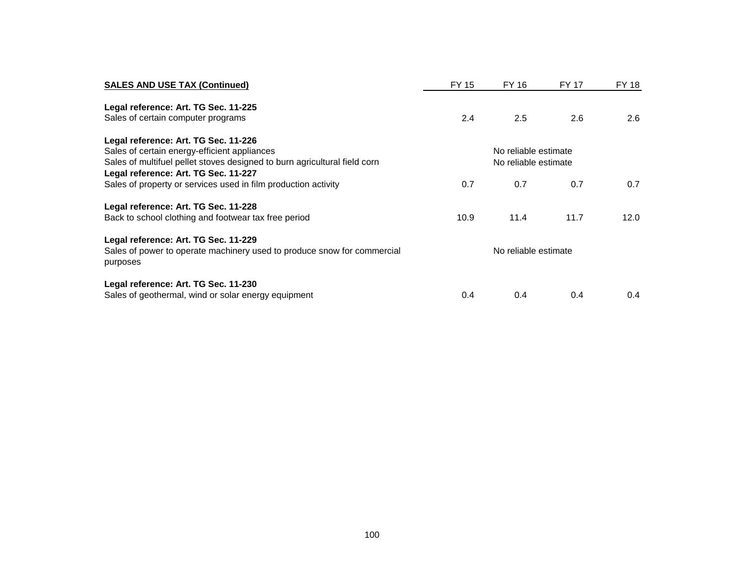| SALES AND USE TAX (Continued) | FY 15 | FY 16 | FY 17 | FY 18 |
|---|---|---|---|---|
| **Legal reference: Art. TG Sec. 11-225** | | | | |
| Sales of certain computer programs | 2.4 | 2.5 | 2.6 | 2.6 |
| **Legal reference: Art. TG Sec. 11-226** | | | | |
| Sales of certain energy-efficient appliances | | No reliable estimate | | |
| Sales of multifuel pellet stoves designed to burn agricultural field corn | | No reliable estimate | | |
| **Legal reference: Art. TG Sec. 11-227** | | | | |
| Sales of property or services used in film production activity | 0.7 | 0.7 | 0.7 | 0.7 |
| **Legal reference: Art. TG Sec. 11-228** | | | | |
| Back to school clothing and footwear tax free period | 10.9 | 11.4 | 11.7 | 12.0 |
| **Legal reference: Art. TG Sec. 11-229** | | | | |
| Sales of power to operate machinery used to produce snow for commercial purposes | | No reliable estimate | | |
| **Legal reference: Art. TG Sec. 11-230** | | | | |
| Sales of geothermal, wind or solar energy equipment | 0.4 | 0.4 | 0.4 | 0.4 |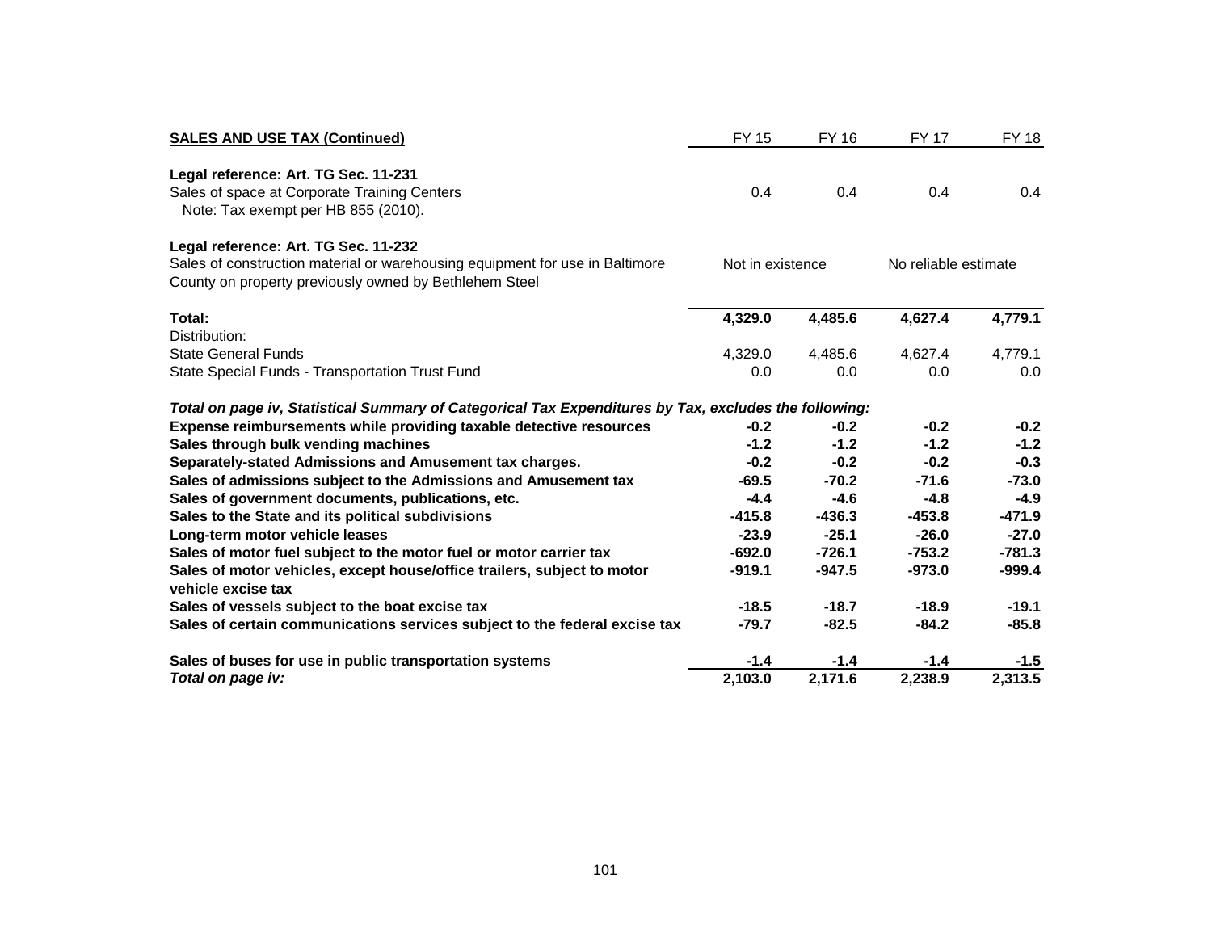| **SALES AND USE TAX (Continued)** | FY 15 | FY 16 | FY 17 | FY 18 |
|---|---|---|---|---|
| **Legal reference: Art. TG Sec. 11-231** | | | | |
| Sales of space at Corporate Training Centers<br>Note: Tax exempt per HB 855 (2010). | 0.4 | 0.4 | 0.4 | 0.4 |
| **Legal reference: Art. TG Sec. 11-232** | | | | |
| Sales of construction material or warehousing equipment for use in Baltimore County on property previously owned by Bethlehem Steel | Not in existence | | No reliable estimate | |
| **Total:** | **4,329.0** | **4,485.6** | **4,627.4** | **4,779.1** |
| Distribution: | | | | |
| State General Funds | 4,329.0 | 4,485.6 | 4,627.4 | 4,779.1 |
| State Special Funds - Transportation Trust Fund | 0.0 | 0.0 | 0.0 | 0.0 |
| ***Total on page iv, Statistical Summary of Categorical Tax Expenditures by Tax, excludes the following:*** | | | | |
| **Expense reimbursements while providing taxable detective resources** | **-0.2** | **-0.2** | **-0.2** | **-0.2** |
| **Sales through bulk vending machines** | **-1.2** | **-1.2** | **-1.2** | **-1.2** |
| **Separately-stated Admissions and Amusement tax charges.** | **-0.2** | **-0.2** | **-0.2** | **-0.3** |
| **Sales of admissions subject to the Admissions and Amusement tax** | **-69.5** | **-70.2** | **-71.6** | **-73.0** |
| **Sales of government documents, publications, etc.** | **-4.4** | **-4.6** | **-4.8** | **-4.9** |
| **Sales to the State and its political subdivisions** | **-415.8** | **-436.3** | **-453.8** | **-471.9** |
| **Long-term motor vehicle leases** | **-23.9** | **-25.1** | **-26.0** | **-27.0** |
| **Sales of motor fuel subject to the motor fuel or motor carrier tax** | **-692.0** | **-726.1** | **-753.2** | **-781.3** |
| **Sales of motor vehicles, except house/office trailers, subject to motor vehicle excise tax** | **-919.1** | **-947.5** | **-973.0** | **-999.4** |
| **Sales of vessels subject to the boat excise tax** | **-18.5** | **-18.7** | **-18.9** | **-19.1** |
| **Sales of certain communications services subject to the federal excise tax** | **-79.7** | **-82.5** | **-84.2** | **-85.8** |
| **Sales of buses for use in public transportation systems** | **-1.4** | **-1.4** | **-1.4** | **-1.5** |
| ***Total on page iv:*** | **2,103.0** | **2,171.6** | **2,238.9** | **2,313.5** |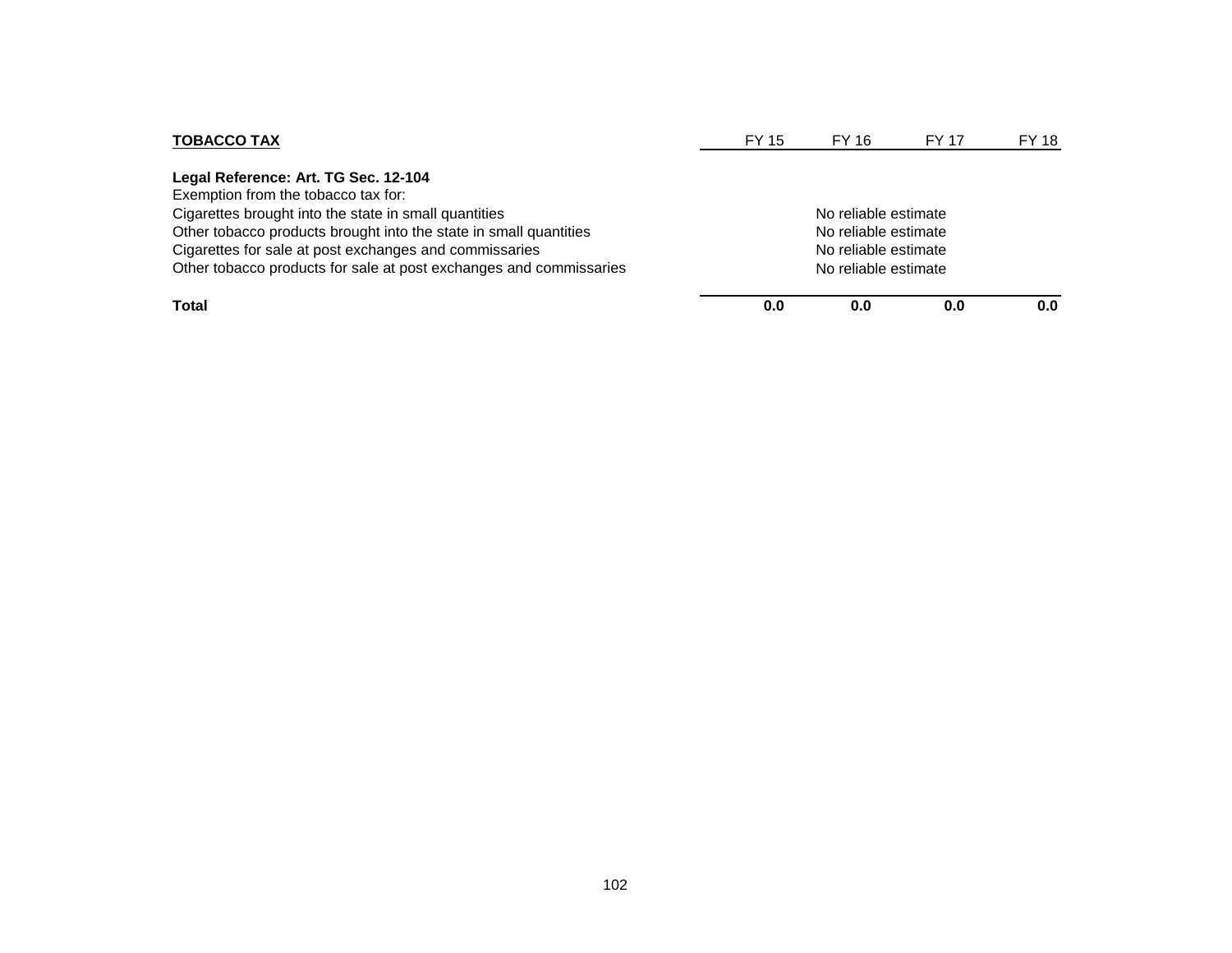| TOBACCO TAX | FY 15 | FY 16 | FY 17 | FY 18 |
|---|---|---|---|---|
| **Legal Reference: Art. TG Sec. 12-104** | | | | |
| Exemption from the tobacco tax for: | | | | |
| Cigarettes brought into the state in small quantities | No reliable estimate | | | |
| Other tobacco products brought into the state in small quantities | No reliable estimate | | | |
| Cigarettes for sale at post exchanges and commissaries | No reliable estimate | | | |
| Other tobacco products for sale at post exchanges and commissaries | No reliable estimate | | | |
| **Total** | **0.0** | **0.0** | **0.0** | **0.0** |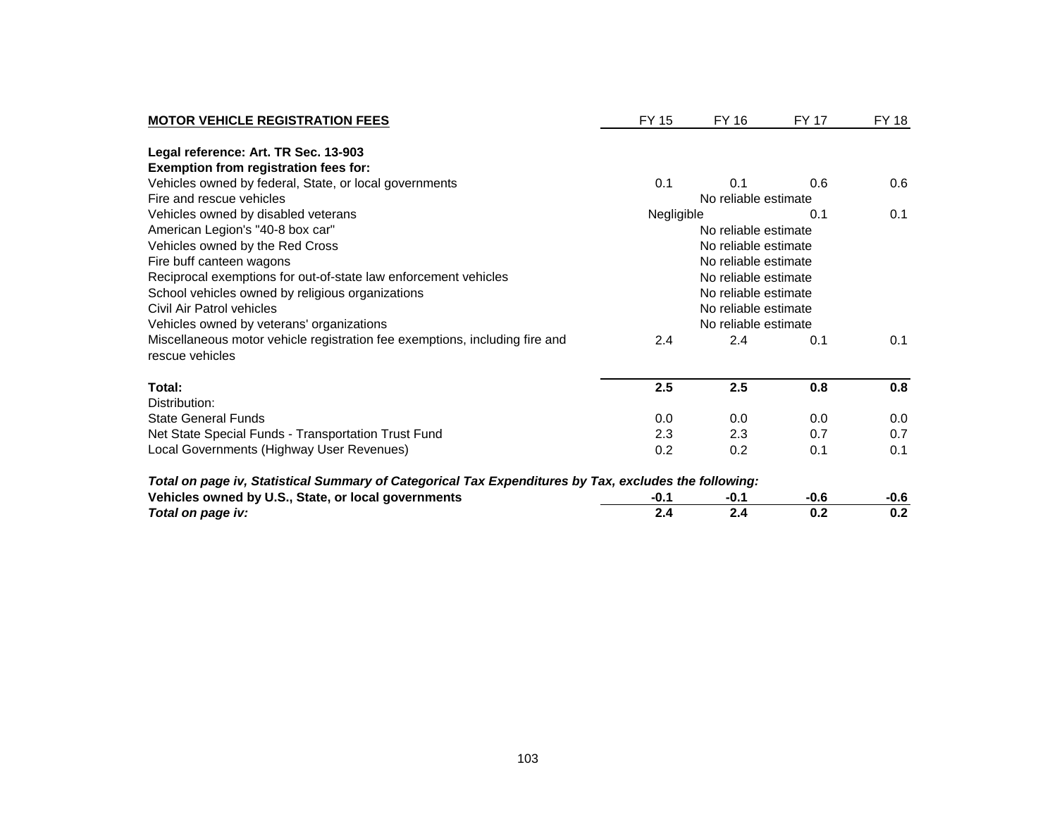| MOTOR VEHICLE REGISTRATION FEES | FY 15 | FY 16 | FY 17 | FY 18 |
|---|---|---|---|---|
| **Legal reference: Art. TR Sec. 13-903** | | | | |
| **Exemption from registration fees for:** | | | | |
| Vehicles owned by federal, State, or local governments | 0.1 | 0.1 | 0.6 | 0.6 |
| Fire and rescue vehicles | | No reliable estimate | | |
| Vehicles owned by disabled veterans | Negligible | | 0.1 | 0.1 |
| American Legion's "40-8 box car" | | No reliable estimate | | |
| Vehicles owned by the Red Cross | | No reliable estimate | | |
| Fire buff canteen wagons | | No reliable estimate | | |
| Reciprocal exemptions for out-of-state law enforcement vehicles | | No reliable estimate | | |
| School vehicles owned by religious organizations | | No reliable estimate | | |
| Civil Air Patrol vehicles | | No reliable estimate | | |
| Vehicles owned by veterans' organizations | | No reliable estimate | | |
| Miscellaneous motor vehicle registration fee exemptions, including fire and rescue vehicles | 2.4 | 2.4 | 0.1 | 0.1 |
| **Total:** | **2.5** | **2.5** | **0.8** | **0.8** |
| Distribution: | | | | |
| State General Funds | 0.0 | 0.0 | 0.0 | 0.0 |
| Net State Special Funds - Transportation Trust Fund | 2.3 | 2.3 | 0.7 | 0.7 |
| Local Governments (Highway User Revenues) | 0.2 | 0.2 | 0.1 | 0.1 |
| ***Total on page iv, Statistical Summary of Categorical Tax Expenditures by Tax, excludes the following:*** | | | | |
| **Vehicles owned by U.S., State, or local governments** | **-0.1** | **-0.1** | **-0.6** | **-0.6** |
| ***Total on page iv:*** | **2.4** | **2.4** | **0.2** | **0.2** |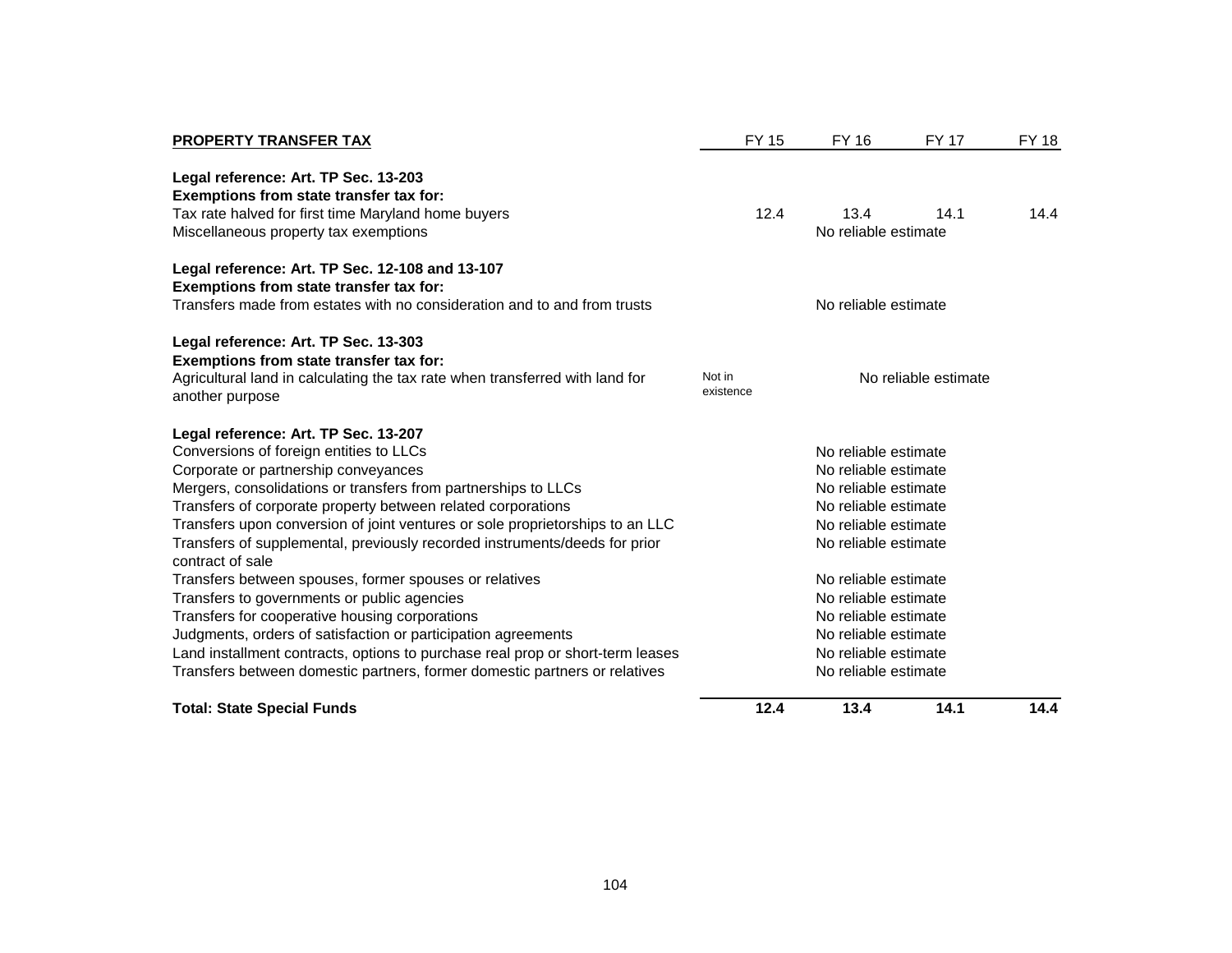| PROPERTY TRANSFER TAX | FY 15 | FY 16 | FY 17 | FY 18 |
|---|---|---|---|---|
| **Legal reference: Art. TP Sec. 13-203** | | | | |
| **Exemptions from state transfer tax for:** | | | | |
| Tax rate halved for first time Maryland home buyers | 12.4 | 13.4 | 14.1 | 14.4 |
| Miscellaneous property tax exemptions | | No reliable estimate | | |
| **Legal reference: Art. TP Sec. 12-108 and 13-107** | | | | |
| **Exemptions from state transfer tax for:** | | | | |
| Transfers made from estates with no consideration and to and from trusts | | No reliable estimate | | |
| **Legal reference: Art. TP Sec. 13-303** | | | | |
| **Exemptions from state transfer tax for:** | | | | |
| Agricultural land in calculating the tax rate when transferred with land for another purpose | Not in existence | | No reliable estimate | |
| **Legal reference: Art. TP Sec. 13-207** | | | | |
| Conversions of foreign entities to LLCs | | No reliable estimate | | |
| Corporate or partnership conveyances | | No reliable estimate | | |
| Mergers, consolidations or transfers from partnerships to LLCs | | No reliable estimate | | |
| Transfers of corporate property between related corporations | | No reliable estimate | | |
| Transfers upon conversion of joint ventures or sole proprietorships to an LLC | | No reliable estimate | | |
| Transfers of supplemental, previously recorded instruments/deeds for prior contract of sale | | No reliable estimate | | |
| Transfers between spouses, former spouses or relatives | | No reliable estimate | | |
| Transfers to governments or public agencies | | No reliable estimate | | |
| Transfers for cooperative housing corporations | | No reliable estimate | | |
| Judgments, orders of satisfaction or participation agreements | | No reliable estimate | | |
| Land installment contracts, options to purchase real prop or short-term leases | | No reliable estimate | | |
| Transfers between domestic partners, former domestic partners or relatives | | No reliable estimate | | |
| **Total: State Special Funds** | **12.4** | **13.4** | **14.1** | **14.4** |